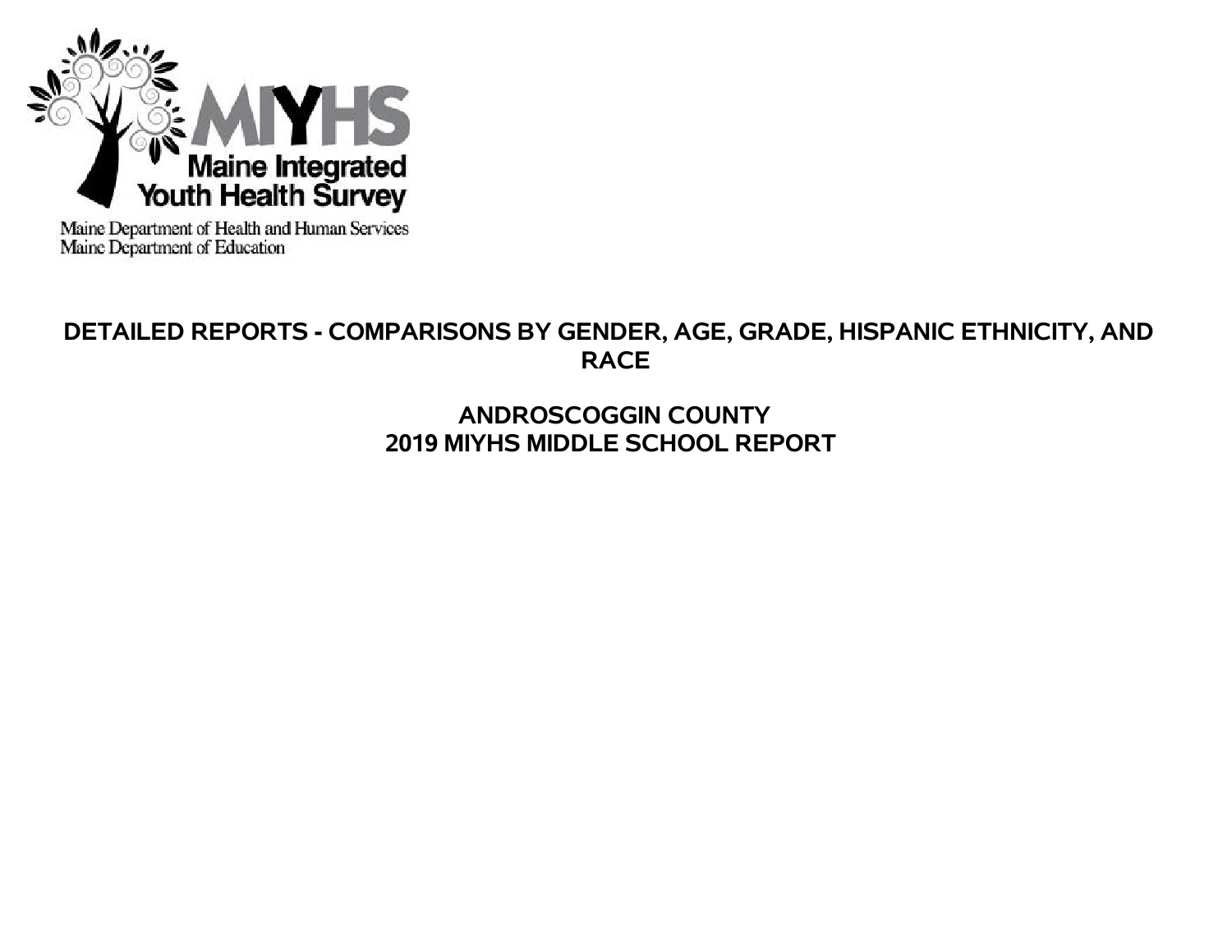MIYHS

Maine Integrated Youth Health Survey

Maine Department of Health and Human Services
Maine Department of Education

# DETAILED REPORTS - COMPARISONS BY GENDER, AGE, GRADE, HISPANIC ETHNICITY, AND RACE

## ANDROSCOGGIN COUNTY
## 2019 MIYHS MIDDLE SCHOOL REPORT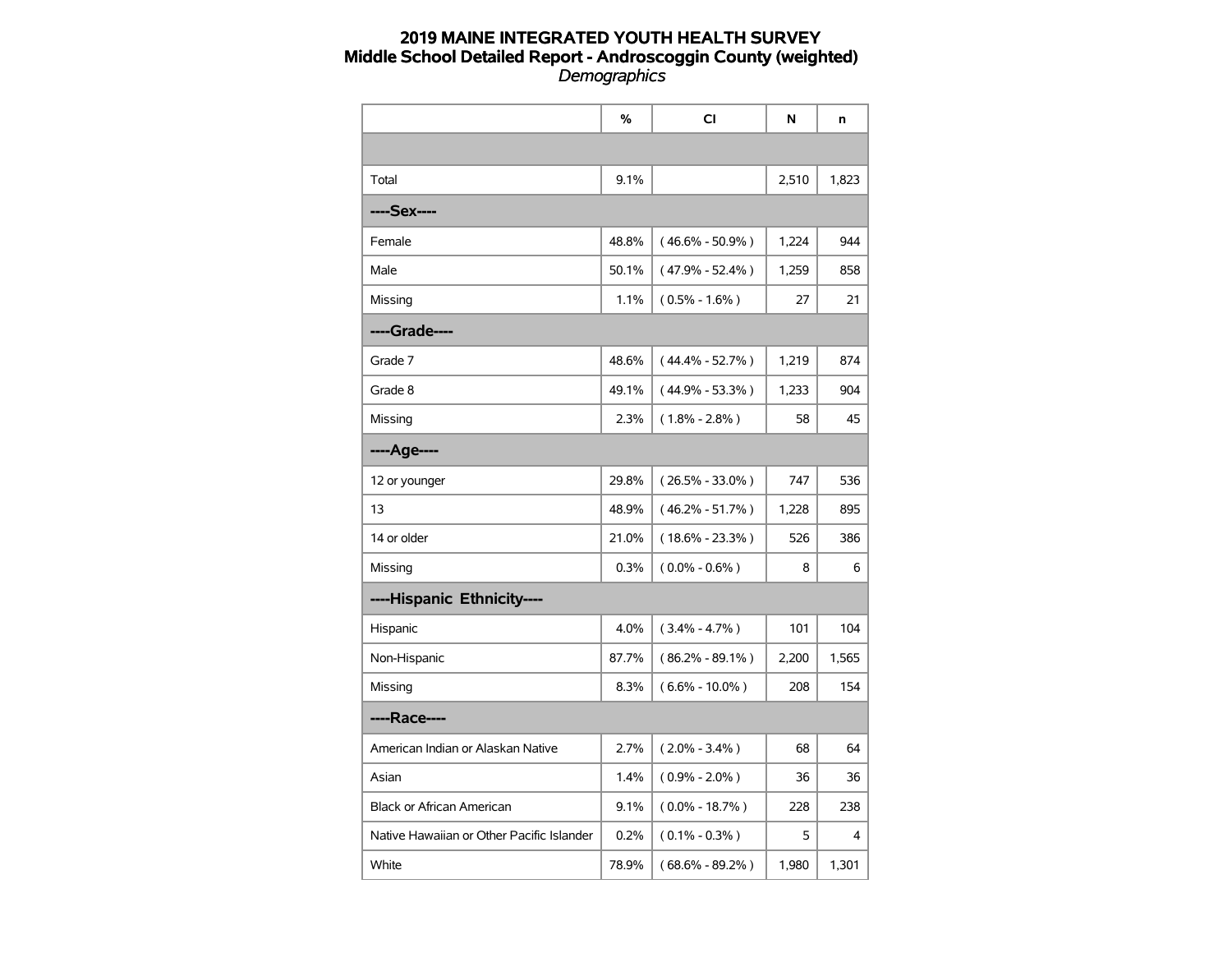# 2019 MAINE INTEGRATED YOUTH HEALTH SURVEY

## Middle School Detailed Report - Androscoggin County (weighted)

*Demographics*

| | % | CI | N | n |
|---|---|---|---|---|
| | | | | |
| Total | 9.1% | | 2,510 | 1,823 |
| **----Sex----** | | | | |
| Female | 48.8% | ( 46.6% - 50.9% ) | 1,224 | 944 |
| Male | 50.1% | ( 47.9% - 52.4% ) | 1,259 | 858 |
| Missing | 1.1% | ( 0.5% - 1.6% ) | 27 | 21 |
| **----Grade----** | | | | |
| Grade 7 | 48.6% | ( 44.4% - 52.7% ) | 1,219 | 874 |
| Grade 8 | 49.1% | ( 44.9% - 53.3% ) | 1,233 | 904 |
| Missing | 2.3% | ( 1.8% - 2.8% ) | 58 | 45 |
| **----Age----** | | | | |
| 12 or younger | 29.8% | ( 26.5% - 33.0% ) | 747 | 536 |
| 13 | 48.9% | ( 46.2% - 51.7% ) | 1,228 | 895 |
| 14 or older | 21.0% | ( 18.6% - 23.3% ) | 526 | 386 |
| Missing | 0.3% | ( 0.0% - 0.6% ) | 8 | 6 |
| **----Hispanic Ethnicity----** | | | | |
| Hispanic | 4.0% | ( 3.4% - 4.7% ) | 101 | 104 |
| Non-Hispanic | 87.7% | ( 86.2% - 89.1% ) | 2,200 | 1,565 |
| Missing | 8.3% | ( 6.6% - 10.0% ) | 208 | 154 |
| **----Race----** | | | | |
| American Indian or Alaskan Native | 2.7% | ( 2.0% - 3.4% ) | 68 | 64 |
| Asian | 1.4% | ( 0.9% - 2.0% ) | 36 | 36 |
| Black or African American | 9.1% | ( 0.0% - 18.7% ) | 228 | 238 |
| Native Hawaiian or Other Pacific Islander | 0.2% | ( 0.1% - 0.3% ) | 5 | 4 |
| White | 78.9% | ( 68.6% - 89.2% ) | 1,980 | 1,301 |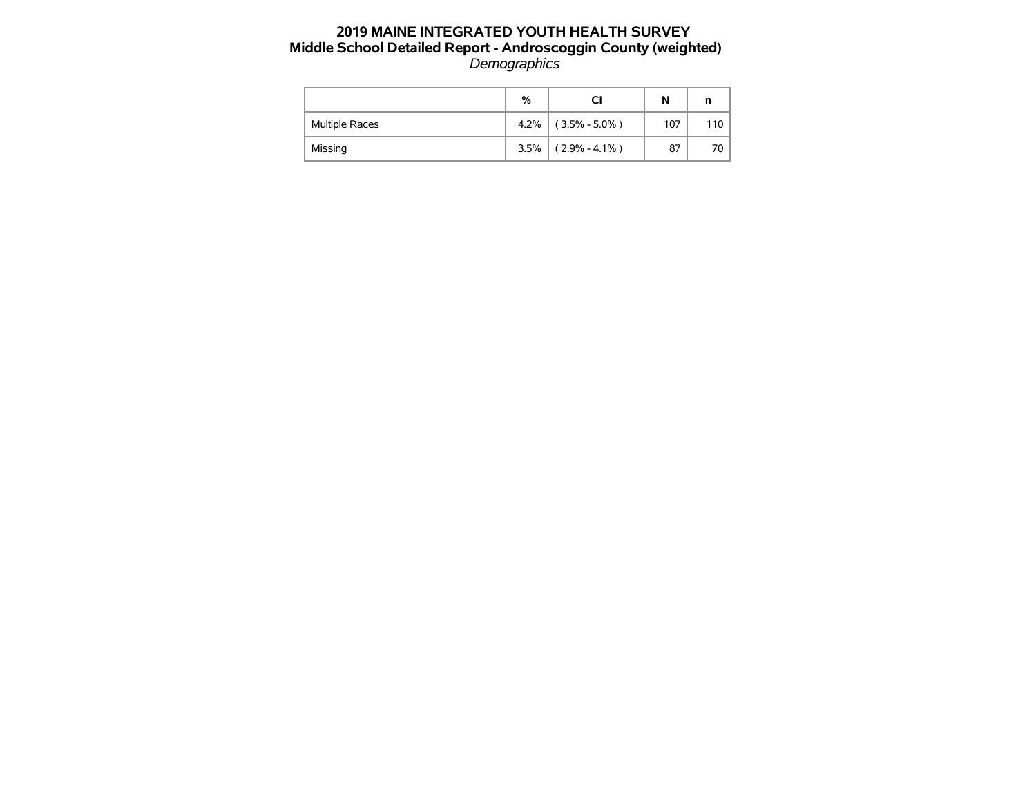# 2019 MAINE INTEGRATED YOUTH HEALTH SURVEY
## Middle School Detailed Report - Androscoggin County (weighted)
*Demographics*

| | % | CI | N | n |
|---|---|---|---|---|
| Multiple Races | 4.2% | ( 3.5% - 5.0% ) | 107 | 110 |
| Missing | 3.5% | ( 2.9% - 4.1% ) | 87 | 70 |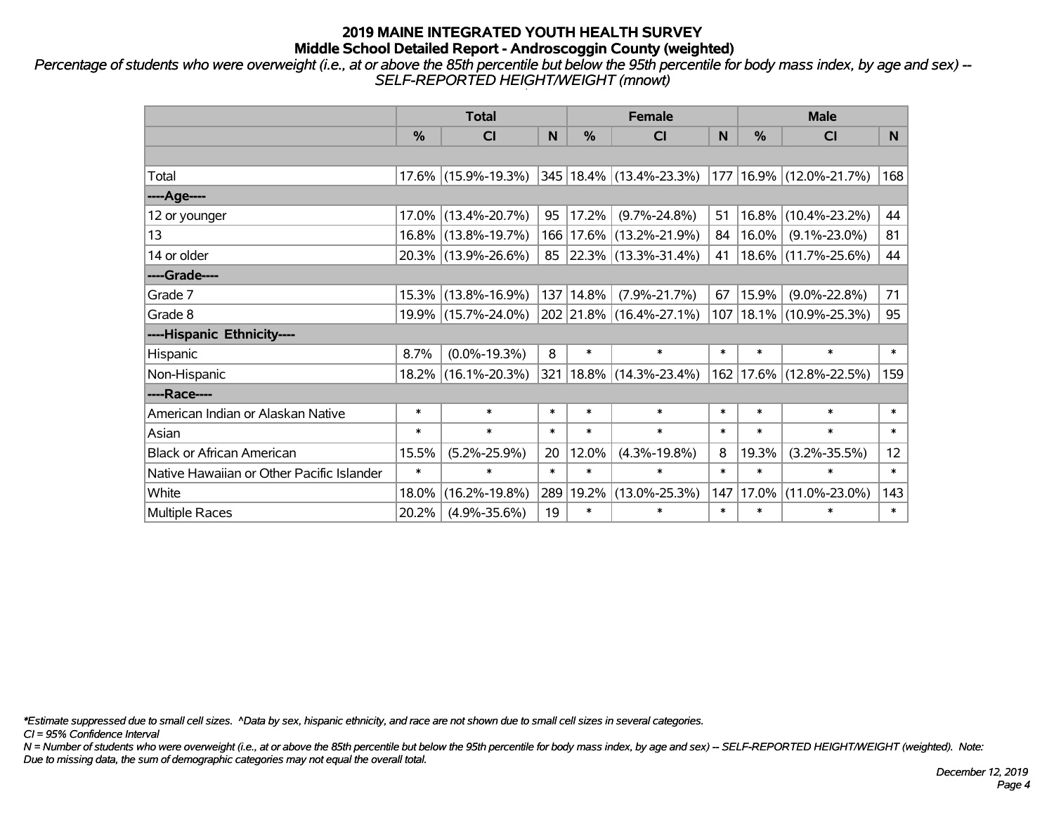# 2019 MAINE INTEGRATED YOUTH HEALTH SURVEY
## Middle School Detailed Report - Androscoggin County (weighted)

*Percentage of students who were overweight (i.e., at or above the 85th percentile but below the 95th percentile for body mass index, by age and sex) -- SELF-REPORTED HEIGHT/WEIGHT (mnowt)*

| | Total | | | Female | | | Male | | |
|---|---|---|---|---|---|---|---|---|---|
| | % | CI | N | % | CI | N | % | CI | N |
| Total | 17.6% | (15.9%-19.3%) | 345 | 18.4% | (13.4%-23.3%) | 177 | 16.9% | (12.0%-21.7%) | 168 |
| ----Age---- | | | | | | | | | |
| 12 or younger | 17.0% | (13.4%-20.7%) | 95 | 17.2% | (9.7%-24.8%) | 51 | 16.8% | (10.4%-23.2%) | 44 |
| 13 | 16.8% | (13.8%-19.7%) | 166 | 17.6% | (13.2%-21.9%) | 84 | 16.0% | (9.1%-23.0%) | 81 |
| 14 or older | 20.3% | (13.9%-26.6%) | 85 | 22.3% | (13.3%-31.4%) | 41 | 18.6% | (11.7%-25.6%) | 44 |
| ----Grade---- | | | | | | | | | |
| Grade 7 | 15.3% | (13.8%-16.9%) | 137 | 14.8% | (7.9%-21.7%) | 67 | 15.9% | (9.0%-22.8%) | 71 |
| Grade 8 | 19.9% | (15.7%-24.0%) | 202 | 21.8% | (16.4%-27.1%) | 107 | 18.1% | (10.9%-25.3%) | 95 |
| ----Hispanic Ethnicity---- | | | | | | | | | |
| Hispanic | 8.7% | (0.0%-19.3%) | 8 | * | * | * | * | * | * |
| Non-Hispanic | 18.2% | (16.1%-20.3%) | 321 | 18.8% | (14.3%-23.4%) | 162 | 17.6% | (12.8%-22.5%) | 159 |
| ----Race---- | | | | | | | | | |
| American Indian or Alaskan Native | * | * | * | * | * | * | * | * | * |
| Asian | * | * | * | * | * | * | * | * | * |
| Black or African American | 15.5% | (5.2%-25.9%) | 20 | 12.0% | (4.3%-19.8%) | 8 | 19.3% | (3.2%-35.5%) | 12 |
| Native Hawaiian or Other Pacific Islander | * | * | * | * | * | * | * | * | * |
| White | 18.0% | (16.2%-19.8%) | 289 | 19.2% | (13.0%-25.3%) | 147 | 17.0% | (11.0%-23.0%) | 143 |
| Multiple Races | 20.2% | (4.9%-35.6%) | 19 | * | * | * | * | * | * |

*\*Estimate suppressed due to small cell sizes. ^Data by sex, hispanic ethnicity, and race are not shown due to small cell sizes in several categories.*

*CI = 95% Confidence Interval*

*N = Number of students who were overweight (i.e., at or above the 85th percentile but below the 95th percentile for body mass index, by age and sex) -- SELF-REPORTED HEIGHT/WEIGHT (weighted). Note: Due to missing data, the sum of demographic categories may not equal the overall total.*

*December 12, 2019*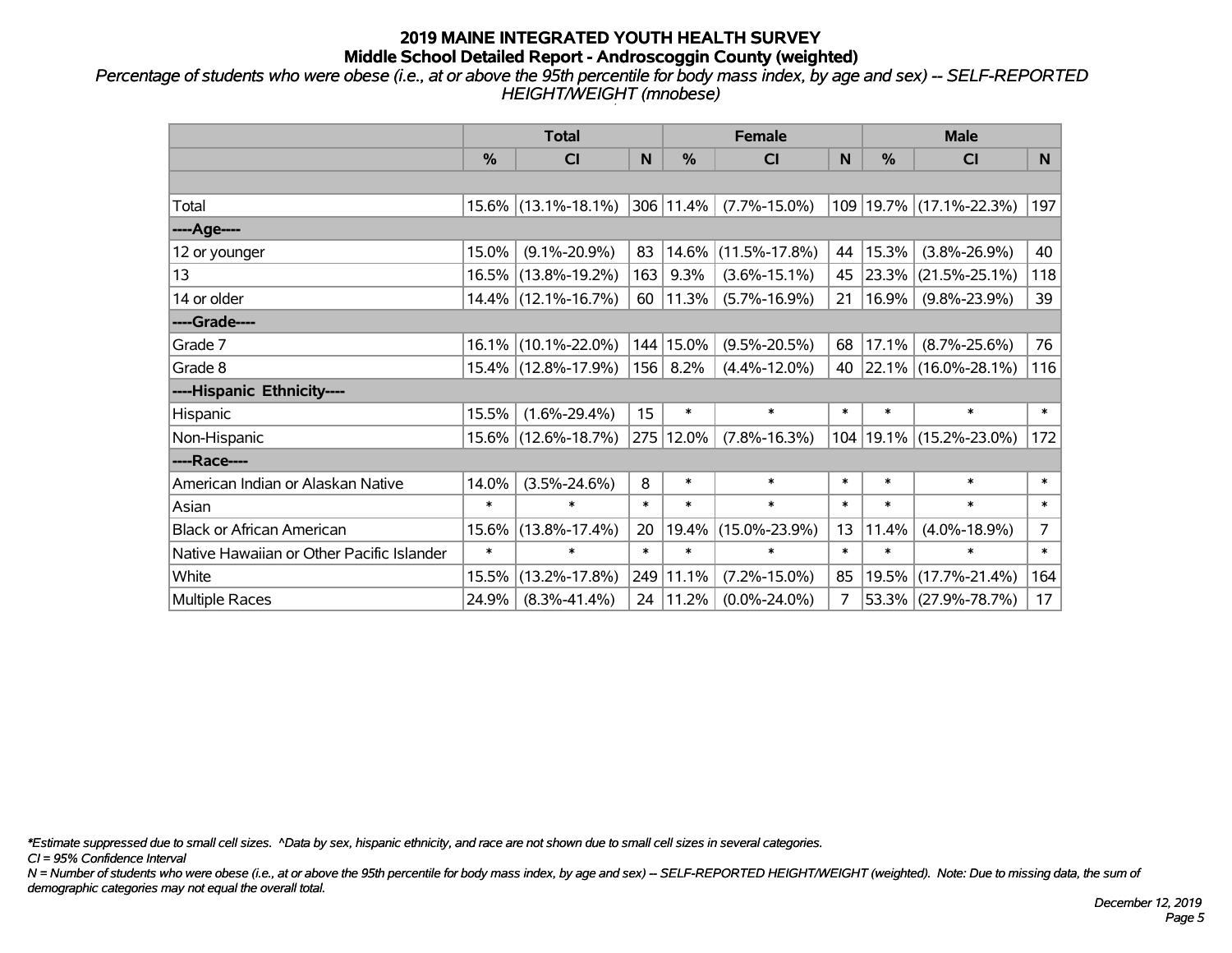# 2019 MAINE INTEGRATED YOUTH HEALTH SURVEY
## Middle School Detailed Report - Androscoggin County (weighted)

*Percentage of students who were obese (i.e., at or above the 95th percentile for body mass index, by age and sex) -- SELF-REPORTED HEIGHT/WEIGHT (mnobese)*

| | Total | | | Female | | | Male | | |
|---|---|---|---|---|---|---|---|---|---|
| | % | CI | N | % | CI | N | % | CI | N |
| Total | 15.6% | (13.1%-18.1%) | 306 | 11.4% | (7.7%-15.0%) | 109 | 19.7% | (17.1%-22.3%) | 197 |
| ----Age---- | | | | | | | | | |
| 12 or younger | 15.0% | (9.1%-20.9%) | 83 | 14.6% | (11.5%-17.8%) | 44 | 15.3% | (3.8%-26.9%) | 40 |
| 13 | 16.5% | (13.8%-19.2%) | 163 | 9.3% | (3.6%-15.1%) | 45 | 23.3% | (21.5%-25.1%) | 118 |
| 14 or older | 14.4% | (12.1%-16.7%) | 60 | 11.3% | (5.7%-16.9%) | 21 | 16.9% | (9.8%-23.9%) | 39 |
| ----Grade---- | | | | | | | | | |
| Grade 7 | 16.1% | (10.1%-22.0%) | 144 | 15.0% | (9.5%-20.5%) | 68 | 17.1% | (8.7%-25.6%) | 76 |
| Grade 8 | 15.4% | (12.8%-17.9%) | 156 | 8.2% | (4.4%-12.0%) | 40 | 22.1% | (16.0%-28.1%) | 116 |
| ----Hispanic Ethnicity---- | | | | | | | | | |
| Hispanic | 15.5% | (1.6%-29.4%) | 15 | * | * | * | * | * | * |
| Non-Hispanic | 15.6% | (12.6%-18.7%) | 275 | 12.0% | (7.8%-16.3%) | 104 | 19.1% | (15.2%-23.0%) | 172 |
| ----Race---- | | | | | | | | | |
| American Indian or Alaskan Native | 14.0% | (3.5%-24.6%) | 8 | * | * | * | * | * | * |
| Asian | * | * | * | * | * | * | * | * | * |
| Black or African American | 15.6% | (13.8%-17.4%) | 20 | 19.4% | (15.0%-23.9%) | 13 | 11.4% | (4.0%-18.9%) | 7 |
| Native Hawaiian or Other Pacific Islander | * | * | * | * | * | * | * | * | * |
| White | 15.5% | (13.2%-17.8%) | 249 | 11.1% | (7.2%-15.0%) | 85 | 19.5% | (17.7%-21.4%) | 164 |
| Multiple Races | 24.9% | (8.3%-41.4%) | 24 | 11.2% | (0.0%-24.0%) | 7 | 53.3% | (27.9%-78.7%) | 17 |

*\*Estimate suppressed due to small cell sizes. ^Data by sex, hispanic ethnicity, and race are not shown due to small cell sizes in several categories.*

*CI = 95% Confidence Interval*

*N = Number of students who were obese (i.e., at or above the 95th percentile for body mass index, by age and sex) -- SELF-REPORTED HEIGHT/WEIGHT (weighted). Note: Due to missing data, the sum of demographic categories may not equal the overall total.*

*December 12, 2019*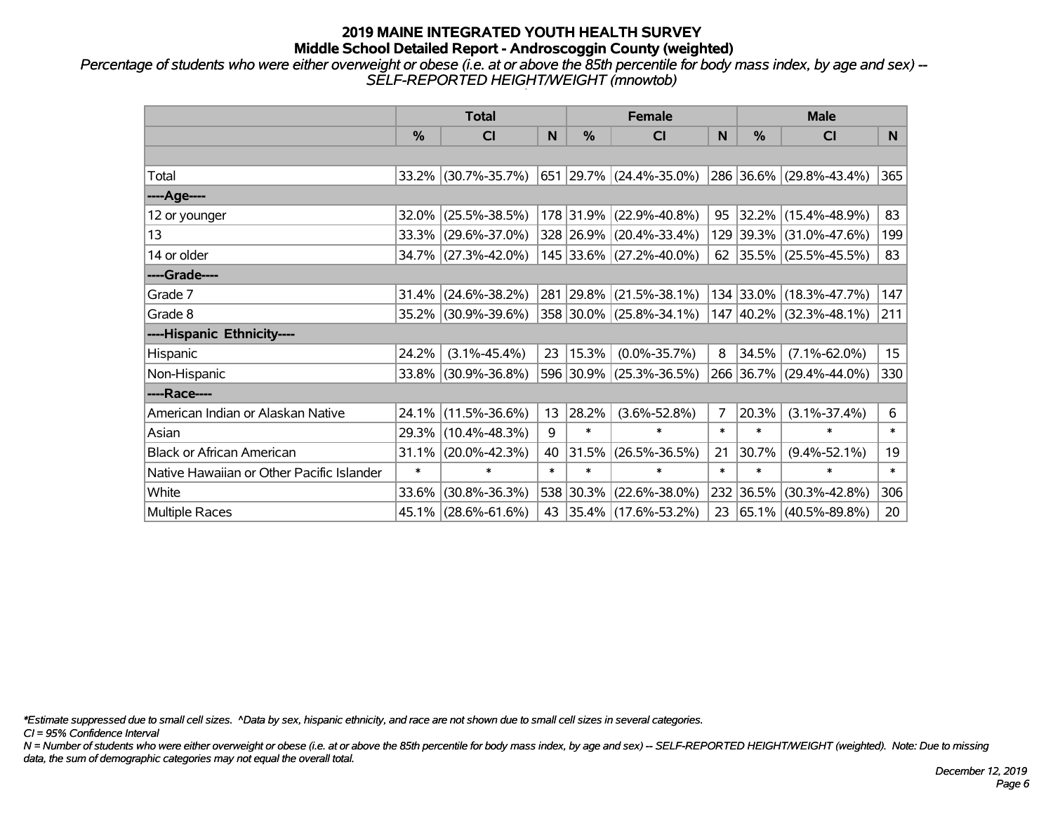# 2019 MAINE INTEGRATED YOUTH HEALTH SURVEY
## Middle School Detailed Report - Androscoggin County (weighted)

*Percentage of students who were either overweight or obese (i.e. at or above the 85th percentile for body mass index, by age and sex) -- SELF-REPORTED HEIGHT/WEIGHT (mnowtob)*

| | Total | | | Female | | | Male | | |
|---|---|---|---|---|---|---|---|---|---|
| | % | CI | N | % | CI | N | % | CI | N |
| Total | 33.2% | (30.7%-35.7%) | 651 | 29.7% | (24.4%-35.0%) | 286 | 36.6% | (29.8%-43.4%) | 365 |
| ----Age---- | | | | | | | | | |
| 12 or younger | 32.0% | (25.5%-38.5%) | 178 | 31.9% | (22.9%-40.8%) | 95 | 32.2% | (15.4%-48.9%) | 83 |
| 13 | 33.3% | (29.6%-37.0%) | 328 | 26.9% | (20.4%-33.4%) | 129 | 39.3% | (31.0%-47.6%) | 199 |
| 14 or older | 34.7% | (27.3%-42.0%) | 145 | 33.6% | (27.2%-40.0%) | 62 | 35.5% | (25.5%-45.5%) | 83 |
| ----Grade---- | | | | | | | | | |
| Grade 7 | 31.4% | (24.6%-38.2%) | 281 | 29.8% | (21.5%-38.1%) | 134 | 33.0% | (18.3%-47.7%) | 147 |
| Grade 8 | 35.2% | (30.9%-39.6%) | 358 | 30.0% | (25.8%-34.1%) | 147 | 40.2% | (32.3%-48.1%) | 211 |
| ----Hispanic Ethnicity---- | | | | | | | | | |
| Hispanic | 24.2% | (3.1%-45.4%) | 23 | 15.3% | (0.0%-35.7%) | 8 | 34.5% | (7.1%-62.0%) | 15 |
| Non-Hispanic | 33.8% | (30.9%-36.8%) | 596 | 30.9% | (25.3%-36.5%) | 266 | 36.7% | (29.4%-44.0%) | 330 |
| ----Race---- | | | | | | | | | |
| American Indian or Alaskan Native | 24.1% | (11.5%-36.6%) | 13 | 28.2% | (3.6%-52.8%) | 7 | 20.3% | (3.1%-37.4%) | 6 |
| Asian | 29.3% | (10.4%-48.3%) | 9 | * | * | * | * | * | * |
| Black or African American | 31.1% | (20.0%-42.3%) | 40 | 31.5% | (26.5%-36.5%) | 21 | 30.7% | (9.4%-52.1%) | 19 |
| Native Hawaiian or Other Pacific Islander | * | * | * | * | * | * | * | * | * |
| White | 33.6% | (30.8%-36.3%) | 538 | 30.3% | (22.6%-38.0%) | 232 | 36.5% | (30.3%-42.8%) | 306 |
| Multiple Races | 45.1% | (28.6%-61.6%) | 43 | 35.4% | (17.6%-53.2%) | 23 | 65.1% | (40.5%-89.8%) | 20 |

*\*Estimate suppressed due to small cell sizes. ^Data by sex, hispanic ethnicity, and race are not shown due to small cell sizes in several categories.*

*CI = 95% Confidence Interval*

*N = Number of students who were either overweight or obese (i.e. at or above the 85th percentile for body mass index, by age and sex) -- SELF-REPORTED HEIGHT/WEIGHT (weighted). Note: Due to missing data, the sum of demographic categories may not equal the overall total.*

*December 12, 2019*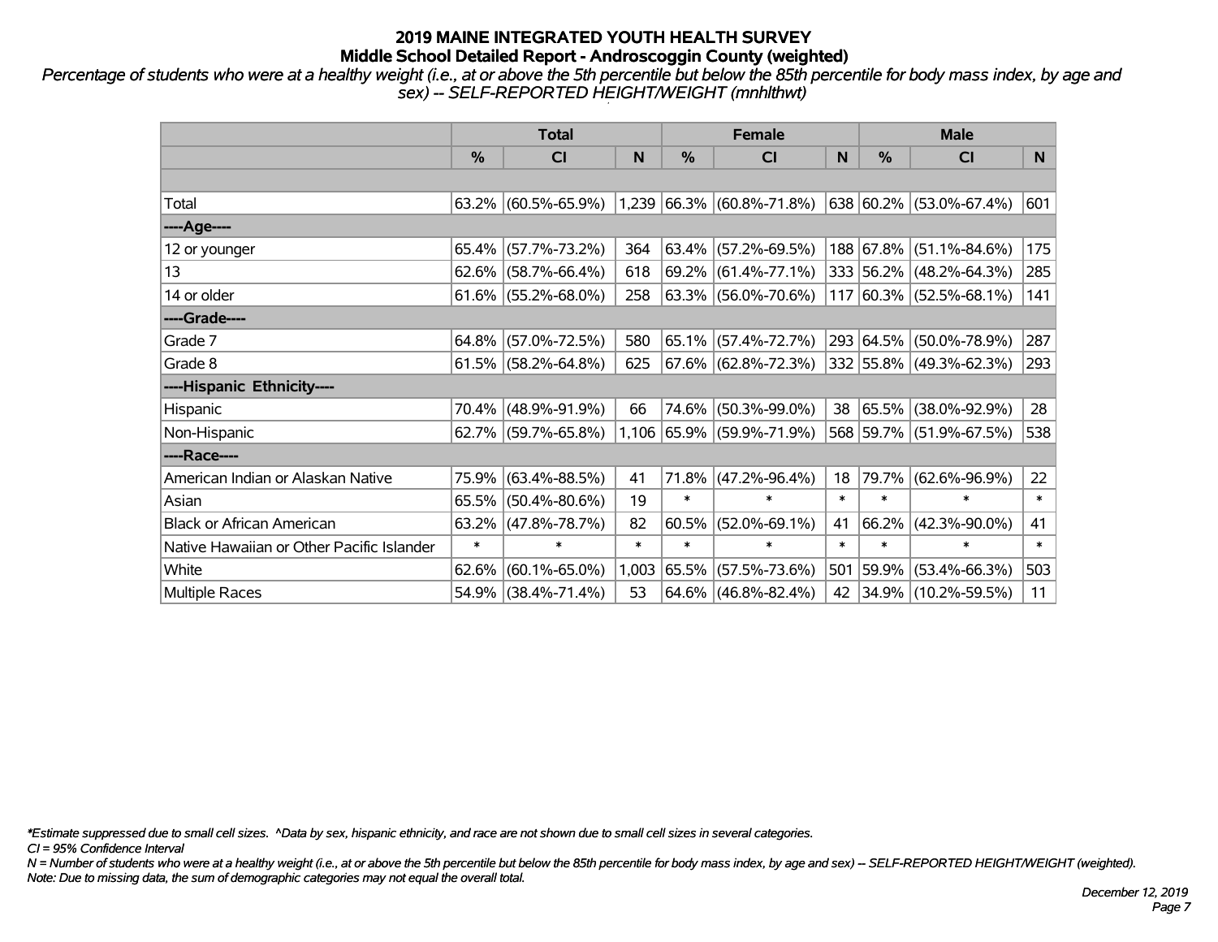# 2019 MAINE INTEGRATED YOUTH HEALTH SURVEY
## Middle School Detailed Report - Androscoggin County (weighted)

*Percentage of students who were at a healthy weight (i.e., at or above the 5th percentile but below the 85th percentile for body mass index, by age and sex) -- SELF-REPORTED HEIGHT/WEIGHT (mnhlthwt)*

| | Total | | | Female | | | Male | | |
|---|---|---|---|---|---|---|---|---|---|
| | % | CI | N | % | CI | N | % | CI | N |
| | | | | | | | | | |
| Total | 63.2% | (60.5%-65.9%) | 1,239 | 66.3% | (60.8%-71.8%) | 638 | 60.2% | (53.0%-67.4%) | 601 |
| ----Age---- | | | | | | | | | |
| 12 or younger | 65.4% | (57.7%-73.2%) | 364 | 63.4% | (57.2%-69.5%) | 188 | 67.8% | (51.1%-84.6%) | 175 |
| 13 | 62.6% | (58.7%-66.4%) | 618 | 69.2% | (61.4%-77.1%) | 333 | 56.2% | (48.2%-64.3%) | 285 |
| 14 or older | 61.6% | (55.2%-68.0%) | 258 | 63.3% | (56.0%-70.6%) | 117 | 60.3% | (52.5%-68.1%) | 141 |
| ----Grade---- | | | | | | | | | |
| Grade 7 | 64.8% | (57.0%-72.5%) | 580 | 65.1% | (57.4%-72.7%) | 293 | 64.5% | (50.0%-78.9%) | 287 |
| Grade 8 | 61.5% | (58.2%-64.8%) | 625 | 67.6% | (62.8%-72.3%) | 332 | 55.8% | (49.3%-62.3%) | 293 |
| ----Hispanic Ethnicity---- | | | | | | | | | |
| Hispanic | 70.4% | (48.9%-91.9%) | 66 | 74.6% | (50.3%-99.0%) | 38 | 65.5% | (38.0%-92.9%) | 28 |
| Non-Hispanic | 62.7% | (59.7%-65.8%) | 1,106 | 65.9% | (59.9%-71.9%) | 568 | 59.7% | (51.9%-67.5%) | 538 |
| ----Race---- | | | | | | | | | |
| American Indian or Alaskan Native | 75.9% | (63.4%-88.5%) | 41 | 71.8% | (47.2%-96.4%) | 18 | 79.7% | (62.6%-96.9%) | 22 |
| Asian | 65.5% | (50.4%-80.6%) | 19 | * | * | * | * | * | * |
| Black or African American | 63.2% | (47.8%-78.7%) | 82 | 60.5% | (52.0%-69.1%) | 41 | 66.2% | (42.3%-90.0%) | 41 |
| Native Hawaiian or Other Pacific Islander | * | * | * | * | * | * | * | * | * |
| White | 62.6% | (60.1%-65.0%) | 1,003 | 65.5% | (57.5%-73.6%) | 501 | 59.9% | (53.4%-66.3%) | 503 |
| Multiple Races | 54.9% | (38.4%-71.4%) | 53 | 64.6% | (46.8%-82.4%) | 42 | 34.9% | (10.2%-59.5%) | 11 |

*\*Estimate suppressed due to small cell sizes. ^Data by sex, hispanic ethnicity, and race are not shown due to small cell sizes in several categories.*
*CI = 95% Confidence Interval*
*N = Number of students who were at a healthy weight (i.e., at or above the 5th percentile but below the 85th percentile for body mass index, by age and sex) -- SELF-REPORTED HEIGHT/WEIGHT (weighted).*
*Note: Due to missing data, the sum of demographic categories may not equal the overall total.*

*December 12, 2019*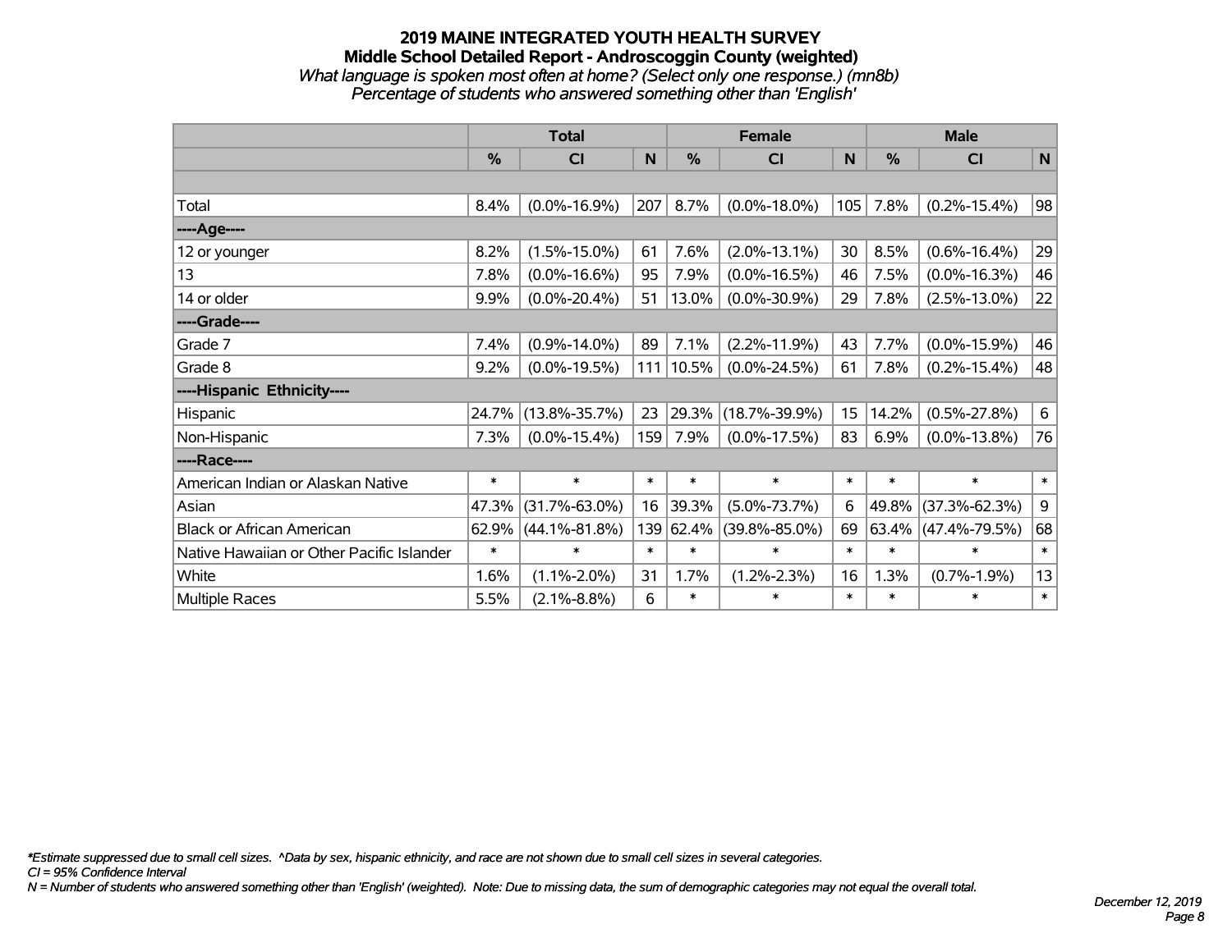# 2019 MAINE INTEGRATED YOUTH HEALTH SURVEY
## Middle School Detailed Report - Androscoggin County (weighted)
*What language is spoken most often at home? (Select only one response.) (mn8b)*
*Percentage of students who answered something other than 'English'*

| | Total | | | Female | | | Male | | |
|---|---|---|---|---|---|---|---|---|---|
| | % | CI | N | % | CI | N | % | CI | N |
| | | | | | | | | | |
| Total | 8.4% | (0.0%-16.9%) | 207 | 8.7% | (0.0%-18.0%) | 105 | 7.8% | (0.2%-15.4%) | 98 |
| ----Age---- | | | | | | | | | |
| 12 or younger | 8.2% | (1.5%-15.0%) | 61 | 7.6% | (2.0%-13.1%) | 30 | 8.5% | (0.6%-16.4%) | 29 |
| 13 | 7.8% | (0.0%-16.6%) | 95 | 7.9% | (0.0%-16.5%) | 46 | 7.5% | (0.0%-16.3%) | 46 |
| 14 or older | 9.9% | (0.0%-20.4%) | 51 | 13.0% | (0.0%-30.9%) | 29 | 7.8% | (2.5%-13.0%) | 22 |
| ----Grade---- | | | | | | | | | |
| Grade 7 | 7.4% | (0.9%-14.0%) | 89 | 7.1% | (2.2%-11.9%) | 43 | 7.7% | (0.0%-15.9%) | 46 |
| Grade 8 | 9.2% | (0.0%-19.5%) | 111 | 10.5% | (0.0%-24.5%) | 61 | 7.8% | (0.2%-15.4%) | 48 |
| ----Hispanic Ethnicity---- | | | | | | | | | |
| Hispanic | 24.7% | (13.8%-35.7%) | 23 | 29.3% | (18.7%-39.9%) | 15 | 14.2% | (0.5%-27.8%) | 6 |
| Non-Hispanic | 7.3% | (0.0%-15.4%) | 159 | 7.9% | (0.0%-17.5%) | 83 | 6.9% | (0.0%-13.8%) | 76 |
| ----Race---- | | | | | | | | | |
| American Indian or Alaskan Native | * | * | * | * | * | * | * | * | * |
| Asian | 47.3% | (31.7%-63.0%) | 16 | 39.3% | (5.0%-73.7%) | 6 | 49.8% | (37.3%-62.3%) | 9 |
| Black or African American | 62.9% | (44.1%-81.8%) | 139 | 62.4% | (39.8%-85.0%) | 69 | 63.4% | (47.4%-79.5%) | 68 |
| Native Hawaiian or Other Pacific Islander | * | * | * | * | * | * | * | * | * |
| White | 1.6% | (1.1%-2.0%) | 31 | 1.7% | (1.2%-2.3%) | 16 | 1.3% | (0.7%-1.9%) | 13 |
| Multiple Races | 5.5% | (2.1%-8.8%) | 6 | * | * | * | * | * | * |

*\*Estimate suppressed due to small cell sizes. ^Data by sex, hispanic ethnicity, and race are not shown due to small cell sizes in several categories.*
*CI = 95% Confidence Interval*
*N = Number of students who answered something other than 'English' (weighted). Note: Due to missing data, the sum of demographic categories may not equal the overall total.*

*December 12, 2019*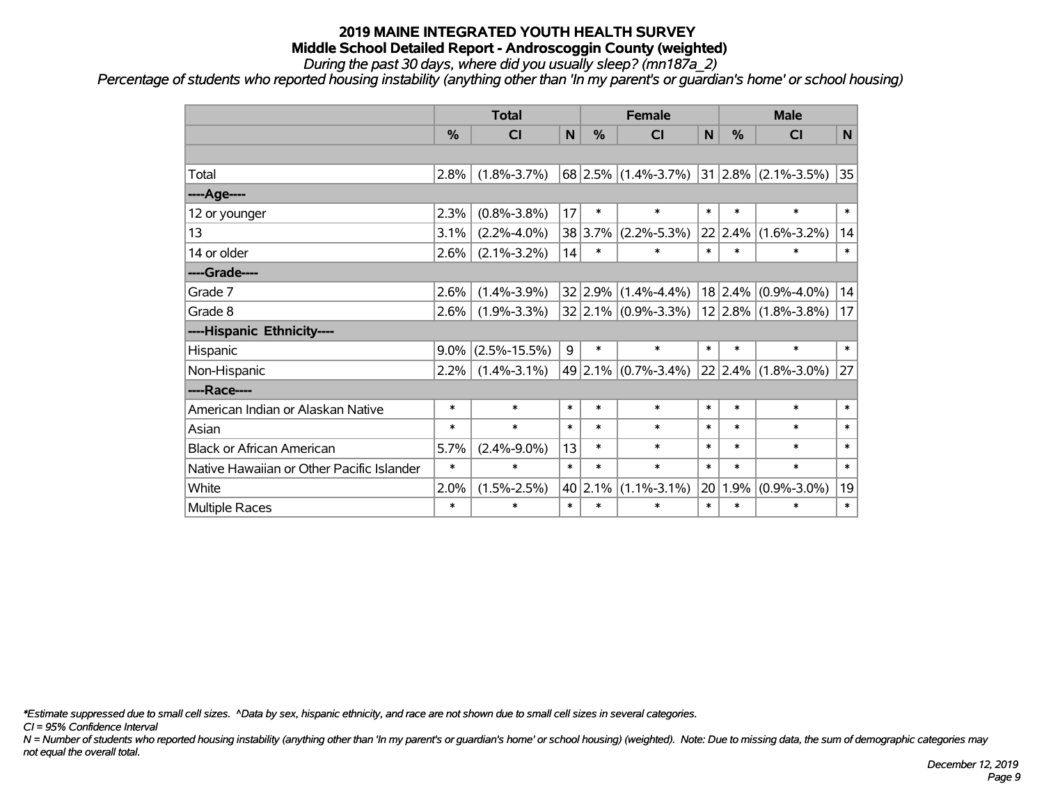# 2019 MAINE INTEGRATED YOUTH HEALTH SURVEY
## Middle School Detailed Report - Androscoggin County (weighted)
*During the past 30 days, where did you usually sleep? (mn187a_2)*
*Percentage of students who reported housing instability (anything other than 'In my parent's or guardian's home' or school housing)*

| | Total | | | Female | | | Male | | |
|---|---|---|---|---|---|---|---|---|---|
| | % | CI | N | % | CI | N | % | CI | N |
| | | | | | | | | | |
| Total | 2.8% | (1.8%-3.7%) | 68 | 2.5% | (1.4%-3.7%) | 31 | 2.8% | (2.1%-3.5%) | 35 |
| ----Age---- | | | | | | | | | |
| 12 or younger | 2.3% | (0.8%-3.8%) | 17 | * | * | * | * | * | * |
| 13 | 3.1% | (2.2%-4.0%) | 38 | 3.7% | (2.2%-5.3%) | 22 | 2.4% | (1.6%-3.2%) | 14 |
| 14 or older | 2.6% | (2.1%-3.2%) | 14 | * | * | * | * | * | * |
| ----Grade---- | | | | | | | | | |
| Grade 7 | 2.6% | (1.4%-3.9%) | 32 | 2.9% | (1.4%-4.4%) | 18 | 2.4% | (0.9%-4.0%) | 14 |
| Grade 8 | 2.6% | (1.9%-3.3%) | 32 | 2.1% | (0.9%-3.3%) | 12 | 2.8% | (1.8%-3.8%) | 17 |
| ----Hispanic Ethnicity---- | | | | | | | | | |
| Hispanic | 9.0% | (2.5%-15.5%) | 9 | * | * | * | * | * | * |
| Non-Hispanic | 2.2% | (1.4%-3.1%) | 49 | 2.1% | (0.7%-3.4%) | 22 | 2.4% | (1.8%-3.0%) | 27 |
| ----Race---- | | | | | | | | | |
| American Indian or Alaskan Native | * | * | * | * | * | * | * | * | * |
| Asian | * | * | * | * | * | * | * | * | * |
| Black or African American | 5.7% | (2.4%-9.0%) | 13 | * | * | * | * | * | * |
| Native Hawaiian or Other Pacific Islander | * | * | * | * | * | * | * | * | * |
| White | 2.0% | (1.5%-2.5%) | 40 | 2.1% | (1.1%-3.1%) | 20 | 1.9% | (0.9%-3.0%) | 19 |
| Multiple Races | * | * | * | * | * | * | * | * | * |

*\*Estimate suppressed due to small cell sizes. ^Data by sex, hispanic ethnicity, and race are not shown due to small cell sizes in several categories.*
*CI = 95% Confidence Interval*
*N = Number of students who reported housing instability (anything other than 'In my parent's or guardian's home' or school housing) (weighted). Note: Due to missing data, the sum of demographic categories may not equal the overall total.*

*December 12, 2019*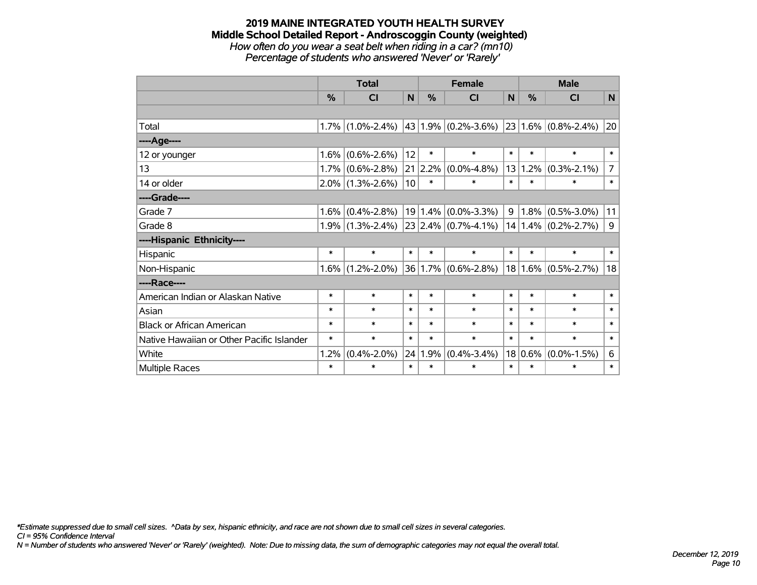# 2019 MAINE INTEGRATED YOUTH HEALTH SURVEY
## Middle School Detailed Report - Androscoggin County (weighted)
*How often do you wear a seat belt when riding in a car? (mn10)*
*Percentage of students who answered 'Never' or 'Rarely'*

| | Total | | | Female | | | Male | | |
|---|---|---|---|---|---|---|---|---|---|
| | % | CI | N | % | CI | N | % | CI | N |
| | | | | | | | | | |
| Total | 1.7% | (1.0%-2.4%) | 43 | 1.9% | (0.2%-3.6%) | 23 | 1.6% | (0.8%-2.4%) | 20 |
| ----Age---- | | | | | | | | | |
| 12 or younger | 1.6% | (0.6%-2.6%) | 12 | * | * | * | * | * | * |
| 13 | 1.7% | (0.6%-2.8%) | 21 | 2.2% | (0.0%-4.8%) | 13 | 1.2% | (0.3%-2.1%) | 7 |
| 14 or older | 2.0% | (1.3%-2.6%) | 10 | * | * | * | * | * | * |
| ----Grade---- | | | | | | | | | |
| Grade 7 | 1.6% | (0.4%-2.8%) | 19 | 1.4% | (0.0%-3.3%) | 9 | 1.8% | (0.5%-3.0%) | 11 |
| Grade 8 | 1.9% | (1.3%-2.4%) | 23 | 2.4% | (0.7%-4.1%) | 14 | 1.4% | (0.2%-2.7%) | 9 |
| ----Hispanic Ethnicity---- | | | | | | | | | |
| Hispanic | * | * | * | * | * | * | * | * | * |
| Non-Hispanic | 1.6% | (1.2%-2.0%) | 36 | 1.7% | (0.6%-2.8%) | 18 | 1.6% | (0.5%-2.7%) | 18 |
| ----Race---- | | | | | | | | | |
| American Indian or Alaskan Native | * | * | * | * | * | * | * | * | * |
| Asian | * | * | * | * | * | * | * | * | * |
| Black or African American | * | * | * | * | * | * | * | * | * |
| Native Hawaiian or Other Pacific Islander | * | * | * | * | * | * | * | * | * |
| White | 1.2% | (0.4%-2.0%) | 24 | 1.9% | (0.4%-3.4%) | 18 | 0.6% | (0.0%-1.5%) | 6 |
| Multiple Races | * | * | * | * | * | * | * | * | * |

*Estimate suppressed due to small cell sizes. ^Data by sex, hispanic ethnicity, and race are not shown due to small cell sizes in several categories.

CI = 95% Confidence Interval

N = Number of students who answered 'Never' or 'Rarely' (weighted). Note: Due to missing data, the sum of demographic categories may not equal the overall total.

December 12, 2019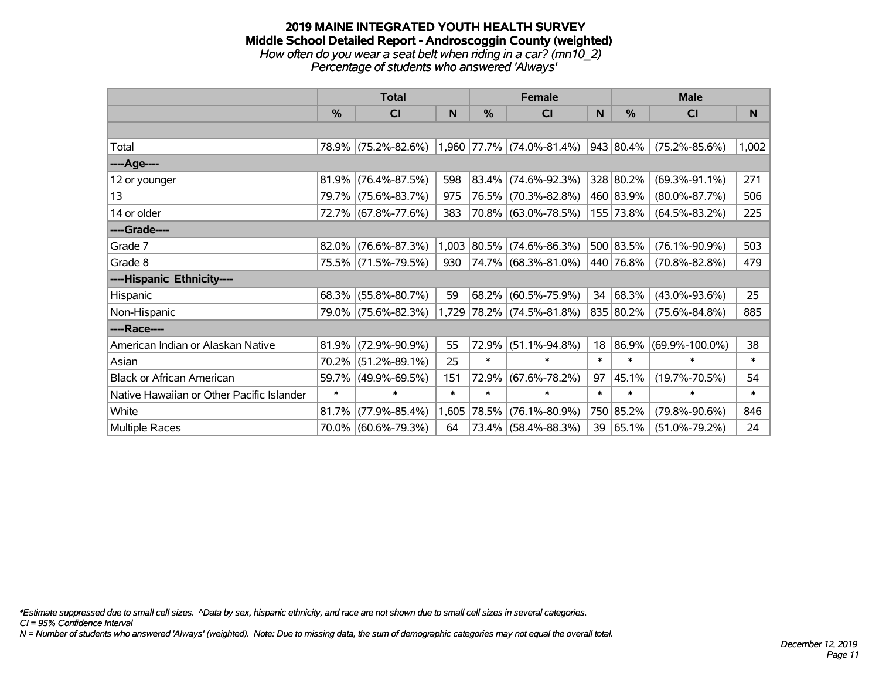# 2019 MAINE INTEGRATED YOUTH HEALTH SURVEY

## Middle School Detailed Report - Androscoggin County (weighted)

*How often do you wear a seat belt when riding in a car? (mn10_2)*

*Percentage of students who answered 'Always'*

| | Total | | | Female | | | Male | | |
|---|---|---|---|---|---|---|---|---|---|
| | % | CI | N | % | CI | N | % | CI | N |
| | | | | | | | | | |
| Total | 78.9% | (75.2%-82.6%) | 1,960 | 77.7% | (74.0%-81.4%) | 943 | 80.4% | (75.2%-85.6%) | 1,002 |
| ----Age---- | | | | | | | | | |
| 12 or younger | 81.9% | (76.4%-87.5%) | 598 | 83.4% | (74.6%-92.3%) | 328 | 80.2% | (69.3%-91.1%) | 271 |
| 13 | 79.7% | (75.6%-83.7%) | 975 | 76.5% | (70.3%-82.8%) | 460 | 83.9% | (80.0%-87.7%) | 506 |
| 14 or older | 72.7% | (67.8%-77.6%) | 383 | 70.8% | (63.0%-78.5%) | 155 | 73.8% | (64.5%-83.2%) | 225 |
| ----Grade---- | | | | | | | | | |
| Grade 7 | 82.0% | (76.6%-87.3%) | 1,003 | 80.5% | (74.6%-86.3%) | 500 | 83.5% | (76.1%-90.9%) | 503 |
| Grade 8 | 75.5% | (71.5%-79.5%) | 930 | 74.7% | (68.3%-81.0%) | 440 | 76.8% | (70.8%-82.8%) | 479 |
| ----Hispanic Ethnicity---- | | | | | | | | | |
| Hispanic | 68.3% | (55.8%-80.7%) | 59 | 68.2% | (60.5%-75.9%) | 34 | 68.3% | (43.0%-93.6%) | 25 |
| Non-Hispanic | 79.0% | (75.6%-82.3%) | 1,729 | 78.2% | (74.5%-81.8%) | 835 | 80.2% | (75.6%-84.8%) | 885 |
| ----Race---- | | | | | | | | | |
| American Indian or Alaskan Native | 81.9% | (72.9%-90.9%) | 55 | 72.9% | (51.1%-94.8%) | 18 | 86.9% | (69.9%-100.0%) | 38 |
| Asian | 70.2% | (51.2%-89.1%) | 25 | * | * | * | * | * | * |
| Black or African American | 59.7% | (49.9%-69.5%) | 151 | 72.9% | (67.6%-78.2%) | 97 | 45.1% | (19.7%-70.5%) | 54 |
| Native Hawaiian or Other Pacific Islander | * | * | * | * | * | * | * | * | * |
| White | 81.7% | (77.9%-85.4%) | 1,605 | 78.5% | (76.1%-80.9%) | 750 | 85.2% | (79.8%-90.6%) | 846 |
| Multiple Races | 70.0% | (60.6%-79.3%) | 64 | 73.4% | (58.4%-88.3%) | 39 | 65.1% | (51.0%-79.2%) | 24 |

*Estimate suppressed due to small cell sizes. ^Data by sex, hispanic ethnicity, and race are not shown due to small cell sizes in several categories.

CI = 95% Confidence Interval

N = Number of students who answered 'Always' (weighted). Note: Due to missing data, the sum of demographic categories may not equal the overall total.

December 12, 2019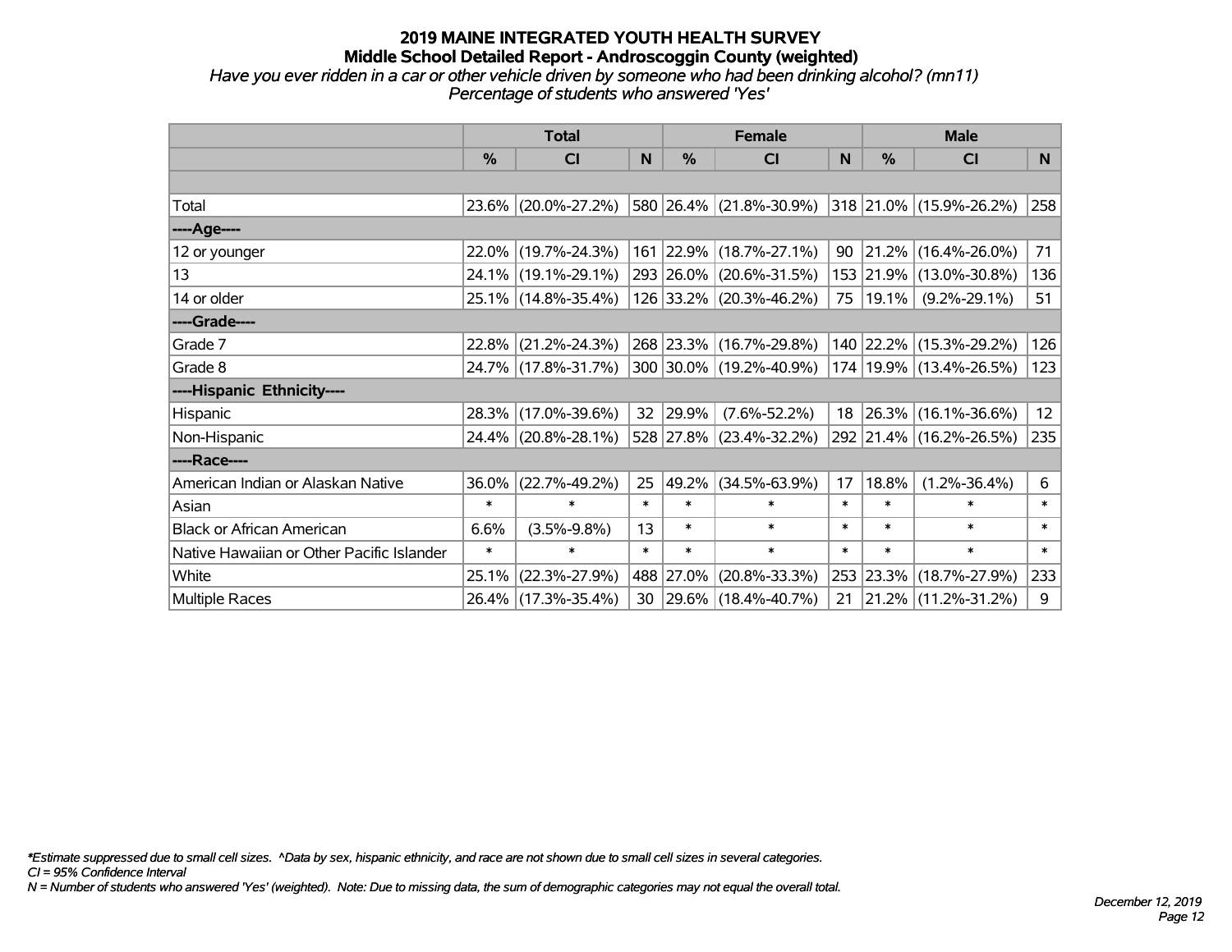# 2019 MAINE INTEGRATED YOUTH HEALTH SURVEY
## Middle School Detailed Report - Androscoggin County (weighted)
*Have you ever ridden in a car or other vehicle driven by someone who had been drinking alcohol? (mn11)*
*Percentage of students who answered 'Yes'*

| | Total | | | Female | | | Male | | |
|---|---|---|---|---|---|---|---|---|---|
| | % | CI | N | % | CI | N | % | CI | N |
| | | | | | | | | | |
| Total | 23.6% | (20.0%-27.2%) | 580 | 26.4% | (21.8%-30.9%) | 318 | 21.0% | (15.9%-26.2%) | 258 |
| ----Age---- | | | | | | | | | |
| 12 or younger | 22.0% | (19.7%-24.3%) | 161 | 22.9% | (18.7%-27.1%) | 90 | 21.2% | (16.4%-26.0%) | 71 |
| 13 | 24.1% | (19.1%-29.1%) | 293 | 26.0% | (20.6%-31.5%) | 153 | 21.9% | (13.0%-30.8%) | 136 |
| 14 or older | 25.1% | (14.8%-35.4%) | 126 | 33.2% | (20.3%-46.2%) | 75 | 19.1% | (9.2%-29.1%) | 51 |
| ----Grade---- | | | | | | | | | |
| Grade 7 | 22.8% | (21.2%-24.3%) | 268 | 23.3% | (16.7%-29.8%) | 140 | 22.2% | (15.3%-29.2%) | 126 |
| Grade 8 | 24.7% | (17.8%-31.7%) | 300 | 30.0% | (19.2%-40.9%) | 174 | 19.9% | (13.4%-26.5%) | 123 |
| ----Hispanic Ethnicity---- | | | | | | | | | |
| Hispanic | 28.3% | (17.0%-39.6%) | 32 | 29.9% | (7.6%-52.2%) | 18 | 26.3% | (16.1%-36.6%) | 12 |
| Non-Hispanic | 24.4% | (20.8%-28.1%) | 528 | 27.8% | (23.4%-32.2%) | 292 | 21.4% | (16.2%-26.5%) | 235 |
| ----Race---- | | | | | | | | | |
| American Indian or Alaskan Native | 36.0% | (22.7%-49.2%) | 25 | 49.2% | (34.5%-63.9%) | 17 | 18.8% | (1.2%-36.4%) | 6 |
| Asian | * | * | * | * | * | * | * | * | * |
| Black or African American | 6.6% | (3.5%-9.8%) | 13 | * | * | * | * | * | * |
| Native Hawaiian or Other Pacific Islander | * | * | * | * | * | * | * | * | * |
| White | 25.1% | (22.3%-27.9%) | 488 | 27.0% | (20.8%-33.3%) | 253 | 23.3% | (18.7%-27.9%) | 233 |
| Multiple Races | 26.4% | (17.3%-35.4%) | 30 | 29.6% | (18.4%-40.7%) | 21 | 21.2% | (11.2%-31.2%) | 9 |

*\*Estimate suppressed due to small cell sizes. ^Data by sex, hispanic ethnicity, and race are not shown due to small cell sizes in several categories.*
*CI = 95% Confidence Interval*
*N = Number of students who answered 'Yes' (weighted). Note: Due to missing data, the sum of demographic categories may not equal the overall total.*

*December 12, 2019*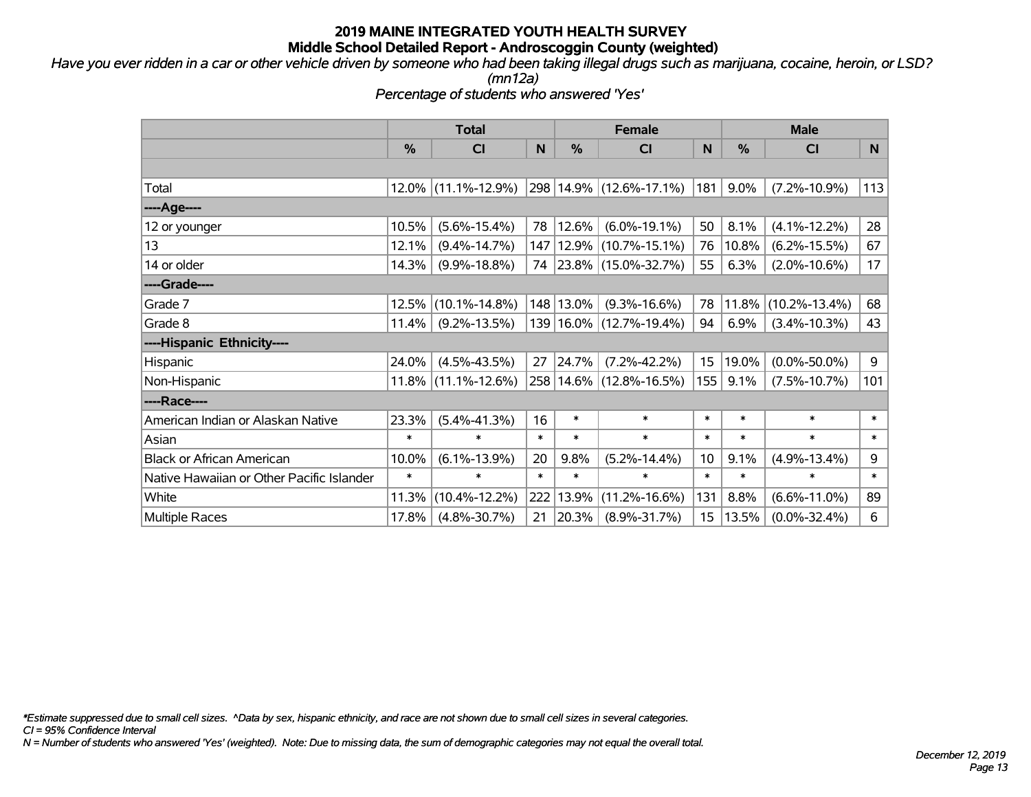# 2019 MAINE INTEGRATED YOUTH HEALTH SURVEY
## Middle School Detailed Report - Androscoggin County (weighted)

*Have you ever ridden in a car or other vehicle driven by someone who had been taking illegal drugs such as marijuana, cocaine, heroin, or LSD? (mn12a)*

*Percentage of students who answered 'Yes'*

| | Total | | | Female | | | Male | | |
|---|---|---|---|---|---|---|---|---|---|
| | % | CI | N | % | CI | N | % | CI | N |
| Total | 12.0% | (11.1%-12.9%) | 298 | 14.9% | (12.6%-17.1%) | 181 | 9.0% | (7.2%-10.9%) | 113 |
| ----Age---- | | | | | | | | | |
| 12 or younger | 10.5% | (5.6%-15.4%) | 78 | 12.6% | (6.0%-19.1%) | 50 | 8.1% | (4.1%-12.2%) | 28 |
| 13 | 12.1% | (9.4%-14.7%) | 147 | 12.9% | (10.7%-15.1%) | 76 | 10.8% | (6.2%-15.5%) | 67 |
| 14 or older | 14.3% | (9.9%-18.8%) | 74 | 23.8% | (15.0%-32.7%) | 55 | 6.3% | (2.0%-10.6%) | 17 |
| ----Grade---- | | | | | | | | | |
| Grade 7 | 12.5% | (10.1%-14.8%) | 148 | 13.0% | (9.3%-16.6%) | 78 | 11.8% | (10.2%-13.4%) | 68 |
| Grade 8 | 11.4% | (9.2%-13.5%) | 139 | 16.0% | (12.7%-19.4%) | 94 | 6.9% | (3.4%-10.3%) | 43 |
| ----Hispanic Ethnicity---- | | | | | | | | | |
| Hispanic | 24.0% | (4.5%-43.5%) | 27 | 24.7% | (7.2%-42.2%) | 15 | 19.0% | (0.0%-50.0%) | 9 |
| Non-Hispanic | 11.8% | (11.1%-12.6%) | 258 | 14.6% | (12.8%-16.5%) | 155 | 9.1% | (7.5%-10.7%) | 101 |
| ----Race---- | | | | | | | | | |
| American Indian or Alaskan Native | 23.3% | (5.4%-41.3%) | 16 | * | * | * | * | * | * |
| Asian | * | * | * | * | * | * | * | * | * |
| Black or African American | 10.0% | (6.1%-13.9%) | 20 | 9.8% | (5.2%-14.4%) | 10 | 9.1% | (4.9%-13.4%) | 9 |
| Native Hawaiian or Other Pacific Islander | * | * | * | * | * | * | * | * | * |
| White | 11.3% | (10.4%-12.2%) | 222 | 13.9% | (11.2%-16.6%) | 131 | 8.8% | (6.6%-11.0%) | 89 |
| Multiple Races | 17.8% | (4.8%-30.7%) | 21 | 20.3% | (8.9%-31.7%) | 15 | 13.5% | (0.0%-32.4%) | 6 |

*\*Estimate suppressed due to small cell sizes. ^Data by sex, hispanic ethnicity, and race are not shown due to small cell sizes in several categories.*

*CI = 95% Confidence Interval*

*N = Number of students who answered 'Yes' (weighted). Note: Due to missing data, the sum of demographic categories may not equal the overall total.*

*December 12, 2019*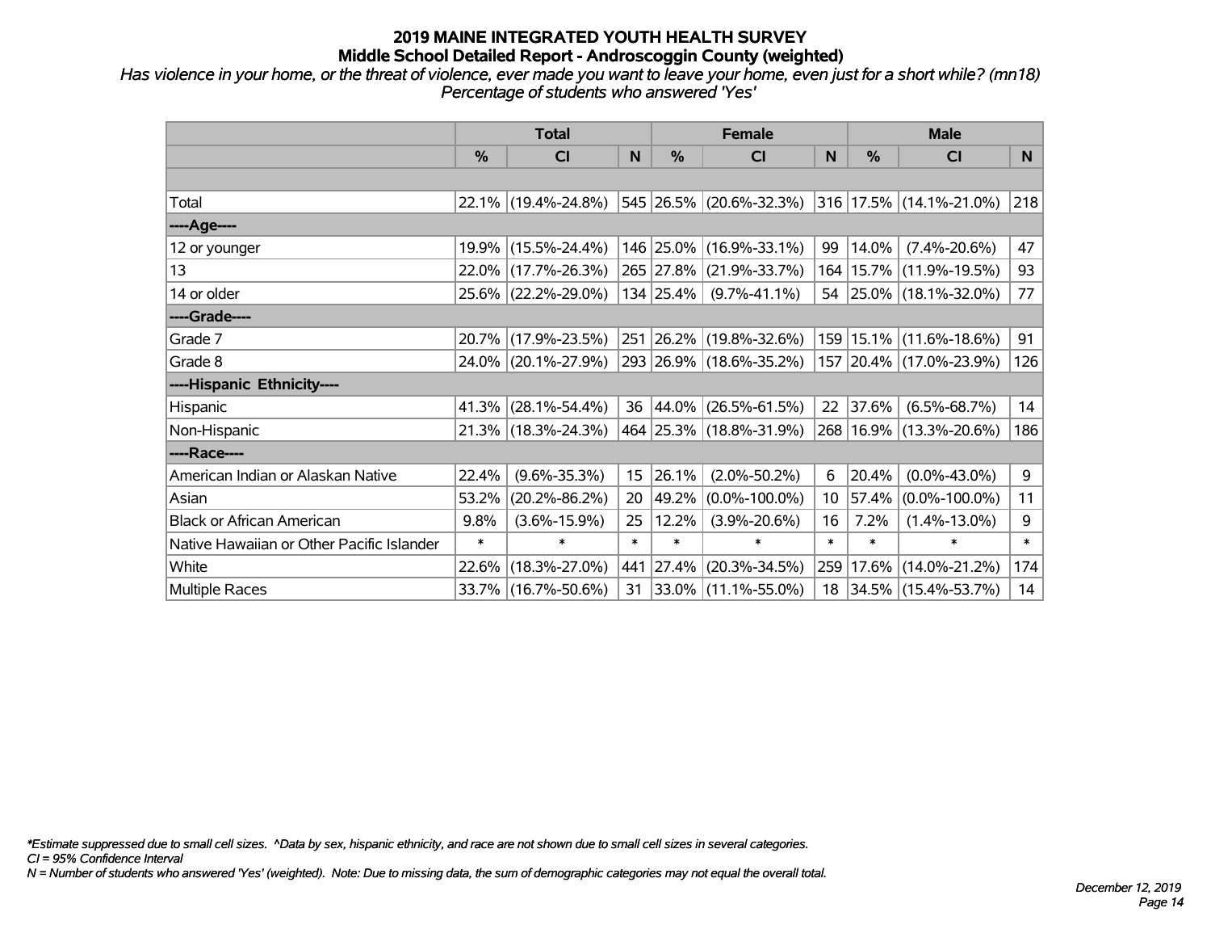# 2019 MAINE INTEGRATED YOUTH HEALTH SURVEY
## Middle School Detailed Report - Androscoggin County (weighted)

*Has violence in your home, or the threat of violence, ever made you want to leave your home, even just for a short while? (mn18)*
*Percentage of students who answered 'Yes'*

| | Total | | | Female | | | Male | | |
|---|---|---|---|---|---|---|---|---|---|
| | % | CI | N | % | CI | N | % | CI | N |
| Total | 22.1% | (19.4%-24.8%) | 545 | 26.5% | (20.6%-32.3%) | 316 | 17.5% | (14.1%-21.0%) | 218 |
| ----Age---- | | | | | | | | | |
| 12 or younger | 19.9% | (15.5%-24.4%) | 146 | 25.0% | (16.9%-33.1%) | 99 | 14.0% | (7.4%-20.6%) | 47 |
| 13 | 22.0% | (17.7%-26.3%) | 265 | 27.8% | (21.9%-33.7%) | 164 | 15.7% | (11.9%-19.5%) | 93 |
| 14 or older | 25.6% | (22.2%-29.0%) | 134 | 25.4% | (9.7%-41.1%) | 54 | 25.0% | (18.1%-32.0%) | 77 |
| ----Grade---- | | | | | | | | | |
| Grade 7 | 20.7% | (17.9%-23.5%) | 251 | 26.2% | (19.8%-32.6%) | 159 | 15.1% | (11.6%-18.6%) | 91 |
| Grade 8 | 24.0% | (20.1%-27.9%) | 293 | 26.9% | (18.6%-35.2%) | 157 | 20.4% | (17.0%-23.9%) | 126 |
| ----Hispanic Ethnicity---- | | | | | | | | | |
| Hispanic | 41.3% | (28.1%-54.4%) | 36 | 44.0% | (26.5%-61.5%) | 22 | 37.6% | (6.5%-68.7%) | 14 |
| Non-Hispanic | 21.3% | (18.3%-24.3%) | 464 | 25.3% | (18.8%-31.9%) | 268 | 16.9% | (13.3%-20.6%) | 186 |
| ----Race---- | | | | | | | | | |
| American Indian or Alaskan Native | 22.4% | (9.6%-35.3%) | 15 | 26.1% | (2.0%-50.2%) | 6 | 20.4% | (0.0%-43.0%) | 9 |
| Asian | 53.2% | (20.2%-86.2%) | 20 | 49.2% | (0.0%-100.0%) | 10 | 57.4% | (0.0%-100.0%) | 11 |
| Black or African American | 9.8% | (3.6%-15.9%) | 25 | 12.2% | (3.9%-20.6%) | 16 | 7.2% | (1.4%-13.0%) | 9 |
| Native Hawaiian or Other Pacific Islander | * | * | * | * | * | * | * | * | * |
| White | 22.6% | (18.3%-27.0%) | 441 | 27.4% | (20.3%-34.5%) | 259 | 17.6% | (14.0%-21.2%) | 174 |
| Multiple Races | 33.7% | (16.7%-50.6%) | 31 | 33.0% | (11.1%-55.0%) | 18 | 34.5% | (15.4%-53.7%) | 14 |

*\*Estimate suppressed due to small cell sizes. ^Data by sex, hispanic ethnicity, and race are not shown due to small cell sizes in several categories.*
*CI = 95% Confidence Interval*
*N = Number of students who answered 'Yes' (weighted). Note: Due to missing data, the sum of demographic categories may not equal the overall total.*

*December 12, 2019*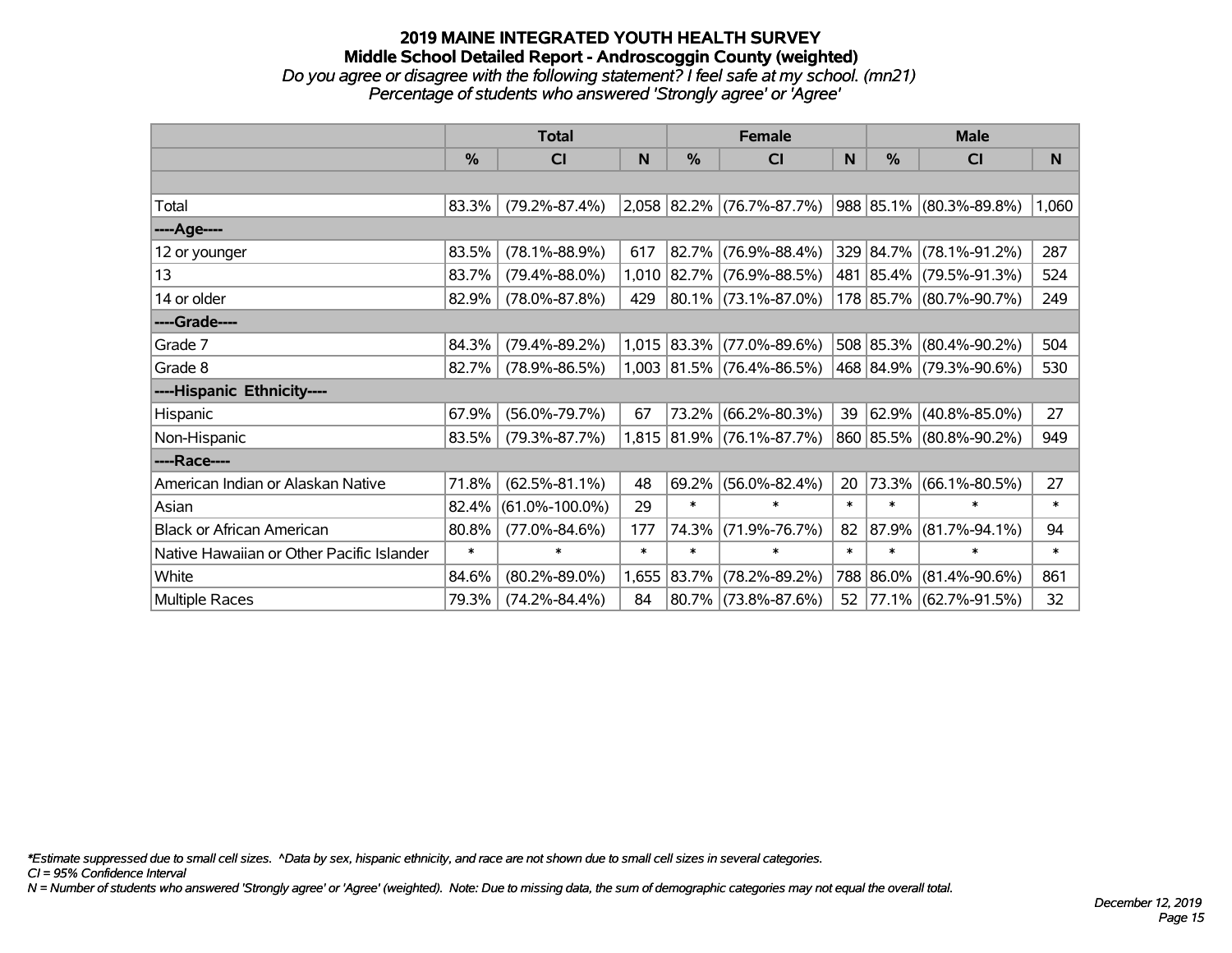# 2019 MAINE INTEGRATED YOUTH HEALTH SURVEY
## Middle School Detailed Report - Androscoggin County (weighted)
*Do you agree or disagree with the following statement? I feel safe at my school. (mn21)*
*Percentage of students who answered 'Strongly agree' or 'Agree'*

| | Total | | | Female | | | Male | | |
|---|---|---|---|---|---|---|---|---|---|
| | % | CI | N | % | CI | N | % | CI | N |
| Total | 83.3% | (79.2%-87.4%) | 2,058 | 82.2% | (76.7%-87.7%) | 988 | 85.1% | (80.3%-89.8%) | 1,060 |
| ----Age---- | | | | | | | | | |
| 12 or younger | 83.5% | (78.1%-88.9%) | 617 | 82.7% | (76.9%-88.4%) | 329 | 84.7% | (78.1%-91.2%) | 287 |
| 13 | 83.7% | (79.4%-88.0%) | 1,010 | 82.7% | (76.9%-88.5%) | 481 | 85.4% | (79.5%-91.3%) | 524 |
| 14 or older | 82.9% | (78.0%-87.8%) | 429 | 80.1% | (73.1%-87.0%) | 178 | 85.7% | (80.7%-90.7%) | 249 |
| ----Grade---- | | | | | | | | | |
| Grade 7 | 84.3% | (79.4%-89.2%) | 1,015 | 83.3% | (77.0%-89.6%) | 508 | 85.3% | (80.4%-90.2%) | 504 |
| Grade 8 | 82.7% | (78.9%-86.5%) | 1,003 | 81.5% | (76.4%-86.5%) | 468 | 84.9% | (79.3%-90.6%) | 530 |
| ----Hispanic Ethnicity---- | | | | | | | | | |
| Hispanic | 67.9% | (56.0%-79.7%) | 67 | 73.2% | (66.2%-80.3%) | 39 | 62.9% | (40.8%-85.0%) | 27 |
| Non-Hispanic | 83.5% | (79.3%-87.7%) | 1,815 | 81.9% | (76.1%-87.7%) | 860 | 85.5% | (80.8%-90.2%) | 949 |
| ----Race---- | | | | | | | | | |
| American Indian or Alaskan Native | 71.8% | (62.5%-81.1%) | 48 | 69.2% | (56.0%-82.4%) | 20 | 73.3% | (66.1%-80.5%) | 27 |
| Asian | 82.4% | (61.0%-100.0%) | 29 | * | * | * | * | * | * |
| Black or African American | 80.8% | (77.0%-84.6%) | 177 | 74.3% | (71.9%-76.7%) | 82 | 87.9% | (81.7%-94.1%) | 94 |
| Native Hawaiian or Other Pacific Islander | * | * | * | * | * | * | * | * | * |
| White | 84.6% | (80.2%-89.0%) | 1,655 | 83.7% | (78.2%-89.2%) | 788 | 86.0% | (81.4%-90.6%) | 861 |
| Multiple Races | 79.3% | (74.2%-84.4%) | 84 | 80.7% | (73.8%-87.6%) | 52 | 77.1% | (62.7%-91.5%) | 32 |

*Estimate suppressed due to small cell sizes. ^Data by sex, hispanic ethnicity, and race are not shown due to small cell sizes in several categories.
*CI = 95% Confidence Interval*
*N = Number of students who answered 'Strongly agree' or 'Agree' (weighted). Note: Due to missing data, the sum of demographic categories may not equal the overall total.*

*December 12, 2019*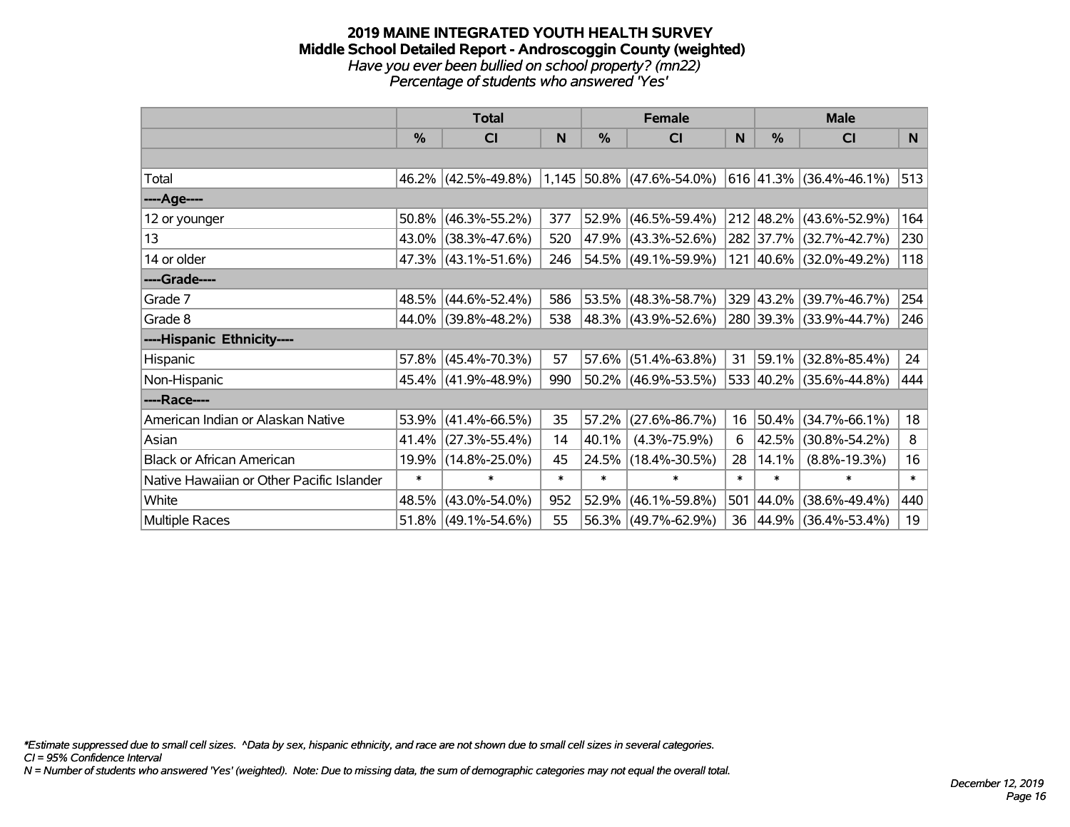# 2019 MAINE INTEGRATED YOUTH HEALTH SURVEY
## Middle School Detailed Report - Androscoggin County (weighted)
*Have you ever been bullied on school property? (mn22)*
*Percentage of students who answered 'Yes'*

| | Total | | | Female | | | Male | | |
|---|---|---|---|---|---|---|---|---|---|
| | % | CI | N | % | CI | N | % | CI | N |
| | | | | | | | | | |
| Total | 46.2% | (42.5%-49.8%) | 1,145 | 50.8% | (47.6%-54.0%) | 616 | 41.3% | (36.4%-46.1%) | 513 |
| ----Age---- | | | | | | | | | |
| 12 or younger | 50.8% | (46.3%-55.2%) | 377 | 52.9% | (46.5%-59.4%) | 212 | 48.2% | (43.6%-52.9%) | 164 |
| 13 | 43.0% | (38.3%-47.6%) | 520 | 47.9% | (43.3%-52.6%) | 282 | 37.7% | (32.7%-42.7%) | 230 |
| 14 or older | 47.3% | (43.1%-51.6%) | 246 | 54.5% | (49.1%-59.9%) | 121 | 40.6% | (32.0%-49.2%) | 118 |
| ----Grade---- | | | | | | | | | |
| Grade 7 | 48.5% | (44.6%-52.4%) | 586 | 53.5% | (48.3%-58.7%) | 329 | 43.2% | (39.7%-46.7%) | 254 |
| Grade 8 | 44.0% | (39.8%-48.2%) | 538 | 48.3% | (43.9%-52.6%) | 280 | 39.3% | (33.9%-44.7%) | 246 |
| ----Hispanic Ethnicity---- | | | | | | | | | |
| Hispanic | 57.8% | (45.4%-70.3%) | 57 | 57.6% | (51.4%-63.8%) | 31 | 59.1% | (32.8%-85.4%) | 24 |
| Non-Hispanic | 45.4% | (41.9%-48.9%) | 990 | 50.2% | (46.9%-53.5%) | 533 | 40.2% | (35.6%-44.8%) | 444 |
| ----Race---- | | | | | | | | | |
| American Indian or Alaskan Native | 53.9% | (41.4%-66.5%) | 35 | 57.2% | (27.6%-86.7%) | 16 | 50.4% | (34.7%-66.1%) | 18 |
| Asian | 41.4% | (27.3%-55.4%) | 14 | 40.1% | (4.3%-75.9%) | 6 | 42.5% | (30.8%-54.2%) | 8 |
| Black or African American | 19.9% | (14.8%-25.0%) | 45 | 24.5% | (18.4%-30.5%) | 28 | 14.1% | (8.8%-19.3%) | 16 |
| Native Hawaiian or Other Pacific Islander | * | * | * | * | * | * | * | * | * |
| White | 48.5% | (43.0%-54.0%) | 952 | 52.9% | (46.1%-59.8%) | 501 | 44.0% | (38.6%-49.4%) | 440 |
| Multiple Races | 51.8% | (49.1%-54.6%) | 55 | 56.3% | (49.7%-62.9%) | 36 | 44.9% | (36.4%-53.4%) | 19 |

*\*Estimate suppressed due to small cell sizes. ^Data by sex, hispanic ethnicity, and race are not shown due to small cell sizes in several categories.*
*CI = 95% Confidence Interval*
*N = Number of students who answered 'Yes' (weighted). Note: Due to missing data, the sum of demographic categories may not equal the overall total.*

*December 12, 2019*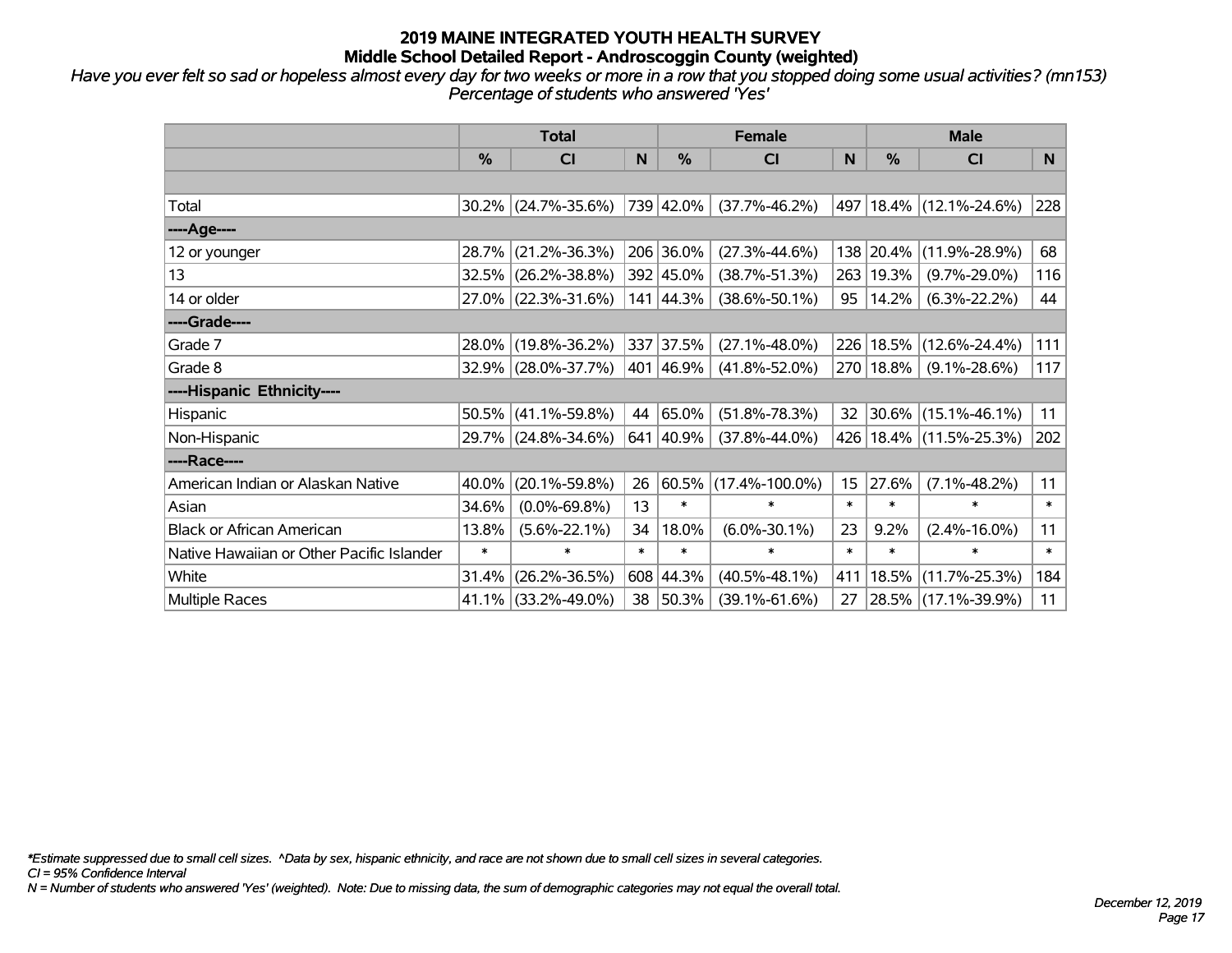# 2019 MAINE INTEGRATED YOUTH HEALTH SURVEY
## Middle School Detailed Report - Androscoggin County (weighted)

*Have you ever felt so sad or hopeless almost every day for two weeks or more in a row that you stopped doing some usual activities? (mn153)*
*Percentage of students who answered 'Yes'*

| | Total | | | Female | | | Male | | |
|---|---|---|---|---|---|---|---|---|---|
| | % | CI | N | % | CI | N | % | CI | N |
| Total | 30.2% | (24.7%-35.6%) | 739 | 42.0% | (37.7%-46.2%) | 497 | 18.4% | (12.1%-24.6%) | 228 |
| ----Age---- | | | | | | | | | |
| 12 or younger | 28.7% | (21.2%-36.3%) | 206 | 36.0% | (27.3%-44.6%) | 138 | 20.4% | (11.9%-28.9%) | 68 |
| 13 | 32.5% | (26.2%-38.8%) | 392 | 45.0% | (38.7%-51.3%) | 263 | 19.3% | (9.7%-29.0%) | 116 |
| 14 or older | 27.0% | (22.3%-31.6%) | 141 | 44.3% | (38.6%-50.1%) | 95 | 14.2% | (6.3%-22.2%) | 44 |
| ----Grade---- | | | | | | | | | |
| Grade 7 | 28.0% | (19.8%-36.2%) | 337 | 37.5% | (27.1%-48.0%) | 226 | 18.5% | (12.6%-24.4%) | 111 |
| Grade 8 | 32.9% | (28.0%-37.7%) | 401 | 46.9% | (41.8%-52.0%) | 270 | 18.8% | (9.1%-28.6%) | 117 |
| ----Hispanic Ethnicity---- | | | | | | | | | |
| Hispanic | 50.5% | (41.1%-59.8%) | 44 | 65.0% | (51.8%-78.3%) | 32 | 30.6% | (15.1%-46.1%) | 11 |
| Non-Hispanic | 29.7% | (24.8%-34.6%) | 641 | 40.9% | (37.8%-44.0%) | 426 | 18.4% | (11.5%-25.3%) | 202 |
| ----Race---- | | | | | | | | | |
| American Indian or Alaskan Native | 40.0% | (20.1%-59.8%) | 26 | 60.5% | (17.4%-100.0%) | 15 | 27.6% | (7.1%-48.2%) | 11 |
| Asian | 34.6% | (0.0%-69.8%) | 13 | * | * | * | * | * | * |
| Black or African American | 13.8% | (5.6%-22.1%) | 34 | 18.0% | (6.0%-30.1%) | 23 | 9.2% | (2.4%-16.0%) | 11 |
| Native Hawaiian or Other Pacific Islander | * | * | * | * | * | * | * | * | * |
| White | 31.4% | (26.2%-36.5%) | 608 | 44.3% | (40.5%-48.1%) | 411 | 18.5% | (11.7%-25.3%) | 184 |
| Multiple Races | 41.1% | (33.2%-49.0%) | 38 | 50.3% | (39.1%-61.6%) | 27 | 28.5% | (17.1%-39.9%) | 11 |

*\*Estimate suppressed due to small cell sizes. ^Data by sex, hispanic ethnicity, and race are not shown due to small cell sizes in several categories.*
*CI = 95% Confidence Interval*
*N = Number of students who answered 'Yes' (weighted). Note: Due to missing data, the sum of demographic categories may not equal the overall total.*

*December 12, 2019*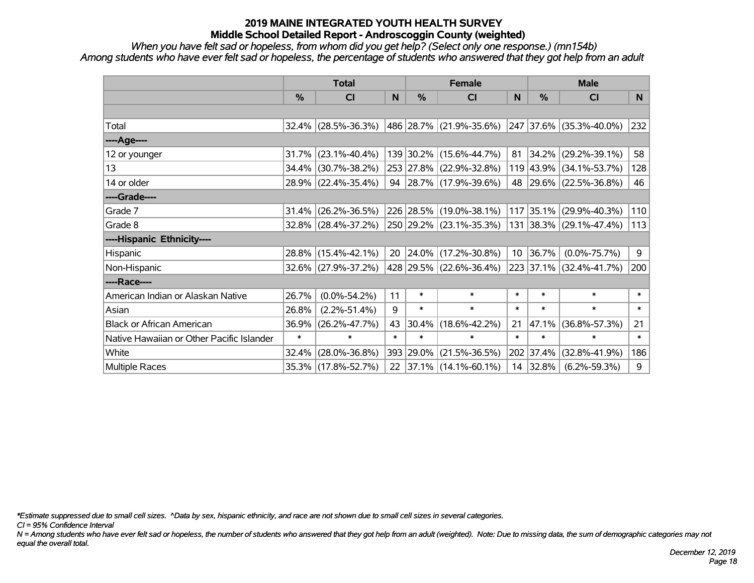# 2019 MAINE INTEGRATED YOUTH HEALTH SURVEY

## Middle School Detailed Report - Androscoggin County (weighted)

*When you have felt sad or hopeless, from whom did you get help? (Select only one response.) (mn154b)*

*Among students who have ever felt sad or hopeless, the percentage of students who answered that they got help from an adult*

| | Total | | | Female | | | Male | | |
|---|---|---|---|---|---|---|---|---|---|
| | % | CI | N | % | CI | N | % | CI | N |
| Total | 32.4% | (28.5%-36.3%) | 486 | 28.7% | (21.9%-35.6%) | 247 | 37.6% | (35.3%-40.0%) | 232 |
| ----Age---- | | | | | | | | | |
| 12 or younger | 31.7% | (23.1%-40.4%) | 139 | 30.2% | (15.6%-44.7%) | 81 | 34.2% | (29.2%-39.1%) | 58 |
| 13 | 34.4% | (30.7%-38.2%) | 253 | 27.8% | (22.9%-32.8%) | 119 | 43.9% | (34.1%-53.7%) | 128 |
| 14 or older | 28.9% | (22.4%-35.4%) | 94 | 28.7% | (17.9%-39.6%) | 48 | 29.6% | (22.5%-36.8%) | 46 |
| ----Grade---- | | | | | | | | | |
| Grade 7 | 31.4% | (26.2%-36.5%) | 226 | 28.5% | (19.0%-38.1%) | 117 | 35.1% | (29.9%-40.3%) | 110 |
| Grade 8 | 32.8% | (28.4%-37.2%) | 250 | 29.2% | (23.1%-35.3%) | 131 | 38.3% | (29.1%-47.4%) | 113 |
| ----Hispanic Ethnicity---- | | | | | | | | | |
| Hispanic | 28.8% | (15.4%-42.1%) | 20 | 24.0% | (17.2%-30.8%) | 10 | 36.7% | (0.0%-75.7%) | 9 |
| Non-Hispanic | 32.6% | (27.9%-37.2%) | 428 | 29.5% | (22.6%-36.4%) | 223 | 37.1% | (32.4%-41.7%) | 200 |
| ----Race---- | | | | | | | | | |
| American Indian or Alaskan Native | 26.7% | (0.0%-54.2%) | 11 | * | * | * | * | * | * |
| Asian | 26.8% | (2.2%-51.4%) | 9 | * | * | * | * | * | * |
| Black or African American | 36.9% | (26.2%-47.7%) | 43 | 30.4% | (18.6%-42.2%) | 21 | 47.1% | (36.8%-57.3%) | 21 |
| Native Hawaiian or Other Pacific Islander | * | * | * | * | * | * | * | * | * |
| White | 32.4% | (28.0%-36.8%) | 393 | 29.0% | (21.5%-36.5%) | 202 | 37.4% | (32.8%-41.9%) | 186 |
| Multiple Races | 35.3% | (17.8%-52.7%) | 22 | 37.1% | (14.1%-60.1%) | 14 | 32.8% | (6.2%-59.3%) | 9 |

*\*Estimate suppressed due to small cell sizes. ^Data by sex, hispanic ethnicity, and race are not shown due to small cell sizes in several categories.*

*CI = 95% Confidence Interval*

*N = Among students who have ever felt sad or hopeless, the number of students who answered that they got help from an adult (weighted). Note: Due to missing data, the sum of demographic categories may not equal the overall total.*

*December 12, 2019*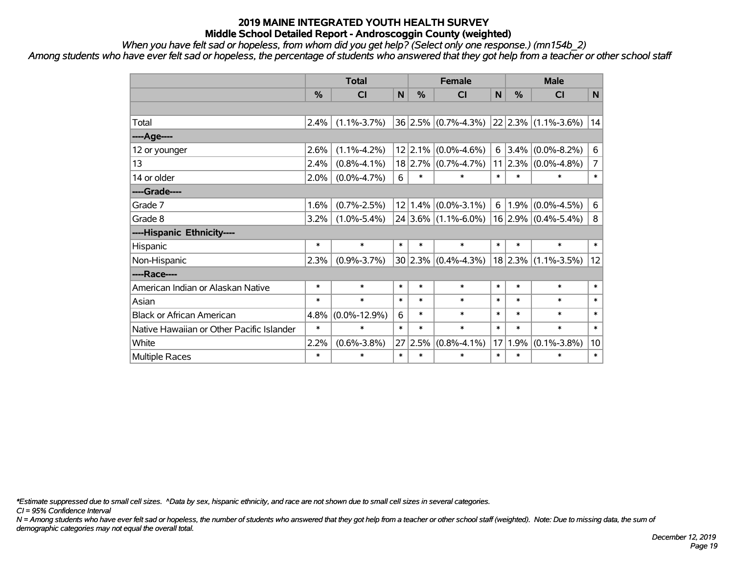# 2019 MAINE INTEGRATED YOUTH HEALTH SURVEY
## Middle School Detailed Report - Androscoggin County (weighted)

*When you have felt sad or hopeless, from whom did you get help? (Select only one response.) (mn154b_2)*

*Among students who have ever felt sad or hopeless, the percentage of students who answered that they got help from a teacher or other school staff*

| | Total | | | Female | | | Male | | |
|---|---|---|---|---|---|---|---|---|---|
| | % | CI | N | % | CI | N | % | CI | N |
| | | | | | | | | | |
| Total | 2.4% | (1.1%-3.7%) | 36 | 2.5% | (0.7%-4.3%) | 22 | 2.3% | (1.1%-3.6%) | 14 |
| ----Age---- | | | | | | | | | |
| 12 or younger | 2.6% | (1.1%-4.2%) | 12 | 2.1% | (0.0%-4.6%) | 6 | 3.4% | (0.0%-8.2%) | 6 |
| 13 | 2.4% | (0.8%-4.1%) | 18 | 2.7% | (0.7%-4.7%) | 11 | 2.3% | (0.0%-4.8%) | 7 |
| 14 or older | 2.0% | (0.0%-4.7%) | 6 | * | * | * | * | * | * |
| ----Grade---- | | | | | | | | | |
| Grade 7 | 1.6% | (0.7%-2.5%) | 12 | 1.4% | (0.0%-3.1%) | 6 | 1.9% | (0.0%-4.5%) | 6 |
| Grade 8 | 3.2% | (1.0%-5.4%) | 24 | 3.6% | (1.1%-6.0%) | 16 | 2.9% | (0.4%-5.4%) | 8 |
| ----Hispanic Ethnicity---- | | | | | | | | | |
| Hispanic | * | * | * | * | * | * | * | * | * |
| Non-Hispanic | 2.3% | (0.9%-3.7%) | 30 | 2.3% | (0.4%-4.3%) | 18 | 2.3% | (1.1%-3.5%) | 12 |
| ----Race---- | | | | | | | | | |
| American Indian or Alaskan Native | * | * | * | * | * | * | * | * | * |
| Asian | * | * | * | * | * | * | * | * | * |
| Black or African American | 4.8% | (0.0%-12.9%) | 6 | * | * | * | * | * | * |
| Native Hawaiian or Other Pacific Islander | * | * | * | * | * | * | * | * | * |
| White | 2.2% | (0.6%-3.8%) | 27 | 2.5% | (0.8%-4.1%) | 17 | 1.9% | (0.1%-3.8%) | 10 |
| Multiple Races | * | * | * | * | * | * | * | * | * |

*\*Estimate suppressed due to small cell sizes. ^Data by sex, hispanic ethnicity, and race are not shown due to small cell sizes in several categories.*

*CI = 95% Confidence Interval*

*N = Among students who have ever felt sad or hopeless, the number of students who answered that they got help from a teacher or other school staff (weighted). Note: Due to missing data, the sum of demographic categories may not equal the overall total.*

*December 12, 2019*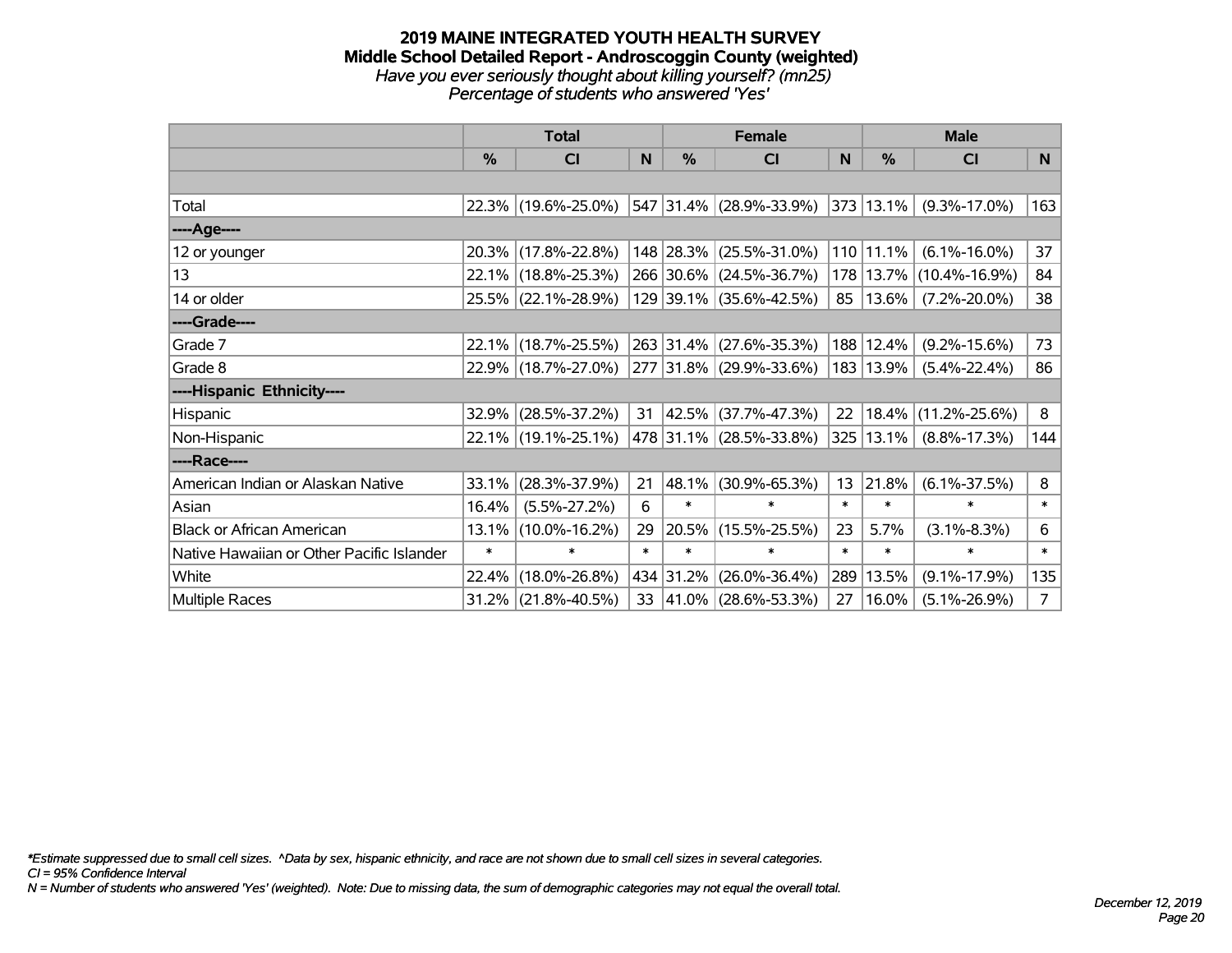# 2019 MAINE INTEGRATED YOUTH HEALTH SURVEY
## Middle School Detailed Report - Androscoggin County (weighted)
*Have you ever seriously thought about killing yourself? (mn25)*
*Percentage of students who answered 'Yes'*

| | Total | | | Female | | | Male | | |
|---|---|---|---|---|---|---|---|---|---|
| | % | CI | N | % | CI | N | % | CI | N |
| | | | | | | | | | |
| Total | 22.3% | (19.6%-25.0%) | 547 | 31.4% | (28.9%-33.9%) | 373 | 13.1% | (9.3%-17.0%) | 163 |
| ----Age---- | | | | | | | | | |
| 12 or younger | 20.3% | (17.8%-22.8%) | 148 | 28.3% | (25.5%-31.0%) | 110 | 11.1% | (6.1%-16.0%) | 37 |
| 13 | 22.1% | (18.8%-25.3%) | 266 | 30.6% | (24.5%-36.7%) | 178 | 13.7% | (10.4%-16.9%) | 84 |
| 14 or older | 25.5% | (22.1%-28.9%) | 129 | 39.1% | (35.6%-42.5%) | 85 | 13.6% | (7.2%-20.0%) | 38 |
| ----Grade---- | | | | | | | | | |
| Grade 7 | 22.1% | (18.7%-25.5%) | 263 | 31.4% | (27.6%-35.3%) | 188 | 12.4% | (9.2%-15.6%) | 73 |
| Grade 8 | 22.9% | (18.7%-27.0%) | 277 | 31.8% | (29.9%-33.6%) | 183 | 13.9% | (5.4%-22.4%) | 86 |
| ----Hispanic Ethnicity---- | | | | | | | | | |
| Hispanic | 32.9% | (28.5%-37.2%) | 31 | 42.5% | (37.7%-47.3%) | 22 | 18.4% | (11.2%-25.6%) | 8 |
| Non-Hispanic | 22.1% | (19.1%-25.1%) | 478 | 31.1% | (28.5%-33.8%) | 325 | 13.1% | (8.8%-17.3%) | 144 |
| ----Race---- | | | | | | | | | |
| American Indian or Alaskan Native | 33.1% | (28.3%-37.9%) | 21 | 48.1% | (30.9%-65.3%) | 13 | 21.8% | (6.1%-37.5%) | 8 |
| Asian | 16.4% | (5.5%-27.2%) | 6 | * | * | * | * | * | * |
| Black or African American | 13.1% | (10.0%-16.2%) | 29 | 20.5% | (15.5%-25.5%) | 23 | 5.7% | (3.1%-8.3%) | 6 |
| Native Hawaiian or Other Pacific Islander | * | * | * | * | * | * | * | * | * |
| White | 22.4% | (18.0%-26.8%) | 434 | 31.2% | (26.0%-36.4%) | 289 | 13.5% | (9.1%-17.9%) | 135 |
| Multiple Races | 31.2% | (21.8%-40.5%) | 33 | 41.0% | (28.6%-53.3%) | 27 | 16.0% | (5.1%-26.9%) | 7 |

*Estimate suppressed due to small cell sizes. ^Data by sex, hispanic ethnicity, and race are not shown due to small cell sizes in several categories.
CI = 95% Confidence Interval
N = Number of students who answered 'Yes' (weighted). Note: Due to missing data, the sum of demographic categories may not equal the overall total.

December 12, 2019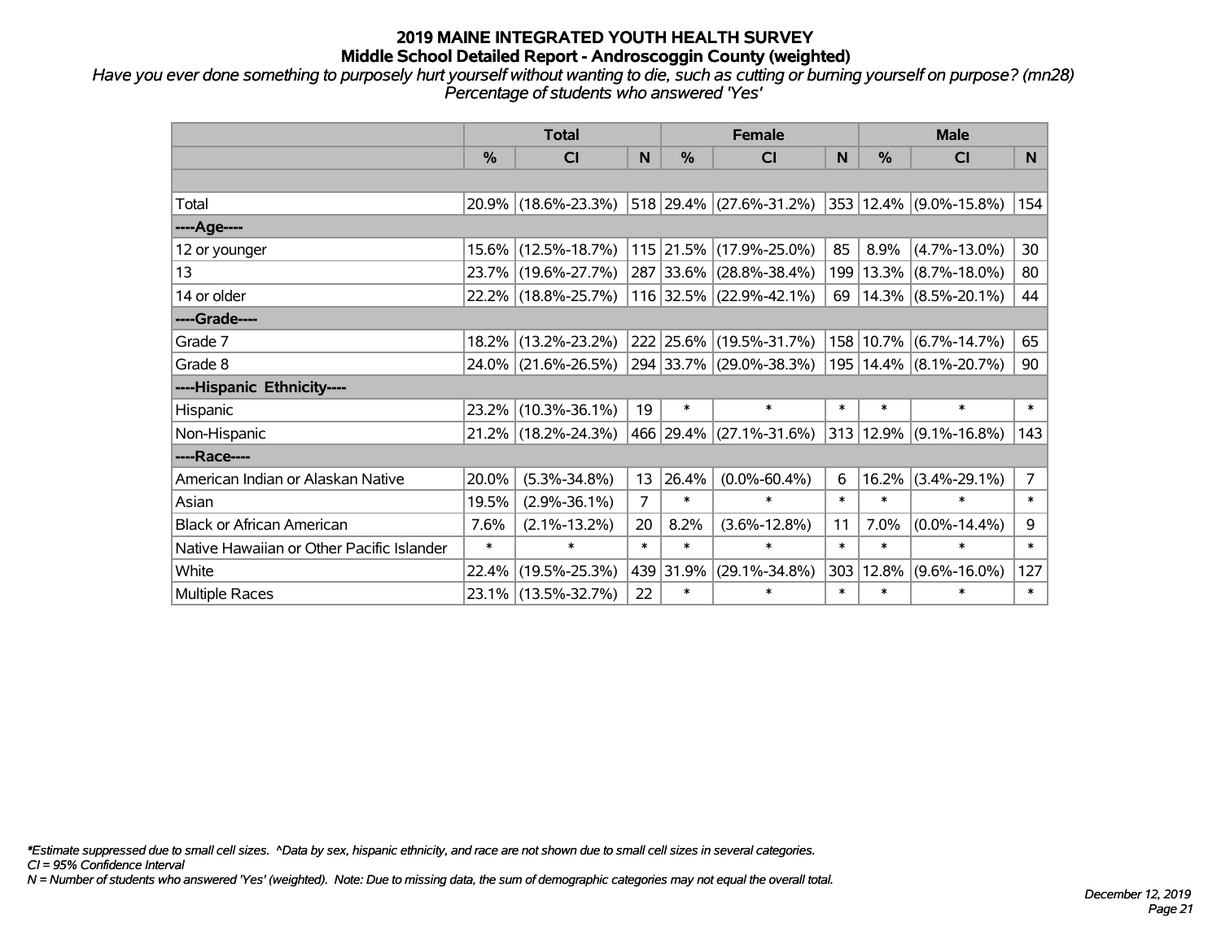# 2019 MAINE INTEGRATED YOUTH HEALTH SURVEY
## Middle School Detailed Report - Androscoggin County (weighted)

*Have you ever done something to purposely hurt yourself without wanting to die, such as cutting or burning yourself on purpose? (mn28)*
*Percentage of students who answered 'Yes'*

| | Total | | | Female | | | Male | | |
|---|---|---|---|---|---|---|---|---|---|
| | % | CI | N | % | CI | N | % | CI | N |
| | | | | | | | | | |
| Total | 20.9% | (18.6%-23.3%) | 518 | 29.4% | (27.6%-31.2%) | 353 | 12.4% | (9.0%-15.8%) | 154 |
| ----Age---- | | | | | | | | | |
| 12 or younger | 15.6% | (12.5%-18.7%) | 115 | 21.5% | (17.9%-25.0%) | 85 | 8.9% | (4.7%-13.0%) | 30 |
| 13 | 23.7% | (19.6%-27.7%) | 287 | 33.6% | (28.8%-38.4%) | 199 | 13.3% | (8.7%-18.0%) | 80 |
| 14 or older | 22.2% | (18.8%-25.7%) | 116 | 32.5% | (22.9%-42.1%) | 69 | 14.3% | (8.5%-20.1%) | 44 |
| ----Grade---- | | | | | | | | | |
| Grade 7 | 18.2% | (13.2%-23.2%) | 222 | 25.6% | (19.5%-31.7%) | 158 | 10.7% | (6.7%-14.7%) | 65 |
| Grade 8 | 24.0% | (21.6%-26.5%) | 294 | 33.7% | (29.0%-38.3%) | 195 | 14.4% | (8.1%-20.7%) | 90 |
| ----Hispanic Ethnicity---- | | | | | | | | | |
| Hispanic | 23.2% | (10.3%-36.1%) | 19 | * | * | * | * | * | * |
| Non-Hispanic | 21.2% | (18.2%-24.3%) | 466 | 29.4% | (27.1%-31.6%) | 313 | 12.9% | (9.1%-16.8%) | 143 |
| ----Race---- | | | | | | | | | |
| American Indian or Alaskan Native | 20.0% | (5.3%-34.8%) | 13 | 26.4% | (0.0%-60.4%) | 6 | 16.2% | (3.4%-29.1%) | 7 |
| Asian | 19.5% | (2.9%-36.1%) | 7 | * | * | * | * | * | * |
| Black or African American | 7.6% | (2.1%-13.2%) | 20 | 8.2% | (3.6%-12.8%) | 11 | 7.0% | (0.0%-14.4%) | 9 |
| Native Hawaiian or Other Pacific Islander | * | * | * | * | * | * | * | * | * |
| White | 22.4% | (19.5%-25.3%) | 439 | 31.9% | (29.1%-34.8%) | 303 | 12.8% | (9.6%-16.0%) | 127 |
| Multiple Races | 23.1% | (13.5%-32.7%) | 22 | * | * | * | * | * | * |

*\*Estimate suppressed due to small cell sizes. ^Data by sex, hispanic ethnicity, and race are not shown due to small cell sizes in several categories.*
*CI = 95% Confidence Interval*
*N = Number of students who answered 'Yes' (weighted). Note: Due to missing data, the sum of demographic categories may not equal the overall total.*

*December 12, 2019*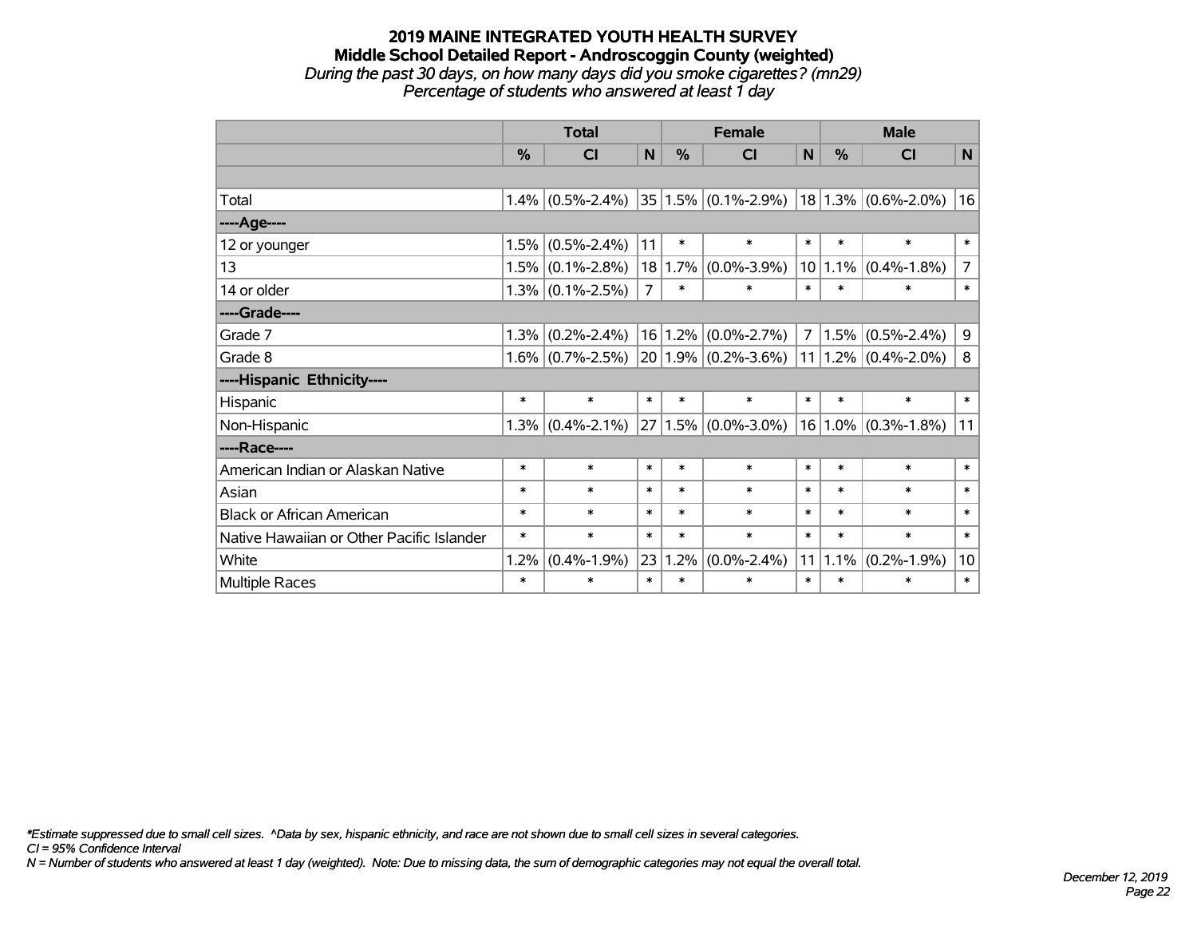# 2019 MAINE INTEGRATED YOUTH HEALTH SURVEY
## Middle School Detailed Report - Androscoggin County (weighted)
*During the past 30 days, on how many days did you smoke cigarettes? (mn29)*
*Percentage of students who answered at least 1 day*

| | Total | | | Female | | | Male | | |
|---|---|---|---|---|---|---|---|---|---|
| | % | CI | N | % | CI | N | % | CI | N |
| | | | | | | | | | |
| Total | 1.4% | (0.5%-2.4%) | 35 | 1.5% | (0.1%-2.9%) | 18 | 1.3% | (0.6%-2.0%) | 16 |
| ----Age---- | | | | | | | | | |
| 12 or younger | 1.5% | (0.5%-2.4%) | 11 | * | * | * | * | * | * |
| 13 | 1.5% | (0.1%-2.8%) | 18 | 1.7% | (0.0%-3.9%) | 10 | 1.1% | (0.4%-1.8%) | 7 |
| 14 or older | 1.3% | (0.1%-2.5%) | 7 | * | * | * | * | * | * |
| ----Grade---- | | | | | | | | | |
| Grade 7 | 1.3% | (0.2%-2.4%) | 16 | 1.2% | (0.0%-2.7%) | 7 | 1.5% | (0.5%-2.4%) | 9 |
| Grade 8 | 1.6% | (0.7%-2.5%) | 20 | 1.9% | (0.2%-3.6%) | 11 | 1.2% | (0.4%-2.0%) | 8 |
| ----Hispanic Ethnicity---- | | | | | | | | | |
| Hispanic | * | * | * | * | * | * | * | * | * |
| Non-Hispanic | 1.3% | (0.4%-2.1%) | 27 | 1.5% | (0.0%-3.0%) | 16 | 1.0% | (0.3%-1.8%) | 11 |
| ----Race---- | | | | | | | | | |
| American Indian or Alaskan Native | * | * | * | * | * | * | * | * | * |
| Asian | * | * | * | * | * | * | * | * | * |
| Black or African American | * | * | * | * | * | * | * | * | * |
| Native Hawaiian or Other Pacific Islander | * | * | * | * | * | * | * | * | * |
| White | 1.2% | (0.4%-1.9%) | 23 | 1.2% | (0.0%-2.4%) | 11 | 1.1% | (0.2%-1.9%) | 10 |
| Multiple Races | * | * | * | * | * | * | * | * | * |

*\*Estimate suppressed due to small cell sizes. ^Data by sex, hispanic ethnicity, and race are not shown due to small cell sizes in several categories.*
*CI = 95% Confidence Interval*
*N = Number of students who answered at least 1 day (weighted). Note: Due to missing data, the sum of demographic categories may not equal the overall total.*

*December 12, 2019*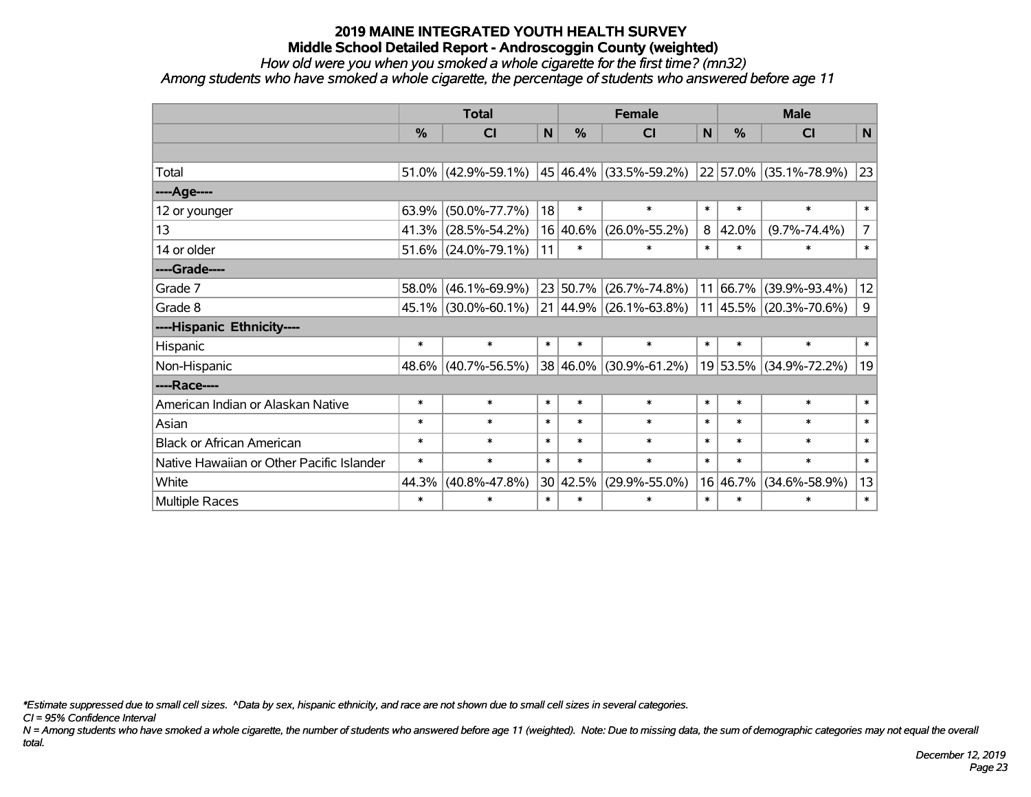# 2019 MAINE INTEGRATED YOUTH HEALTH SURVEY
## Middle School Detailed Report - Androscoggin County (weighted)
*How old were you when you smoked a whole cigarette for the first time? (mn32)*
*Among students who have smoked a whole cigarette, the percentage of students who answered before age 11*

| | Total | | | Female | | | Male | | |
|---|---|---|---|---|---|---|---|---|---|
| | % | CI | N | % | CI | N | % | CI | N |
| | | | | | | | | | |
| Total | 51.0% | (42.9%-59.1%) | 45 | 46.4% | (33.5%-59.2%) | 22 | 57.0% | (35.1%-78.9%) | 23 |
| ----Age---- | | | | | | | | | |
| 12 or younger | 63.9% | (50.0%-77.7%) | 18 | * | * | * | * | * | * |
| 13 | 41.3% | (28.5%-54.2%) | 16 | 40.6% | (26.0%-55.2%) | 8 | 42.0% | (9.7%-74.4%) | 7 |
| 14 or older | 51.6% | (24.0%-79.1%) | 11 | * | * | * | * | * | * |
| ----Grade---- | | | | | | | | | |
| Grade 7 | 58.0% | (46.1%-69.9%) | 23 | 50.7% | (26.7%-74.8%) | 11 | 66.7% | (39.9%-93.4%) | 12 |
| Grade 8 | 45.1% | (30.0%-60.1%) | 21 | 44.9% | (26.1%-63.8%) | 11 | 45.5% | (20.3%-70.6%) | 9 |
| ----Hispanic Ethnicity---- | | | | | | | | | |
| Hispanic | * | * | * | * | * | * | * | * | * |
| Non-Hispanic | 48.6% | (40.7%-56.5%) | 38 | 46.0% | (30.9%-61.2%) | 19 | 53.5% | (34.9%-72.2%) | 19 |
| ----Race---- | | | | | | | | | |
| American Indian or Alaskan Native | * | * | * | * | * | * | * | * | * |
| Asian | * | * | * | * | * | * | * | * | * |
| Black or African American | * | * | * | * | * | * | * | * | * |
| Native Hawaiian or Other Pacific Islander | * | * | * | * | * | * | * | * | * |
| White | 44.3% | (40.8%-47.8%) | 30 | 42.5% | (29.9%-55.0%) | 16 | 46.7% | (34.6%-58.9%) | 13 |
| Multiple Races | * | * | * | * | * | * | * | * | * |

*\*Estimate suppressed due to small cell sizes. ^Data by sex, hispanic ethnicity, and race are not shown due to small cell sizes in several categories.*

*CI = 95% Confidence Interval*

*N = Among students who have smoked a whole cigarette, the number of students who answered before age 11 (weighted). Note: Due to missing data, the sum of demographic categories may not equal the overall total.*

*December 12, 2019*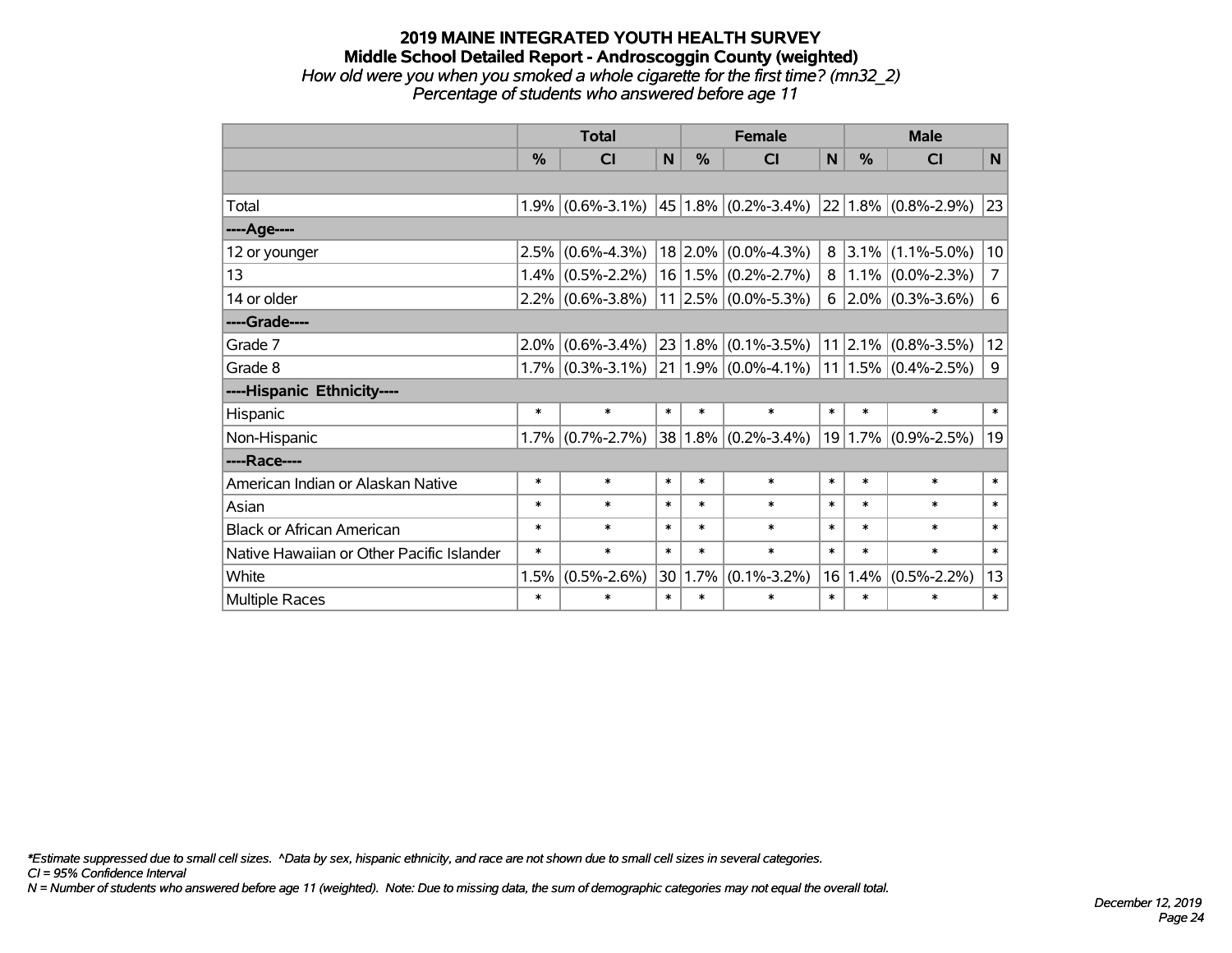# 2019 MAINE INTEGRATED YOUTH HEALTH SURVEY

## Middle School Detailed Report - Androscoggin County (weighted)

*How old were you when you smoked a whole cigarette for the first time? (mn32_2)*

*Percentage of students who answered before age 11*

| | Total | | | Female | | | Male | | |
|---|---|---|---|---|---|---|---|---|---|
| | % | CI | N | % | CI | N | % | CI | N |
| | | | | | | | | | |
| Total | 1.9% | (0.6%-3.1%) | 45 | 1.8% | (0.2%-3.4%) | 22 | 1.8% | (0.8%-2.9%) | 23 |
| ----Age---- | | | | | | | | | |
| 12 or younger | 2.5% | (0.6%-4.3%) | 18 | 2.0% | (0.0%-4.3%) | 8 | 3.1% | (1.1%-5.0%) | 10 |
| 13 | 1.4% | (0.5%-2.2%) | 16 | 1.5% | (0.2%-2.7%) | 8 | 1.1% | (0.0%-2.3%) | 7 |
| 14 or older | 2.2% | (0.6%-3.8%) | 11 | 2.5% | (0.0%-5.3%) | 6 | 2.0% | (0.3%-3.6%) | 6 |
| ----Grade---- | | | | | | | | | |
| Grade 7 | 2.0% | (0.6%-3.4%) | 23 | 1.8% | (0.1%-3.5%) | 11 | 2.1% | (0.8%-3.5%) | 12 |
| Grade 8 | 1.7% | (0.3%-3.1%) | 21 | 1.9% | (0.0%-4.1%) | 11 | 1.5% | (0.4%-2.5%) | 9 |
| ----Hispanic Ethnicity---- | | | | | | | | | |
| Hispanic | * | * | * | * | * | * | * | * | * |
| Non-Hispanic | 1.7% | (0.7%-2.7%) | 38 | 1.8% | (0.2%-3.4%) | 19 | 1.7% | (0.9%-2.5%) | 19 |
| ----Race---- | | | | | | | | | |
| American Indian or Alaskan Native | * | * | * | * | * | * | * | * | * |
| Asian | * | * | * | * | * | * | * | * | * |
| Black or African American | * | * | * | * | * | * | * | * | * |
| Native Hawaiian or Other Pacific Islander | * | * | * | * | * | * | * | * | * |
| White | 1.5% | (0.5%-2.6%) | 30 | 1.7% | (0.1%-3.2%) | 16 | 1.4% | (0.5%-2.2%) | 13 |
| Multiple Races | * | * | * | * | * | * | * | * | * |

*\*Estimate suppressed due to small cell sizes. ^Data by sex, hispanic ethnicity, and race are not shown due to small cell sizes in several categories.*

*CI = 95% Confidence Interval*

*N = Number of students who answered before age 11 (weighted). Note: Due to missing data, the sum of demographic categories may not equal the overall total.*

*December 12, 2019*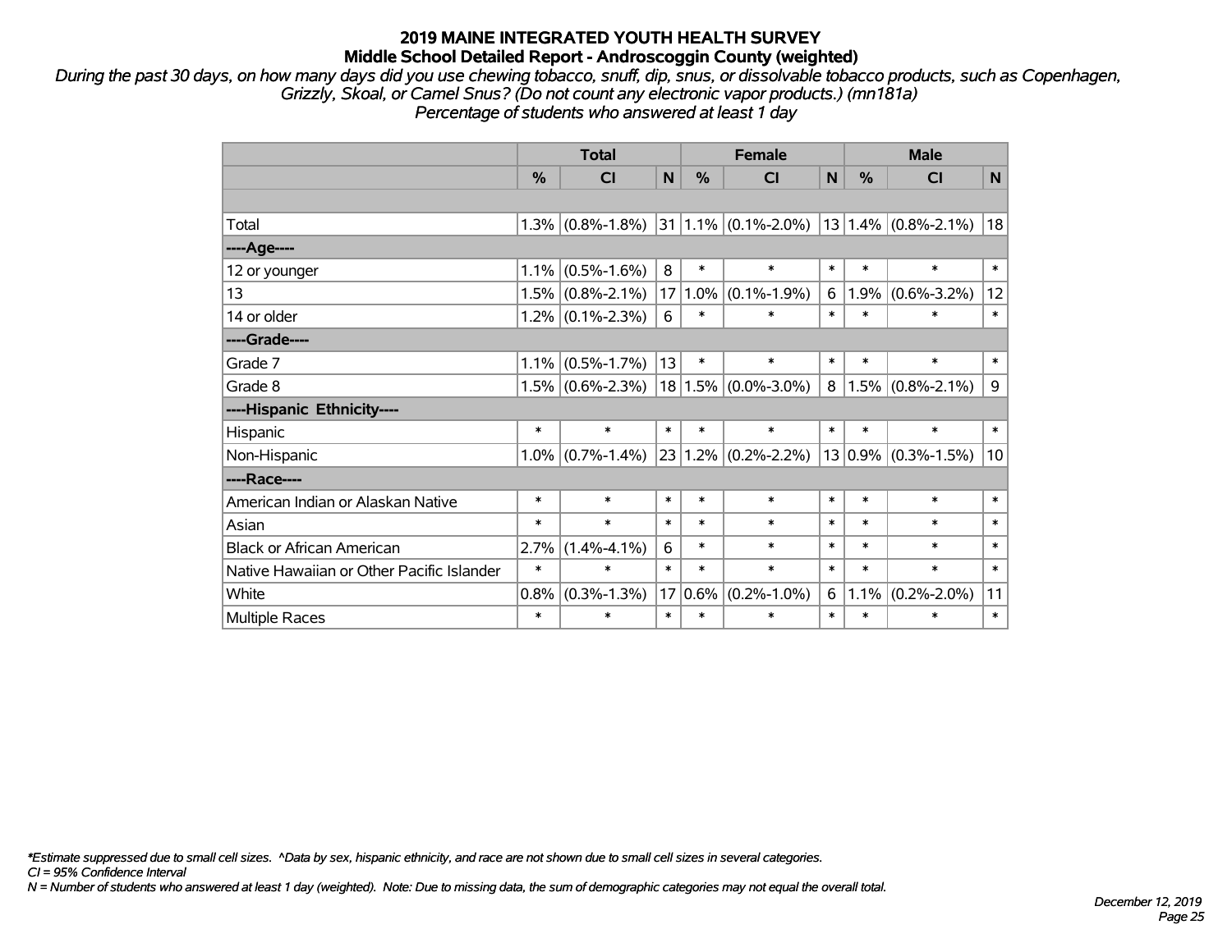## 2019 MAINE INTEGRATED YOUTH HEALTH SURVEY
### Middle School Detailed Report - Androscoggin County (weighted)

*During the past 30 days, on how many days did you use chewing tobacco, snuff, dip, snus, or dissolvable tobacco products, such as Copenhagen, Grizzly, Skoal, or Camel Snus? (Do not count any electronic vapor products.) (mn181a)*
*Percentage of students who answered at least 1 day*

| | Total | | | Female | | | Male | | |
|---|---|---|---|---|---|---|---|---|---|
| | % | CI | N | % | CI | N | % | CI | N |
| Total | 1.3% | (0.8%-1.8%) | 31 | 1.1% | (0.1%-2.0%) | 13 | 1.4% | (0.8%-2.1%) | 18 |
| ----Age---- | | | | | | | | | |
| 12 or younger | 1.1% | (0.5%-1.6%) | 8 | * | * | * | * | * | * |
| 13 | 1.5% | (0.8%-2.1%) | 17 | 1.0% | (0.1%-1.9%) | 6 | 1.9% | (0.6%-3.2%) | 12 |
| 14 or older | 1.2% | (0.1%-2.3%) | 6 | * | * | * | * | * | * |
| ----Grade---- | | | | | | | | | |
| Grade 7 | 1.1% | (0.5%-1.7%) | 13 | * | * | * | * | * | * |
| Grade 8 | 1.5% | (0.6%-2.3%) | 18 | 1.5% | (0.0%-3.0%) | 8 | 1.5% | (0.8%-2.1%) | 9 |
| ----Hispanic Ethnicity---- | | | | | | | | | |
| Hispanic | * | * | * | * | * | * | * | * | * |
| Non-Hispanic | 1.0% | (0.7%-1.4%) | 23 | 1.2% | (0.2%-2.2%) | 13 | 0.9% | (0.3%-1.5%) | 10 |
| ----Race---- | | | | | | | | | |
| American Indian or Alaskan Native | * | * | * | * | * | * | * | * | * |
| Asian | * | * | * | * | * | * | * | * | * |
| Black or African American | 2.7% | (1.4%-4.1%) | 6 | * | * | * | * | * | * |
| Native Hawaiian or Other Pacific Islander | * | * | * | * | * | * | * | * | * |
| White | 0.8% | (0.3%-1.3%) | 17 | 0.6% | (0.2%-1.0%) | 6 | 1.1% | (0.2%-2.0%) | 11 |
| Multiple Races | * | * | * | * | * | * | * | * | * |

*\*Estimate suppressed due to small cell sizes. ^Data by sex, hispanic ethnicity, and race are not shown due to small cell sizes in several categories.*
*CI = 95% Confidence Interval*
*N = Number of students who answered at least 1 day (weighted). Note: Due to missing data, the sum of demographic categories may not equal the overall total.*

*December 12, 2019*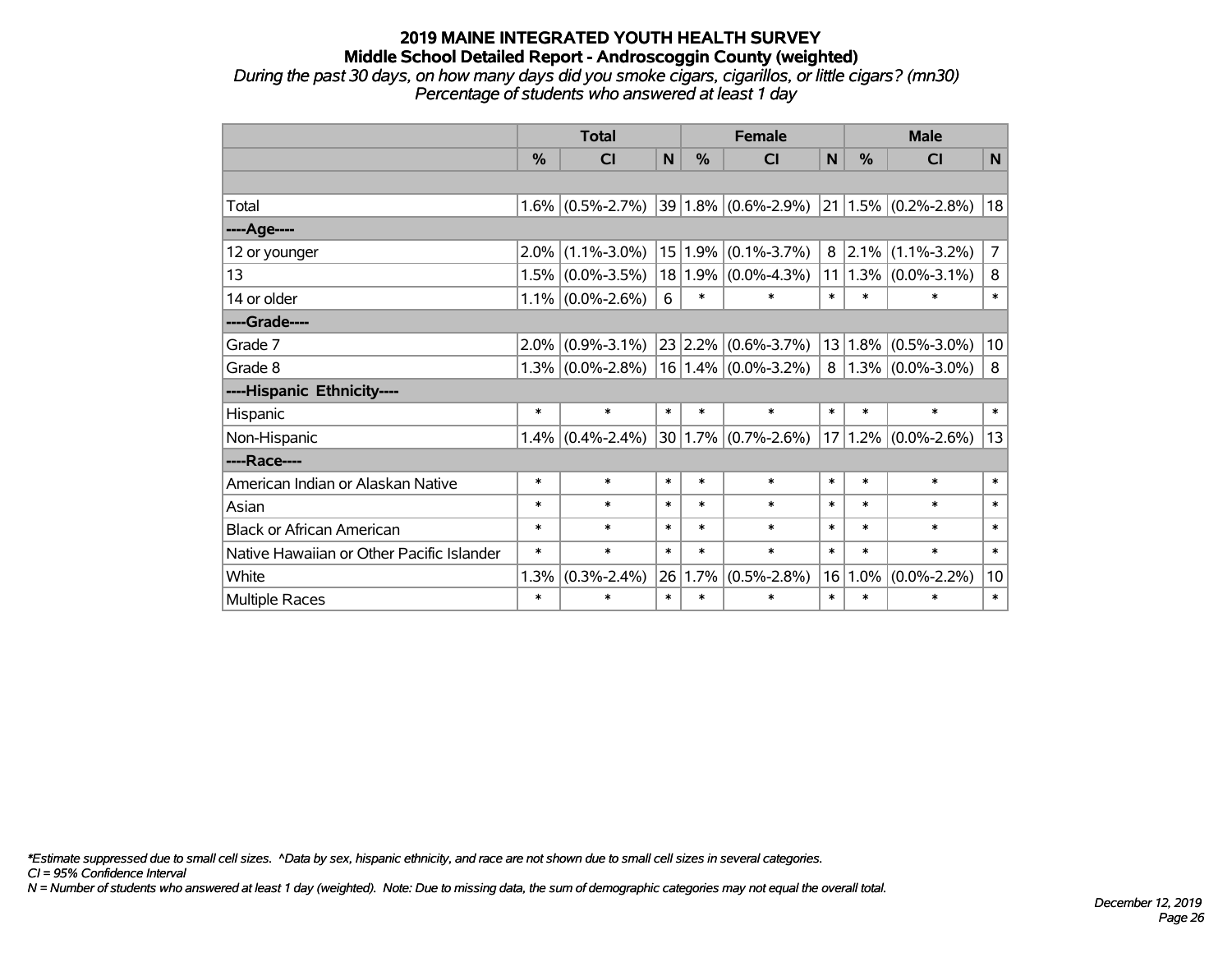# 2019 MAINE INTEGRATED YOUTH HEALTH SURVEY
## Middle School Detailed Report - Androscoggin County (weighted)

*During the past 30 days, on how many days did you smoke cigars, cigarillos, or little cigars? (mn30)*
*Percentage of students who answered at least 1 day*

| | Total | | | Female | | | Male | | |
|---|---|---|---|---|---|---|---|---|---|
| | % | CI | N | % | CI | N | % | CI | N |
| | | | | | | | | | |
| Total | 1.6% | (0.5%-2.7%) | 39 | 1.8% | (0.6%-2.9%) | 21 | 1.5% | (0.2%-2.8%) | 18 |
| ----Age---- | | | | | | | | | |
| 12 or younger | 2.0% | (1.1%-3.0%) | 15 | 1.9% | (0.1%-3.7%) | 8 | 2.1% | (1.1%-3.2%) | 7 |
| 13 | 1.5% | (0.0%-3.5%) | 18 | 1.9% | (0.0%-4.3%) | 11 | 1.3% | (0.0%-3.1%) | 8 |
| 14 or older | 1.1% | (0.0%-2.6%) | 6 | * | * | * | * | * | * |
| ----Grade---- | | | | | | | | | |
| Grade 7 | 2.0% | (0.9%-3.1%) | 23 | 2.2% | (0.6%-3.7%) | 13 | 1.8% | (0.5%-3.0%) | 10 |
| Grade 8 | 1.3% | (0.0%-2.8%) | 16 | 1.4% | (0.0%-3.2%) | 8 | 1.3% | (0.0%-3.0%) | 8 |
| ----Hispanic Ethnicity---- | | | | | | | | | |
| Hispanic | * | * | * | * | * | * | * | * | * |
| Non-Hispanic | 1.4% | (0.4%-2.4%) | 30 | 1.7% | (0.7%-2.6%) | 17 | 1.2% | (0.0%-2.6%) | 13 |
| ----Race---- | | | | | | | | | |
| American Indian or Alaskan Native | * | * | * | * | * | * | * | * | * |
| Asian | * | * | * | * | * | * | * | * | * |
| Black or African American | * | * | * | * | * | * | * | * | * |
| Native Hawaiian or Other Pacific Islander | * | * | * | * | * | * | * | * | * |
| White | 1.3% | (0.3%-2.4%) | 26 | 1.7% | (0.5%-2.8%) | 16 | 1.0% | (0.0%-2.2%) | 10 |
| Multiple Races | * | * | * | * | * | * | * | * | * |

*\*Estimate suppressed due to small cell sizes. ^Data by sex, hispanic ethnicity, and race are not shown due to small cell sizes in several categories.*
*CI = 95% Confidence Interval*
*N = Number of students who answered at least 1 day (weighted). Note: Due to missing data, the sum of demographic categories may not equal the overall total.*

*December 12, 2019*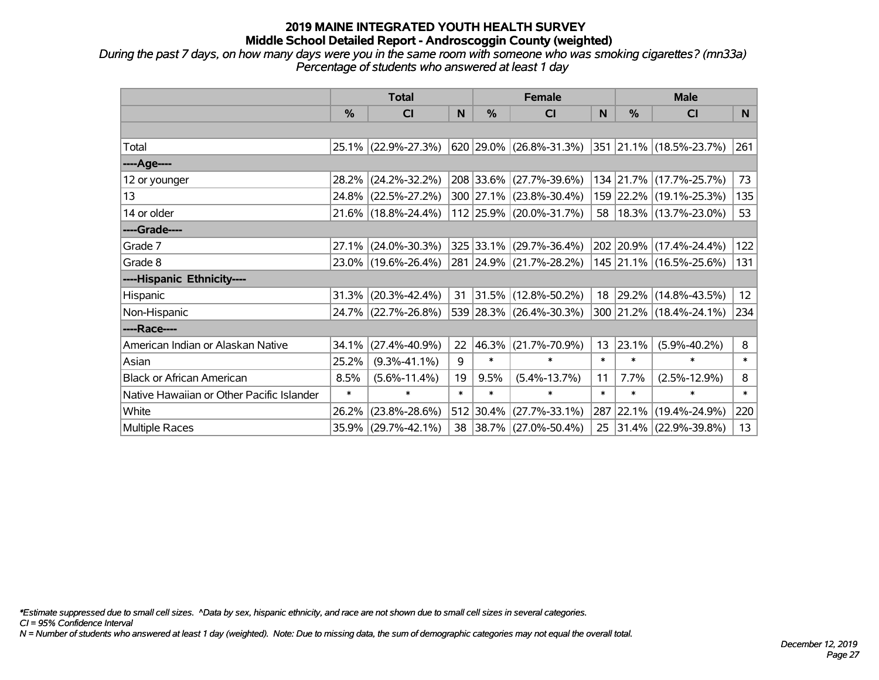# 2019 MAINE INTEGRATED YOUTH HEALTH SURVEY
## Middle School Detailed Report - Androscoggin County (weighted)

*During the past 7 days, on how many days were you in the same room with someone who was smoking cigarettes? (mn33a)*
*Percentage of students who answered at least 1 day*

| | Total | | | Female | | | Male | | |
|---|---|---|---|---|---|---|---|---|---|
| | % | CI | N | % | CI | N | % | CI | N |
| | | | | | | | | | |
| Total | 25.1% | (22.9%-27.3%) | 620 | 29.0% | (26.8%-31.3%) | 351 | 21.1% | (18.5%-23.7%) | 261 |
| ----Age---- | | | | | | | | | |
| 12 or younger | 28.2% | (24.2%-32.2%) | 208 | 33.6% | (27.7%-39.6%) | 134 | 21.7% | (17.7%-25.7%) | 73 |
| 13 | 24.8% | (22.5%-27.2%) | 300 | 27.1% | (23.8%-30.4%) | 159 | 22.2% | (19.1%-25.3%) | 135 |
| 14 or older | 21.6% | (18.8%-24.4%) | 112 | 25.9% | (20.0%-31.7%) | 58 | 18.3% | (13.7%-23.0%) | 53 |
| ----Grade---- | | | | | | | | | |
| Grade 7 | 27.1% | (24.0%-30.3%) | 325 | 33.1% | (29.7%-36.4%) | 202 | 20.9% | (17.4%-24.4%) | 122 |
| Grade 8 | 23.0% | (19.6%-26.4%) | 281 | 24.9% | (21.7%-28.2%) | 145 | 21.1% | (16.5%-25.6%) | 131 |
| ----Hispanic Ethnicity---- | | | | | | | | | |
| Hispanic | 31.3% | (20.3%-42.4%) | 31 | 31.5% | (12.8%-50.2%) | 18 | 29.2% | (14.8%-43.5%) | 12 |
| Non-Hispanic | 24.7% | (22.7%-26.8%) | 539 | 28.3% | (26.4%-30.3%) | 300 | 21.2% | (18.4%-24.1%) | 234 |
| ----Race---- | | | | | | | | | |
| American Indian or Alaskan Native | 34.1% | (27.4%-40.9%) | 22 | 46.3% | (21.7%-70.9%) | 13 | 23.1% | (5.9%-40.2%) | 8 |
| Asian | 25.2% | (9.3%-41.1%) | 9 | * | * | * | * | * | * |
| Black or African American | 8.5% | (5.6%-11.4%) | 19 | 9.5% | (5.4%-13.7%) | 11 | 7.7% | (2.5%-12.9%) | 8 |
| Native Hawaiian or Other Pacific Islander | * | * | * | * | * | * | * | * | * |
| White | 26.2% | (23.8%-28.6%) | 512 | 30.4% | (27.7%-33.1%) | 287 | 22.1% | (19.4%-24.9%) | 220 |
| Multiple Races | 35.9% | (29.7%-42.1%) | 38 | 38.7% | (27.0%-50.4%) | 25 | 31.4% | (22.9%-39.8%) | 13 |

*Estimate suppressed due to small cell sizes. ^Data by sex, hispanic ethnicity, and race are not shown due to small cell sizes in several categories.
CI = 95% Confidence Interval
N = Number of students who answered at least 1 day (weighted). Note: Due to missing data, the sum of demographic categories may not equal the overall total.

December 12, 2019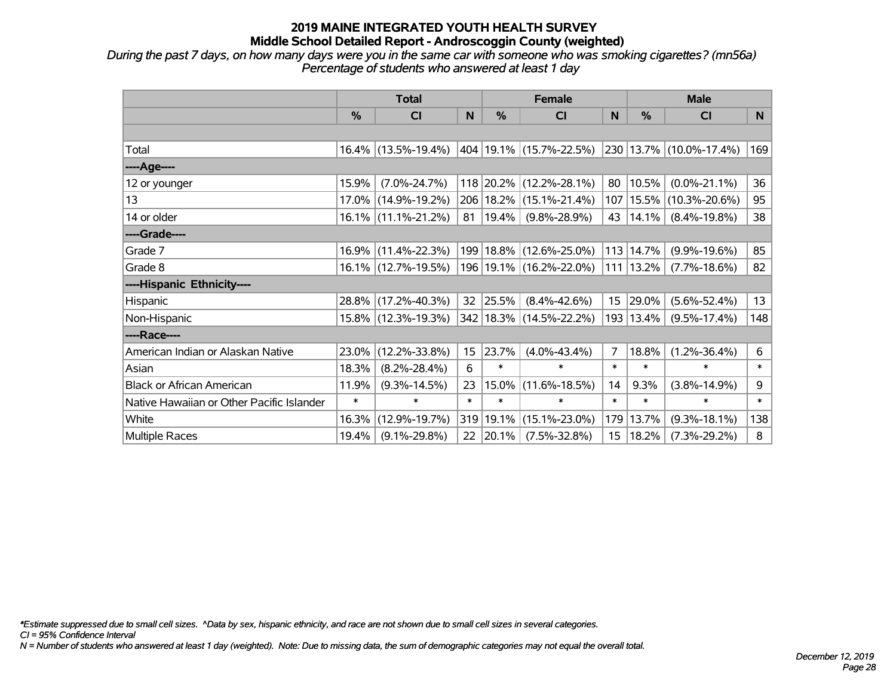# 2019 MAINE INTEGRATED YOUTH HEALTH SURVEY
## Middle School Detailed Report - Androscoggin County (weighted)

*During the past 7 days, on how many days were you in the same car with someone who was smoking cigarettes? (mn56a)*
*Percentage of students who answered at least 1 day*

| | Total | | | Female | | | Male | | |
|---|---|---|---|---|---|---|---|---|---|
| | % | CI | N | % | CI | N | % | CI | N |
| | | | | | | | | | |
| Total | 16.4% | (13.5%-19.4%) | 404 | 19.1% | (15.7%-22.5%) | 230 | 13.7% | (10.0%-17.4%) | 169 |
| ----Age---- | | | | | | | | | |
| 12 or younger | 15.9% | (7.0%-24.7%) | 118 | 20.2% | (12.2%-28.1%) | 80 | 10.5% | (0.0%-21.1%) | 36 |
| 13 | 17.0% | (14.9%-19.2%) | 206 | 18.2% | (15.1%-21.4%) | 107 | 15.5% | (10.3%-20.6%) | 95 |
| 14 or older | 16.1% | (11.1%-21.2%) | 81 | 19.4% | (9.8%-28.9%) | 43 | 14.1% | (8.4%-19.8%) | 38 |
| ----Grade---- | | | | | | | | | |
| Grade 7 | 16.9% | (11.4%-22.3%) | 199 | 18.8% | (12.6%-25.0%) | 113 | 14.7% | (9.9%-19.6%) | 85 |
| Grade 8 | 16.1% | (12.7%-19.5%) | 196 | 19.1% | (16.2%-22.0%) | 111 | 13.2% | (7.7%-18.6%) | 82 |
| ----Hispanic Ethnicity---- | | | | | | | | | |
| Hispanic | 28.8% | (17.2%-40.3%) | 32 | 25.5% | (8.4%-42.6%) | 15 | 29.0% | (5.6%-52.4%) | 13 |
| Non-Hispanic | 15.8% | (12.3%-19.3%) | 342 | 18.3% | (14.5%-22.2%) | 193 | 13.4% | (9.5%-17.4%) | 148 |
| ----Race---- | | | | | | | | | |
| American Indian or Alaskan Native | 23.0% | (12.2%-33.8%) | 15 | 23.7% | (4.0%-43.4%) | 7 | 18.8% | (1.2%-36.4%) | 6 |
| Asian | 18.3% | (8.2%-28.4%) | 6 | * | * | * | * | * | * |
| Black or African American | 11.9% | (9.3%-14.5%) | 23 | 15.0% | (11.6%-18.5%) | 14 | 9.3% | (3.8%-14.9%) | 9 |
| Native Hawaiian or Other Pacific Islander | * | * | * | * | * | * | * | * | * |
| White | 16.3% | (12.9%-19.7%) | 319 | 19.1% | (15.1%-23.0%) | 179 | 13.7% | (9.3%-18.1%) | 138 |
| Multiple Races | 19.4% | (9.1%-29.8%) | 22 | 20.1% | (7.5%-32.8%) | 15 | 18.2% | (7.3%-29.2%) | 8 |

*\*Estimate suppressed due to small cell sizes. ^Data by sex, hispanic ethnicity, and race are not shown due to small cell sizes in several categories.*
*CI = 95% Confidence Interval*
*N = Number of students who answered at least 1 day (weighted). Note: Due to missing data, the sum of demographic categories may not equal the overall total.*

*December 12, 2019*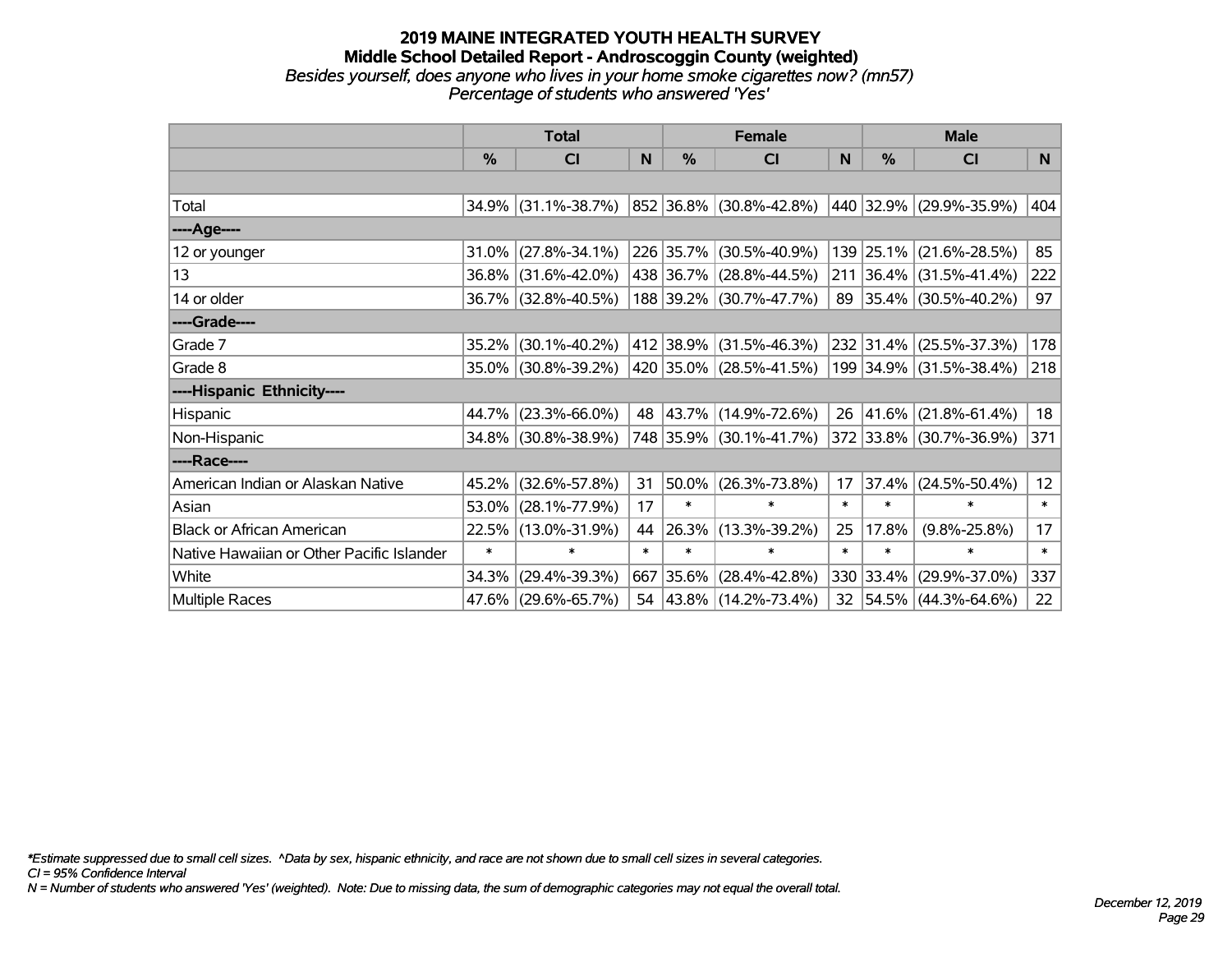# 2019 MAINE INTEGRATED YOUTH HEALTH SURVEY

## Middle School Detailed Report - Androscoggin County (weighted)

*Besides yourself, does anyone who lives in your home smoke cigarettes now? (mn57)*
*Percentage of students who answered 'Yes'*

| | Total | | | Female | | | Male | | |
|---|---|---|---|---|---|---|---|---|---|
| | % | CI | N | % | CI | N | % | CI | N |
| Total | 34.9% | (31.1%-38.7%) | 852 | 36.8% | (30.8%-42.8%) | 440 | 32.9% | (29.9%-35.9%) | 404 |
| ----Age---- | | | | | | | | | |
| 12 or younger | 31.0% | (27.8%-34.1%) | 226 | 35.7% | (30.5%-40.9%) | 139 | 25.1% | (21.6%-28.5%) | 85 |
| 13 | 36.8% | (31.6%-42.0%) | 438 | 36.7% | (28.8%-44.5%) | 211 | 36.4% | (31.5%-41.4%) | 222 |
| 14 or older | 36.7% | (32.8%-40.5%) | 188 | 39.2% | (30.7%-47.7%) | 89 | 35.4% | (30.5%-40.2%) | 97 |
| ----Grade---- | | | | | | | | | |
| Grade 7 | 35.2% | (30.1%-40.2%) | 412 | 38.9% | (31.5%-46.3%) | 232 | 31.4% | (25.5%-37.3%) | 178 |
| Grade 8 | 35.0% | (30.8%-39.2%) | 420 | 35.0% | (28.5%-41.5%) | 199 | 34.9% | (31.5%-38.4%) | 218 |
| ----Hispanic Ethnicity---- | | | | | | | | | |
| Hispanic | 44.7% | (23.3%-66.0%) | 48 | 43.7% | (14.9%-72.6%) | 26 | 41.6% | (21.8%-61.4%) | 18 |
| Non-Hispanic | 34.8% | (30.8%-38.9%) | 748 | 35.9% | (30.1%-41.7%) | 372 | 33.8% | (30.7%-36.9%) | 371 |
| ----Race---- | | | | | | | | | |
| American Indian or Alaskan Native | 45.2% | (32.6%-57.8%) | 31 | 50.0% | (26.3%-73.8%) | 17 | 37.4% | (24.5%-50.4%) | 12 |
| Asian | 53.0% | (28.1%-77.9%) | 17 | * | * | * | * | * | * |
| Black or African American | 22.5% | (13.0%-31.9%) | 44 | 26.3% | (13.3%-39.2%) | 25 | 17.8% | (9.8%-25.8%) | 17 |
| Native Hawaiian or Other Pacific Islander | * | * | * | * | * | * | * | * | * |
| White | 34.3% | (29.4%-39.3%) | 667 | 35.6% | (28.4%-42.8%) | 330 | 33.4% | (29.9%-37.0%) | 337 |
| Multiple Races | 47.6% | (29.6%-65.7%) | 54 | 43.8% | (14.2%-73.4%) | 32 | 54.5% | (44.3%-64.6%) | 22 |

*Estimate suppressed due to small cell sizes. ^Data by sex, hispanic ethnicity, and race are not shown due to small cell sizes in several categories.

*CI = 95% Confidence Interval*

*N = Number of students who answered 'Yes' (weighted). Note: Due to missing data, the sum of demographic categories may not equal the overall total.*

*December 12, 2019*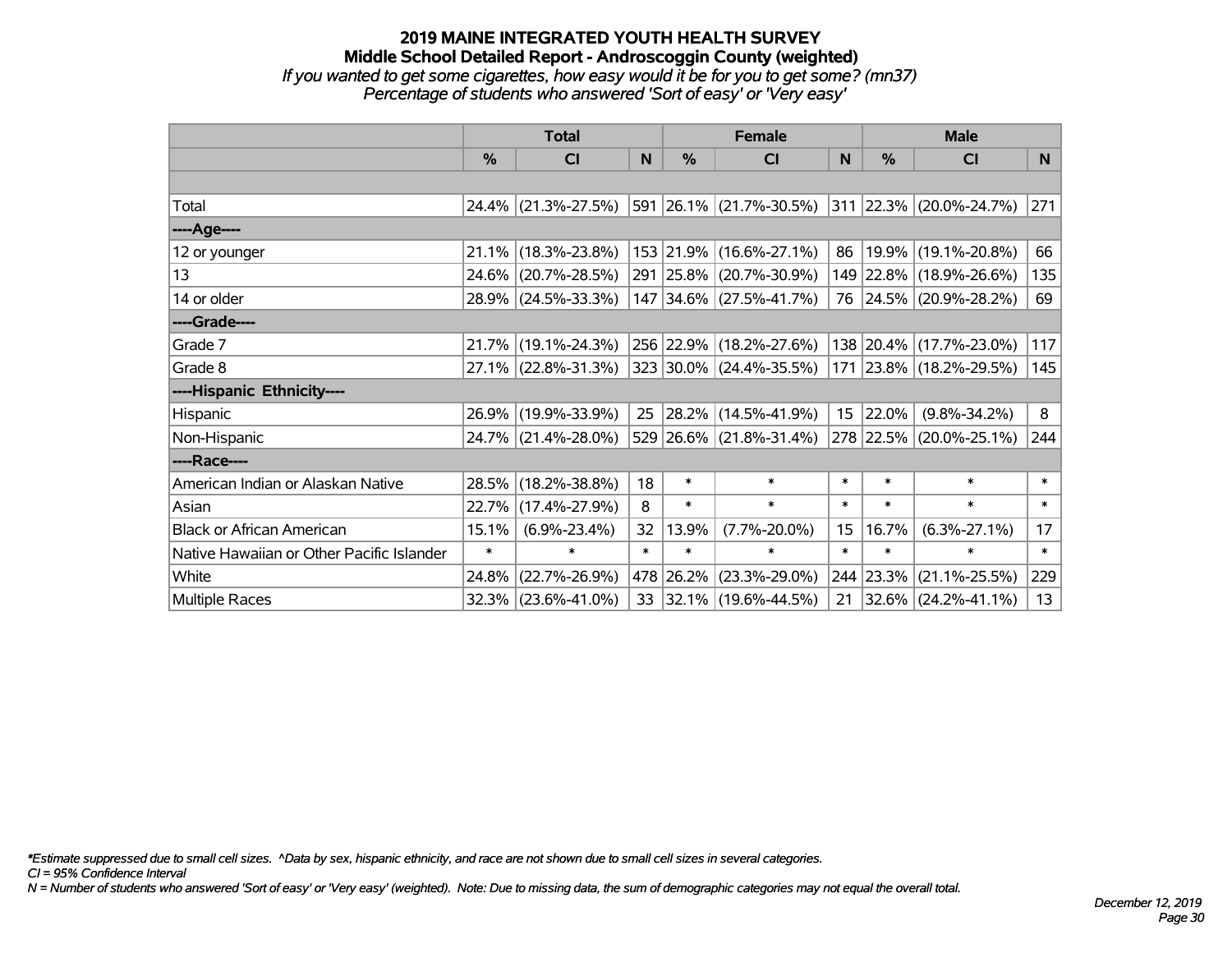# 2019 MAINE INTEGRATED YOUTH HEALTH SURVEY
## Middle School Detailed Report - Androscoggin County (weighted)
*If you wanted to get some cigarettes, how easy would it be for you to get some? (mn37)*
*Percentage of students who answered 'Sort of easy' or 'Very easy'*

| | Total | | | Female | | | Male | | |
|---|---|---|---|---|---|---|---|---|---|
| | % | CI | N | % | CI | N | % | CI | N |
| Total | 24.4% | (21.3%-27.5%) | 591 | 26.1% | (21.7%-30.5%) | 311 | 22.3% | (20.0%-24.7%) | 271 |
| ----Age---- | | | | | | | | | |
| 12 or younger | 21.1% | (18.3%-23.8%) | 153 | 21.9% | (16.6%-27.1%) | 86 | 19.9% | (19.1%-20.8%) | 66 |
| 13 | 24.6% | (20.7%-28.5%) | 291 | 25.8% | (20.7%-30.9%) | 149 | 22.8% | (18.9%-26.6%) | 135 |
| 14 or older | 28.9% | (24.5%-33.3%) | 147 | 34.6% | (27.5%-41.7%) | 76 | 24.5% | (20.9%-28.2%) | 69 |
| ----Grade---- | | | | | | | | | |
| Grade 7 | 21.7% | (19.1%-24.3%) | 256 | 22.9% | (18.2%-27.6%) | 138 | 20.4% | (17.7%-23.0%) | 117 |
| Grade 8 | 27.1% | (22.8%-31.3%) | 323 | 30.0% | (24.4%-35.5%) | 171 | 23.8% | (18.2%-29.5%) | 145 |
| ----Hispanic Ethnicity---- | | | | | | | | | |
| Hispanic | 26.9% | (19.9%-33.9%) | 25 | 28.2% | (14.5%-41.9%) | 15 | 22.0% | (9.8%-34.2%) | 8 |
| Non-Hispanic | 24.7% | (21.4%-28.0%) | 529 | 26.6% | (21.8%-31.4%) | 278 | 22.5% | (20.0%-25.1%) | 244 |
| ----Race---- | | | | | | | | | |
| American Indian or Alaskan Native | 28.5% | (18.2%-38.8%) | 18 | * | * | * | * | * | * |
| Asian | 22.7% | (17.4%-27.9%) | 8 | * | * | * | * | * | * |
| Black or African American | 15.1% | (6.9%-23.4%) | 32 | 13.9% | (7.7%-20.0%) | 15 | 16.7% | (6.3%-27.1%) | 17 |
| Native Hawaiian or Other Pacific Islander | * | * | * | * | * | * | * | * | * |
| White | 24.8% | (22.7%-26.9%) | 478 | 26.2% | (23.3%-29.0%) | 244 | 23.3% | (21.1%-25.5%) | 229 |
| Multiple Races | 32.3% | (23.6%-41.0%) | 33 | 32.1% | (19.6%-44.5%) | 21 | 32.6% | (24.2%-41.1%) | 13 |

*\*Estimate suppressed due to small cell sizes. ^Data by sex, hispanic ethnicity, and race are not shown due to small cell sizes in several categories.*
*CI = 95% Confidence Interval*
*N = Number of students who answered 'Sort of easy' or 'Very easy' (weighted). Note: Due to missing data, the sum of demographic categories may not equal the overall total.*

*December 12, 2019*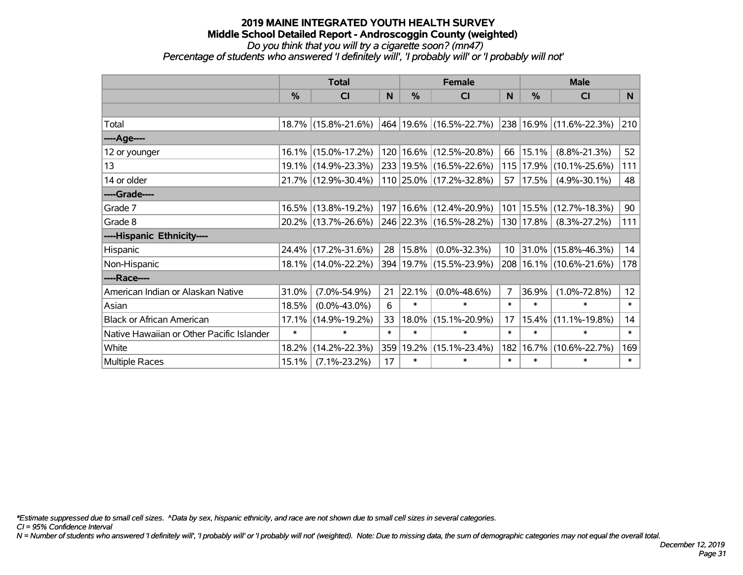# 2019 MAINE INTEGRATED YOUTH HEALTH SURVEY
## Middle School Detailed Report - Androscoggin County (weighted)
*Do you think that you will try a cigarette soon? (mn47)*
*Percentage of students who answered 'I definitely will', 'I probably will' or 'I probably will not'*

| | Total | | | Female | | | Male | | |
|---|---|---|---|---|---|---|---|---|---|
| | % | CI | N | % | CI | N | % | CI | N |
| Total | 18.7% | (15.8%-21.6%) | 464 | 19.6% | (16.5%-22.7%) | 238 | 16.9% | (11.6%-22.3%) | 210 |
| ----Age---- | | | | | | | | | |
| 12 or younger | 16.1% | (15.0%-17.2%) | 120 | 16.6% | (12.5%-20.8%) | 66 | 15.1% | (8.8%-21.3%) | 52 |
| 13 | 19.1% | (14.9%-23.3%) | 233 | 19.5% | (16.5%-22.6%) | 115 | 17.9% | (10.1%-25.6%) | 111 |
| 14 or older | 21.7% | (12.9%-30.4%) | 110 | 25.0% | (17.2%-32.8%) | 57 | 17.5% | (4.9%-30.1%) | 48 |
| ----Grade---- | | | | | | | | | |
| Grade 7 | 16.5% | (13.8%-19.2%) | 197 | 16.6% | (12.4%-20.9%) | 101 | 15.5% | (12.7%-18.3%) | 90 |
| Grade 8 | 20.2% | (13.7%-26.6%) | 246 | 22.3% | (16.5%-28.2%) | 130 | 17.8% | (8.3%-27.2%) | 111 |
| ----Hispanic Ethnicity---- | | | | | | | | | |
| Hispanic | 24.4% | (17.2%-31.6%) | 28 | 15.8% | (0.0%-32.3%) | 10 | 31.0% | (15.8%-46.3%) | 14 |
| Non-Hispanic | 18.1% | (14.0%-22.2%) | 394 | 19.7% | (15.5%-23.9%) | 208 | 16.1% | (10.6%-21.6%) | 178 |
| ----Race---- | | | | | | | | | |
| American Indian or Alaskan Native | 31.0% | (7.0%-54.9%) | 21 | 22.1% | (0.0%-48.6%) | 7 | 36.9% | (1.0%-72.8%) | 12 |
| Asian | 18.5% | (0.0%-43.0%) | 6 | * | * | * | * | * | * |
| Black or African American | 17.1% | (14.9%-19.2%) | 33 | 18.0% | (15.1%-20.9%) | 17 | 15.4% | (11.1%-19.8%) | 14 |
| Native Hawaiian or Other Pacific Islander | * | * | * | * | * | * | * | * | * |
| White | 18.2% | (14.2%-22.3%) | 359 | 19.2% | (15.1%-23.4%) | 182 | 16.7% | (10.6%-22.7%) | 169 |
| Multiple Races | 15.1% | (7.1%-23.2%) | 17 | * | * | * | * | * | * |

*\*Estimate suppressed due to small cell sizes. ^Data by sex, hispanic ethnicity, and race are not shown due to small cell sizes in several categories.*
*CI = 95% Confidence Interval*
*N = Number of students who answered 'I definitely will', 'I probably will' or 'I probably will not' (weighted). Note: Due to missing data, the sum of demographic categories may not equal the overall total.*

*December 12, 2019*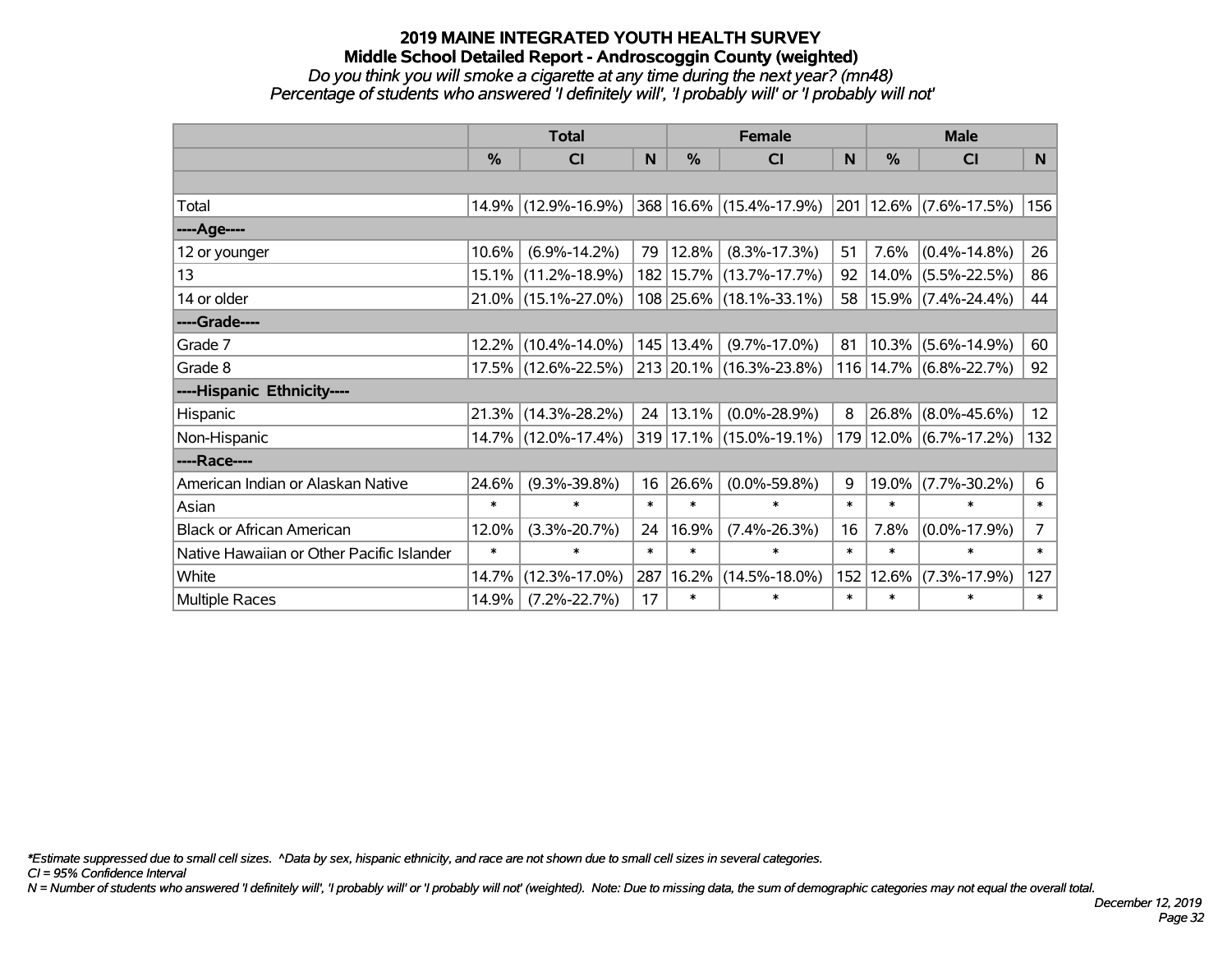# 2019 MAINE INTEGRATED YOUTH HEALTH SURVEY
## Middle School Detailed Report - Androscoggin County (weighted)
*Do you think you will smoke a cigarette at any time during the next year? (mn48)*
*Percentage of students who answered 'I definitely will', 'I probably will' or 'I probably will not'*

| | Total | | | Female | | | Male | | |
|---|---|---|---|---|---|---|---|---|---|
| | % | CI | N | % | CI | N | % | CI | N |
| | | | | | | | | | |
| Total | 14.9% | (12.9%-16.9%) | 368 | 16.6% | (15.4%-17.9%) | 201 | 12.6% | (7.6%-17.5%) | 156 |
| ----Age---- | | | | | | | | | |
| 12 or younger | 10.6% | (6.9%-14.2%) | 79 | 12.8% | (8.3%-17.3%) | 51 | 7.6% | (0.4%-14.8%) | 26 |
| 13 | 15.1% | (11.2%-18.9%) | 182 | 15.7% | (13.7%-17.7%) | 92 | 14.0% | (5.5%-22.5%) | 86 |
| 14 or older | 21.0% | (15.1%-27.0%) | 108 | 25.6% | (18.1%-33.1%) | 58 | 15.9% | (7.4%-24.4%) | 44 |
| ----Grade---- | | | | | | | | | |
| Grade 7 | 12.2% | (10.4%-14.0%) | 145 | 13.4% | (9.7%-17.0%) | 81 | 10.3% | (5.6%-14.9%) | 60 |
| Grade 8 | 17.5% | (12.6%-22.5%) | 213 | 20.1% | (16.3%-23.8%) | 116 | 14.7% | (6.8%-22.7%) | 92 |
| ----Hispanic Ethnicity---- | | | | | | | | | |
| Hispanic | 21.3% | (14.3%-28.2%) | 24 | 13.1% | (0.0%-28.9%) | 8 | 26.8% | (8.0%-45.6%) | 12 |
| Non-Hispanic | 14.7% | (12.0%-17.4%) | 319 | 17.1% | (15.0%-19.1%) | 179 | 12.0% | (6.7%-17.2%) | 132 |
| ----Race---- | | | | | | | | | |
| American Indian or Alaskan Native | 24.6% | (9.3%-39.8%) | 16 | 26.6% | (0.0%-59.8%) | 9 | 19.0% | (7.7%-30.2%) | 6 |
| Asian | * | * | * | * | * | * | * | * | * |
| Black or African American | 12.0% | (3.3%-20.7%) | 24 | 16.9% | (7.4%-26.3%) | 16 | 7.8% | (0.0%-17.9%) | 7 |
| Native Hawaiian or Other Pacific Islander | * | * | * | * | * | * | * | * | * |
| White | 14.7% | (12.3%-17.0%) | 287 | 16.2% | (14.5%-18.0%) | 152 | 12.6% | (7.3%-17.9%) | 127 |
| Multiple Races | 14.9% | (7.2%-22.7%) | 17 | * | * | * | * | * | * |

*\*Estimate suppressed due to small cell sizes. ^Data by sex, hispanic ethnicity, and race are not shown due to small cell sizes in several categories.*
*CI = 95% Confidence Interval*
*N = Number of students who answered 'I definitely will', 'I probably will' or 'I probably will not' (weighted). Note: Due to missing data, the sum of demographic categories may not equal the overall total.*

*December 12, 2019*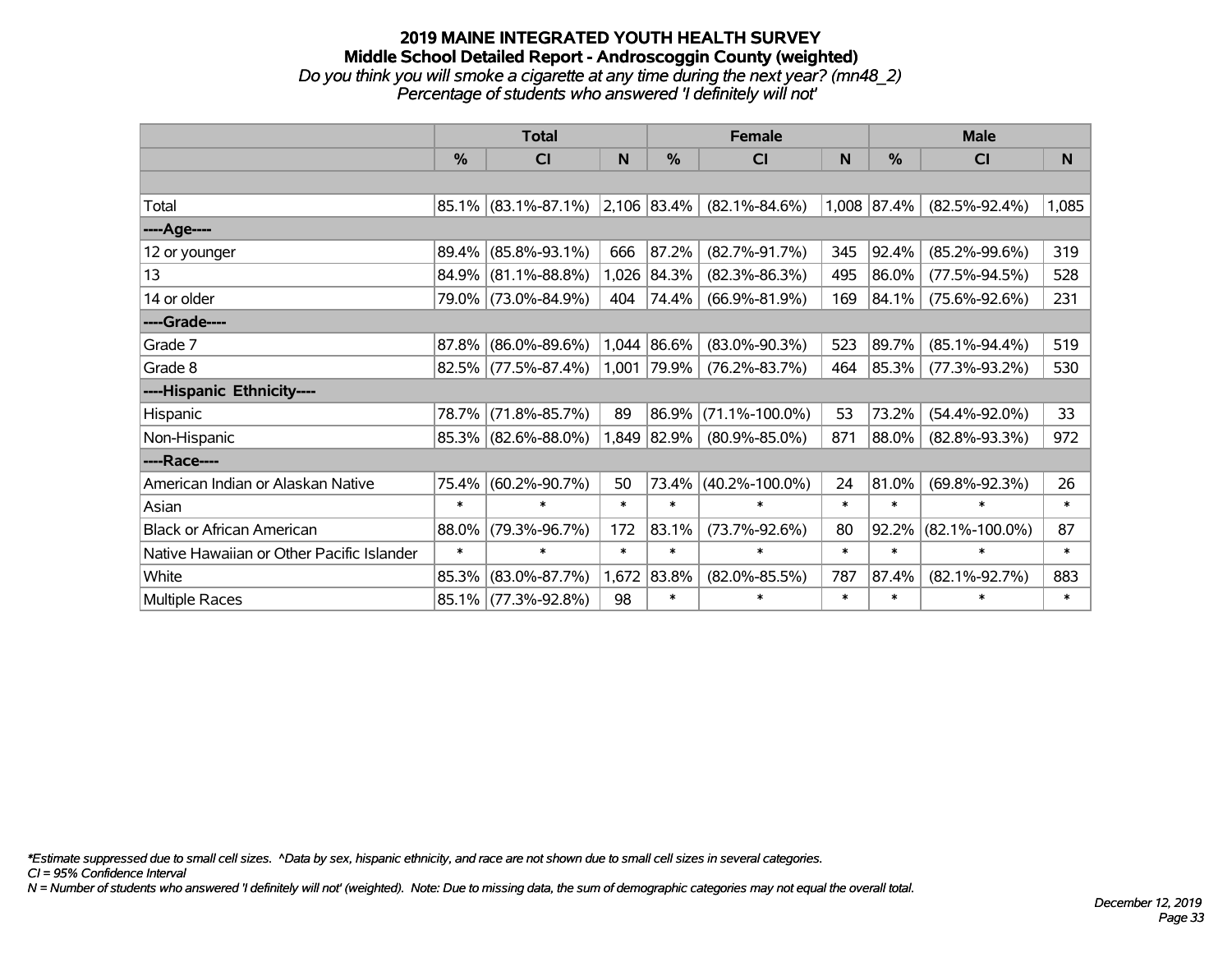# 2019 MAINE INTEGRATED YOUTH HEALTH SURVEY
## Middle School Detailed Report - Androscoggin County (weighted)
*Do you think you will smoke a cigarette at any time during the next year? (mn48_2)*
*Percentage of students who answered 'I definitely will not'*

| | Total | | | Female | | | Male | | |
|---|---|---|---|---|---|---|---|---|---|
| | % | CI | N | % | CI | N | % | CI | N |
| | | | | | | | | | |
| Total | 85.1% | (83.1%-87.1%) | 2,106 | 83.4% | (82.1%-84.6%) | 1,008 | 87.4% | (82.5%-92.4%) | 1,085 |
| ----Age---- | | | | | | | | | |
| 12 or younger | 89.4% | (85.8%-93.1%) | 666 | 87.2% | (82.7%-91.7%) | 345 | 92.4% | (85.2%-99.6%) | 319 |
| 13 | 84.9% | (81.1%-88.8%) | 1,026 | 84.3% | (82.3%-86.3%) | 495 | 86.0% | (77.5%-94.5%) | 528 |
| 14 or older | 79.0% | (73.0%-84.9%) | 404 | 74.4% | (66.9%-81.9%) | 169 | 84.1% | (75.6%-92.6%) | 231 |
| ----Grade---- | | | | | | | | | |
| Grade 7 | 87.8% | (86.0%-89.6%) | 1,044 | 86.6% | (83.0%-90.3%) | 523 | 89.7% | (85.1%-94.4%) | 519 |
| Grade 8 | 82.5% | (77.5%-87.4%) | 1,001 | 79.9% | (76.2%-83.7%) | 464 | 85.3% | (77.3%-93.2%) | 530 |
| ----Hispanic Ethnicity---- | | | | | | | | | |
| Hispanic | 78.7% | (71.8%-85.7%) | 89 | 86.9% | (71.1%-100.0%) | 53 | 73.2% | (54.4%-92.0%) | 33 |
| Non-Hispanic | 85.3% | (82.6%-88.0%) | 1,849 | 82.9% | (80.9%-85.0%) | 871 | 88.0% | (82.8%-93.3%) | 972 |
| ----Race---- | | | | | | | | | |
| American Indian or Alaskan Native | 75.4% | (60.2%-90.7%) | 50 | 73.4% | (40.2%-100.0%) | 24 | 81.0% | (69.8%-92.3%) | 26 |
| Asian | * | * | * | * | * | * | * | * | * |
| Black or African American | 88.0% | (79.3%-96.7%) | 172 | 83.1% | (73.7%-92.6%) | 80 | 92.2% | (82.1%-100.0%) | 87 |
| Native Hawaiian or Other Pacific Islander | * | * | * | * | * | * | * | * | * |
| White | 85.3% | (83.0%-87.7%) | 1,672 | 83.8% | (82.0%-85.5%) | 787 | 87.4% | (82.1%-92.7%) | 883 |
| Multiple Races | 85.1% | (77.3%-92.8%) | 98 | * | * | * | * | * | * |

*Estimate suppressed due to small cell sizes. ^Data by sex, hispanic ethnicity, and race are not shown due to small cell sizes in several categories.

*CI = 95% Confidence Interval*

*N = Number of students who answered 'I definitely will not' (weighted). Note: Due to missing data, the sum of demographic categories may not equal the overall total.*

*December 12, 2019*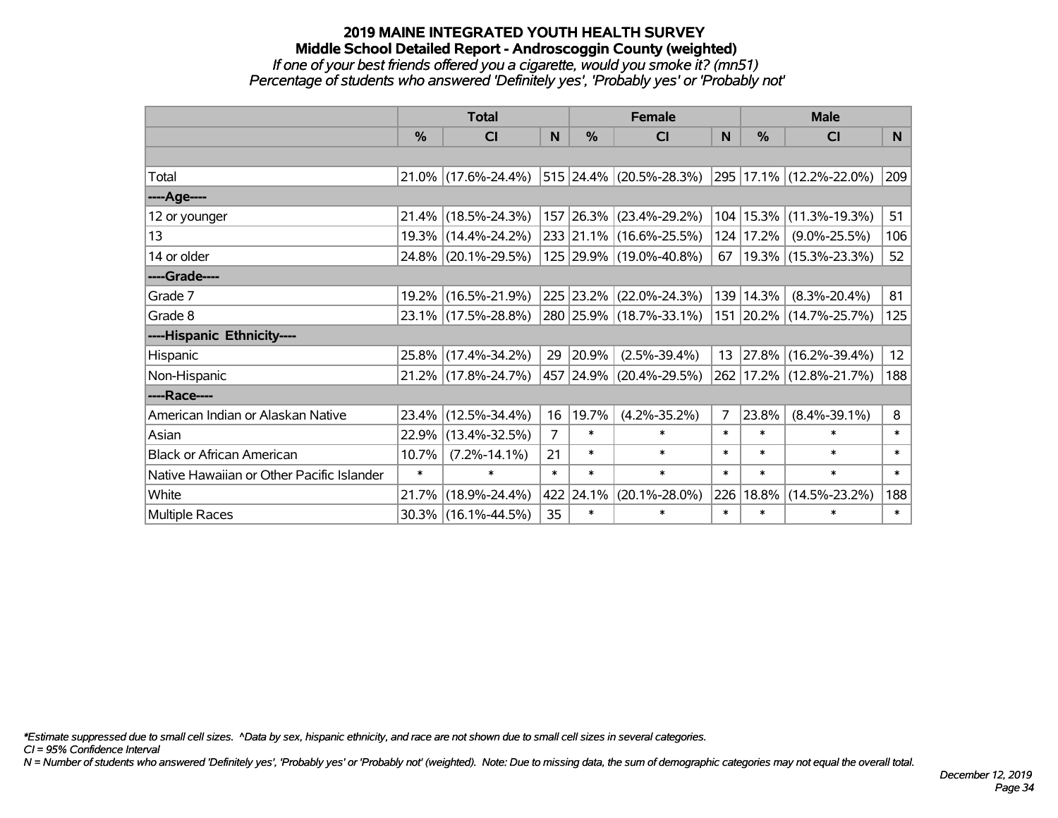# 2019 MAINE INTEGRATED YOUTH HEALTH SURVEY

## Middle School Detailed Report - Androscoggin County (weighted)

*If one of your best friends offered you a cigarette, would you smoke it? (mn51)*

*Percentage of students who answered 'Definitely yes', 'Probably yes' or 'Probably not'*

| | Total | | | Female | | | Male | | |
|---|---|---|---|---|---|---|---|---|---|
| | % | CI | N | % | CI | N | % | CI | N |
| Total | 21.0% | (17.6%-24.4%) | 515 | 24.4% | (20.5%-28.3%) | 295 | 17.1% | (12.2%-22.0%) | 209 |
| ----Age---- | | | | | | | | | |
| 12 or younger | 21.4% | (18.5%-24.3%) | 157 | 26.3% | (23.4%-29.2%) | 104 | 15.3% | (11.3%-19.3%) | 51 |
| 13 | 19.3% | (14.4%-24.2%) | 233 | 21.1% | (16.6%-25.5%) | 124 | 17.2% | (9.0%-25.5%) | 106 |
| 14 or older | 24.8% | (20.1%-29.5%) | 125 | 29.9% | (19.0%-40.8%) | 67 | 19.3% | (15.3%-23.3%) | 52 |
| ----Grade---- | | | | | | | | | |
| Grade 7 | 19.2% | (16.5%-21.9%) | 225 | 23.2% | (22.0%-24.3%) | 139 | 14.3% | (8.3%-20.4%) | 81 |
| Grade 8 | 23.1% | (17.5%-28.8%) | 280 | 25.9% | (18.7%-33.1%) | 151 | 20.2% | (14.7%-25.7%) | 125 |
| ----Hispanic Ethnicity---- | | | | | | | | | |
| Hispanic | 25.8% | (17.4%-34.2%) | 29 | 20.9% | (2.5%-39.4%) | 13 | 27.8% | (16.2%-39.4%) | 12 |
| Non-Hispanic | 21.2% | (17.8%-24.7%) | 457 | 24.9% | (20.4%-29.5%) | 262 | 17.2% | (12.8%-21.7%) | 188 |
| ----Race---- | | | | | | | | | |
| American Indian or Alaskan Native | 23.4% | (12.5%-34.4%) | 16 | 19.7% | (4.2%-35.2%) | 7 | 23.8% | (8.4%-39.1%) | 8 |
| Asian | 22.9% | (13.4%-32.5%) | 7 | * | * | * | * | * | * |
| Black or African American | 10.7% | (7.2%-14.1%) | 21 | * | * | * | * | * | * |
| Native Hawaiian or Other Pacific Islander | * | * | * | * | * | * | * | * | * |
| White | 21.7% | (18.9%-24.4%) | 422 | 24.1% | (20.1%-28.0%) | 226 | 18.8% | (14.5%-23.2%) | 188 |
| Multiple Races | 30.3% | (16.1%-44.5%) | 35 | * | * | * | * | * | * |

*\*Estimate suppressed due to small cell sizes. ^Data by sex, hispanic ethnicity, and race are not shown due to small cell sizes in several categories.*

*CI = 95% Confidence Interval*

*N = Number of students who answered 'Definitely yes', 'Probably yes' or 'Probably not' (weighted). Note: Due to missing data, the sum of demographic categories may not equal the overall total.*

*December 12, 2019*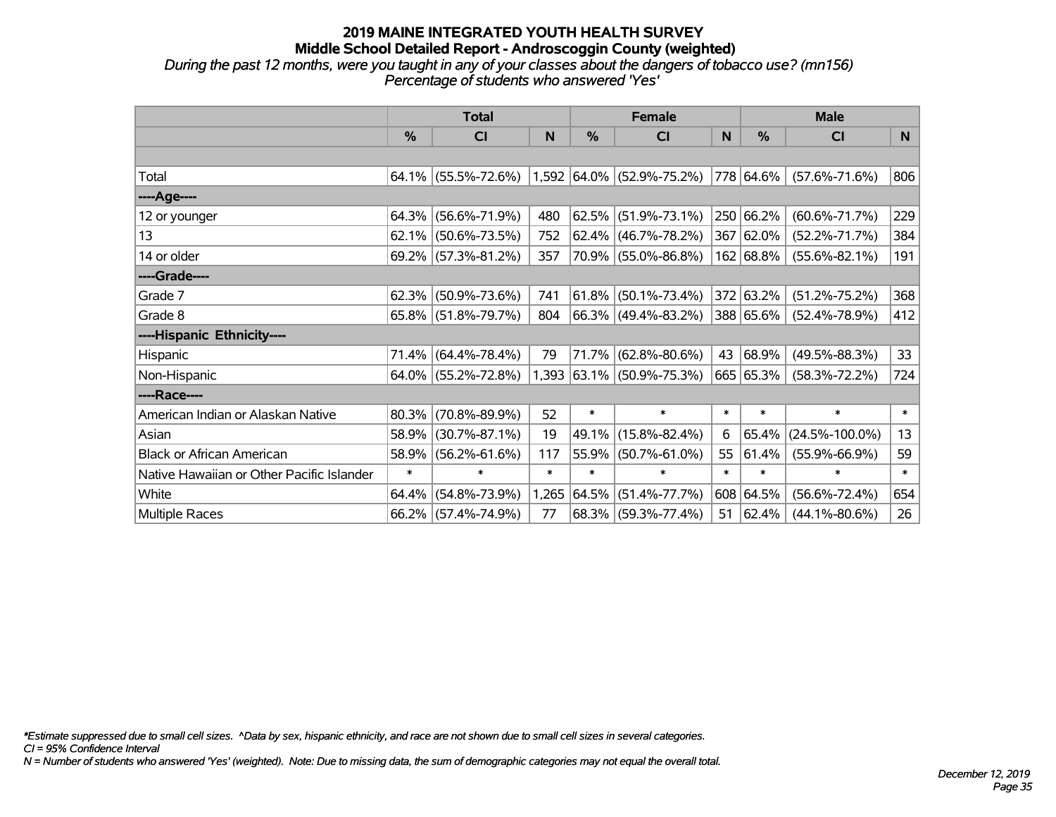# 2019 MAINE INTEGRATED YOUTH HEALTH SURVEY

## Middle School Detailed Report - Androscoggin County (weighted)

*During the past 12 months, were you taught in any of your classes about the dangers of tobacco use? (mn156)*
*Percentage of students who answered 'Yes'*

| | Total | | | Female | | | Male | | |
|---|---|---|---|---|---|---|---|---|---|
| | % | CI | N | % | CI | N | % | CI | N |
| | | | | | | | | | |
| Total | 64.1% | (55.5%-72.6%) | 1,592 | 64.0% | (52.9%-75.2%) | 778 | 64.6% | (57.6%-71.6%) | 806 |
| ----Age---- | | | | | | | | | |
| 12 or younger | 64.3% | (56.6%-71.9%) | 480 | 62.5% | (51.9%-73.1%) | 250 | 66.2% | (60.6%-71.7%) | 229 |
| 13 | 62.1% | (50.6%-73.5%) | 752 | 62.4% | (46.7%-78.2%) | 367 | 62.0% | (52.2%-71.7%) | 384 |
| 14 or older | 69.2% | (57.3%-81.2%) | 357 | 70.9% | (55.0%-86.8%) | 162 | 68.8% | (55.6%-82.1%) | 191 |
| ----Grade---- | | | | | | | | | |
| Grade 7 | 62.3% | (50.9%-73.6%) | 741 | 61.8% | (50.1%-73.4%) | 372 | 63.2% | (51.2%-75.2%) | 368 |
| Grade 8 | 65.8% | (51.8%-79.7%) | 804 | 66.3% | (49.4%-83.2%) | 388 | 65.6% | (52.4%-78.9%) | 412 |
| ----Hispanic Ethnicity---- | | | | | | | | | |
| Hispanic | 71.4% | (64.4%-78.4%) | 79 | 71.7% | (62.8%-80.6%) | 43 | 68.9% | (49.5%-88.3%) | 33 |
| Non-Hispanic | 64.0% | (55.2%-72.8%) | 1,393 | 63.1% | (50.9%-75.3%) | 665 | 65.3% | (58.3%-72.2%) | 724 |
| ----Race---- | | | | | | | | | |
| American Indian or Alaskan Native | 80.3% | (70.8%-89.9%) | 52 | * | * | * | * | * | * |
| Asian | 58.9% | (30.7%-87.1%) | 19 | 49.1% | (15.8%-82.4%) | 6 | 65.4% | (24.5%-100.0%) | 13 |
| Black or African American | 58.9% | (56.2%-61.6%) | 117 | 55.9% | (50.7%-61.0%) | 55 | 61.4% | (55.9%-66.9%) | 59 |
| Native Hawaiian or Other Pacific Islander | * | * | * | * | * | * | * | * | * |
| White | 64.4% | (54.8%-73.9%) | 1,265 | 64.5% | (51.4%-77.7%) | 608 | 64.5% | (56.6%-72.4%) | 654 |
| Multiple Races | 66.2% | (57.4%-74.9%) | 77 | 68.3% | (59.3%-77.4%) | 51 | 62.4% | (44.1%-80.6%) | 26 |

*\*Estimate suppressed due to small cell sizes. ^Data by sex, hispanic ethnicity, and race are not shown due to small cell sizes in several categories.*
*CI = 95% Confidence Interval*
*N = Number of students who answered 'Yes' (weighted). Note: Due to missing data, the sum of demographic categories may not equal the overall total.*

*December 12, 2019*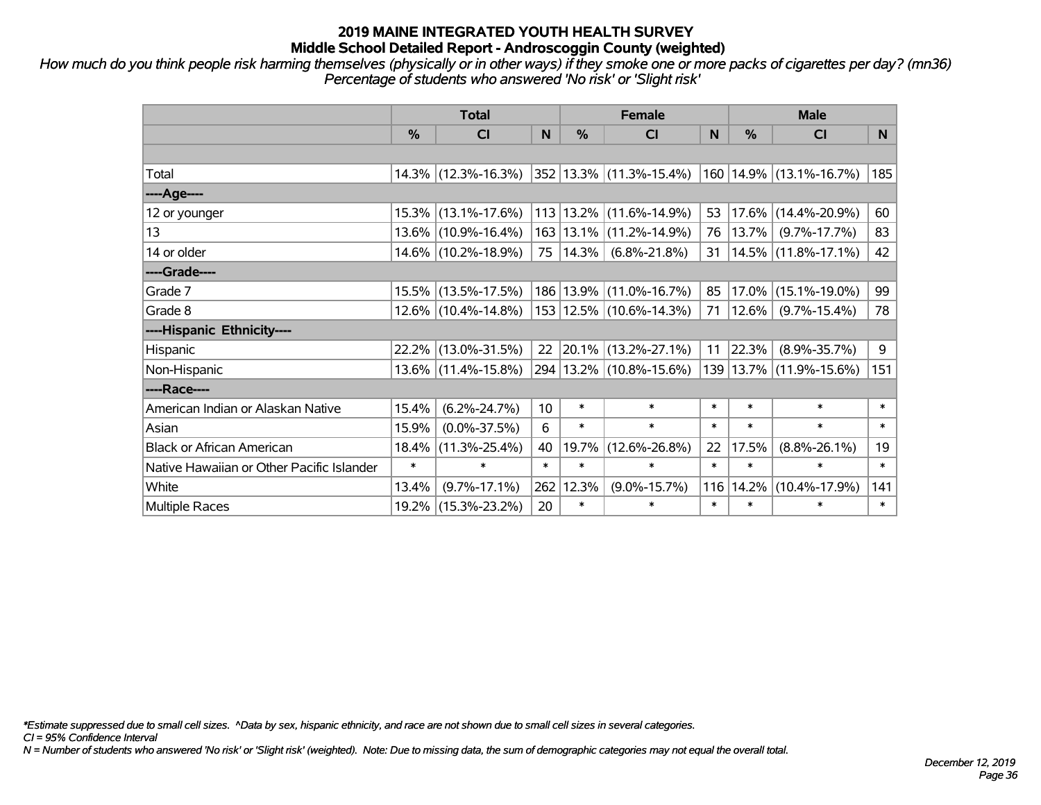# 2019 MAINE INTEGRATED YOUTH HEALTH SURVEY
## Middle School Detailed Report - Androscoggin County (weighted)

*How much do you think people risk harming themselves (physically or in other ways) if they smoke one or more packs of cigarettes per day? (mn36) Percentage of students who answered 'No risk' or 'Slight risk'*

| | Total | | | Female | | | Male | | |
|---|---|---|---|---|---|---|---|---|---|
| | % | CI | N | % | CI | N | % | CI | N |
| | | | | | | | | | |
| Total | 14.3% | (12.3%-16.3%) | 352 | 13.3% | (11.3%-15.4%) | 160 | 14.9% | (13.1%-16.7%) | 185 |
| ----Age---- | | | | | | | | | |
| 12 or younger | 15.3% | (13.1%-17.6%) | 113 | 13.2% | (11.6%-14.9%) | 53 | 17.6% | (14.4%-20.9%) | 60 |
| 13 | 13.6% | (10.9%-16.4%) | 163 | 13.1% | (11.2%-14.9%) | 76 | 13.7% | (9.7%-17.7%) | 83 |
| 14 or older | 14.6% | (10.2%-18.9%) | 75 | 14.3% | (6.8%-21.8%) | 31 | 14.5% | (11.8%-17.1%) | 42 |
| ----Grade---- | | | | | | | | | |
| Grade 7 | 15.5% | (13.5%-17.5%) | 186 | 13.9% | (11.0%-16.7%) | 85 | 17.0% | (15.1%-19.0%) | 99 |
| Grade 8 | 12.6% | (10.4%-14.8%) | 153 | 12.5% | (10.6%-14.3%) | 71 | 12.6% | (9.7%-15.4%) | 78 |
| ----Hispanic Ethnicity---- | | | | | | | | | |
| Hispanic | 22.2% | (13.0%-31.5%) | 22 | 20.1% | (13.2%-27.1%) | 11 | 22.3% | (8.9%-35.7%) | 9 |
| Non-Hispanic | 13.6% | (11.4%-15.8%) | 294 | 13.2% | (10.8%-15.6%) | 139 | 13.7% | (11.9%-15.6%) | 151 |
| ----Race---- | | | | | | | | | |
| American Indian or Alaskan Native | 15.4% | (6.2%-24.7%) | 10 | * | * | * | * | * | * |
| Asian | 15.9% | (0.0%-37.5%) | 6 | * | * | * | * | * | * |
| Black or African American | 18.4% | (11.3%-25.4%) | 40 | 19.7% | (12.6%-26.8%) | 22 | 17.5% | (8.8%-26.1%) | 19 |
| Native Hawaiian or Other Pacific Islander | * | * | * | * | * | * | * | * | * |
| White | 13.4% | (9.7%-17.1%) | 262 | 12.3% | (9.0%-15.7%) | 116 | 14.2% | (10.4%-17.9%) | 141 |
| Multiple Races | 19.2% | (15.3%-23.2%) | 20 | * | * | * | * | * | * |

*\*Estimate suppressed due to small cell sizes. ^Data by sex, hispanic ethnicity, and race are not shown due to small cell sizes in several categories.*

*CI = 95% Confidence Interval*

*N = Number of students who answered 'No risk' or 'Slight risk' (weighted). Note: Due to missing data, the sum of demographic categories may not equal the overall total.*

*December 12, 2019*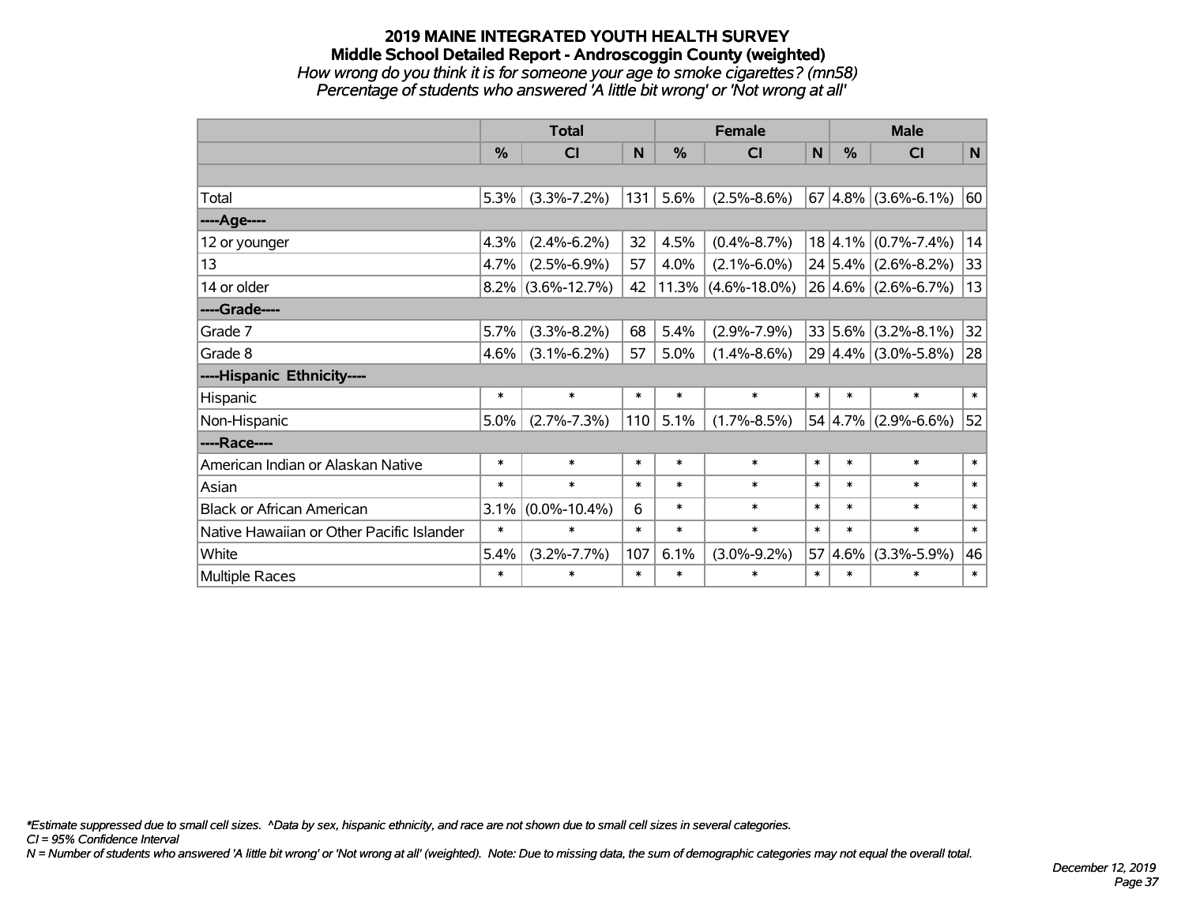# 2019 MAINE INTEGRATED YOUTH HEALTH SURVEY

## Middle School Detailed Report - Androscoggin County (weighted)

*How wrong do you think it is for someone your age to smoke cigarettes? (mn58)*

*Percentage of students who answered 'A little bit wrong' or 'Not wrong at all'*

| | Total | | | Female | | | Male | | |
|---|---|---|---|---|---|---|---|---|---|
| | % | CI | N | % | CI | N | % | CI | N |
| | | | | | | | | | |
| Total | 5.3% | (3.3%-7.2%) | 131 | 5.6% | (2.5%-8.6%) | 67 | 4.8% | (3.6%-6.1%) | 60 |
| ----Age---- | | | | | | | | | |
| 12 or younger | 4.3% | (2.4%-6.2%) | 32 | 4.5% | (0.4%-8.7%) | 18 | 4.1% | (0.7%-7.4%) | 14 |
| 13 | 4.7% | (2.5%-6.9%) | 57 | 4.0% | (2.1%-6.0%) | 24 | 5.4% | (2.6%-8.2%) | 33 |
| 14 or older | 8.2% | (3.6%-12.7%) | 42 | 11.3% | (4.6%-18.0%) | 26 | 4.6% | (2.6%-6.7%) | 13 |
| ----Grade---- | | | | | | | | | |
| Grade 7 | 5.7% | (3.3%-8.2%) | 68 | 5.4% | (2.9%-7.9%) | 33 | 5.6% | (3.2%-8.1%) | 32 |
| Grade 8 | 4.6% | (3.1%-6.2%) | 57 | 5.0% | (1.4%-8.6%) | 29 | 4.4% | (3.0%-5.8%) | 28 |
| ----Hispanic Ethnicity---- | | | | | | | | | |
| Hispanic | * | * | * | * | * | * | * | * | * |
| Non-Hispanic | 5.0% | (2.7%-7.3%) | 110 | 5.1% | (1.7%-8.5%) | 54 | 4.7% | (2.9%-6.6%) | 52 |
| ----Race---- | | | | | | | | | |
| American Indian or Alaskan Native | * | * | * | * | * | * | * | * | * |
| Asian | * | * | * | * | * | * | * | * | * |
| Black or African American | 3.1% | (0.0%-10.4%) | 6 | * | * | * | * | * | * |
| Native Hawaiian or Other Pacific Islander | * | * | * | * | * | * | * | * | * |
| White | 5.4% | (3.2%-7.7%) | 107 | 6.1% | (3.0%-9.2%) | 57 | 4.6% | (3.3%-5.9%) | 46 |
| Multiple Races | * | * | * | * | * | * | * | * | * |

*\*Estimate suppressed due to small cell sizes. ^Data by sex, hispanic ethnicity, and race are not shown due to small cell sizes in several categories.*

*CI = 95% Confidence Interval*

*N = Number of students who answered 'A little bit wrong' or 'Not wrong at all' (weighted). Note: Due to missing data, the sum of demographic categories may not equal the overall total.*

*December 12, 2019*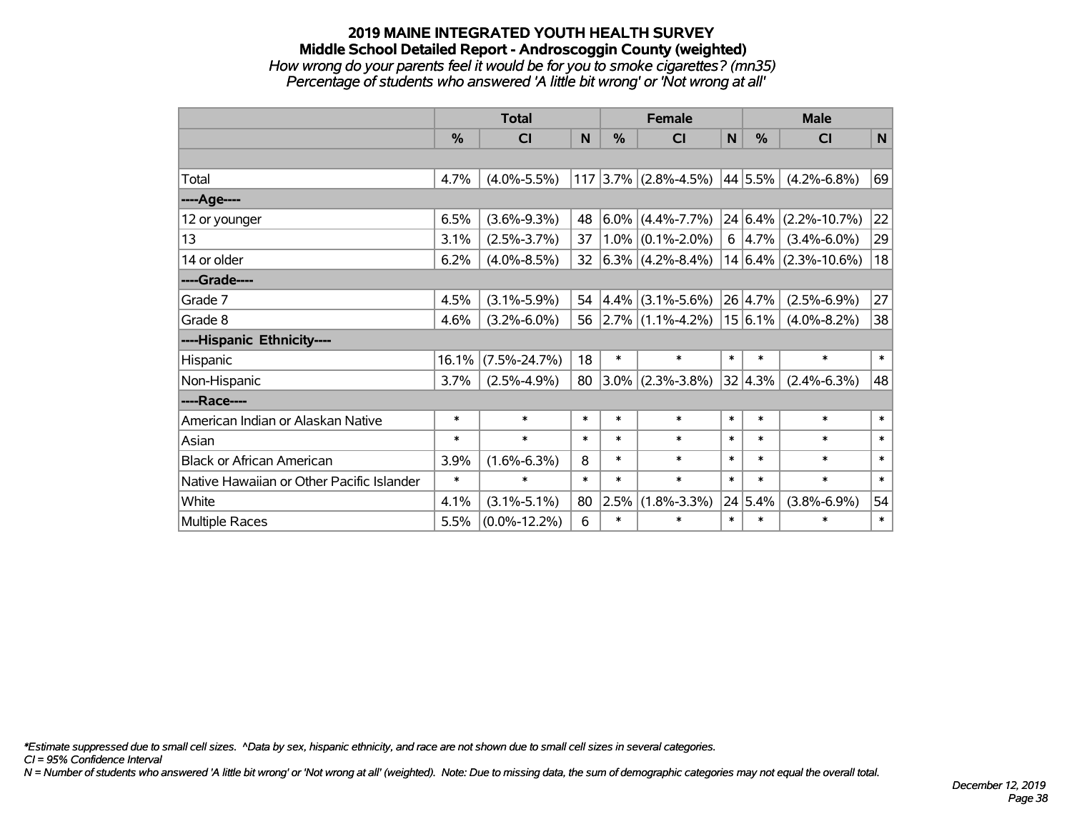# 2019 MAINE INTEGRATED YOUTH HEALTH SURVEY
## Middle School Detailed Report - Androscoggin County (weighted)
*How wrong do your parents feel it would be for you to smoke cigarettes? (mn35)*
*Percentage of students who answered 'A little bit wrong' or 'Not wrong at all'*

| | Total | | | Female | | | Male | | |
|---|---|---|---|---|---|---|---|---|---|
| | % | CI | N | % | CI | N | % | CI | N |
| | | | | | | | | | |
| Total | 4.7% | (4.0%-5.5%) | 117 | 3.7% | (2.8%-4.5%) | 44 | 5.5% | (4.2%-6.8%) | 69 |
| ----Age---- | | | | | | | | | |
| 12 or younger | 6.5% | (3.6%-9.3%) | 48 | 6.0% | (4.4%-7.7%) | 24 | 6.4% | (2.2%-10.7%) | 22 |
| 13 | 3.1% | (2.5%-3.7%) | 37 | 1.0% | (0.1%-2.0%) | 6 | 4.7% | (3.4%-6.0%) | 29 |
| 14 or older | 6.2% | (4.0%-8.5%) | 32 | 6.3% | (4.2%-8.4%) | 14 | 6.4% | (2.3%-10.6%) | 18 |
| ----Grade---- | | | | | | | | | |
| Grade 7 | 4.5% | (3.1%-5.9%) | 54 | 4.4% | (3.1%-5.6%) | 26 | 4.7% | (2.5%-6.9%) | 27 |
| Grade 8 | 4.6% | (3.2%-6.0%) | 56 | 2.7% | (1.1%-4.2%) | 15 | 6.1% | (4.0%-8.2%) | 38 |
| ----Hispanic Ethnicity---- | | | | | | | | | |
| Hispanic | 16.1% | (7.5%-24.7%) | 18 | * | * | * | * | * | * |
| Non-Hispanic | 3.7% | (2.5%-4.9%) | 80 | 3.0% | (2.3%-3.8%) | 32 | 4.3% | (2.4%-6.3%) | 48 |
| ----Race---- | | | | | | | | | |
| American Indian or Alaskan Native | * | * | * | * | * | * | * | * | * |
| Asian | * | * | * | * | * | * | * | * | * |
| Black or African American | 3.9% | (1.6%-6.3%) | 8 | * | * | * | * | * | * |
| Native Hawaiian or Other Pacific Islander | * | * | * | * | * | * | * | * | * |
| White | 4.1% | (3.1%-5.1%) | 80 | 2.5% | (1.8%-3.3%) | 24 | 5.4% | (3.8%-6.9%) | 54 |
| Multiple Races | 5.5% | (0.0%-12.2%) | 6 | * | * | * | * | * | * |

*\*Estimate suppressed due to small cell sizes. ^Data by sex, hispanic ethnicity, and race are not shown due to small cell sizes in several categories.*
*CI = 95% Confidence Interval*
*N = Number of students who answered 'A little bit wrong' or 'Not wrong at all' (weighted). Note: Due to missing data, the sum of demographic categories may not equal the overall total.*

*December 12, 2019*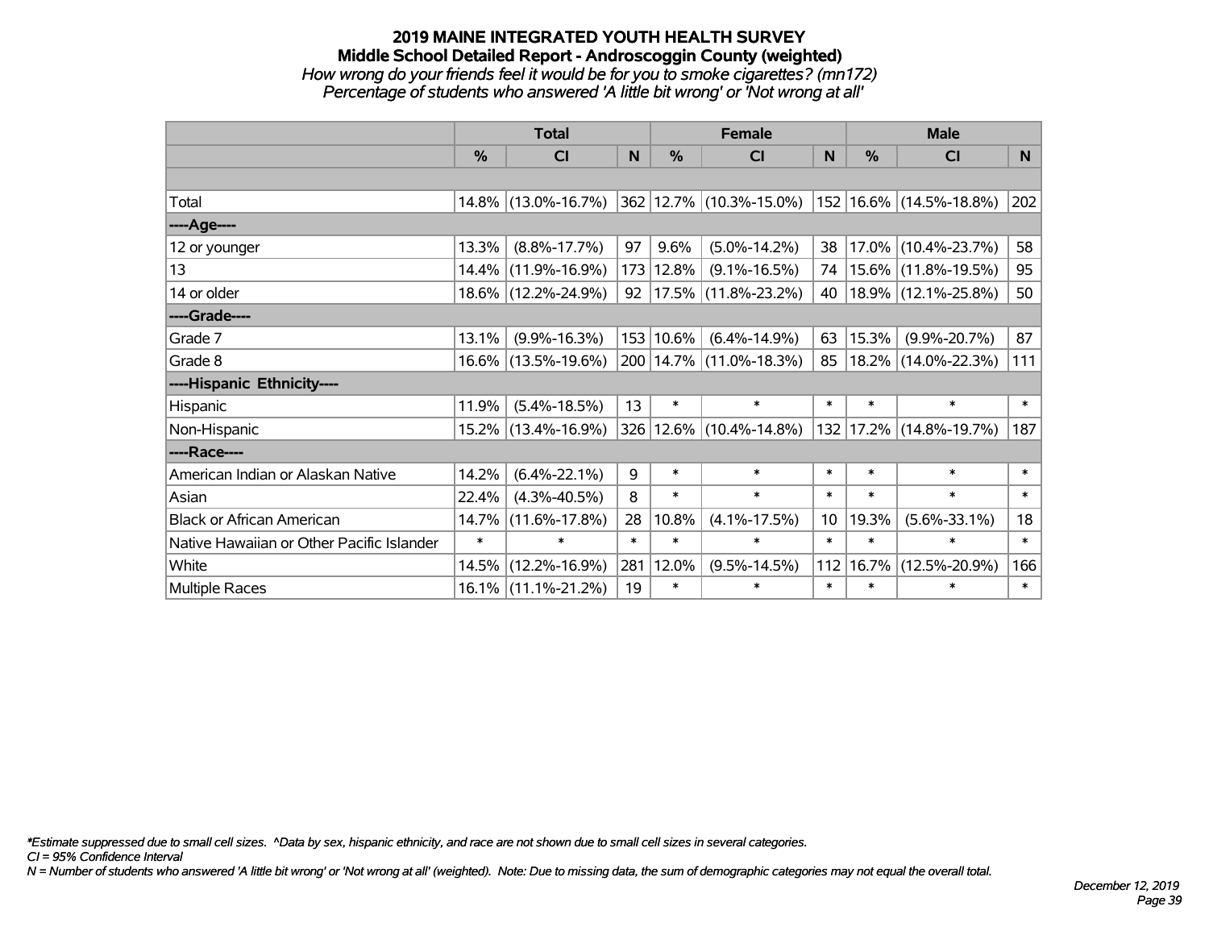# 2019 MAINE INTEGRATED YOUTH HEALTH SURVEY
## Middle School Detailed Report - Androscoggin County (weighted)
*How wrong do your friends feel it would be for you to smoke cigarettes? (mn172)*
*Percentage of students who answered 'A little bit wrong' or 'Not wrong at all'*

| | Total | | | Female | | | Male | | |
|---|---|---|---|---|---|---|---|---|---|
| | % | CI | N | % | CI | N | % | CI | N |
| | | | | | | | | | |
| Total | 14.8% | (13.0%-16.7%) | 362 | 12.7% | (10.3%-15.0%) | 152 | 16.6% | (14.5%-18.8%) | 202 |
| ----Age---- | | | | | | | | | |
| 12 or younger | 13.3% | (8.8%-17.7%) | 97 | 9.6% | (5.0%-14.2%) | 38 | 17.0% | (10.4%-23.7%) | 58 |
| 13 | 14.4% | (11.9%-16.9%) | 173 | 12.8% | (9.1%-16.5%) | 74 | 15.6% | (11.8%-19.5%) | 95 |
| 14 or older | 18.6% | (12.2%-24.9%) | 92 | 17.5% | (11.8%-23.2%) | 40 | 18.9% | (12.1%-25.8%) | 50 |
| ----Grade---- | | | | | | | | | |
| Grade 7 | 13.1% | (9.9%-16.3%) | 153 | 10.6% | (6.4%-14.9%) | 63 | 15.3% | (9.9%-20.7%) | 87 |
| Grade 8 | 16.6% | (13.5%-19.6%) | 200 | 14.7% | (11.0%-18.3%) | 85 | 18.2% | (14.0%-22.3%) | 111 |
| ----Hispanic Ethnicity---- | | | | | | | | | |
| Hispanic | 11.9% | (5.4%-18.5%) | 13 | * | * | * | * | * | * |
| Non-Hispanic | 15.2% | (13.4%-16.9%) | 326 | 12.6% | (10.4%-14.8%) | 132 | 17.2% | (14.8%-19.7%) | 187 |
| ----Race---- | | | | | | | | | |
| American Indian or Alaskan Native | 14.2% | (6.4%-22.1%) | 9 | * | * | * | * | * | * |
| Asian | 22.4% | (4.3%-40.5%) | 8 | * | * | * | * | * | * |
| Black or African American | 14.7% | (11.6%-17.8%) | 28 | 10.8% | (4.1%-17.5%) | 10 | 19.3% | (5.6%-33.1%) | 18 |
| Native Hawaiian or Other Pacific Islander | * | * | * | * | * | * | * | * | * |
| White | 14.5% | (12.2%-16.9%) | 281 | 12.0% | (9.5%-14.5%) | 112 | 16.7% | (12.5%-20.9%) | 166 |
| Multiple Races | 16.1% | (11.1%-21.2%) | 19 | * | * | * | * | * | * |

*\*Estimate suppressed due to small cell sizes. ^Data by sex, hispanic ethnicity, and race are not shown due to small cell sizes in several categories.*
*CI = 95% Confidence Interval*
*N = Number of students who answered 'A little bit wrong' or 'Not wrong at all' (weighted). Note: Due to missing data, the sum of demographic categories may not equal the overall total.*

*December 12, 2019*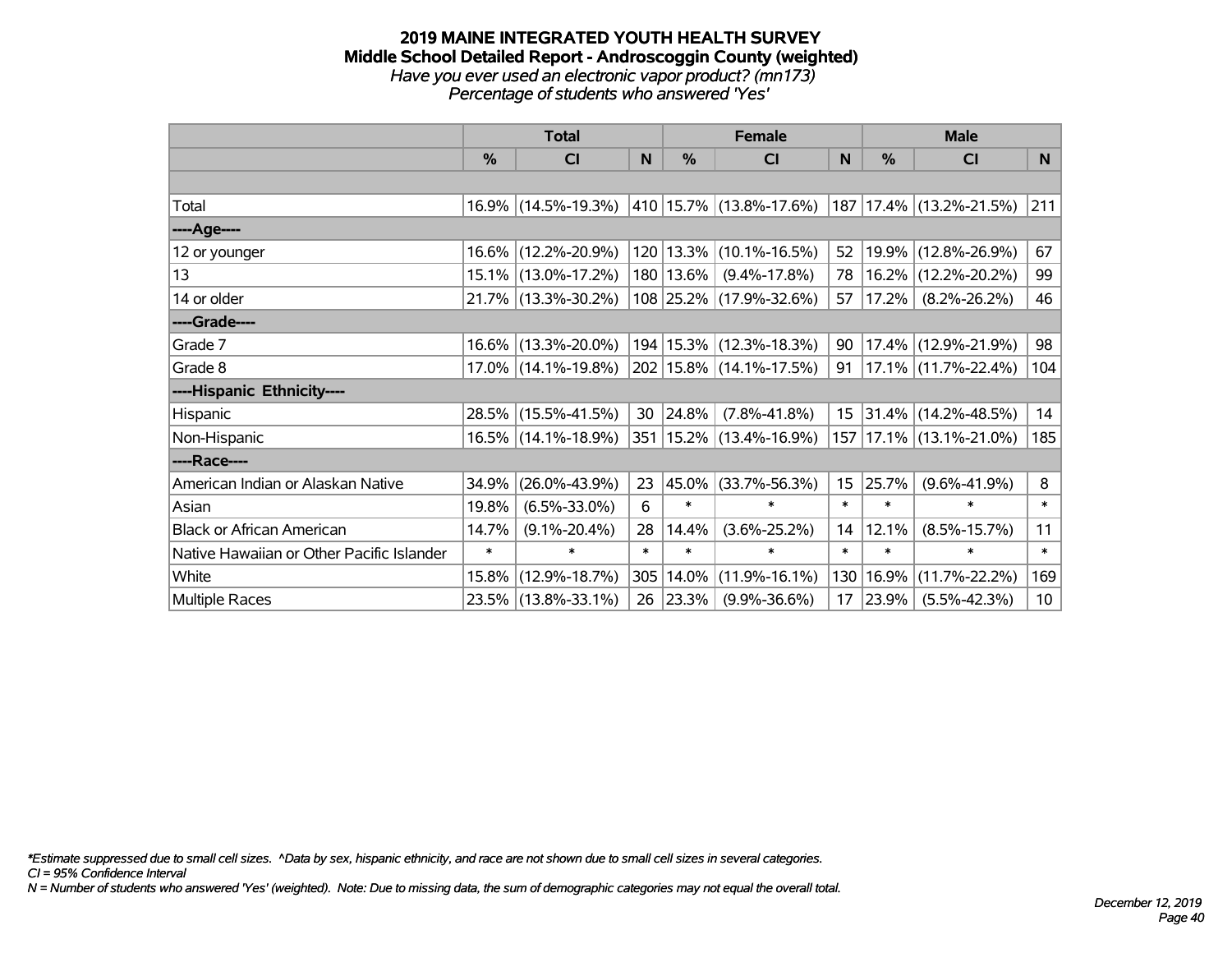# 2019 MAINE INTEGRATED YOUTH HEALTH SURVEY
## Middle School Detailed Report - Androscoggin County (weighted)
*Have you ever used an electronic vapor product? (mn173)*
*Percentage of students who answered 'Yes'*

| | Total | | | Female | | | Male | | |
|---|---|---|---|---|---|---|---|---|---|
| | % | CI | N | % | CI | N | % | CI | N |
| | | | | | | | | | |
| Total | 16.9% | (14.5%-19.3%) | 410 | 15.7% | (13.8%-17.6%) | 187 | 17.4% | (13.2%-21.5%) | 211 |
| ----Age---- | | | | | | | | | |
| 12 or younger | 16.6% | (12.2%-20.9%) | 120 | 13.3% | (10.1%-16.5%) | 52 | 19.9% | (12.8%-26.9%) | 67 |
| 13 | 15.1% | (13.0%-17.2%) | 180 | 13.6% | (9.4%-17.8%) | 78 | 16.2% | (12.2%-20.2%) | 99 |
| 14 or older | 21.7% | (13.3%-30.2%) | 108 | 25.2% | (17.9%-32.6%) | 57 | 17.2% | (8.2%-26.2%) | 46 |
| ----Grade---- | | | | | | | | | |
| Grade 7 | 16.6% | (13.3%-20.0%) | 194 | 15.3% | (12.3%-18.3%) | 90 | 17.4% | (12.9%-21.9%) | 98 |
| Grade 8 | 17.0% | (14.1%-19.8%) | 202 | 15.8% | (14.1%-17.5%) | 91 | 17.1% | (11.7%-22.4%) | 104 |
| ----Hispanic Ethnicity---- | | | | | | | | | |
| Hispanic | 28.5% | (15.5%-41.5%) | 30 | 24.8% | (7.8%-41.8%) | 15 | 31.4% | (14.2%-48.5%) | 14 |
| Non-Hispanic | 16.5% | (14.1%-18.9%) | 351 | 15.2% | (13.4%-16.9%) | 157 | 17.1% | (13.1%-21.0%) | 185 |
| ----Race---- | | | | | | | | | |
| American Indian or Alaskan Native | 34.9% | (26.0%-43.9%) | 23 | 45.0% | (33.7%-56.3%) | 15 | 25.7% | (9.6%-41.9%) | 8 |
| Asian | 19.8% | (6.5%-33.0%) | 6 | * | * | * | * | * | * |
| Black or African American | 14.7% | (9.1%-20.4%) | 28 | 14.4% | (3.6%-25.2%) | 14 | 12.1% | (8.5%-15.7%) | 11 |
| Native Hawaiian or Other Pacific Islander | * | * | * | * | * | * | * | * | * |
| White | 15.8% | (12.9%-18.7%) | 305 | 14.0% | (11.9%-16.1%) | 130 | 16.9% | (11.7%-22.2%) | 169 |
| Multiple Races | 23.5% | (13.8%-33.1%) | 26 | 23.3% | (9.9%-36.6%) | 17 | 23.9% | (5.5%-42.3%) | 10 |

*\*Estimate suppressed due to small cell sizes. ^Data by sex, hispanic ethnicity, and race are not shown due to small cell sizes in several categories.*
*CI = 95% Confidence Interval*
*N = Number of students who answered 'Yes' (weighted). Note: Due to missing data, the sum of demographic categories may not equal the overall total.*

*December 12, 2019*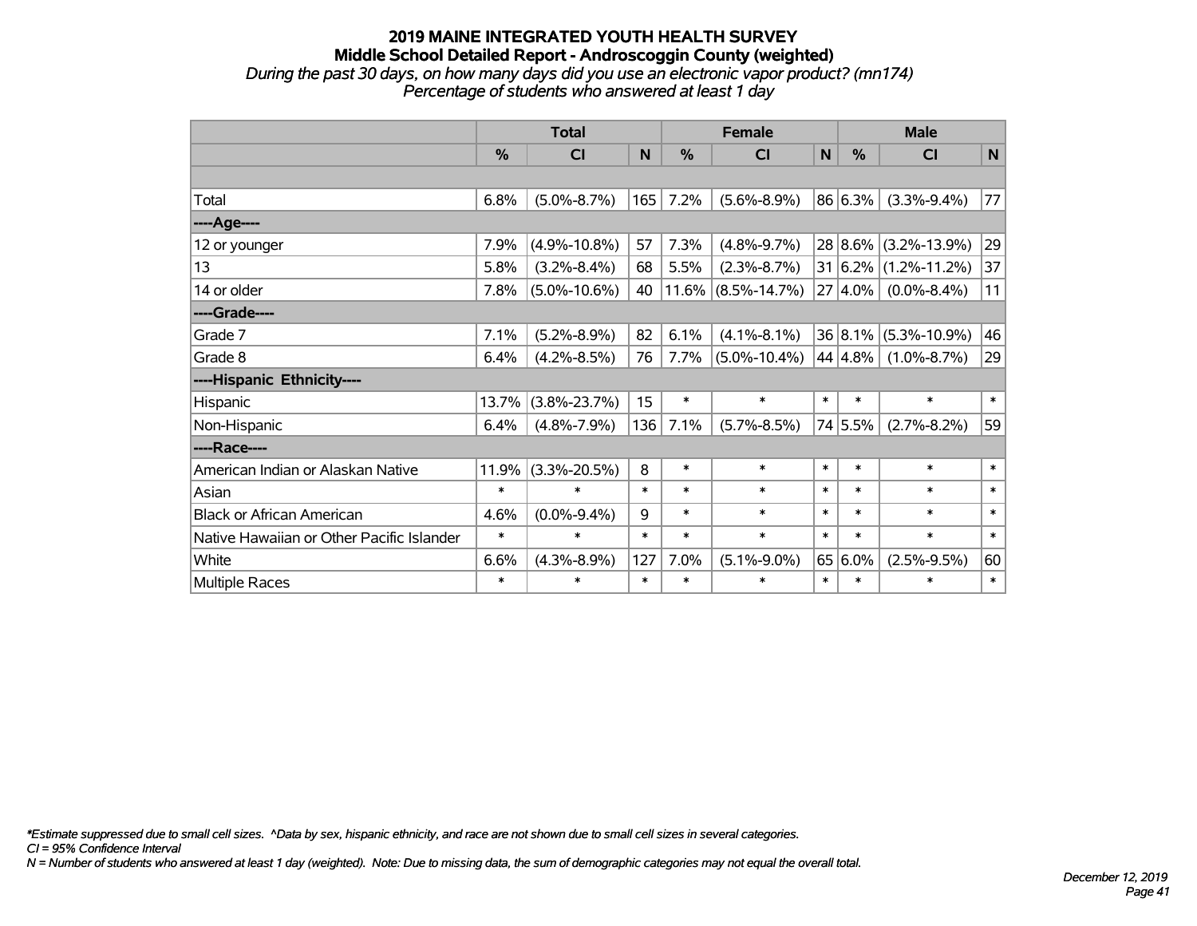# 2019 MAINE INTEGRATED YOUTH HEALTH SURVEY

## Middle School Detailed Report - Androscoggin County (weighted)

*During the past 30 days, on how many days did you use an electronic vapor product? (mn174)*
*Percentage of students who answered at least 1 day*

| | Total | | | Female | | | Male | | |
|---|---|---|---|---|---|---|---|---|---|
| | % | CI | N | % | CI | N | % | CI | N |
| | | | | | | | | | |
| Total | 6.8% | (5.0%-8.7%) | 165 | 7.2% | (5.6%-8.9%) | 86 | 6.3% | (3.3%-9.4%) | 77 |
| ----Age---- | | | | | | | | | |
| 12 or younger | 7.9% | (4.9%-10.8%) | 57 | 7.3% | (4.8%-9.7%) | 28 | 8.6% | (3.2%-13.9%) | 29 |
| 13 | 5.8% | (3.2%-8.4%) | 68 | 5.5% | (2.3%-8.7%) | 31 | 6.2% | (1.2%-11.2%) | 37 |
| 14 or older | 7.8% | (5.0%-10.6%) | 40 | 11.6% | (8.5%-14.7%) | 27 | 4.0% | (0.0%-8.4%) | 11 |
| ----Grade---- | | | | | | | | | |
| Grade 7 | 7.1% | (5.2%-8.9%) | 82 | 6.1% | (4.1%-8.1%) | 36 | 8.1% | (5.3%-10.9%) | 46 |
| Grade 8 | 6.4% | (4.2%-8.5%) | 76 | 7.7% | (5.0%-10.4%) | 44 | 4.8% | (1.0%-8.7%) | 29 |
| ----Hispanic Ethnicity---- | | | | | | | | | |
| Hispanic | 13.7% | (3.8%-23.7%) | 15 | * | * | * | * | * | * |
| Non-Hispanic | 6.4% | (4.8%-7.9%) | 136 | 7.1% | (5.7%-8.5%) | 74 | 5.5% | (2.7%-8.2%) | 59 |
| ----Race---- | | | | | | | | | |
| American Indian or Alaskan Native | 11.9% | (3.3%-20.5%) | 8 | * | * | * | * | * | * |
| Asian | * | * | * | * | * | * | * | * | * |
| Black or African American | 4.6% | (0.0%-9.4%) | 9 | * | * | * | * | * | * |
| Native Hawaiian or Other Pacific Islander | * | * | * | * | * | * | * | * | * |
| White | 6.6% | (4.3%-8.9%) | 127 | 7.0% | (5.1%-9.0%) | 65 | 6.0% | (2.5%-9.5%) | 60 |
| Multiple Races | * | * | * | * | * | * | * | * | * |

*\*Estimate suppressed due to small cell sizes. ^Data by sex, hispanic ethnicity, and race are not shown due to small cell sizes in several categories.*
*CI = 95% Confidence Interval*
*N = Number of students who answered at least 1 day (weighted). Note: Due to missing data, the sum of demographic categories may not equal the overall total.*

*December 12, 2019*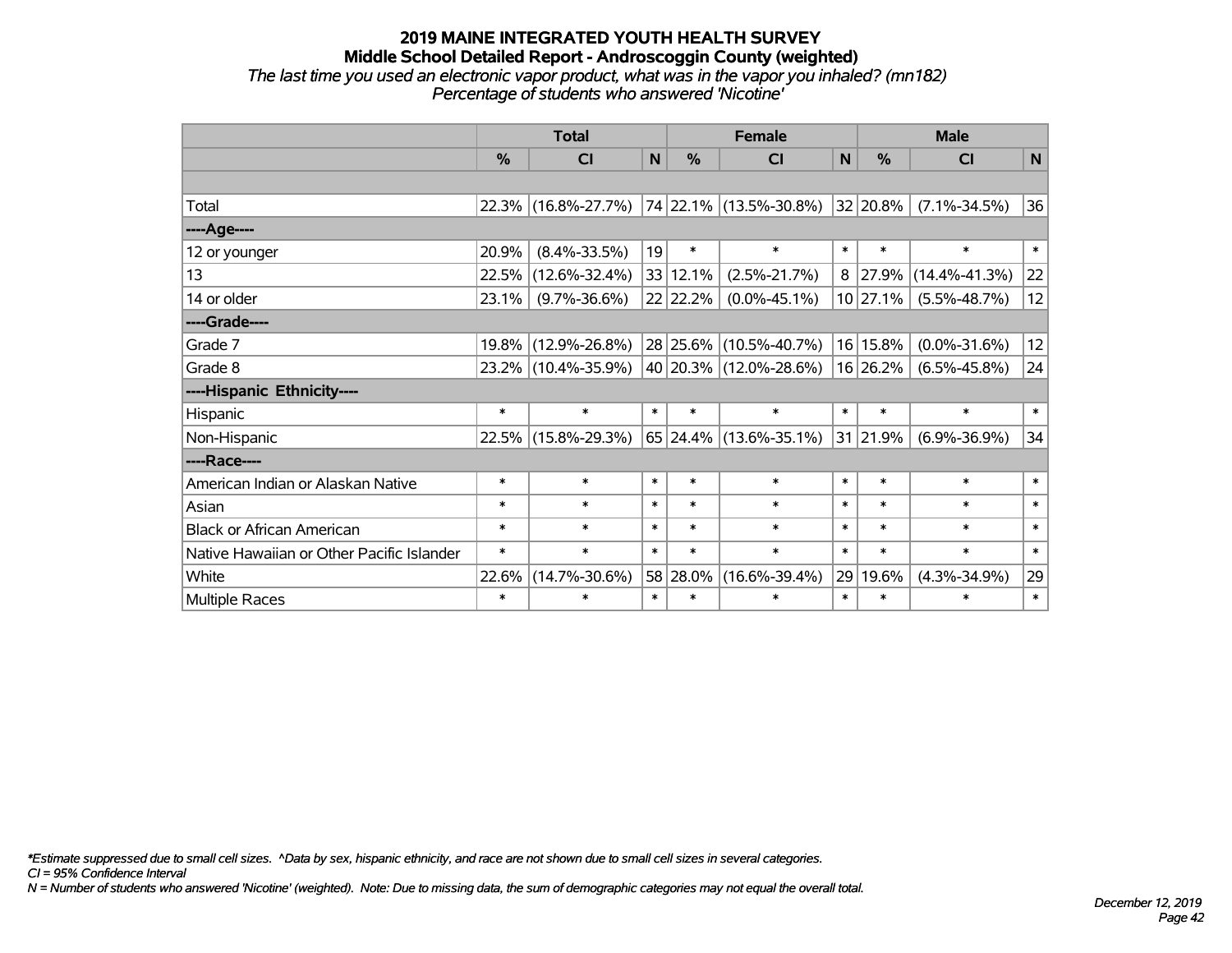# 2019 MAINE INTEGRATED YOUTH HEALTH SURVEY

## Middle School Detailed Report - Androscoggin County (weighted)

*The last time you used an electronic vapor product, what was in the vapor you inhaled? (mn182)*
*Percentage of students who answered 'Nicotine'*

| | Total | | | Female | | | Male | | |
|---|---|---|---|---|---|---|---|---|---|
| | % | CI | N | % | CI | N | % | CI | N |
| | | | | | | | | | |
| Total | 22.3% | (16.8%-27.7%) | 74 | 22.1% | (13.5%-30.8%) | 32 | 20.8% | (7.1%-34.5%) | 36 |
| ----Age---- | | | | | | | | | |
| 12 or younger | 20.9% | (8.4%-33.5%) | 19 | * | * | * | * | * | * |
| 13 | 22.5% | (12.6%-32.4%) | 33 | 12.1% | (2.5%-21.7%) | 8 | 27.9% | (14.4%-41.3%) | 22 |
| 14 or older | 23.1% | (9.7%-36.6%) | 22 | 22.2% | (0.0%-45.1%) | 10 | 27.1% | (5.5%-48.7%) | 12 |
| ----Grade---- | | | | | | | | | |
| Grade 7 | 19.8% | (12.9%-26.8%) | 28 | 25.6% | (10.5%-40.7%) | 16 | 15.8% | (0.0%-31.6%) | 12 |
| Grade 8 | 23.2% | (10.4%-35.9%) | 40 | 20.3% | (12.0%-28.6%) | 16 | 26.2% | (6.5%-45.8%) | 24 |
| ----Hispanic Ethnicity---- | | | | | | | | | |
| Hispanic | * | * | * | * | * | * | * | * | * |
| Non-Hispanic | 22.5% | (15.8%-29.3%) | 65 | 24.4% | (13.6%-35.1%) | 31 | 21.9% | (6.9%-36.9%) | 34 |
| ----Race---- | | | | | | | | | |
| American Indian or Alaskan Native | * | * | * | * | * | * | * | * | * |
| Asian | * | * | * | * | * | * | * | * | * |
| Black or African American | * | * | * | * | * | * | * | * | * |
| Native Hawaiian or Other Pacific Islander | * | * | * | * | * | * | * | * | * |
| White | 22.6% | (14.7%-30.6%) | 58 | 28.0% | (16.6%-39.4%) | 29 | 19.6% | (4.3%-34.9%) | 29 |
| Multiple Races | * | * | * | * | * | * | * | * | * |

*\*Estimate suppressed due to small cell sizes. ^Data by sex, hispanic ethnicity, and race are not shown due to small cell sizes in several categories.*
*CI = 95% Confidence Interval*
*N = Number of students who answered 'Nicotine' (weighted). Note: Due to missing data, the sum of demographic categories may not equal the overall total.*

*December 12, 2019*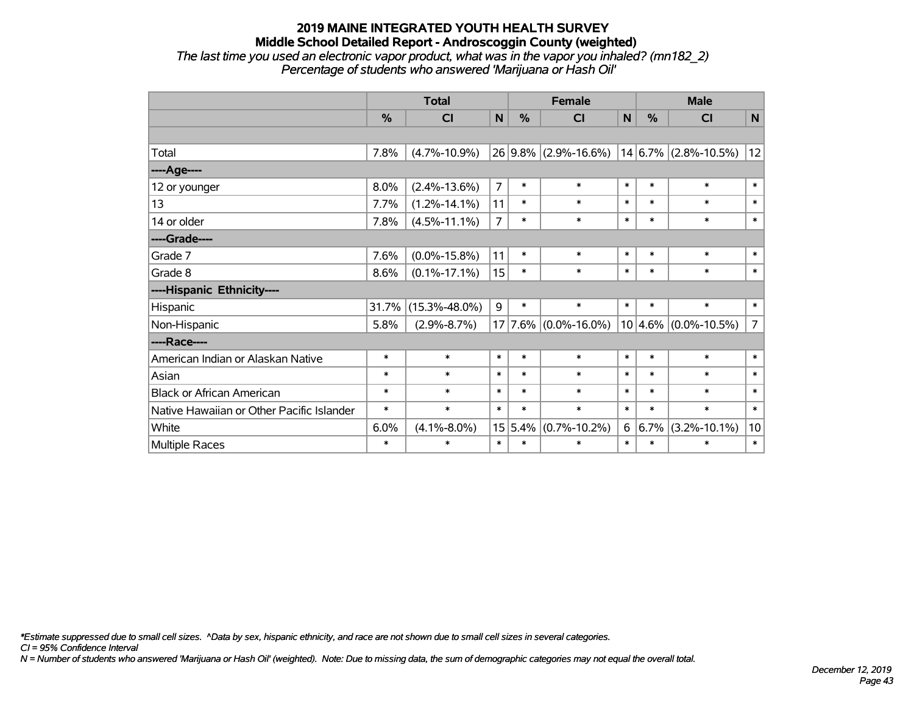# 2019 MAINE INTEGRATED YOUTH HEALTH SURVEY

## Middle School Detailed Report - Androscoggin County (weighted)

*The last time you used an electronic vapor product, what was in the vapor you inhaled? (mn182_2)*
*Percentage of students who answered 'Marijuana or Hash Oil'*

| | Total | | | Female | | | Male | | |
|---|---|---|---|---|---|---|---|---|---|
| | % | CI | N | % | CI | N | % | CI | N |
| | | | | | | | | | |
| Total | 7.8% | (4.7%-10.9%) | 26 | 9.8% | (2.9%-16.6%) | 14 | 6.7% | (2.8%-10.5%) | 12 |
| ----Age---- | | | | | | | | | |
| 12 or younger | 8.0% | (2.4%-13.6%) | 7 | * | * | * | * | * | * |
| 13 | 7.7% | (1.2%-14.1%) | 11 | * | * | * | * | * | * |
| 14 or older | 7.8% | (4.5%-11.1%) | 7 | * | * | * | * | * | * |
| ----Grade---- | | | | | | | | | |
| Grade 7 | 7.6% | (0.0%-15.8%) | 11 | * | * | * | * | * | * |
| Grade 8 | 8.6% | (0.1%-17.1%) | 15 | * | * | * | * | * | * |
| ----Hispanic Ethnicity---- | | | | | | | | | |
| Hispanic | 31.7% | (15.3%-48.0%) | 9 | * | * | * | * | * | * |
| Non-Hispanic | 5.8% | (2.9%-8.7%) | 17 | 7.6% | (0.0%-16.0%) | 10 | 4.6% | (0.0%-10.5%) | 7 |
| ----Race---- | | | | | | | | | |
| American Indian or Alaskan Native | * | * | * | * | * | * | * | * | * |
| Asian | * | * | * | * | * | * | * | * | * |
| Black or African American | * | * | * | * | * | * | * | * | * |
| Native Hawaiian or Other Pacific Islander | * | * | * | * | * | * | * | * | * |
| White | 6.0% | (4.1%-8.0%) | 15 | 5.4% | (0.7%-10.2%) | 6 | 6.7% | (3.2%-10.1%) | 10 |
| Multiple Races | * | * | * | * | * | * | * | * | * |

*\*Estimate suppressed due to small cell sizes. ^Data by sex, hispanic ethnicity, and race are not shown due to small cell sizes in several categories.*
*CI = 95% Confidence Interval*
*N = Number of students who answered 'Marijuana or Hash Oil' (weighted). Note: Due to missing data, the sum of demographic categories may not equal the overall total.*

*December 12, 2019*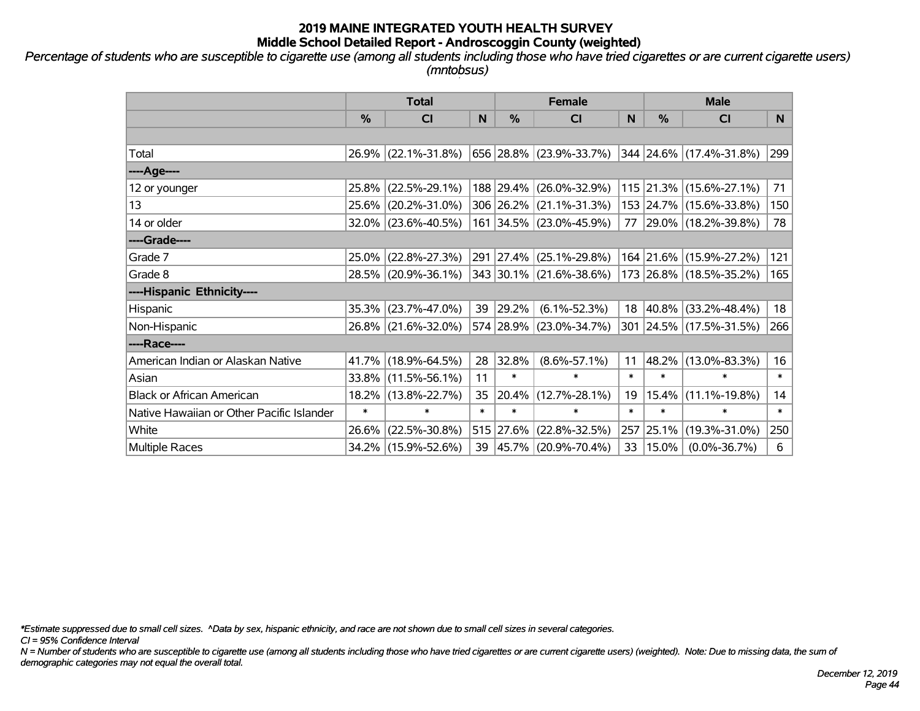# 2019 MAINE INTEGRATED YOUTH HEALTH SURVEY

## Middle School Detailed Report - Androscoggin County (weighted)

*Percentage of students who are susceptible to cigarette use (among all students including those who have tried cigarettes or are current cigarette users) (mntobsus)*

| | Total | | | Female | | | Male | | |
|---|---|---|---|---|---|---|---|---|---|
| | % | CI | N | % | CI | N | % | CI | N |
| Total | 26.9% | (22.1%-31.8%) | 656 | 28.8% | (23.9%-33.7%) | 344 | 24.6% | (17.4%-31.8%) | 299 |
| ----Age---- | | | | | | | | | |
| 12 or younger | 25.8% | (22.5%-29.1%) | 188 | 29.4% | (26.0%-32.9%) | 115 | 21.3% | (15.6%-27.1%) | 71 |
| 13 | 25.6% | (20.2%-31.0%) | 306 | 26.2% | (21.1%-31.3%) | 153 | 24.7% | (15.6%-33.8%) | 150 |
| 14 or older | 32.0% | (23.6%-40.5%) | 161 | 34.5% | (23.0%-45.9%) | 77 | 29.0% | (18.2%-39.8%) | 78 |
| ----Grade---- | | | | | | | | | |
| Grade 7 | 25.0% | (22.8%-27.3%) | 291 | 27.4% | (25.1%-29.8%) | 164 | 21.6% | (15.9%-27.2%) | 121 |
| Grade 8 | 28.5% | (20.9%-36.1%) | 343 | 30.1% | (21.6%-38.6%) | 173 | 26.8% | (18.5%-35.2%) | 165 |
| ----Hispanic Ethnicity---- | | | | | | | | | |
| Hispanic | 35.3% | (23.7%-47.0%) | 39 | 29.2% | (6.1%-52.3%) | 18 | 40.8% | (33.2%-48.4%) | 18 |
| Non-Hispanic | 26.8% | (21.6%-32.0%) | 574 | 28.9% | (23.0%-34.7%) | 301 | 24.5% | (17.5%-31.5%) | 266 |
| ----Race---- | | | | | | | | | |
| American Indian or Alaskan Native | 41.7% | (18.9%-64.5%) | 28 | 32.8% | (8.6%-57.1%) | 11 | 48.2% | (13.0%-83.3%) | 16 |
| Asian | 33.8% | (11.5%-56.1%) | 11 | * | * | * | * | * | * |
| Black or African American | 18.2% | (13.8%-22.7%) | 35 | 20.4% | (12.7%-28.1%) | 19 | 15.4% | (11.1%-19.8%) | 14 |
| Native Hawaiian or Other Pacific Islander | * | * | * | * | * | * | * | * | * |
| White | 26.6% | (22.5%-30.8%) | 515 | 27.6% | (22.8%-32.5%) | 257 | 25.1% | (19.3%-31.0%) | 250 |
| Multiple Races | 34.2% | (15.9%-52.6%) | 39 | 45.7% | (20.9%-70.4%) | 33 | 15.0% | (0.0%-36.7%) | 6 |

*\*Estimate suppressed due to small cell sizes. ^Data by sex, hispanic ethnicity, and race are not shown due to small cell sizes in several categories.*

*CI = 95% Confidence Interval*

*N = Number of students who are susceptible to cigarette use (among all students including those who have tried cigarettes or are current cigarette users) (weighted). Note: Due to missing data, the sum of demographic categories may not equal the overall total.*

*December 12, 2019*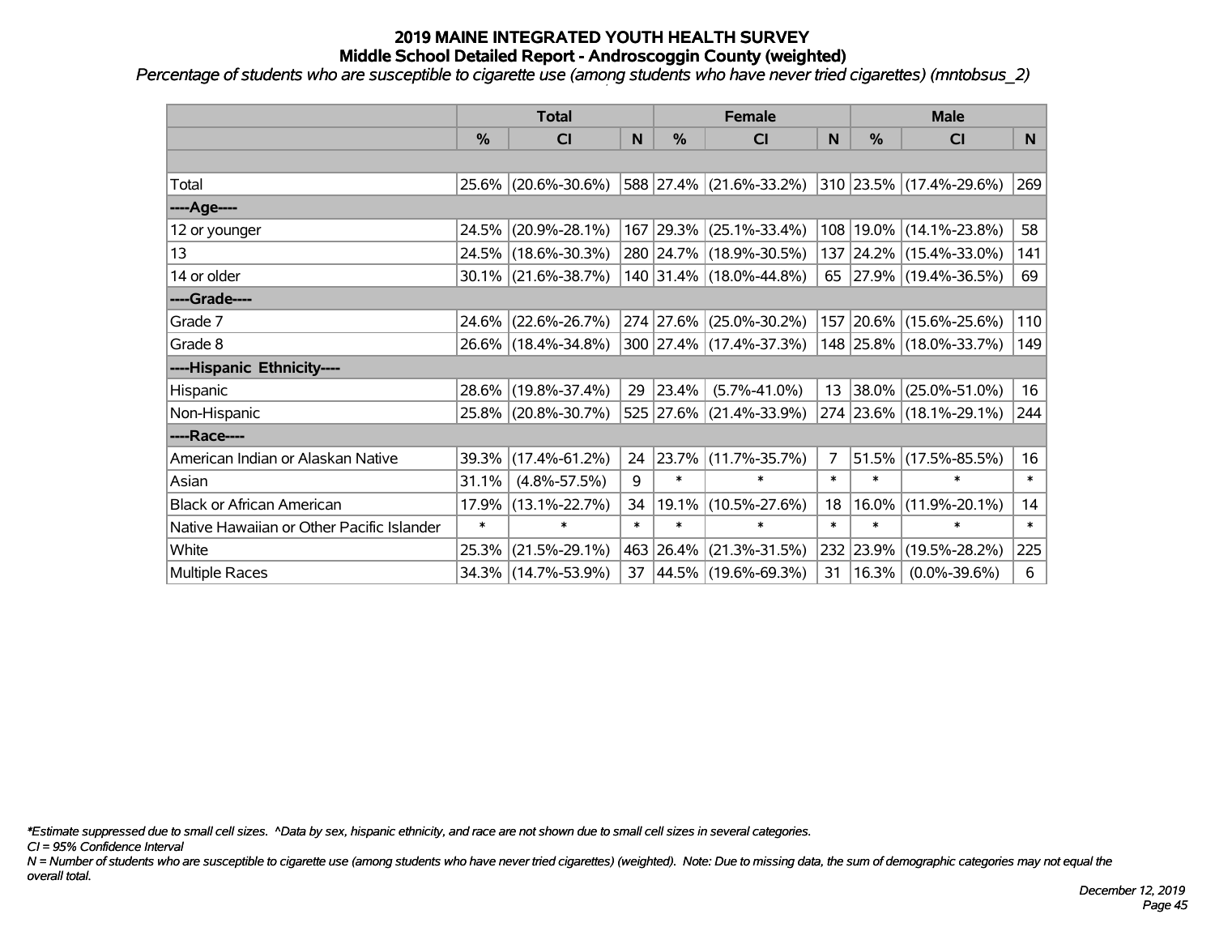# 2019 MAINE INTEGRATED YOUTH HEALTH SURVEY
## Middle School Detailed Report - Androscoggin County (weighted)

*Percentage of students who are susceptible to cigarette use (among students who have never tried cigarettes) (mntobsus_2)*

| | Total | | | Female | | | Male | | |
|---|---|---|---|---|---|---|---|---|---|
| | % | CI | N | % | CI | N | % | CI | N |
| | | | | | | | | | |
| Total | 25.6% | (20.6%-30.6%) | 588 | 27.4% | (21.6%-33.2%) | 310 | 23.5% | (17.4%-29.6%) | 269 |
| ----Age---- | | | | | | | | | |
| 12 or younger | 24.5% | (20.9%-28.1%) | 167 | 29.3% | (25.1%-33.4%) | 108 | 19.0% | (14.1%-23.8%) | 58 |
| 13 | 24.5% | (18.6%-30.3%) | 280 | 24.7% | (18.9%-30.5%) | 137 | 24.2% | (15.4%-33.0%) | 141 |
| 14 or older | 30.1% | (21.6%-38.7%) | 140 | 31.4% | (18.0%-44.8%) | 65 | 27.9% | (19.4%-36.5%) | 69 |
| ----Grade---- | | | | | | | | | |
| Grade 7 | 24.6% | (22.6%-26.7%) | 274 | 27.6% | (25.0%-30.2%) | 157 | 20.6% | (15.6%-25.6%) | 110 |
| Grade 8 | 26.6% | (18.4%-34.8%) | 300 | 27.4% | (17.4%-37.3%) | 148 | 25.8% | (18.0%-33.7%) | 149 |
| ----Hispanic Ethnicity---- | | | | | | | | | |
| Hispanic | 28.6% | (19.8%-37.4%) | 29 | 23.4% | (5.7%-41.0%) | 13 | 38.0% | (25.0%-51.0%) | 16 |
| Non-Hispanic | 25.8% | (20.8%-30.7%) | 525 | 27.6% | (21.4%-33.9%) | 274 | 23.6% | (18.1%-29.1%) | 244 |
| ----Race---- | | | | | | | | | |
| American Indian or Alaskan Native | 39.3% | (17.4%-61.2%) | 24 | 23.7% | (11.7%-35.7%) | 7 | 51.5% | (17.5%-85.5%) | 16 |
| Asian | 31.1% | (4.8%-57.5%) | 9 | * | * | * | * | * | * |
| Black or African American | 17.9% | (13.1%-22.7%) | 34 | 19.1% | (10.5%-27.6%) | 18 | 16.0% | (11.9%-20.1%) | 14 |
| Native Hawaiian or Other Pacific Islander | * | * | * | * | * | * | * | * | * |
| White | 25.3% | (21.5%-29.1%) | 463 | 26.4% | (21.3%-31.5%) | 232 | 23.9% | (19.5%-28.2%) | 225 |
| Multiple Races | 34.3% | (14.7%-53.9%) | 37 | 44.5% | (19.6%-69.3%) | 31 | 16.3% | (0.0%-39.6%) | 6 |

*\*Estimate suppressed due to small cell sizes. ^Data by sex, hispanic ethnicity, and race are not shown due to small cell sizes in several categories.*

*CI = 95% Confidence Interval*

*N = Number of students who are susceptible to cigarette use (among students who have never tried cigarettes) (weighted). Note: Due to missing data, the sum of demographic categories may not equal the overall total.*

*December 12, 2019*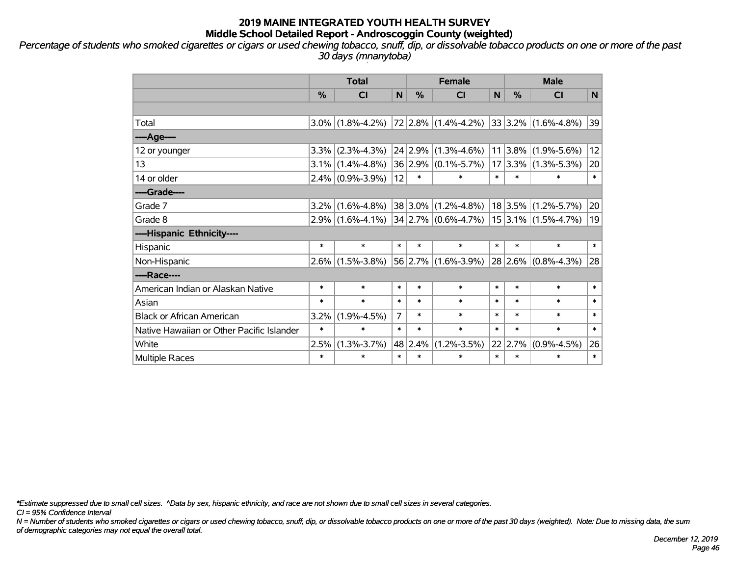# 2019 MAINE INTEGRATED YOUTH HEALTH SURVEY
## Middle School Detailed Report - Androscoggin County (weighted)

*Percentage of students who smoked cigarettes or cigars or used chewing tobacco, snuff, dip, or dissolvable tobacco products on one or more of the past 30 days (mnanytoba)*

| | Total | | | Female | | | Male | | |
|---|---|---|---|---|---|---|---|---|---|
| | % | CI | N | % | CI | N | % | CI | N |
| | | | | | | | | | |
| Total | 3.0% | (1.8%-4.2%) | 72 | 2.8% | (1.4%-4.2%) | 33 | 3.2% | (1.6%-4.8%) | 39 |
| ----Age---- | | | | | | | | | |
| 12 or younger | 3.3% | (2.3%-4.3%) | 24 | 2.9% | (1.3%-4.6%) | 11 | 3.8% | (1.9%-5.6%) | 12 |
| 13 | 3.1% | (1.4%-4.8%) | 36 | 2.9% | (0.1%-5.7%) | 17 | 3.3% | (1.3%-5.3%) | 20 |
| 14 or older | 2.4% | (0.9%-3.9%) | 12 | * | * | * | * | * | * |
| ----Grade---- | | | | | | | | | |
| Grade 7 | 3.2% | (1.6%-4.8%) | 38 | 3.0% | (1.2%-4.8%) | 18 | 3.5% | (1.2%-5.7%) | 20 |
| Grade 8 | 2.9% | (1.6%-4.1%) | 34 | 2.7% | (0.6%-4.7%) | 15 | 3.1% | (1.5%-4.7%) | 19 |
| ----Hispanic Ethnicity---- | | | | | | | | | |
| Hispanic | * | * | * | * | * | * | * | * | * |
| Non-Hispanic | 2.6% | (1.5%-3.8%) | 56 | 2.7% | (1.6%-3.9%) | 28 | 2.6% | (0.8%-4.3%) | 28 |
| ----Race---- | | | | | | | | | |
| American Indian or Alaskan Native | * | * | * | * | * | * | * | * | * |
| Asian | * | * | * | * | * | * | * | * | * |
| Black or African American | 3.2% | (1.9%-4.5%) | 7 | * | * | * | * | * | * |
| Native Hawaiian or Other Pacific Islander | * | * | * | * | * | * | * | * | * |
| White | 2.5% | (1.3%-3.7%) | 48 | 2.4% | (1.2%-3.5%) | 22 | 2.7% | (0.9%-4.5%) | 26 |
| Multiple Races | * | * | * | * | * | * | * | * | * |

*\*Estimate suppressed due to small cell sizes. ^Data by sex, hispanic ethnicity, and race are not shown due to small cell sizes in several categories.*

*CI = 95% Confidence Interval*

*N = Number of students who smoked cigarettes or cigars or used chewing tobacco, snuff, dip, or dissolvable tobacco products on one or more of the past 30 days (weighted). Note: Due to missing data, the sum of demographic categories may not equal the overall total.*

*December 12, 2019*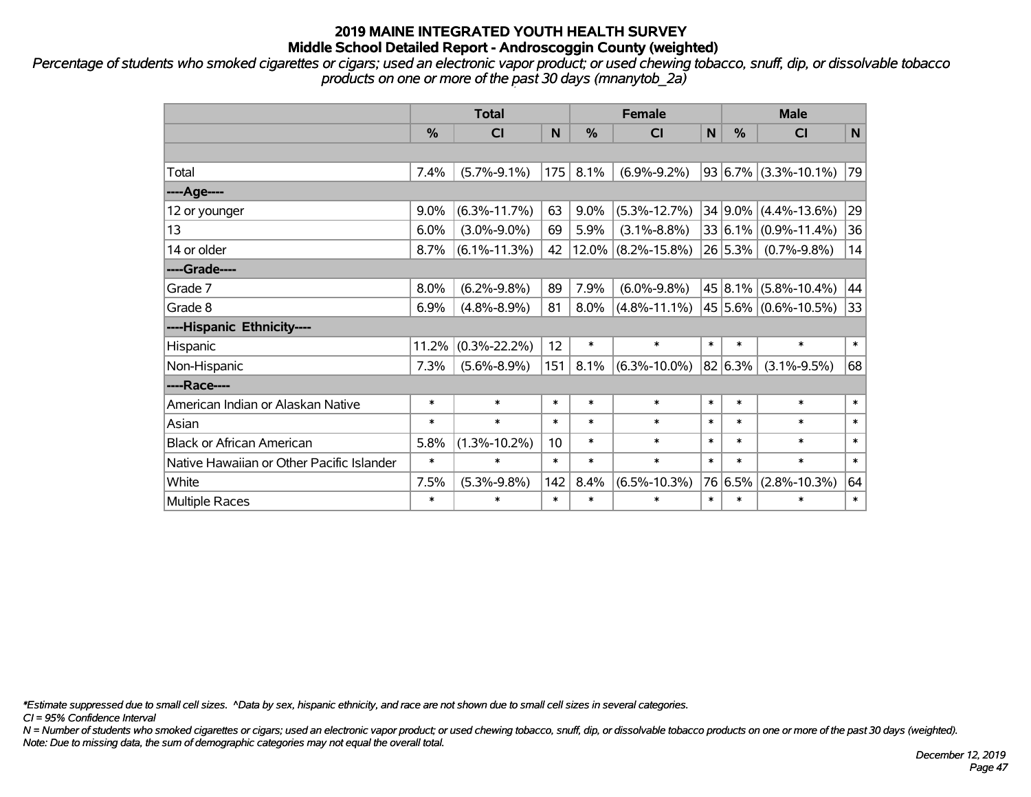# 2019 MAINE INTEGRATED YOUTH HEALTH SURVEY
## Middle School Detailed Report - Androscoggin County (weighted)

*Percentage of students who smoked cigarettes or cigars; used an electronic vapor product; or used chewing tobacco, snuff, dip, or dissolvable tobacco products on one or more of the past 30 days (mnanytob_2a)*

| | Total | | | Female | | | Male | | |
|---|---|---|---|---|---|---|---|---|---|
| | % | CI | N | % | CI | N | % | CI | N |
| | | | | | | | | | |
| Total | 7.4% | (5.7%-9.1%) | 175 | 8.1% | (6.9%-9.2%) | 93 | 6.7% | (3.3%-10.1%) | 79 |
| ----Age---- | | | | | | | | | |
| 12 or younger | 9.0% | (6.3%-11.7%) | 63 | 9.0% | (5.3%-12.7%) | 34 | 9.0% | (4.4%-13.6%) | 29 |
| 13 | 6.0% | (3.0%-9.0%) | 69 | 5.9% | (3.1%-8.8%) | 33 | 6.1% | (0.9%-11.4%) | 36 |
| 14 or older | 8.7% | (6.1%-11.3%) | 42 | 12.0% | (8.2%-15.8%) | 26 | 5.3% | (0.7%-9.8%) | 14 |
| ----Grade---- | | | | | | | | | |
| Grade 7 | 8.0% | (6.2%-9.8%) | 89 | 7.9% | (6.0%-9.8%) | 45 | 8.1% | (5.8%-10.4%) | 44 |
| Grade 8 | 6.9% | (4.8%-8.9%) | 81 | 8.0% | (4.8%-11.1%) | 45 | 5.6% | (0.6%-10.5%) | 33 |
| ----Hispanic Ethnicity---- | | | | | | | | | |
| Hispanic | 11.2% | (0.3%-22.2%) | 12 | * | * | * | * | * | * |
| Non-Hispanic | 7.3% | (5.6%-8.9%) | 151 | 8.1% | (6.3%-10.0%) | 82 | 6.3% | (3.1%-9.5%) | 68 |
| ----Race---- | | | | | | | | | |
| American Indian or Alaskan Native | * | * | * | * | * | * | * | * | * |
| Asian | * | * | * | * | * | * | * | * | * |
| Black or African American | 5.8% | (1.3%-10.2%) | 10 | * | * | * | * | * | * |
| Native Hawaiian or Other Pacific Islander | * | * | * | * | * | * | * | * | * |
| White | 7.5% | (5.3%-9.8%) | 142 | 8.4% | (6.5%-10.3%) | 76 | 6.5% | (2.8%-10.3%) | 64 |
| Multiple Races | * | * | * | * | * | * | * | * | * |

*\*Estimate suppressed due to small cell sizes. ^Data by sex, hispanic ethnicity, and race are not shown due to small cell sizes in several categories.*

*CI = 95% Confidence Interval*

*N = Number of students who smoked cigarettes or cigars; used an electronic vapor product; or used chewing tobacco, snuff, dip, or dissolvable tobacco products on one or more of the past 30 days (weighted).*

*Note: Due to missing data, the sum of demographic categories may not equal the overall total.*

*December 12, 2019*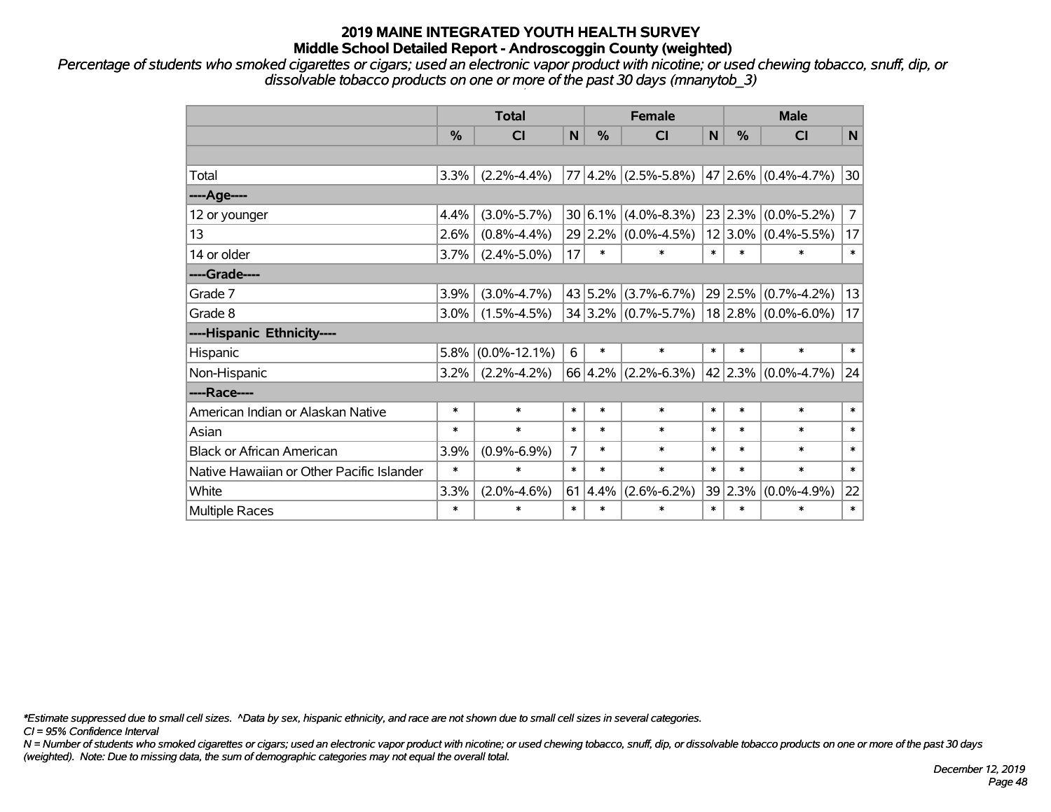# 2019 MAINE INTEGRATED YOUTH HEALTH SURVEY

## Middle School Detailed Report - Androscoggin County (weighted)

*Percentage of students who smoked cigarettes or cigars; used an electronic vapor product with nicotine; or used chewing tobacco, snuff, dip, or dissolvable tobacco products on one or more of the past 30 days (mnanytob_3)*

| | Total | | | Female | | | Male | | |
|---|---|---|---|---|---|---|---|---|---|
| | % | CI | N | % | CI | N | % | CI | N |
| | | | | | | | | | |
| Total | 3.3% | (2.2%-4.4%) | 77 | 4.2% | (2.5%-5.8%) | 47 | 2.6% | (0.4%-4.7%) | 30 |
| ----Age---- | | | | | | | | | |
| 12 or younger | 4.4% | (3.0%-5.7%) | 30 | 6.1% | (4.0%-8.3%) | 23 | 2.3% | (0.0%-5.2%) | 7 |
| 13 | 2.6% | (0.8%-4.4%) | 29 | 2.2% | (0.0%-4.5%) | 12 | 3.0% | (0.4%-5.5%) | 17 |
| 14 or older | 3.7% | (2.4%-5.0%) | 17 | * | * | * | * | * | * |
| ----Grade---- | | | | | | | | | |
| Grade 7 | 3.9% | (3.0%-4.7%) | 43 | 5.2% | (3.7%-6.7%) | 29 | 2.5% | (0.7%-4.2%) | 13 |
| Grade 8 | 3.0% | (1.5%-4.5%) | 34 | 3.2% | (0.7%-5.7%) | 18 | 2.8% | (0.0%-6.0%) | 17 |
| ----Hispanic Ethnicity---- | | | | | | | | | |
| Hispanic | 5.8% | (0.0%-12.1%) | 6 | * | * | * | * | * | * |
| Non-Hispanic | 3.2% | (2.2%-4.2%) | 66 | 4.2% | (2.2%-6.3%) | 42 | 2.3% | (0.0%-4.7%) | 24 |
| ----Race---- | | | | | | | | | |
| American Indian or Alaskan Native | * | * | * | * | * | * | * | * | * |
| Asian | * | * | * | * | * | * | * | * | * |
| Black or African American | 3.9% | (0.9%-6.9%) | 7 | * | * | * | * | * | * |
| Native Hawaiian or Other Pacific Islander | * | * | * | * | * | * | * | * | * |
| White | 3.3% | (2.0%-4.6%) | 61 | 4.4% | (2.6%-6.2%) | 39 | 2.3% | (0.0%-4.9%) | 22 |
| Multiple Races | * | * | * | * | * | * | * | * | * |

*\*Estimate suppressed due to small cell sizes. ^Data by sex, hispanic ethnicity, and race are not shown due to small cell sizes in several categories.*

*CI = 95% Confidence Interval*

*N = Number of students who smoked cigarettes or cigars; used an electronic vapor product with nicotine; or used chewing tobacco, snuff, dip, or dissolvable tobacco products on one or more of the past 30 days (weighted). Note: Due to missing data, the sum of demographic categories may not equal the overall total.*

*December 12, 2019*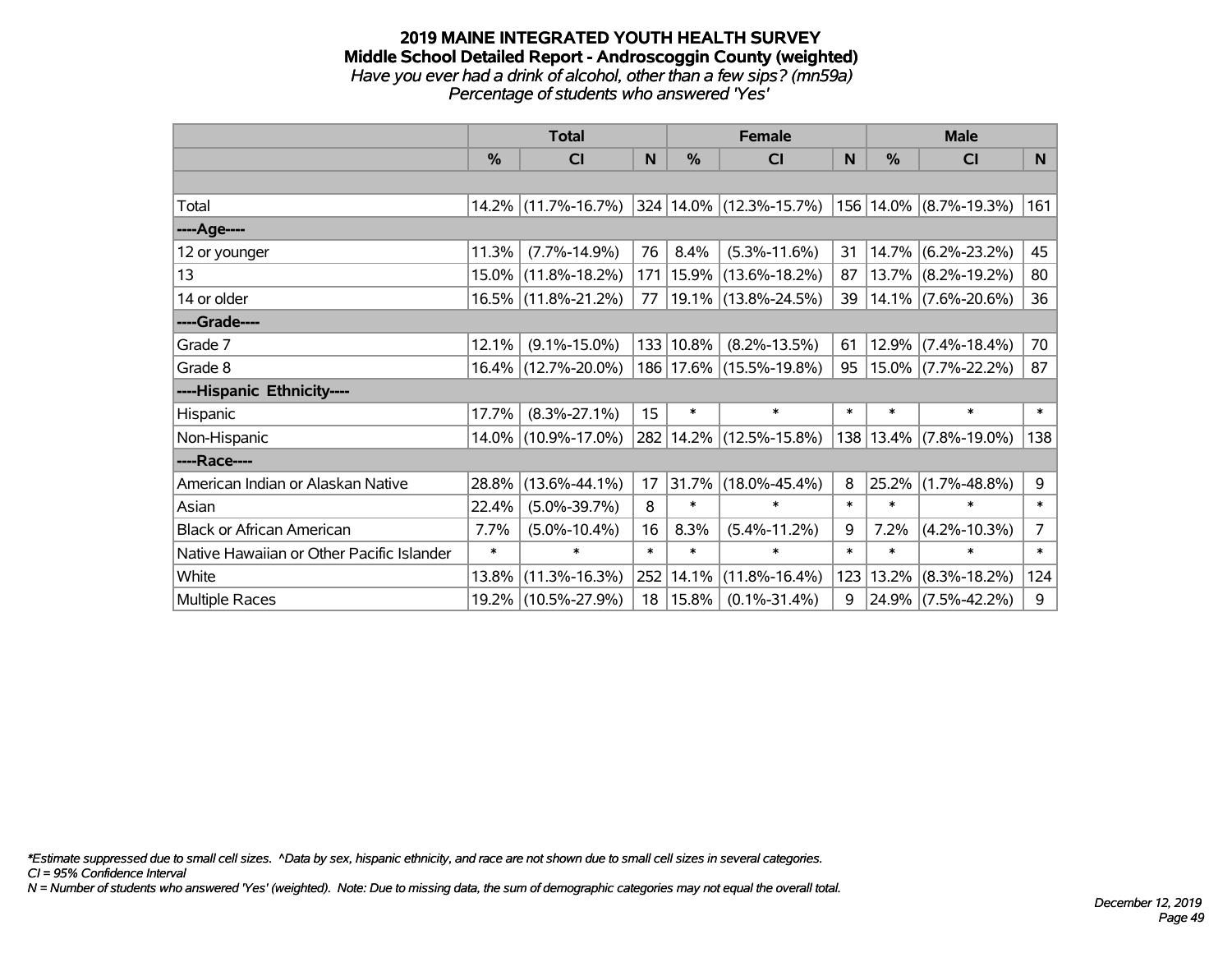# 2019 MAINE INTEGRATED YOUTH HEALTH SURVEY

## Middle School Detailed Report - Androscoggin County (weighted)

*Have you ever had a drink of alcohol, other than a few sips? (mn59a)*

*Percentage of students who answered 'Yes'*

| | Total | | | Female | | | Male | | |
|---|---|---|---|---|---|---|---|---|---|
| | % | CI | N | % | CI | N | % | CI | N |
| | | | | | | | | | |
| Total | 14.2% | (11.7%-16.7%) | 324 | 14.0% | (12.3%-15.7%) | 156 | 14.0% | (8.7%-19.3%) | 161 |
| ----Age---- | | | | | | | | | |
| 12 or younger | 11.3% | (7.7%-14.9%) | 76 | 8.4% | (5.3%-11.6%) | 31 | 14.7% | (6.2%-23.2%) | 45 |
| 13 | 15.0% | (11.8%-18.2%) | 171 | 15.9% | (13.6%-18.2%) | 87 | 13.7% | (8.2%-19.2%) | 80 |
| 14 or older | 16.5% | (11.8%-21.2%) | 77 | 19.1% | (13.8%-24.5%) | 39 | 14.1% | (7.6%-20.6%) | 36 |
| ----Grade---- | | | | | | | | | |
| Grade 7 | 12.1% | (9.1%-15.0%) | 133 | 10.8% | (8.2%-13.5%) | 61 | 12.9% | (7.4%-18.4%) | 70 |
| Grade 8 | 16.4% | (12.7%-20.0%) | 186 | 17.6% | (15.5%-19.8%) | 95 | 15.0% | (7.7%-22.2%) | 87 |
| ----Hispanic Ethnicity---- | | | | | | | | | |
| Hispanic | 17.7% | (8.3%-27.1%) | 15 | * | * | * | * | * | * |
| Non-Hispanic | 14.0% | (10.9%-17.0%) | 282 | 14.2% | (12.5%-15.8%) | 138 | 13.4% | (7.8%-19.0%) | 138 |
| ----Race---- | | | | | | | | | |
| American Indian or Alaskan Native | 28.8% | (13.6%-44.1%) | 17 | 31.7% | (18.0%-45.4%) | 8 | 25.2% | (1.7%-48.8%) | 9 |
| Asian | 22.4% | (5.0%-39.7%) | 8 | * | * | * | * | * | * |
| Black or African American | 7.7% | (5.0%-10.4%) | 16 | 8.3% | (5.4%-11.2%) | 9 | 7.2% | (4.2%-10.3%) | 7 |
| Native Hawaiian or Other Pacific Islander | * | * | * | * | * | * | * | * | * |
| White | 13.8% | (11.3%-16.3%) | 252 | 14.1% | (11.8%-16.4%) | 123 | 13.2% | (8.3%-18.2%) | 124 |
| Multiple Races | 19.2% | (10.5%-27.9%) | 18 | 15.8% | (0.1%-31.4%) | 9 | 24.9% | (7.5%-42.2%) | 9 |

*Estimate suppressed due to small cell sizes. ^Data by sex, hispanic ethnicity, and race are not shown due to small cell sizes in several categories.

*CI = 95% Confidence Interval*

*N = Number of students who answered 'Yes' (weighted). Note: Due to missing data, the sum of demographic categories may not equal the overall total.*

*December 12, 2019*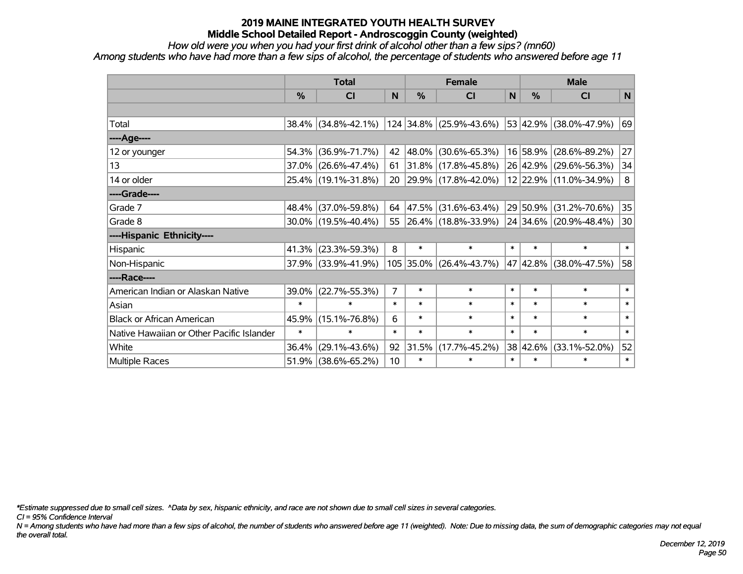# 2019 MAINE INTEGRATED YOUTH HEALTH SURVEY
## Middle School Detailed Report - Androscoggin County (weighted)

*How old were you when you had your first drink of alcohol other than a few sips? (mn60)*
*Among students who have had more than a few sips of alcohol, the percentage of students who answered before age 11*

| | Total | | | Female | | | Male | | |
|---|---|---|---|---|---|---|---|---|---|
| | % | CI | N | % | CI | N | % | CI | N |
| | | | | | | | | | |
| Total | 38.4% | (34.8%-42.1%) | 124 | 34.8% | (25.9%-43.6%) | 53 | 42.9% | (38.0%-47.9%) | 69 |
| ----Age---- | | | | | | | | | |
| 12 or younger | 54.3% | (36.9%-71.7%) | 42 | 48.0% | (30.6%-65.3%) | 16 | 58.9% | (28.6%-89.2%) | 27 |
| 13 | 37.0% | (26.6%-47.4%) | 61 | 31.8% | (17.8%-45.8%) | 26 | 42.9% | (29.6%-56.3%) | 34 |
| 14 or older | 25.4% | (19.1%-31.8%) | 20 | 29.9% | (17.8%-42.0%) | 12 | 22.9% | (11.0%-34.9%) | 8 |
| ----Grade---- | | | | | | | | | |
| Grade 7 | 48.4% | (37.0%-59.8%) | 64 | 47.5% | (31.6%-63.4%) | 29 | 50.9% | (31.2%-70.6%) | 35 |
| Grade 8 | 30.0% | (19.5%-40.4%) | 55 | 26.4% | (18.8%-33.9%) | 24 | 34.6% | (20.9%-48.4%) | 30 |
| ----Hispanic Ethnicity---- | | | | | | | | | |
| Hispanic | 41.3% | (23.3%-59.3%) | 8 | * | * | * | * | * | * |
| Non-Hispanic | 37.9% | (33.9%-41.9%) | 105 | 35.0% | (26.4%-43.7%) | 47 | 42.8% | (38.0%-47.5%) | 58 |
| ----Race---- | | | | | | | | | |
| American Indian or Alaskan Native | 39.0% | (22.7%-55.3%) | 7 | * | * | * | * | * | * |
| Asian | * | * | * | * | * | * | * | * | * |
| Black or African American | 45.9% | (15.1%-76.8%) | 6 | * | * | * | * | * | * |
| Native Hawaiian or Other Pacific Islander | * | * | * | * | * | * | * | * | * |
| White | 36.4% | (29.1%-43.6%) | 92 | 31.5% | (17.7%-45.2%) | 38 | 42.6% | (33.1%-52.0%) | 52 |
| Multiple Races | 51.9% | (38.6%-65.2%) | 10 | * | * | * | * | * | * |

*\*Estimate suppressed due to small cell sizes. ^Data by sex, hispanic ethnicity, and race are not shown due to small cell sizes in several categories.*

*CI = 95% Confidence Interval*

*N = Among students who have had more than a few sips of alcohol, the number of students who answered before age 11 (weighted). Note: Due to missing data, the sum of demographic categories may not equal the overall total.*

*December 12, 2019*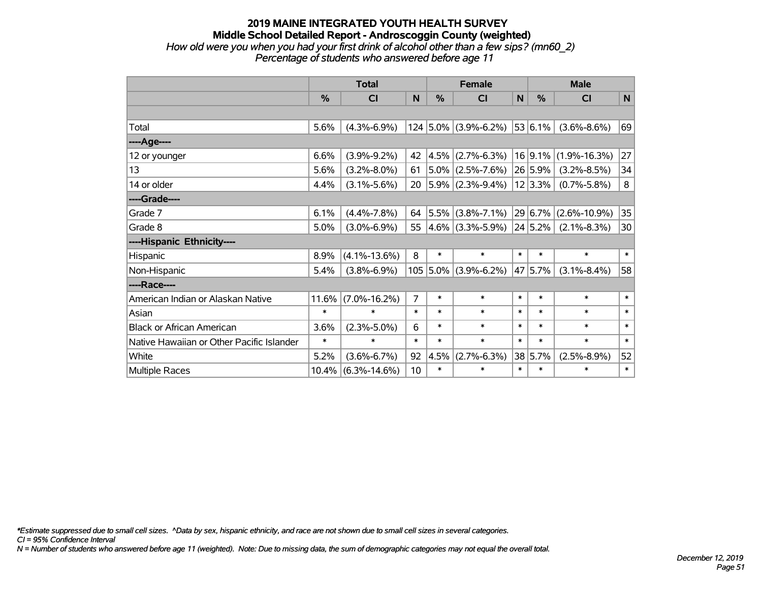# 2019 MAINE INTEGRATED YOUTH HEALTH SURVEY
## Middle School Detailed Report - Androscoggin County (weighted)
*How old were you when you had your first drink of alcohol other than a few sips? (mn60_2)*
*Percentage of students who answered before age 11*

| | Total | | | Female | | | Male | | |
|---|---|---|---|---|---|---|---|---|---|
| | % | CI | N | % | CI | N | % | CI | N |
| | | | | | | | | | |
| Total | 5.6% | (4.3%-6.9%) | 124 | 5.0% | (3.9%-6.2%) | 53 | 6.1% | (3.6%-8.6%) | 69 |
| ----Age---- | | | | | | | | | |
| 12 or younger | 6.6% | (3.9%-9.2%) | 42 | 4.5% | (2.7%-6.3%) | 16 | 9.1% | (1.9%-16.3%) | 27 |
| 13 | 5.6% | (3.2%-8.0%) | 61 | 5.0% | (2.5%-7.6%) | 26 | 5.9% | (3.2%-8.5%) | 34 |
| 14 or older | 4.4% | (3.1%-5.6%) | 20 | 5.9% | (2.3%-9.4%) | 12 | 3.3% | (0.7%-5.8%) | 8 |
| ----Grade---- | | | | | | | | | |
| Grade 7 | 6.1% | (4.4%-7.8%) | 64 | 5.5% | (3.8%-7.1%) | 29 | 6.7% | (2.6%-10.9%) | 35 |
| Grade 8 | 5.0% | (3.0%-6.9%) | 55 | 4.6% | (3.3%-5.9%) | 24 | 5.2% | (2.1%-8.3%) | 30 |
| ----Hispanic Ethnicity---- | | | | | | | | | |
| Hispanic | 8.9% | (4.1%-13.6%) | 8 | * | * | * | * | * | * |
| Non-Hispanic | 5.4% | (3.8%-6.9%) | 105 | 5.0% | (3.9%-6.2%) | 47 | 5.7% | (3.1%-8.4%) | 58 |
| ----Race---- | | | | | | | | | |
| American Indian or Alaskan Native | 11.6% | (7.0%-16.2%) | 7 | * | * | * | * | * | * |
| Asian | * | * | * | * | * | * | * | * | * |
| Black or African American | 3.6% | (2.3%-5.0%) | 6 | * | * | * | * | * | * |
| Native Hawaiian or Other Pacific Islander | * | * | * | * | * | * | * | * | * |
| White | 5.2% | (3.6%-6.7%) | 92 | 4.5% | (2.7%-6.3%) | 38 | 5.7% | (2.5%-8.9%) | 52 |
| Multiple Races | 10.4% | (6.3%-14.6%) | 10 | * | * | * | * | * | * |

*\*Estimate suppressed due to small cell sizes. ^Data by sex, hispanic ethnicity, and race are not shown due to small cell sizes in several categories.*
*CI = 95% Confidence Interval*
*N = Number of students who answered before age 11 (weighted). Note: Due to missing data, the sum of demographic categories may not equal the overall total.*

*December 12, 2019*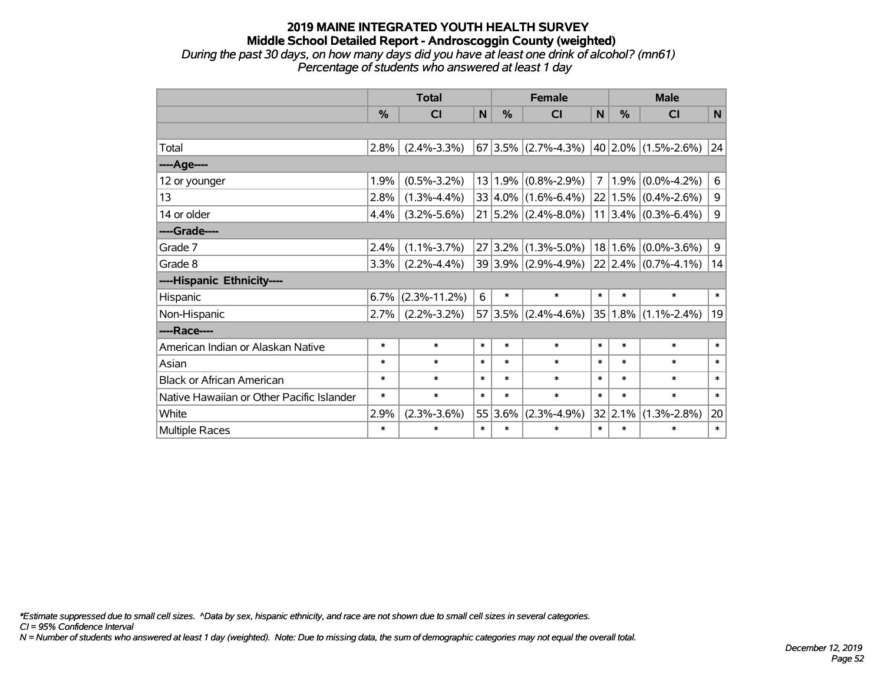## 2019 MAINE INTEGRATED YOUTH HEALTH SURVEY
### Middle School Detailed Report - Androscoggin County (weighted)
*During the past 30 days, on how many days did you have at least one drink of alcohol? (mn61)*
*Percentage of students who answered at least 1 day*

| | Total | | | Female | | | Male | | |
|---|---|---|---|---|---|---|---|---|---|
| | % | CI | N | % | CI | N | % | CI | N |
| | | | | | | | | | |
| Total | 2.8% | (2.4%-3.3%) | 67 | 3.5% | (2.7%-4.3%) | 40 | 2.0% | (1.5%-2.6%) | 24 |
| ----Age---- | | | | | | | | | |
| 12 or younger | 1.9% | (0.5%-3.2%) | 13 | 1.9% | (0.8%-2.9%) | 7 | 1.9% | (0.0%-4.2%) | 6 |
| 13 | 2.8% | (1.3%-4.4%) | 33 | 4.0% | (1.6%-6.4%) | 22 | 1.5% | (0.4%-2.6%) | 9 |
| 14 or older | 4.4% | (3.2%-5.6%) | 21 | 5.2% | (2.4%-8.0%) | 11 | 3.4% | (0.3%-6.4%) | 9 |
| ----Grade---- | | | | | | | | | |
| Grade 7 | 2.4% | (1.1%-3.7%) | 27 | 3.2% | (1.3%-5.0%) | 18 | 1.6% | (0.0%-3.6%) | 9 |
| Grade 8 | 3.3% | (2.2%-4.4%) | 39 | 3.9% | (2.9%-4.9%) | 22 | 2.4% | (0.7%-4.1%) | 14 |
| ----Hispanic Ethnicity---- | | | | | | | | | |
| Hispanic | 6.7% | (2.3%-11.2%) | 6 | * | * | * | * | * | * |
| Non-Hispanic | 2.7% | (2.2%-3.2%) | 57 | 3.5% | (2.4%-4.6%) | 35 | 1.8% | (1.1%-2.4%) | 19 |
| ----Race---- | | | | | | | | | |
| American Indian or Alaskan Native | * | * | * | * | * | * | * | * | * |
| Asian | * | * | * | * | * | * | * | * | * |
| Black or African American | * | * | * | * | * | * | * | * | * |
| Native Hawaiian or Other Pacific Islander | * | * | * | * | * | * | * | * | * |
| White | 2.9% | (2.3%-3.6%) | 55 | 3.6% | (2.3%-4.9%) | 32 | 2.1% | (1.3%-2.8%) | 20 |
| Multiple Races | * | * | * | * | * | * | * | * | * |

*\*Estimate suppressed due to small cell sizes. ^Data by sex, hispanic ethnicity, and race are not shown due to small cell sizes in several categories.*
*CI = 95% Confidence Interval*
*N = Number of students who answered at least 1 day (weighted). Note: Due to missing data, the sum of demographic categories may not equal the overall total.*

*December 12, 2019*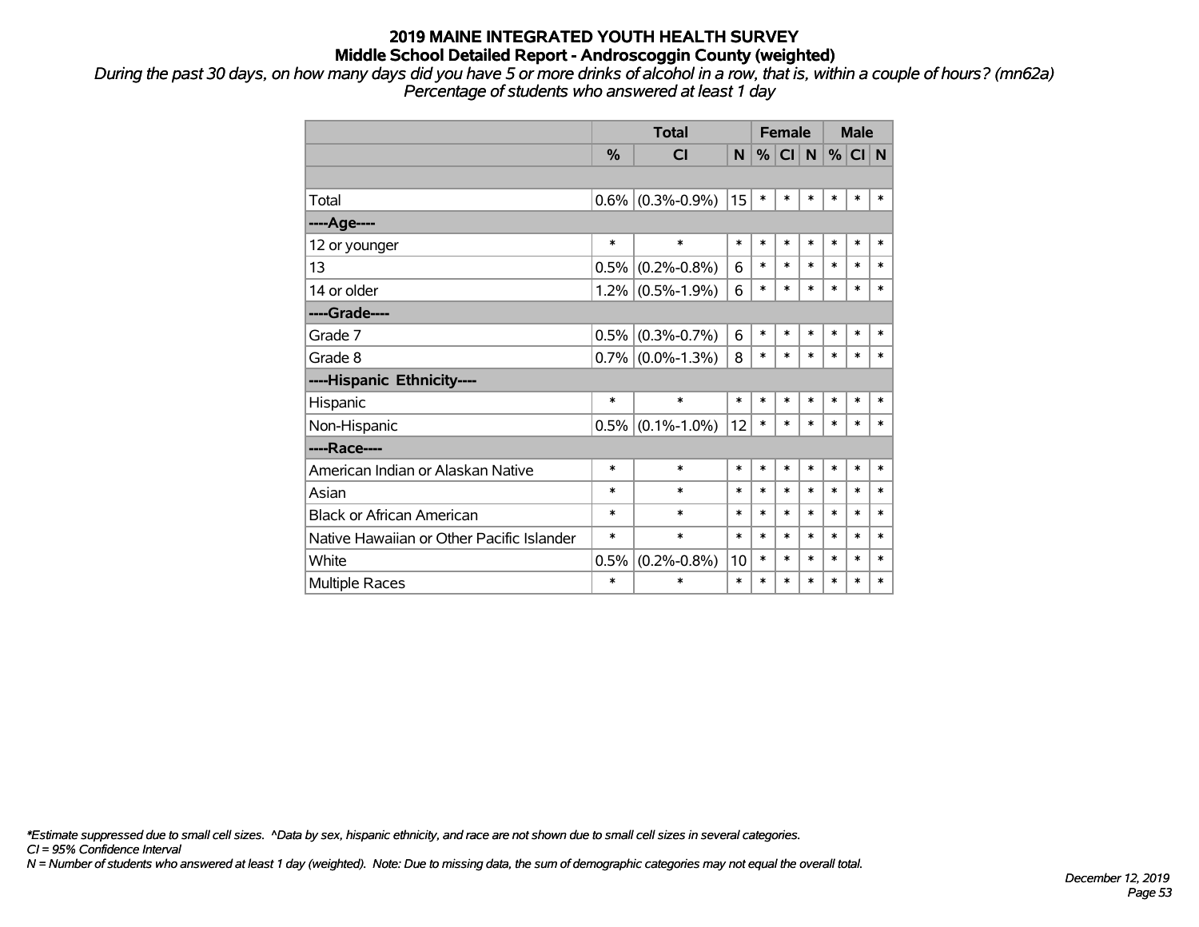# 2019 MAINE INTEGRATED YOUTH HEALTH SURVEY
## Middle School Detailed Report - Androscoggin County (weighted)

*During the past 30 days, on how many days did you have 5 or more drinks of alcohol in a row, that is, within a couple of hours? (mn62a)*
*Percentage of students who answered at least 1 day*

| | Total | | | Female | | | Male | | |
|---|---|---|---|---|---|---|---|---|---|
| | % | CI | N | % | CI | N | % | CI | N |
| | | | | | | | | | |
| Total | 0.6% | (0.3%-0.9%) | 15 | * | * | * | * | * | * |
| ----Age---- | | | | | | | | | |
| 12 or younger | * | * | * | * | * | * | * | * | * |
| 13 | 0.5% | (0.2%-0.8%) | 6 | * | * | * | * | * | * |
| 14 or older | 1.2% | (0.5%-1.9%) | 6 | * | * | * | * | * | * |
| ----Grade---- | | | | | | | | | |
| Grade 7 | 0.5% | (0.3%-0.7%) | 6 | * | * | * | * | * | * |
| Grade 8 | 0.7% | (0.0%-1.3%) | 8 | * | * | * | * | * | * |
| ----Hispanic Ethnicity---- | | | | | | | | | |
| Hispanic | * | * | * | * | * | * | * | * | * |
| Non-Hispanic | 0.5% | (0.1%-1.0%) | 12 | * | * | * | * | * | * |
| ----Race---- | | | | | | | | | |
| American Indian or Alaskan Native | * | * | * | * | * | * | * | * | * |
| Asian | * | * | * | * | * | * | * | * | * |
| Black or African American | * | * | * | * | * | * | * | * | * |
| Native Hawaiian or Other Pacific Islander | * | * | * | * | * | * | * | * | * |
| White | 0.5% | (0.2%-0.8%) | 10 | * | * | * | * | * | * |
| Multiple Races | * | * | * | * | * | * | * | * | * |

*\*Estimate suppressed due to small cell sizes. ^Data by sex, hispanic ethnicity, and race are not shown due to small cell sizes in several categories.*
*CI = 95% Confidence Interval*
*N = Number of students who answered at least 1 day (weighted). Note: Due to missing data, the sum of demographic categories may not equal the overall total.*

*December 12, 2019*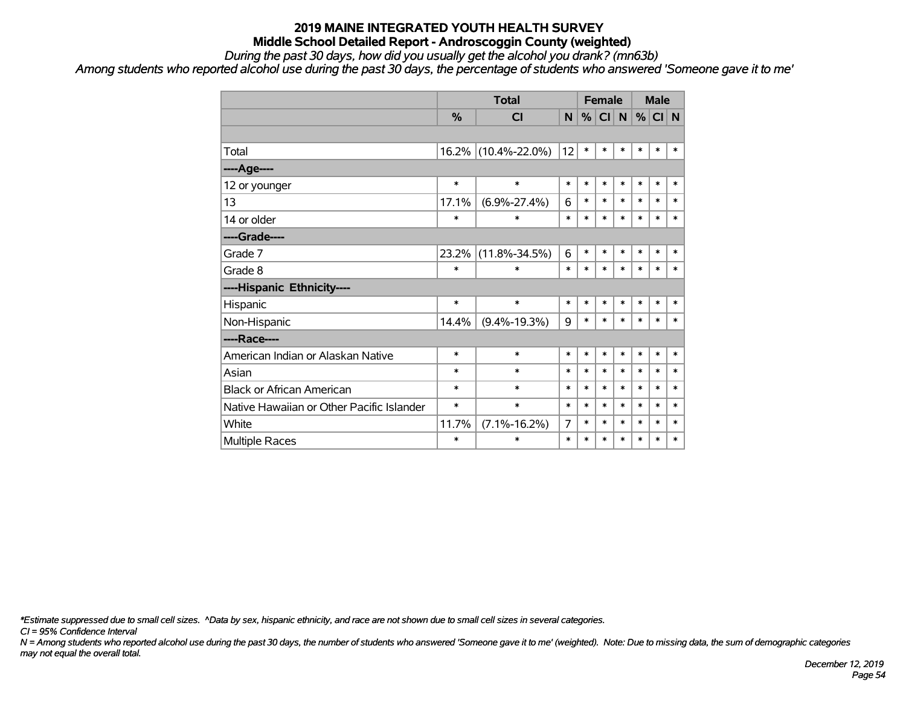# 2019 MAINE INTEGRATED YOUTH HEALTH SURVEY

## Middle School Detailed Report - Androscoggin County (weighted)

*During the past 30 days, how did you usually get the alcohol you drank? (mn63b)*

*Among students who reported alcohol use during the past 30 days, the percentage of students who answered 'Someone gave it to me'*

| | Total | | | Female | | | Male | | |
|---|---|---|---|---|---|---|---|---|---|
| | % | CI | N | % | CI | N | % | CI | N |
| | | | | | | | | | |
| Total | 16.2% | (10.4%-22.0%) | 12 | * | * | * | * | * | * |
| ----Age---- | | | | | | | | | |
| 12 or younger | * | * | * | * | * | * | * | * | * |
| 13 | 17.1% | (6.9%-27.4%) | 6 | * | * | * | * | * | * |
| 14 or older | * | * | * | * | * | * | * | * | * |
| ----Grade---- | | | | | | | | | |
| Grade 7 | 23.2% | (11.8%-34.5%) | 6 | * | * | * | * | * | * |
| Grade 8 | * | * | * | * | * | * | * | * | * |
| ----Hispanic Ethnicity---- | | | | | | | | | |
| Hispanic | * | * | * | * | * | * | * | * | * |
| Non-Hispanic | 14.4% | (9.4%-19.3%) | 9 | * | * | * | * | * | * |
| ----Race---- | | | | | | | | | |
| American Indian or Alaskan Native | * | * | * | * | * | * | * | * | * |
| Asian | * | * | * | * | * | * | * | * | * |
| Black or African American | * | * | * | * | * | * | * | * | * |
| Native Hawaiian or Other Pacific Islander | * | * | * | * | * | * | * | * | * |
| White | 11.7% | (7.1%-16.2%) | 7 | * | * | * | * | * | * |
| Multiple Races | * | * | * | * | * | * | * | * | * |

*\*Estimate suppressed due to small cell sizes. ^Data by sex, hispanic ethnicity, and race are not shown due to small cell sizes in several categories.*

*CI = 95% Confidence Interval*

*N = Among students who reported alcohol use during the past 30 days, the number of students who answered 'Someone gave it to me' (weighted). Note: Due to missing data, the sum of demographic categories may not equal the overall total.*

*December 12, 2019*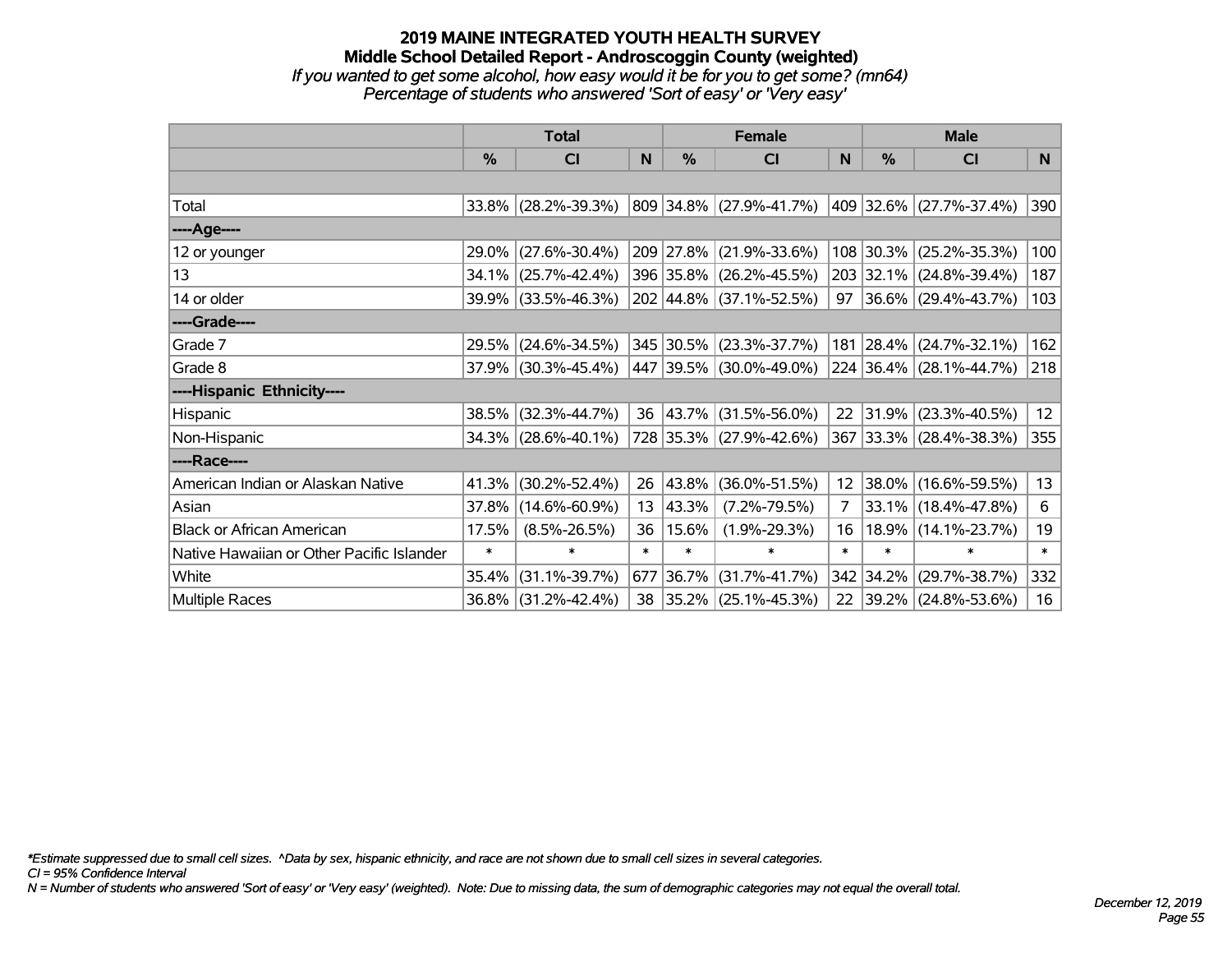# 2019 MAINE INTEGRATED YOUTH HEALTH SURVEY
## Middle School Detailed Report - Androscoggin County (weighted)
*If you wanted to get some alcohol, how easy would it be for you to get some? (mn64)*
*Percentage of students who answered 'Sort of easy' or 'Very easy'*

| | Total | | | Female | | | Male | | |
|---|---|---|---|---|---|---|---|---|---|
| | % | CI | N | % | CI | N | % | CI | N |
| Total | 33.8% | (28.2%-39.3%) | 809 | 34.8% | (27.9%-41.7%) | 409 | 32.6% | (27.7%-37.4%) | 390 |
| ----Age---- | | | | | | | | | |
| 12 or younger | 29.0% | (27.6%-30.4%) | 209 | 27.8% | (21.9%-33.6%) | 108 | 30.3% | (25.2%-35.3%) | 100 |
| 13 | 34.1% | (25.7%-42.4%) | 396 | 35.8% | (26.2%-45.5%) | 203 | 32.1% | (24.8%-39.4%) | 187 |
| 14 or older | 39.9% | (33.5%-46.3%) | 202 | 44.8% | (37.1%-52.5%) | 97 | 36.6% | (29.4%-43.7%) | 103 |
| ----Grade---- | | | | | | | | | |
| Grade 7 | 29.5% | (24.6%-34.5%) | 345 | 30.5% | (23.3%-37.7%) | 181 | 28.4% | (24.7%-32.1%) | 162 |
| Grade 8 | 37.9% | (30.3%-45.4%) | 447 | 39.5% | (30.0%-49.0%) | 224 | 36.4% | (28.1%-44.7%) | 218 |
| ----Hispanic Ethnicity---- | | | | | | | | | |
| Hispanic | 38.5% | (32.3%-44.7%) | 36 | 43.7% | (31.5%-56.0%) | 22 | 31.9% | (23.3%-40.5%) | 12 |
| Non-Hispanic | 34.3% | (28.6%-40.1%) | 728 | 35.3% | (27.9%-42.6%) | 367 | 33.3% | (28.4%-38.3%) | 355 |
| ----Race---- | | | | | | | | | |
| American Indian or Alaskan Native | 41.3% | (30.2%-52.4%) | 26 | 43.8% | (36.0%-51.5%) | 12 | 38.0% | (16.6%-59.5%) | 13 |
| Asian | 37.8% | (14.6%-60.9%) | 13 | 43.3% | (7.2%-79.5%) | 7 | 33.1% | (18.4%-47.8%) | 6 |
| Black or African American | 17.5% | (8.5%-26.5%) | 36 | 15.6% | (1.9%-29.3%) | 16 | 18.9% | (14.1%-23.7%) | 19 |
| Native Hawaiian or Other Pacific Islander | * | * | * | * | * | * | * | * | * |
| White | 35.4% | (31.1%-39.7%) | 677 | 36.7% | (31.7%-41.7%) | 342 | 34.2% | (29.7%-38.7%) | 332 |
| Multiple Races | 36.8% | (31.2%-42.4%) | 38 | 35.2% | (25.1%-45.3%) | 22 | 39.2% | (24.8%-53.6%) | 16 |

*\*Estimate suppressed due to small cell sizes. ^Data by sex, hispanic ethnicity, and race are not shown due to small cell sizes in several categories.*
*CI = 95% Confidence Interval*
*N = Number of students who answered 'Sort of easy' or 'Very easy' (weighted). Note: Due to missing data, the sum of demographic categories may not equal the overall total.*

*December 12, 2019*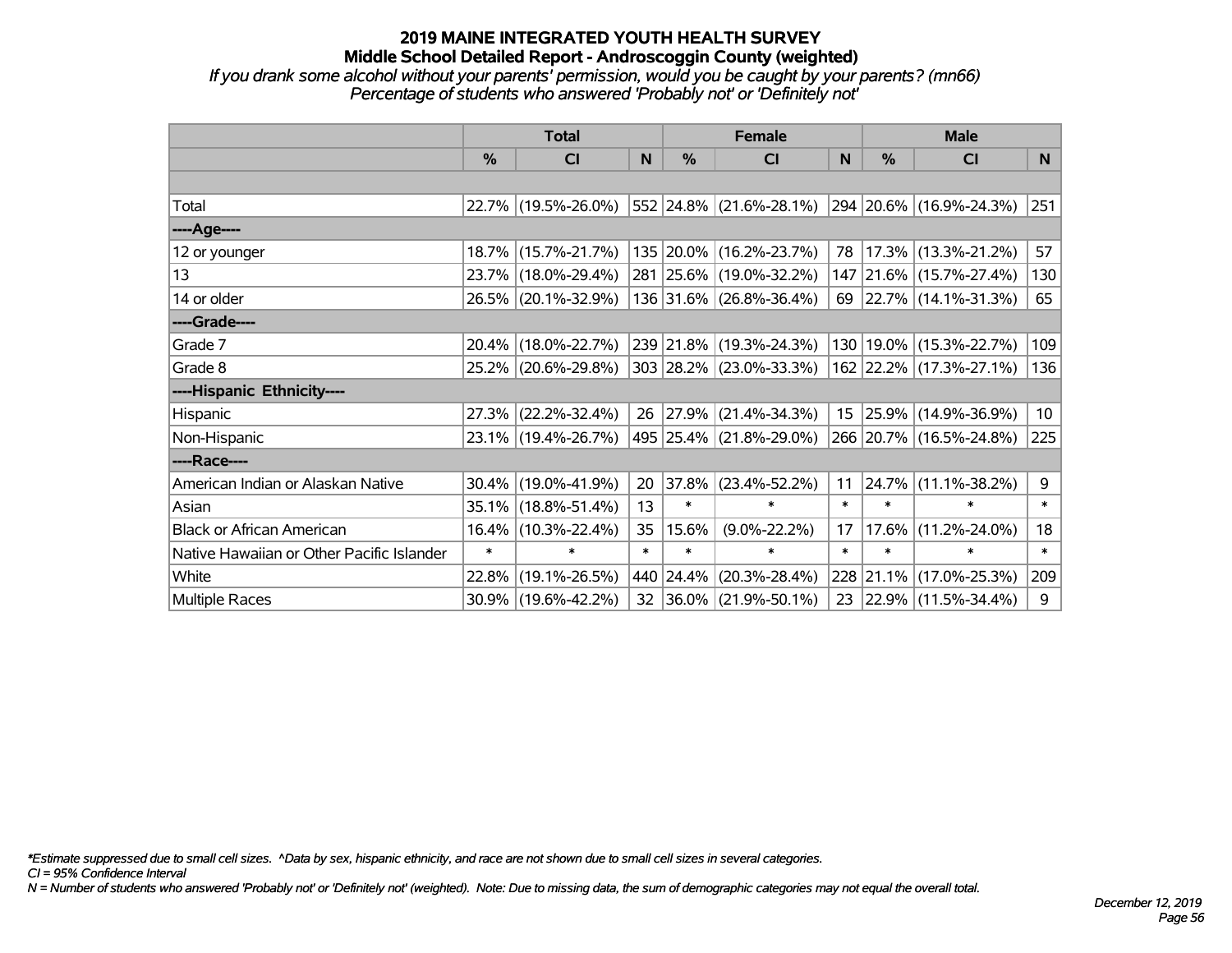# 2019 MAINE INTEGRATED YOUTH HEALTH SURVEY
## Middle School Detailed Report - Androscoggin County (weighted)
*If you drank some alcohol without your parents' permission, would you be caught by your parents? (mn66)*
*Percentage of students who answered 'Probably not' or 'Definitely not'*

| | Total | | | Female | | | Male | | |
|---|---|---|---|---|---|---|---|---|---|
| | % | CI | N | % | CI | N | % | CI | N |
| Total | 22.7% | (19.5%-26.0%) | 552 | 24.8% | (21.6%-28.1%) | 294 | 20.6% | (16.9%-24.3%) | 251 |
| ----Age---- | | | | | | | | | |
| 12 or younger | 18.7% | (15.7%-21.7%) | 135 | 20.0% | (16.2%-23.7%) | 78 | 17.3% | (13.3%-21.2%) | 57 |
| 13 | 23.7% | (18.0%-29.4%) | 281 | 25.6% | (19.0%-32.2%) | 147 | 21.6% | (15.7%-27.4%) | 130 |
| 14 or older | 26.5% | (20.1%-32.9%) | 136 | 31.6% | (26.8%-36.4%) | 69 | 22.7% | (14.1%-31.3%) | 65 |
| ----Grade---- | | | | | | | | | |
| Grade 7 | 20.4% | (18.0%-22.7%) | 239 | 21.8% | (19.3%-24.3%) | 130 | 19.0% | (15.3%-22.7%) | 109 |
| Grade 8 | 25.2% | (20.6%-29.8%) | 303 | 28.2% | (23.0%-33.3%) | 162 | 22.2% | (17.3%-27.1%) | 136 |
| ----Hispanic Ethnicity---- | | | | | | | | | |
| Hispanic | 27.3% | (22.2%-32.4%) | 26 | 27.9% | (21.4%-34.3%) | 15 | 25.9% | (14.9%-36.9%) | 10 |
| Non-Hispanic | 23.1% | (19.4%-26.7%) | 495 | 25.4% | (21.8%-29.0%) | 266 | 20.7% | (16.5%-24.8%) | 225 |
| ----Race---- | | | | | | | | | |
| American Indian or Alaskan Native | 30.4% | (19.0%-41.9%) | 20 | 37.8% | (23.4%-52.2%) | 11 | 24.7% | (11.1%-38.2%) | 9 |
| Asian | 35.1% | (18.8%-51.4%) | 13 | * | * | * | * | * | * |
| Black or African American | 16.4% | (10.3%-22.4%) | 35 | 15.6% | (9.0%-22.2%) | 17 | 17.6% | (11.2%-24.0%) | 18 |
| Native Hawaiian or Other Pacific Islander | * | * | * | * | * | * | * | * | * |
| White | 22.8% | (19.1%-26.5%) | 440 | 24.4% | (20.3%-28.4%) | 228 | 21.1% | (17.0%-25.3%) | 209 |
| Multiple Races | 30.9% | (19.6%-42.2%) | 32 | 36.0% | (21.9%-50.1%) | 23 | 22.9% | (11.5%-34.4%) | 9 |

*\*Estimate suppressed due to small cell sizes. ^Data by sex, hispanic ethnicity, and race are not shown due to small cell sizes in several categories.*
*CI = 95% Confidence Interval*
*N = Number of students who answered 'Probably not' or 'Definitely not' (weighted). Note: Due to missing data, the sum of demographic categories may not equal the overall total.*

*December 12, 2019*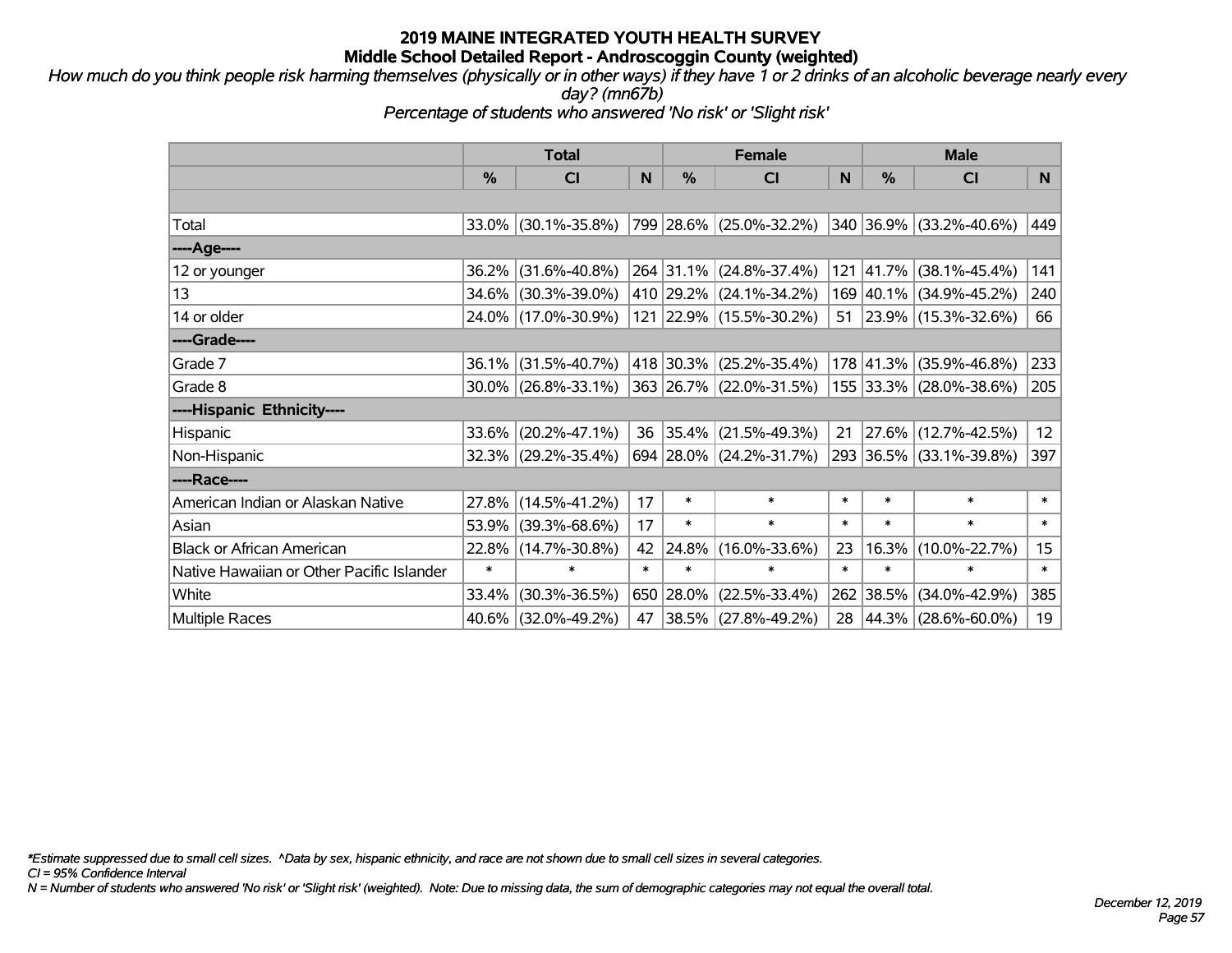# 2019 MAINE INTEGRATED YOUTH HEALTH SURVEY
## Middle School Detailed Report - Androscoggin County (weighted)

*How much do you think people risk harming themselves (physically or in other ways) if they have 1 or 2 drinks of an alcoholic beverage nearly every day? (mn67b)*

*Percentage of students who answered 'No risk' or 'Slight risk'*

| | Total | | | Female | | | Male | | |
|---|---|---|---|---|---|---|---|---|---|
| | % | CI | N | % | CI | N | % | CI | N |
| Total | 33.0% | (30.1%-35.8%) | 799 | 28.6% | (25.0%-32.2%) | 340 | 36.9% | (33.2%-40.6%) | 449 |
| ----Age---- | | | | | | | | | |
| 12 or younger | 36.2% | (31.6%-40.8%) | 264 | 31.1% | (24.8%-37.4%) | 121 | 41.7% | (38.1%-45.4%) | 141 |
| 13 | 34.6% | (30.3%-39.0%) | 410 | 29.2% | (24.1%-34.2%) | 169 | 40.1% | (34.9%-45.2%) | 240 |
| 14 or older | 24.0% | (17.0%-30.9%) | 121 | 22.9% | (15.5%-30.2%) | 51 | 23.9% | (15.3%-32.6%) | 66 |
| ----Grade---- | | | | | | | | | |
| Grade 7 | 36.1% | (31.5%-40.7%) | 418 | 30.3% | (25.2%-35.4%) | 178 | 41.3% | (35.9%-46.8%) | 233 |
| Grade 8 | 30.0% | (26.8%-33.1%) | 363 | 26.7% | (22.0%-31.5%) | 155 | 33.3% | (28.0%-38.6%) | 205 |
| ----Hispanic Ethnicity---- | | | | | | | | | |
| Hispanic | 33.6% | (20.2%-47.1%) | 36 | 35.4% | (21.5%-49.3%) | 21 | 27.6% | (12.7%-42.5%) | 12 |
| Non-Hispanic | 32.3% | (29.2%-35.4%) | 694 | 28.0% | (24.2%-31.7%) | 293 | 36.5% | (33.1%-39.8%) | 397 |
| ----Race---- | | | | | | | | | |
| American Indian or Alaskan Native | 27.8% | (14.5%-41.2%) | 17 | * | * | * | * | * | * |
| Asian | 53.9% | (39.3%-68.6%) | 17 | * | * | * | * | * | * |
| Black or African American | 22.8% | (14.7%-30.8%) | 42 | 24.8% | (16.0%-33.6%) | 23 | 16.3% | (10.0%-22.7%) | 15 |
| Native Hawaiian or Other Pacific Islander | * | * | * | * | * | * | * | * | * |
| White | 33.4% | (30.3%-36.5%) | 650 | 28.0% | (22.5%-33.4%) | 262 | 38.5% | (34.0%-42.9%) | 385 |
| Multiple Races | 40.6% | (32.0%-49.2%) | 47 | 38.5% | (27.8%-49.2%) | 28 | 44.3% | (28.6%-60.0%) | 19 |

*Estimate suppressed due to small cell sizes. ^Data by sex, hispanic ethnicity, and race are not shown due to small cell sizes in several categories.

CI = 95% Confidence Interval

N = Number of students who answered 'No risk' or 'Slight risk' (weighted). Note: Due to missing data, the sum of demographic categories may not equal the overall total.

December 12, 2019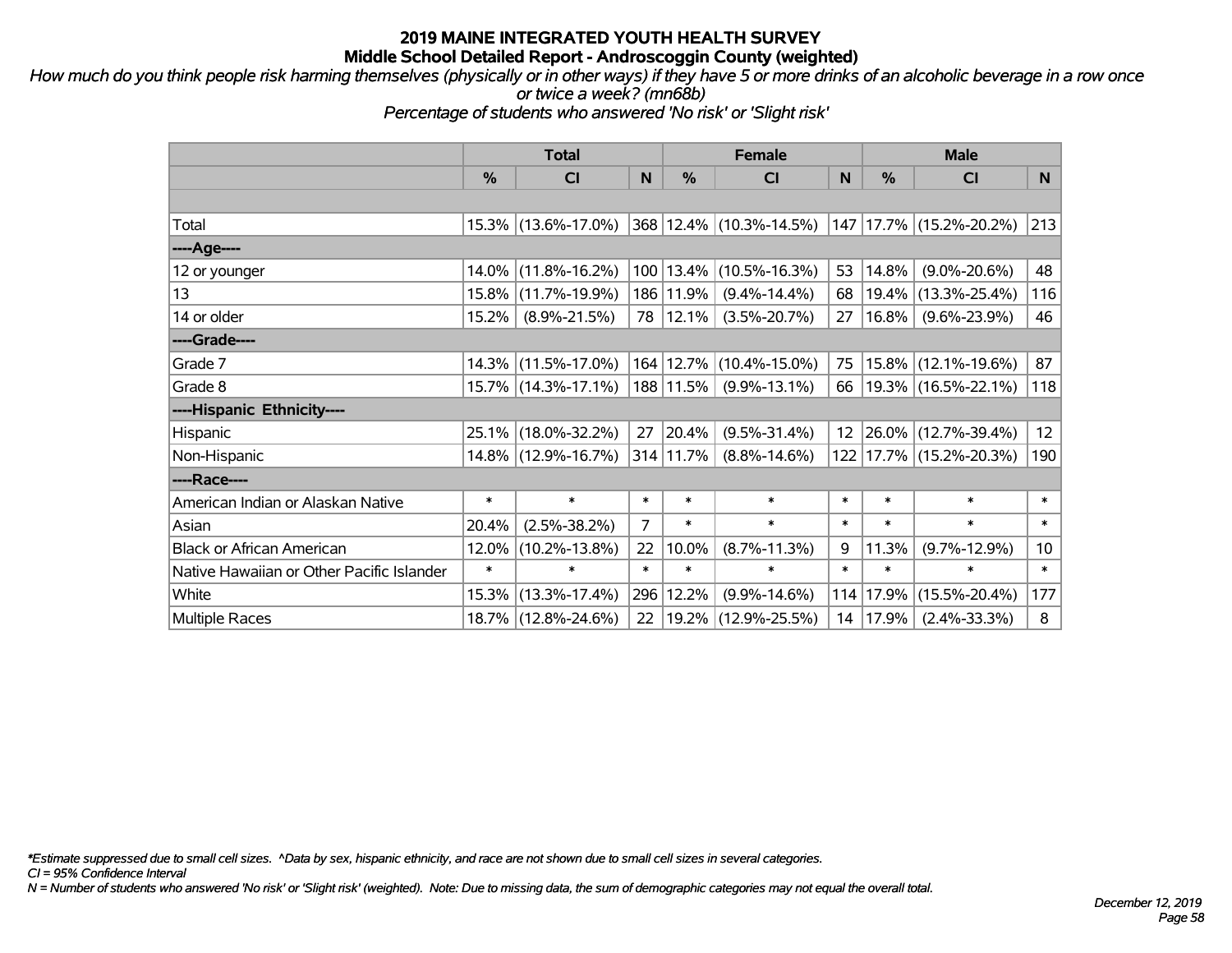# 2019 MAINE INTEGRATED YOUTH HEALTH SURVEY
## Middle School Detailed Report - Androscoggin County (weighted)

*How much do you think people risk harming themselves (physically or in other ways) if they have 5 or more drinks of an alcoholic beverage in a row once or twice a week? (mn68b)*

*Percentage of students who answered 'No risk' or 'Slight risk'*

| | Total | | | Female | | | Male | | |
|---|---|---|---|---|---|---|---|---|---|
| | % | CI | N | % | CI | N | % | CI | N |
| | | | | | | | | | |
| Total | 15.3% | (13.6%-17.0%) | 368 | 12.4% | (10.3%-14.5%) | 147 | 17.7% | (15.2%-20.2%) | 213 |
| ----Age---- | | | | | | | | | |
| 12 or younger | 14.0% | (11.8%-16.2%) | 100 | 13.4% | (10.5%-16.3%) | 53 | 14.8% | (9.0%-20.6%) | 48 |
| 13 | 15.8% | (11.7%-19.9%) | 186 | 11.9% | (9.4%-14.4%) | 68 | 19.4% | (13.3%-25.4%) | 116 |
| 14 or older | 15.2% | (8.9%-21.5%) | 78 | 12.1% | (3.5%-20.7%) | 27 | 16.8% | (9.6%-23.9%) | 46 |
| ----Grade---- | | | | | | | | | |
| Grade 7 | 14.3% | (11.5%-17.0%) | 164 | 12.7% | (10.4%-15.0%) | 75 | 15.8% | (12.1%-19.6%) | 87 |
| Grade 8 | 15.7% | (14.3%-17.1%) | 188 | 11.5% | (9.9%-13.1%) | 66 | 19.3% | (16.5%-22.1%) | 118 |
| ----Hispanic Ethnicity---- | | | | | | | | | |
| Hispanic | 25.1% | (18.0%-32.2%) | 27 | 20.4% | (9.5%-31.4%) | 12 | 26.0% | (12.7%-39.4%) | 12 |
| Non-Hispanic | 14.8% | (12.9%-16.7%) | 314 | 11.7% | (8.8%-14.6%) | 122 | 17.7% | (15.2%-20.3%) | 190 |
| ----Race---- | | | | | | | | | |
| American Indian or Alaskan Native | * | * | * | * | * | * | * | * | * |
| Asian | 20.4% | (2.5%-38.2%) | 7 | * | * | * | * | * | * |
| Black or African American | 12.0% | (10.2%-13.8%) | 22 | 10.0% | (8.7%-11.3%) | 9 | 11.3% | (9.7%-12.9%) | 10 |
| Native Hawaiian or Other Pacific Islander | * | * | * | * | * | * | * | * | * |
| White | 15.3% | (13.3%-17.4%) | 296 | 12.2% | (9.9%-14.6%) | 114 | 17.9% | (15.5%-20.4%) | 177 |
| Multiple Races | 18.7% | (12.8%-24.6%) | 22 | 19.2% | (12.9%-25.5%) | 14 | 17.9% | (2.4%-33.3%) | 8 |

*\*Estimate suppressed due to small cell sizes. ^Data by sex, hispanic ethnicity, and race are not shown due to small cell sizes in several categories.*

*CI = 95% Confidence Interval*

*N = Number of students who answered 'No risk' or 'Slight risk' (weighted). Note: Due to missing data, the sum of demographic categories may not equal the overall total.*

*December 12, 2019*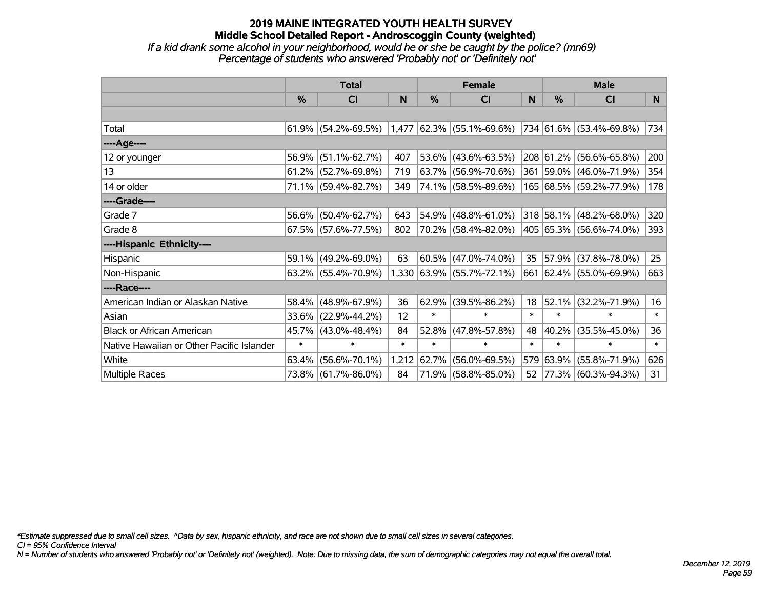# 2019 MAINE INTEGRATED YOUTH HEALTH SURVEY

## Middle School Detailed Report - Androscoggin County (weighted)

*If a kid drank some alcohol in your neighborhood, would he or she be caught by the police? (mn69)*
*Percentage of students who answered 'Probably not' or 'Definitely not'*

| | Total | | | Female | | | Male | | |
|---|---|---|---|---|---|---|---|---|---|
| | % | CI | N | % | CI | N | % | CI | N |
| | | | | | | | | | |
| Total | 61.9% | (54.2%-69.5%) | 1,477 | 62.3% | (55.1%-69.6%) | 734 | 61.6% | (53.4%-69.8%) | 734 |
| ----Age---- | | | | | | | | | |
| 12 or younger | 56.9% | (51.1%-62.7%) | 407 | 53.6% | (43.6%-63.5%) | 208 | 61.2% | (56.6%-65.8%) | 200 |
| 13 | 61.2% | (52.7%-69.8%) | 719 | 63.7% | (56.9%-70.6%) | 361 | 59.0% | (46.0%-71.9%) | 354 |
| 14 or older | 71.1% | (59.4%-82.7%) | 349 | 74.1% | (58.5%-89.6%) | 165 | 68.5% | (59.2%-77.9%) | 178 |
| ----Grade---- | | | | | | | | | |
| Grade 7 | 56.6% | (50.4%-62.7%) | 643 | 54.9% | (48.8%-61.0%) | 318 | 58.1% | (48.2%-68.0%) | 320 |
| Grade 8 | 67.5% | (57.6%-77.5%) | 802 | 70.2% | (58.4%-82.0%) | 405 | 65.3% | (56.6%-74.0%) | 393 |
| ----Hispanic Ethnicity---- | | | | | | | | | |
| Hispanic | 59.1% | (49.2%-69.0%) | 63 | 60.5% | (47.0%-74.0%) | 35 | 57.9% | (37.8%-78.0%) | 25 |
| Non-Hispanic | 63.2% | (55.4%-70.9%) | 1,330 | 63.9% | (55.7%-72.1%) | 661 | 62.4% | (55.0%-69.9%) | 663 |
| ----Race---- | | | | | | | | | |
| American Indian or Alaskan Native | 58.4% | (48.9%-67.9%) | 36 | 62.9% | (39.5%-86.2%) | 18 | 52.1% | (32.2%-71.9%) | 16 |
| Asian | 33.6% | (22.9%-44.2%) | 12 | * | * | * | * | * | * |
| Black or African American | 45.7% | (43.0%-48.4%) | 84 | 52.8% | (47.8%-57.8%) | 48 | 40.2% | (35.5%-45.0%) | 36 |
| Native Hawaiian or Other Pacific Islander | * | * | * | * | * | * | * | * | * |
| White | 63.4% | (56.6%-70.1%) | 1,212 | 62.7% | (56.0%-69.5%) | 579 | 63.9% | (55.8%-71.9%) | 626 |
| Multiple Races | 73.8% | (61.7%-86.0%) | 84 | 71.9% | (58.8%-85.0%) | 52 | 77.3% | (60.3%-94.3%) | 31 |

*\*Estimate suppressed due to small cell sizes. ^Data by sex, hispanic ethnicity, and race are not shown due to small cell sizes in several categories.*

*CI = 95% Confidence Interval*

*N = Number of students who answered 'Probably not' or 'Definitely not' (weighted). Note: Due to missing data, the sum of demographic categories may not equal the overall total.*

*December 12, 2019*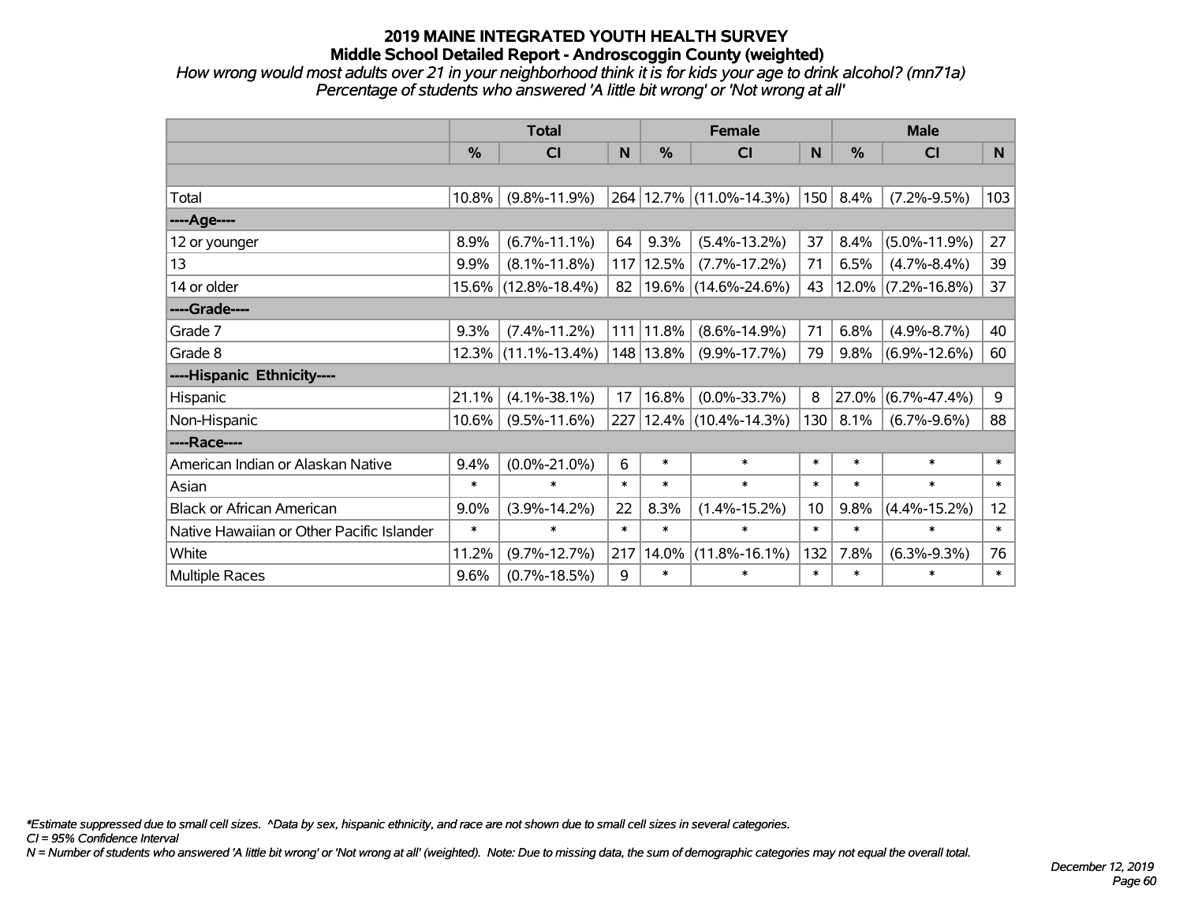# 2019 MAINE INTEGRATED YOUTH HEALTH SURVEY

## Middle School Detailed Report - Androscoggin County (weighted)

*How wrong would most adults over 21 in your neighborhood think it is for kids your age to drink alcohol? (mn71a)*
*Percentage of students who answered 'A little bit wrong' or 'Not wrong at all'*

| | Total | | | Female | | | Male | | |
|---|---|---|---|---|---|---|---|---|---|
| | % | CI | N | % | CI | N | % | CI | N |
| | | | | | | | | | |
| Total | 10.8% | (9.8%-11.9%) | 264 | 12.7% | (11.0%-14.3%) | 150 | 8.4% | (7.2%-9.5%) | 103 |
| ----Age---- | | | | | | | | | |
| 12 or younger | 8.9% | (6.7%-11.1%) | 64 | 9.3% | (5.4%-13.2%) | 37 | 8.4% | (5.0%-11.9%) | 27 |
| 13 | 9.9% | (8.1%-11.8%) | 117 | 12.5% | (7.7%-17.2%) | 71 | 6.5% | (4.7%-8.4%) | 39 |
| 14 or older | 15.6% | (12.8%-18.4%) | 82 | 19.6% | (14.6%-24.6%) | 43 | 12.0% | (7.2%-16.8%) | 37 |
| ----Grade---- | | | | | | | | | |
| Grade 7 | 9.3% | (7.4%-11.2%) | 111 | 11.8% | (8.6%-14.9%) | 71 | 6.8% | (4.9%-8.7%) | 40 |
| Grade 8 | 12.3% | (11.1%-13.4%) | 148 | 13.8% | (9.9%-17.7%) | 79 | 9.8% | (6.9%-12.6%) | 60 |
| ----Hispanic Ethnicity---- | | | | | | | | | |
| Hispanic | 21.1% | (4.1%-38.1%) | 17 | 16.8% | (0.0%-33.7%) | 8 | 27.0% | (6.7%-47.4%) | 9 |
| Non-Hispanic | 10.6% | (9.5%-11.6%) | 227 | 12.4% | (10.4%-14.3%) | 130 | 8.1% | (6.7%-9.6%) | 88 |
| ----Race---- | | | | | | | | | |
| American Indian or Alaskan Native | 9.4% | (0.0%-21.0%) | 6 | * | * | * | * | * | * |
| Asian | * | * | * | * | * | * | * | * | * |
| Black or African American | 9.0% | (3.9%-14.2%) | 22 | 8.3% | (1.4%-15.2%) | 10 | 9.8% | (4.4%-15.2%) | 12 |
| Native Hawaiian or Other Pacific Islander | * | * | * | * | * | * | * | * | * |
| White | 11.2% | (9.7%-12.7%) | 217 | 14.0% | (11.8%-16.1%) | 132 | 7.8% | (6.3%-9.3%) | 76 |
| Multiple Races | 9.6% | (0.7%-18.5%) | 9 | * | * | * | * | * | * |

*Estimate suppressed due to small cell sizes. ^Data by sex, hispanic ethnicity, and race are not shown due to small cell sizes in several categories.
CI = 95% Confidence Interval
N = Number of students who answered 'A little bit wrong' or 'Not wrong at all' (weighted). Note: Due to missing data, the sum of demographic categories may not equal the overall total.

December 12, 2019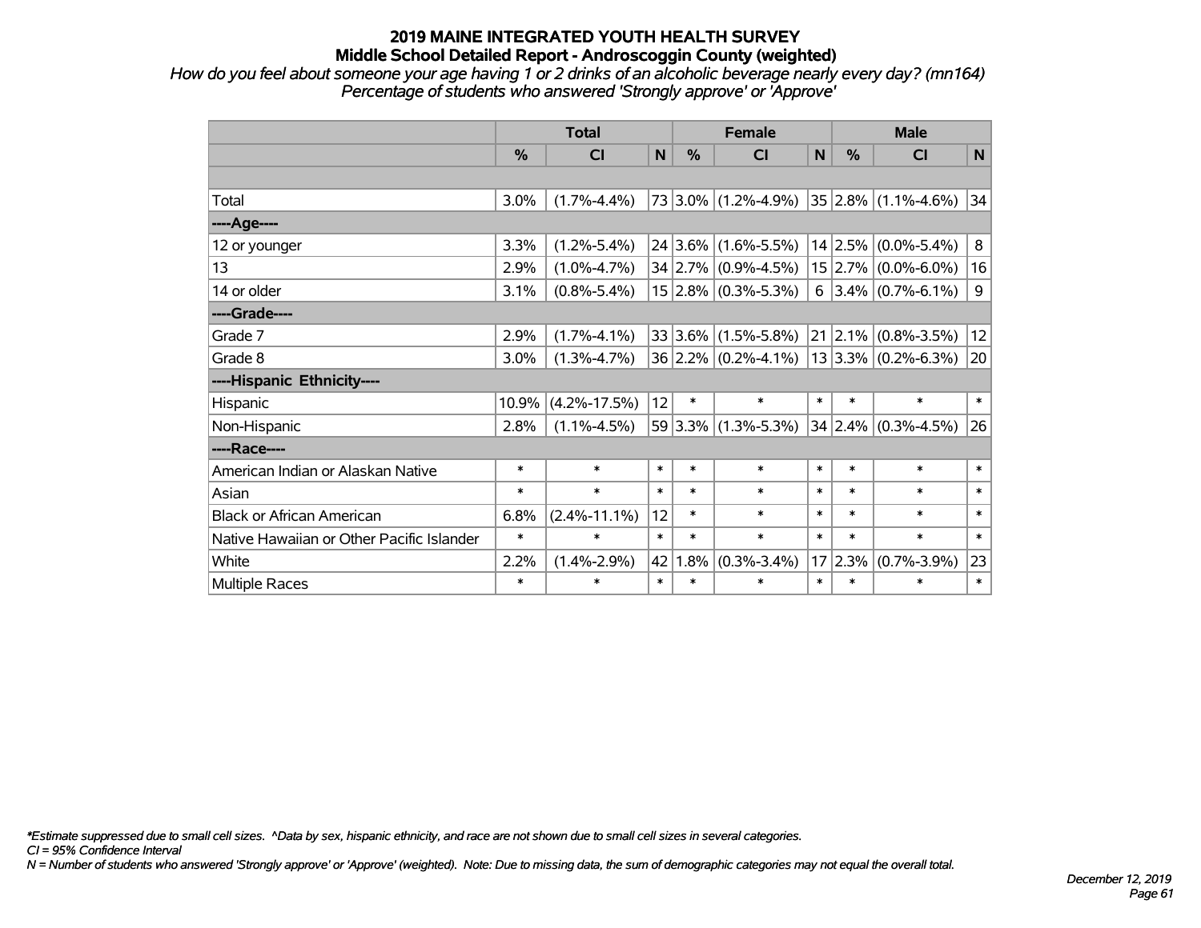# 2019 MAINE INTEGRATED YOUTH HEALTH SURVEY
## Middle School Detailed Report - Androscoggin County (weighted)

*How do you feel about someone your age having 1 or 2 drinks of an alcoholic beverage nearly every day? (mn164)*
*Percentage of students who answered 'Strongly approve' or 'Approve'*

| | Total | | | Female | | | Male | | |
|---|---|---|---|---|---|---|---|---|---|
| | % | CI | N | % | CI | N | % | CI | N |
| | | | | | | | | | |
| Total | 3.0% | (1.7%-4.4%) | 73 | 3.0% | (1.2%-4.9%) | 35 | 2.8% | (1.1%-4.6%) | 34 |
| ----Age---- | | | | | | | | | |
| 12 or younger | 3.3% | (1.2%-5.4%) | 24 | 3.6% | (1.6%-5.5%) | 14 | 2.5% | (0.0%-5.4%) | 8 |
| 13 | 2.9% | (1.0%-4.7%) | 34 | 2.7% | (0.9%-4.5%) | 15 | 2.7% | (0.0%-6.0%) | 16 |
| 14 or older | 3.1% | (0.8%-5.4%) | 15 | 2.8% | (0.3%-5.3%) | 6 | 3.4% | (0.7%-6.1%) | 9 |
| ----Grade---- | | | | | | | | | |
| Grade 7 | 2.9% | (1.7%-4.1%) | 33 | 3.6% | (1.5%-5.8%) | 21 | 2.1% | (0.8%-3.5%) | 12 |
| Grade 8 | 3.0% | (1.3%-4.7%) | 36 | 2.2% | (0.2%-4.1%) | 13 | 3.3% | (0.2%-6.3%) | 20 |
| ----Hispanic Ethnicity---- | | | | | | | | | |
| Hispanic | 10.9% | (4.2%-17.5%) | 12 | * | * | * | * | * | * |
| Non-Hispanic | 2.8% | (1.1%-4.5%) | 59 | 3.3% | (1.3%-5.3%) | 34 | 2.4% | (0.3%-4.5%) | 26 |
| ----Race---- | | | | | | | | | |
| American Indian or Alaskan Native | * | * | * | * | * | * | * | * | * |
| Asian | * | * | * | * | * | * | * | * | * |
| Black or African American | 6.8% | (2.4%-11.1%) | 12 | * | * | * | * | * | * |
| Native Hawaiian or Other Pacific Islander | * | * | * | * | * | * | * | * | * |
| White | 2.2% | (1.4%-2.9%) | 42 | 1.8% | (0.3%-3.4%) | 17 | 2.3% | (0.7%-3.9%) | 23 |
| Multiple Races | * | * | * | * | * | * | * | * | * |

*\*Estimate suppressed due to small cell sizes. ^Data by sex, hispanic ethnicity, and race are not shown due to small cell sizes in several categories.*
*CI = 95% Confidence Interval*
*N = Number of students who answered 'Strongly approve' or 'Approve' (weighted). Note: Due to missing data, the sum of demographic categories may not equal the overall total.*

*December 12, 2019*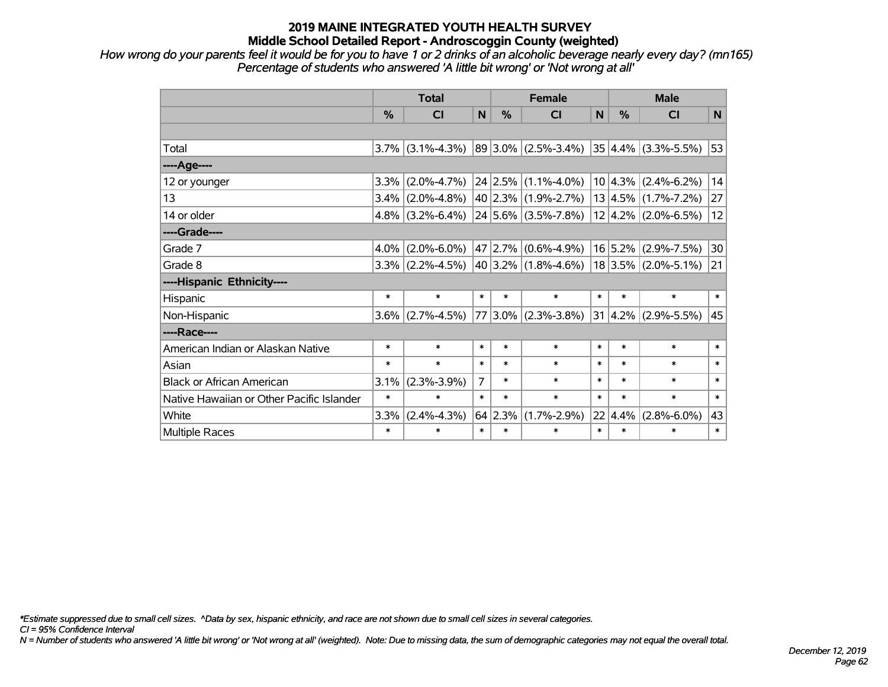# 2019 MAINE INTEGRATED YOUTH HEALTH SURVEY
## Middle School Detailed Report - Androscoggin County (weighted)

*How wrong do your parents feel it would be for you to have 1 or 2 drinks of an alcoholic beverage nearly every day? (mn165)*
*Percentage of students who answered 'A little bit wrong' or 'Not wrong at all'*

| | Total | | | Female | | | Male | | |
|---|---|---|---|---|---|---|---|---|---|
| | % | CI | N | % | CI | N | % | CI | N |
| | | | | | | | | | |
| Total | 3.7% | (3.1%-4.3%) | 89 | 3.0% | (2.5%-3.4%) | 35 | 4.4% | (3.3%-5.5%) | 53 |
| ----Age---- | | | | | | | | | |
| 12 or younger | 3.3% | (2.0%-4.7%) | 24 | 2.5% | (1.1%-4.0%) | 10 | 4.3% | (2.4%-6.2%) | 14 |
| 13 | 3.4% | (2.0%-4.8%) | 40 | 2.3% | (1.9%-2.7%) | 13 | 4.5% | (1.7%-7.2%) | 27 |
| 14 or older | 4.8% | (3.2%-6.4%) | 24 | 5.6% | (3.5%-7.8%) | 12 | 4.2% | (2.0%-6.5%) | 12 |
| ----Grade---- | | | | | | | | | |
| Grade 7 | 4.0% | (2.0%-6.0%) | 47 | 2.7% | (0.6%-4.9%) | 16 | 5.2% | (2.9%-7.5%) | 30 |
| Grade 8 | 3.3% | (2.2%-4.5%) | 40 | 3.2% | (1.8%-4.6%) | 18 | 3.5% | (2.0%-5.1%) | 21 |
| ----Hispanic Ethnicity---- | | | | | | | | | |
| Hispanic | * | * | * | * | * | * | * | * | * |
| Non-Hispanic | 3.6% | (2.7%-4.5%) | 77 | 3.0% | (2.3%-3.8%) | 31 | 4.2% | (2.9%-5.5%) | 45 |
| ----Race---- | | | | | | | | | |
| American Indian or Alaskan Native | * | * | * | * | * | * | * | * | * |
| Asian | * | * | * | * | * | * | * | * | * |
| Black or African American | 3.1% | (2.3%-3.9%) | 7 | * | * | * | * | * | * |
| Native Hawaiian or Other Pacific Islander | * | * | * | * | * | * | * | * | * |
| White | 3.3% | (2.4%-4.3%) | 64 | 2.3% | (1.7%-2.9%) | 22 | 4.4% | (2.8%-6.0%) | 43 |
| Multiple Races | * | * | * | * | * | * | * | * | * |

*\*Estimate suppressed due to small cell sizes. ^Data by sex, hispanic ethnicity, and race are not shown due to small cell sizes in several categories.*

*CI = 95% Confidence Interval*

*N = Number of students who answered 'A little bit wrong' or 'Not wrong at all' (weighted). Note: Due to missing data, the sum of demographic categories may not equal the overall total.*

*December 12, 2019*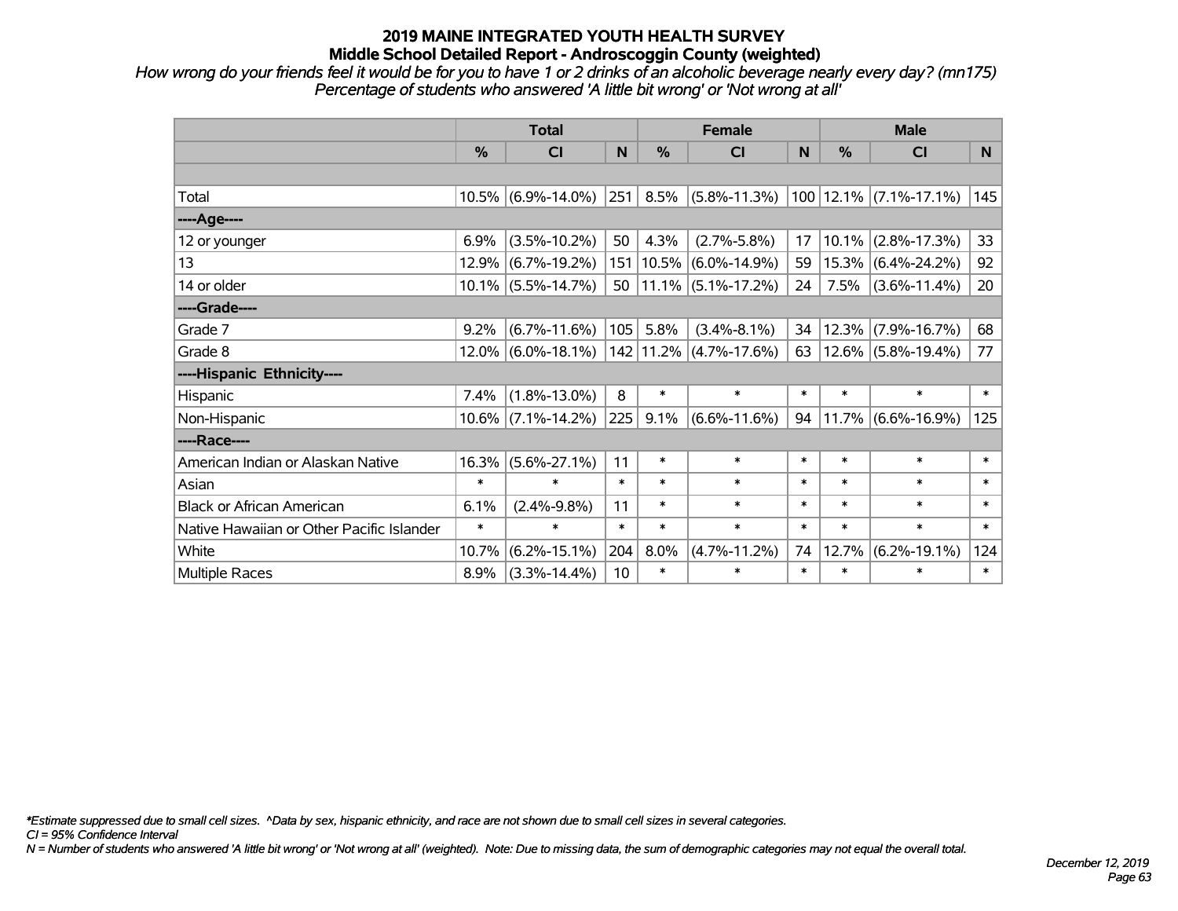# 2019 MAINE INTEGRATED YOUTH HEALTH SURVEY

## Middle School Detailed Report - Androscoggin County (weighted)

*How wrong do your friends feel it would be for you to have 1 or 2 drinks of an alcoholic beverage nearly every day? (mn175)*
*Percentage of students who answered 'A little bit wrong' or 'Not wrong at all'*

| | Total | | | Female | | | Male | | |
|---|---|---|---|---|---|---|---|---|---|
| | % | CI | N | % | CI | N | % | CI | N |
| | | | | | | | | | |
| Total | 10.5% | (6.9%-14.0%) | 251 | 8.5% | (5.8%-11.3%) | 100 | 12.1% | (7.1%-17.1%) | 145 |
| ----Age---- | | | | | | | | | |
| 12 or younger | 6.9% | (3.5%-10.2%) | 50 | 4.3% | (2.7%-5.8%) | 17 | 10.1% | (2.8%-17.3%) | 33 |
| 13 | 12.9% | (6.7%-19.2%) | 151 | 10.5% | (6.0%-14.9%) | 59 | 15.3% | (6.4%-24.2%) | 92 |
| 14 or older | 10.1% | (5.5%-14.7%) | 50 | 11.1% | (5.1%-17.2%) | 24 | 7.5% | (3.6%-11.4%) | 20 |
| ----Grade---- | | | | | | | | | |
| Grade 7 | 9.2% | (6.7%-11.6%) | 105 | 5.8% | (3.4%-8.1%) | 34 | 12.3% | (7.9%-16.7%) | 68 |
| Grade 8 | 12.0% | (6.0%-18.1%) | 142 | 11.2% | (4.7%-17.6%) | 63 | 12.6% | (5.8%-19.4%) | 77 |
| ----Hispanic Ethnicity---- | | | | | | | | | |
| Hispanic | 7.4% | (1.8%-13.0%) | 8 | * | * | * | * | * | * |
| Non-Hispanic | 10.6% | (7.1%-14.2%) | 225 | 9.1% | (6.6%-11.6%) | 94 | 11.7% | (6.6%-16.9%) | 125 |
| ----Race---- | | | | | | | | | |
| American Indian or Alaskan Native | 16.3% | (5.6%-27.1%) | 11 | * | * | * | * | * | * |
| Asian | * | * | * | * | * | * | * | * | * |
| Black or African American | 6.1% | (2.4%-9.8%) | 11 | * | * | * | * | * | * |
| Native Hawaiian or Other Pacific Islander | * | * | * | * | * | * | * | * | * |
| White | 10.7% | (6.2%-15.1%) | 204 | 8.0% | (4.7%-11.2%) | 74 | 12.7% | (6.2%-19.1%) | 124 |
| Multiple Races | 8.9% | (3.3%-14.4%) | 10 | * | * | * | * | * | * |

*\*Estimate suppressed due to small cell sizes. ^Data by sex, hispanic ethnicity, and race are not shown due to small cell sizes in several categories.*
*CI = 95% Confidence Interval*
*N = Number of students who answered 'A little bit wrong' or 'Not wrong at all' (weighted). Note: Due to missing data, the sum of demographic categories may not equal the overall total.*

*December 12, 2019*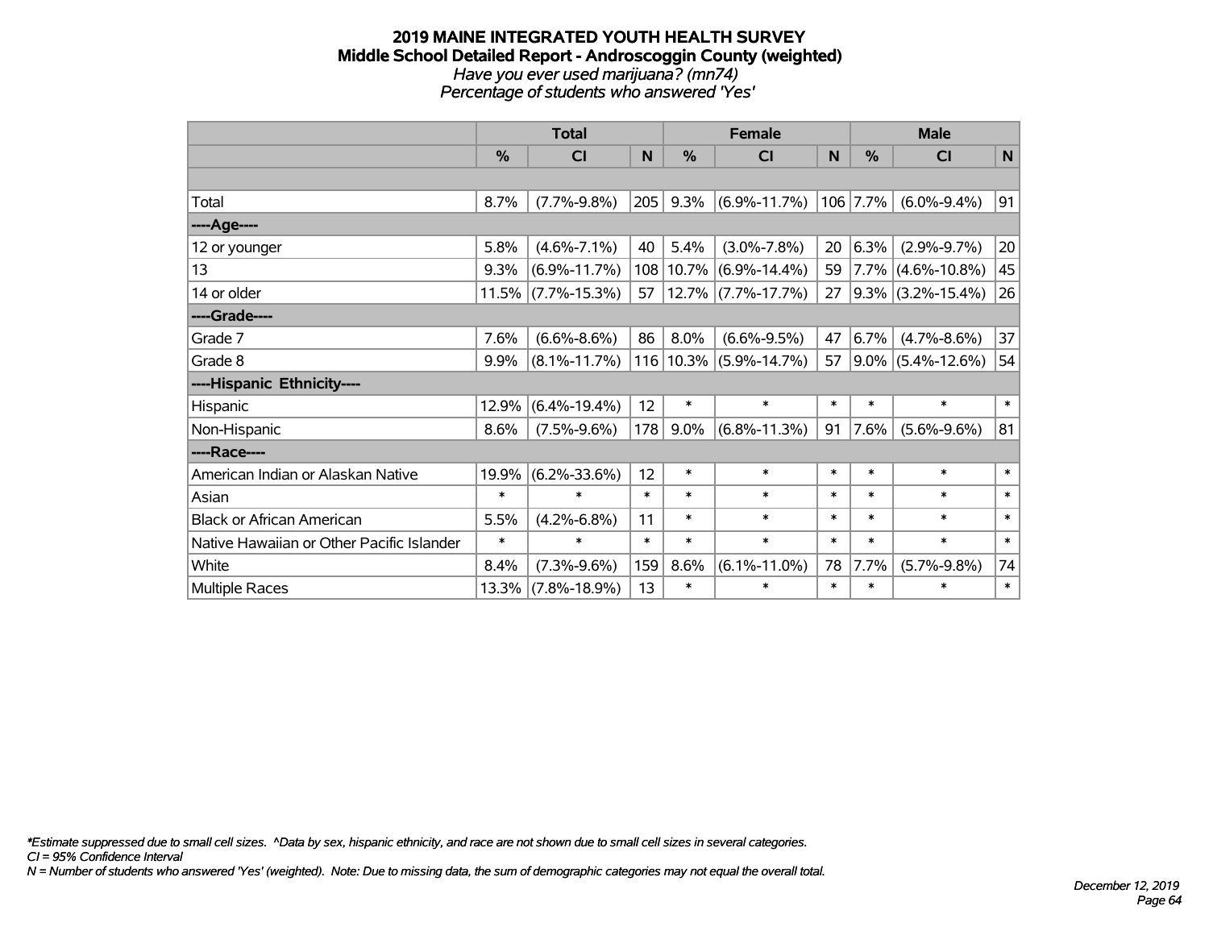## 2019 MAINE INTEGRATED YOUTH HEALTH SURVEY
### Middle School Detailed Report - Androscoggin County (weighted)
*Have you ever used marijuana? (mn74)*
*Percentage of students who answered 'Yes'*

| | Total | | | Female | | | Male | | |
|---|---|---|---|---|---|---|---|---|---|
| | % | CI | N | % | CI | N | % | CI | N |
| | | | | | | | | | |
| Total | 8.7% | (7.7%-9.8%) | 205 | 9.3% | (6.9%-11.7%) | 106 | 7.7% | (6.0%-9.4%) | 91 |
| ----Age---- | | | | | | | | | |
| 12 or younger | 5.8% | (4.6%-7.1%) | 40 | 5.4% | (3.0%-7.8%) | 20 | 6.3% | (2.9%-9.7%) | 20 |
| 13 | 9.3% | (6.9%-11.7%) | 108 | 10.7% | (6.9%-14.4%) | 59 | 7.7% | (4.6%-10.8%) | 45 |
| 14 or older | 11.5% | (7.7%-15.3%) | 57 | 12.7% | (7.7%-17.7%) | 27 | 9.3% | (3.2%-15.4%) | 26 |
| ----Grade---- | | | | | | | | | |
| Grade 7 | 7.6% | (6.6%-8.6%) | 86 | 8.0% | (6.6%-9.5%) | 47 | 6.7% | (4.7%-8.6%) | 37 |
| Grade 8 | 9.9% | (8.1%-11.7%) | 116 | 10.3% | (5.9%-14.7%) | 57 | 9.0% | (5.4%-12.6%) | 54 |
| ----Hispanic Ethnicity---- | | | | | | | | | |
| Hispanic | 12.9% | (6.4%-19.4%) | 12 | * | * | * | * | * | * |
| Non-Hispanic | 8.6% | (7.5%-9.6%) | 178 | 9.0% | (6.8%-11.3%) | 91 | 7.6% | (5.6%-9.6%) | 81 |
| ----Race---- | | | | | | | | | |
| American Indian or Alaskan Native | 19.9% | (6.2%-33.6%) | 12 | * | * | * | * | * | * |
| Asian | * | * | * | * | * | * | * | * | * |
| Black or African American | 5.5% | (4.2%-6.8%) | 11 | * | * | * | * | * | * |
| Native Hawaiian or Other Pacific Islander | * | * | * | * | * | * | * | * | * |
| White | 8.4% | (7.3%-9.6%) | 159 | 8.6% | (6.1%-11.0%) | 78 | 7.7% | (5.7%-9.8%) | 74 |
| Multiple Races | 13.3% | (7.8%-18.9%) | 13 | * | * | * | * | * | * |

*\*Estimate suppressed due to small cell sizes. ^Data by sex, hispanic ethnicity, and race are not shown due to small cell sizes in several categories.*
*CI = 95% Confidence Interval*
*N = Number of students who answered 'Yes' (weighted). Note: Due to missing data, the sum of demographic categories may not equal the overall total.*

*December 12, 2019*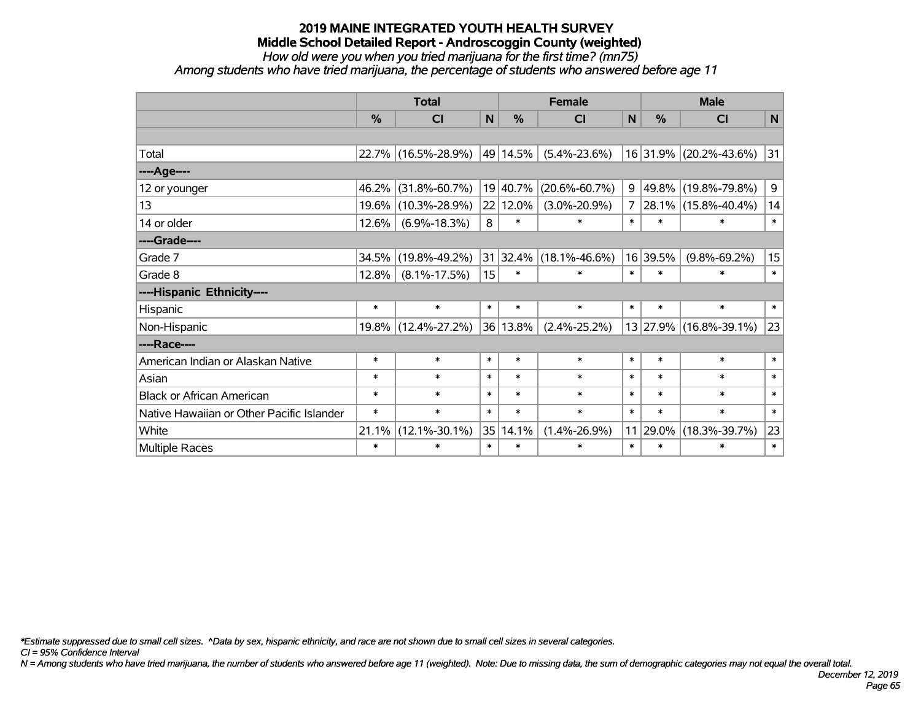# 2019 MAINE INTEGRATED YOUTH HEALTH SURVEY

## Middle School Detailed Report - Androscoggin County (weighted)

*How old were you when you tried marijuana for the first time? (mn75)*

*Among students who have tried marijuana, the percentage of students who answered before age 11*

| | Total | | | Female | | | Male | | |
|---|---|---|---|---|---|---|---|---|---|
| | % | CI | N | % | CI | N | % | CI | N |
| | | | | | | | | | |
| Total | 22.7% | (16.5%-28.9%) | 49 | 14.5% | (5.4%-23.6%) | 16 | 31.9% | (20.2%-43.6%) | 31 |
| ----Age---- | | | | | | | | | |
| 12 or younger | 46.2% | (31.8%-60.7%) | 19 | 40.7% | (20.6%-60.7%) | 9 | 49.8% | (19.8%-79.8%) | 9 |
| 13 | 19.6% | (10.3%-28.9%) | 22 | 12.0% | (3.0%-20.9%) | 7 | 28.1% | (15.8%-40.4%) | 14 |
| 14 or older | 12.6% | (6.9%-18.3%) | 8 | * | * | * | * | * | * |
| ----Grade---- | | | | | | | | | |
| Grade 7 | 34.5% | (19.8%-49.2%) | 31 | 32.4% | (18.1%-46.6%) | 16 | 39.5% | (9.8%-69.2%) | 15 |
| Grade 8 | 12.8% | (8.1%-17.5%) | 15 | * | * | * | * | * | * |
| ----Hispanic Ethnicity---- | | | | | | | | | |
| Hispanic | * | * | * | * | * | * | * | * | * |
| Non-Hispanic | 19.8% | (12.4%-27.2%) | 36 | 13.8% | (2.4%-25.2%) | 13 | 27.9% | (16.8%-39.1%) | 23 |
| ----Race---- | | | | | | | | | |
| American Indian or Alaskan Native | * | * | * | * | * | * | * | * | * |
| Asian | * | * | * | * | * | * | * | * | * |
| Black or African American | * | * | * | * | * | * | * | * | * |
| Native Hawaiian or Other Pacific Islander | * | * | * | * | * | * | * | * | * |
| White | 21.1% | (12.1%-30.1%) | 35 | 14.1% | (1.4%-26.9%) | 11 | 29.0% | (18.3%-39.7%) | 23 |
| Multiple Races | * | * | * | * | * | * | * | * | * |

*Estimate suppressed due to small cell sizes. ^Data by sex, hispanic ethnicity, and race are not shown due to small cell sizes in several categories.*

*CI = 95% Confidence Interval*

*N = Among students who have tried marijuana, the number of students who answered before age 11 (weighted). Note: Due to missing data, the sum of demographic categories may not equal the overall total.*

*December 12, 2019*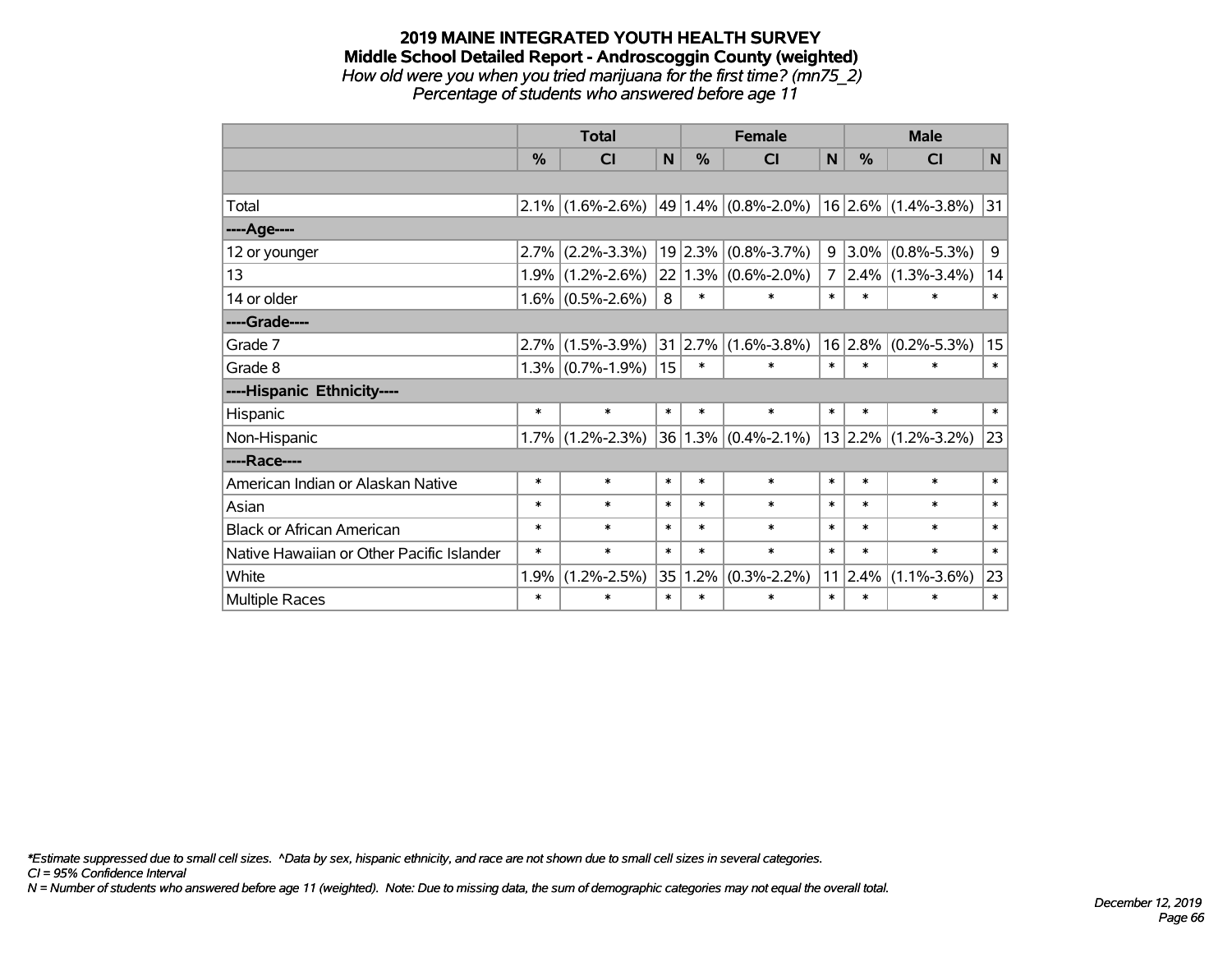**2019 MAINE INTEGRATED YOUTH HEALTH SURVEY**
**Middle School Detailed Report - Androscoggin County (weighted)**
*How old were you when you tried marijuana for the first time? (mn75_2)*
*Percentage of students who answered before age 11*

| | Total | | | Female | | | Male | | |
|---|---|---|---|---|---|---|---|---|---|
| | % | CI | N | % | CI | N | % | CI | N |
| | | | | | | | | | |
| Total | 2.1% | (1.6%-2.6%) | 49 | 1.4% | (0.8%-2.0%) | 16 | 2.6% | (1.4%-3.8%) | 31 |
| ----Age---- | | | | | | | | | |
| 12 or younger | 2.7% | (2.2%-3.3%) | 19 | 2.3% | (0.8%-3.7%) | 9 | 3.0% | (0.8%-5.3%) | 9 |
| 13 | 1.9% | (1.2%-2.6%) | 22 | 1.3% | (0.6%-2.0%) | 7 | 2.4% | (1.3%-3.4%) | 14 |
| 14 or older | 1.6% | (0.5%-2.6%) | 8 | * | * | * | * | * | * |
| ----Grade---- | | | | | | | | | |
| Grade 7 | 2.7% | (1.5%-3.9%) | 31 | 2.7% | (1.6%-3.8%) | 16 | 2.8% | (0.2%-5.3%) | 15 |
| Grade 8 | 1.3% | (0.7%-1.9%) | 15 | * | * | * | * | * | * |
| ----Hispanic Ethnicity---- | | | | | | | | | |
| Hispanic | * | * | * | * | * | * | * | * | * |
| Non-Hispanic | 1.7% | (1.2%-2.3%) | 36 | 1.3% | (0.4%-2.1%) | 13 | 2.2% | (1.2%-3.2%) | 23 |
| ----Race---- | | | | | | | | | |
| American Indian or Alaskan Native | * | * | * | * | * | * | * | * | * |
| Asian | * | * | * | * | * | * | * | * | * |
| Black or African American | * | * | * | * | * | * | * | * | * |
| Native Hawaiian or Other Pacific Islander | * | * | * | * | * | * | * | * | * |
| White | 1.9% | (1.2%-2.5%) | 35 | 1.2% | (0.3%-2.2%) | 11 | 2.4% | (1.1%-3.6%) | 23 |
| Multiple Races | * | * | * | * | * | * | * | * | * |

*\*Estimate suppressed due to small cell sizes. ^Data by sex, hispanic ethnicity, and race are not shown due to small cell sizes in several categories.*
*CI = 95% Confidence Interval*
*N = Number of students who answered before age 11 (weighted). Note: Due to missing data, the sum of demographic categories may not equal the overall total.*

*December 12, 2019*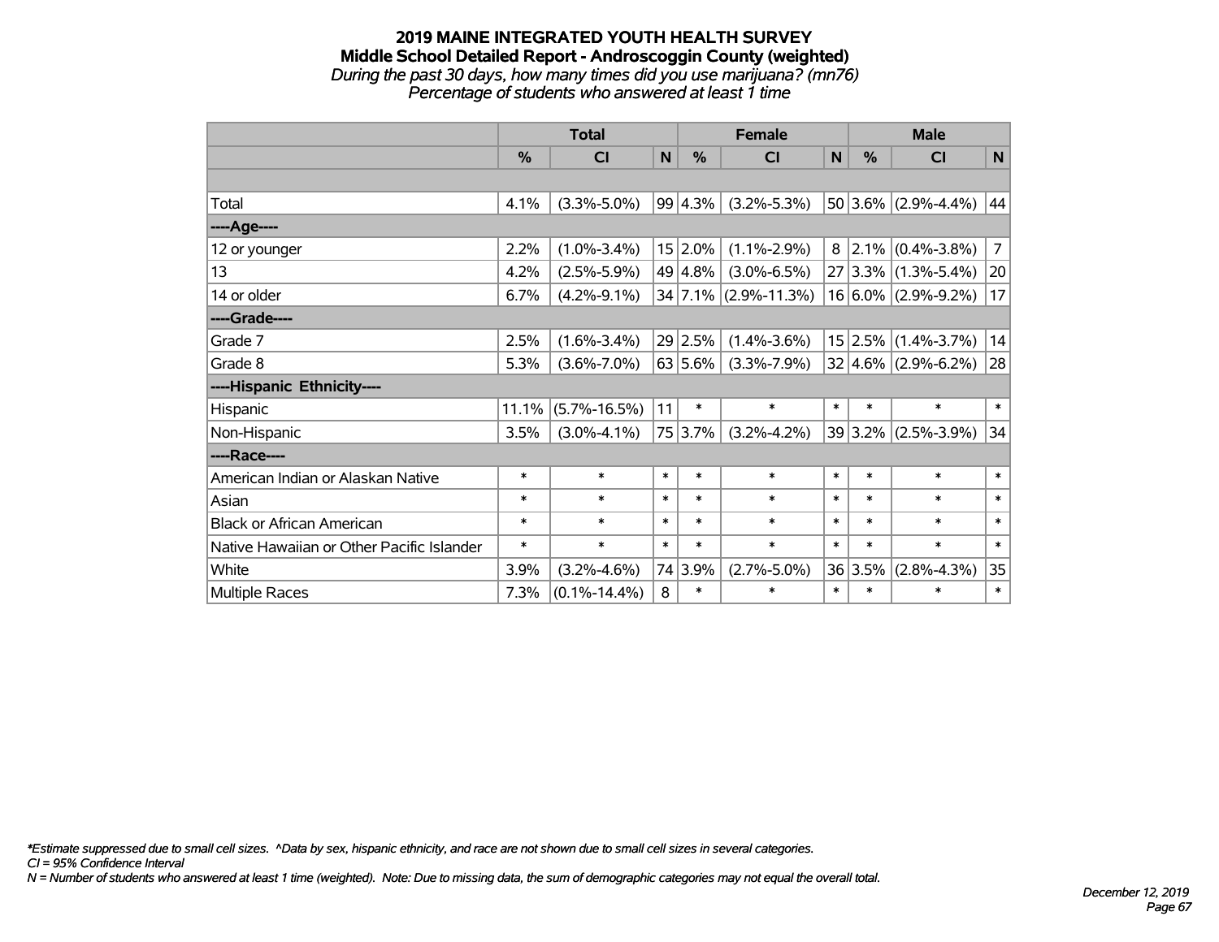# 2019 MAINE INTEGRATED YOUTH HEALTH SURVEY
## Middle School Detailed Report - Androscoggin County (weighted)
*During the past 30 days, how many times did you use marijuana? (mn76)*
*Percentage of students who answered at least 1 time*

| | Total | | | Female | | | Male | | |
|---|---|---|---|---|---|---|---|---|---|
| | % | CI | N | % | CI | N | % | CI | N |
| | | | | | | | | | |
| Total | 4.1% | (3.3%-5.0%) | 99 | 4.3% | (3.2%-5.3%) | 50 | 3.6% | (2.9%-4.4%) | 44 |
| ----Age---- | | | | | | | | | |
| 12 or younger | 2.2% | (1.0%-3.4%) | 15 | 2.0% | (1.1%-2.9%) | 8 | 2.1% | (0.4%-3.8%) | 7 |
| 13 | 4.2% | (2.5%-5.9%) | 49 | 4.8% | (3.0%-6.5%) | 27 | 3.3% | (1.3%-5.4%) | 20 |
| 14 or older | 6.7% | (4.2%-9.1%) | 34 | 7.1% | (2.9%-11.3%) | 16 | 6.0% | (2.9%-9.2%) | 17 |
| ----Grade---- | | | | | | | | | |
| Grade 7 | 2.5% | (1.6%-3.4%) | 29 | 2.5% | (1.4%-3.6%) | 15 | 2.5% | (1.4%-3.7%) | 14 |
| Grade 8 | 5.3% | (3.6%-7.0%) | 63 | 5.6% | (3.3%-7.9%) | 32 | 4.6% | (2.9%-6.2%) | 28 |
| ----Hispanic Ethnicity---- | | | | | | | | | |
| Hispanic | 11.1% | (5.7%-16.5%) | 11 | * | * | * | * | * | * |
| Non-Hispanic | 3.5% | (3.0%-4.1%) | 75 | 3.7% | (3.2%-4.2%) | 39 | 3.2% | (2.5%-3.9%) | 34 |
| ----Race---- | | | | | | | | | |
| American Indian or Alaskan Native | * | * | * | * | * | * | * | * | * |
| Asian | * | * | * | * | * | * | * | * | * |
| Black or African American | * | * | * | * | * | * | * | * | * |
| Native Hawaiian or Other Pacific Islander | * | * | * | * | * | * | * | * | * |
| White | 3.9% | (3.2%-4.6%) | 74 | 3.9% | (2.7%-5.0%) | 36 | 3.5% | (2.8%-4.3%) | 35 |
| Multiple Races | 7.3% | (0.1%-14.4%) | 8 | * | * | * | * | * | * |

*\*Estimate suppressed due to small cell sizes. ^Data by sex, hispanic ethnicity, and race are not shown due to small cell sizes in several categories.*
*CI = 95% Confidence Interval*
*N = Number of students who answered at least 1 time (weighted). Note: Due to missing data, the sum of demographic categories may not equal the overall total.*

*December 12, 2019*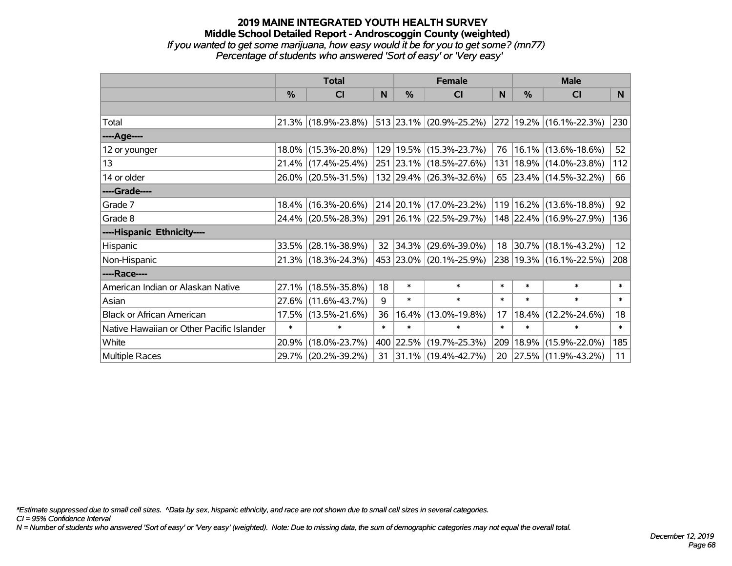# 2019 MAINE INTEGRATED YOUTH HEALTH SURVEY
## Middle School Detailed Report - Androscoggin County (weighted)
*If you wanted to get some marijuana, how easy would it be for you to get some? (mn77)*
*Percentage of students who answered 'Sort of easy' or 'Very easy'*

| | Total | | | Female | | | Male | | |
|---|---|---|---|---|---|---|---|---|---|
| | % | CI | N | % | CI | N | % | CI | N |
| Total | 21.3% | (18.9%-23.8%) | 513 | 23.1% | (20.9%-25.2%) | 272 | 19.2% | (16.1%-22.3%) | 230 |
| ----Age---- | | | | | | | | | |
| 12 or younger | 18.0% | (15.3%-20.8%) | 129 | 19.5% | (15.3%-23.7%) | 76 | 16.1% | (13.6%-18.6%) | 52 |
| 13 | 21.4% | (17.4%-25.4%) | 251 | 23.1% | (18.5%-27.6%) | 131 | 18.9% | (14.0%-23.8%) | 112 |
| 14 or older | 26.0% | (20.5%-31.5%) | 132 | 29.4% | (26.3%-32.6%) | 65 | 23.4% | (14.5%-32.2%) | 66 |
| ----Grade---- | | | | | | | | | |
| Grade 7 | 18.4% | (16.3%-20.6%) | 214 | 20.1% | (17.0%-23.2%) | 119 | 16.2% | (13.6%-18.8%) | 92 |
| Grade 8 | 24.4% | (20.5%-28.3%) | 291 | 26.1% | (22.5%-29.7%) | 148 | 22.4% | (16.9%-27.9%) | 136 |
| ----Hispanic Ethnicity---- | | | | | | | | | |
| Hispanic | 33.5% | (28.1%-38.9%) | 32 | 34.3% | (29.6%-39.0%) | 18 | 30.7% | (18.1%-43.2%) | 12 |
| Non-Hispanic | 21.3% | (18.3%-24.3%) | 453 | 23.0% | (20.1%-25.9%) | 238 | 19.3% | (16.1%-22.5%) | 208 |
| ----Race---- | | | | | | | | | |
| American Indian or Alaskan Native | 27.1% | (18.5%-35.8%) | 18 | * | * | * | * | * | * |
| Asian | 27.6% | (11.6%-43.7%) | 9 | * | * | * | * | * | * |
| Black or African American | 17.5% | (13.5%-21.6%) | 36 | 16.4% | (13.0%-19.8%) | 17 | 18.4% | (12.2%-24.6%) | 18 |
| Native Hawaiian or Other Pacific Islander | * | * | * | * | * | * | * | * | * |
| White | 20.9% | (18.0%-23.7%) | 400 | 22.5% | (19.7%-25.3%) | 209 | 18.9% | (15.9%-22.0%) | 185 |
| Multiple Races | 29.7% | (20.2%-39.2%) | 31 | 31.1% | (19.4%-42.7%) | 20 | 27.5% | (11.9%-43.2%) | 11 |

*\*Estimate suppressed due to small cell sizes. ^Data by sex, hispanic ethnicity, and race are not shown due to small cell sizes in several categories.*
*CI = 95% Confidence Interval*
*N = Number of students who answered 'Sort of easy' or 'Very easy' (weighted). Note: Due to missing data, the sum of demographic categories may not equal the overall total.*

*December 12, 2019*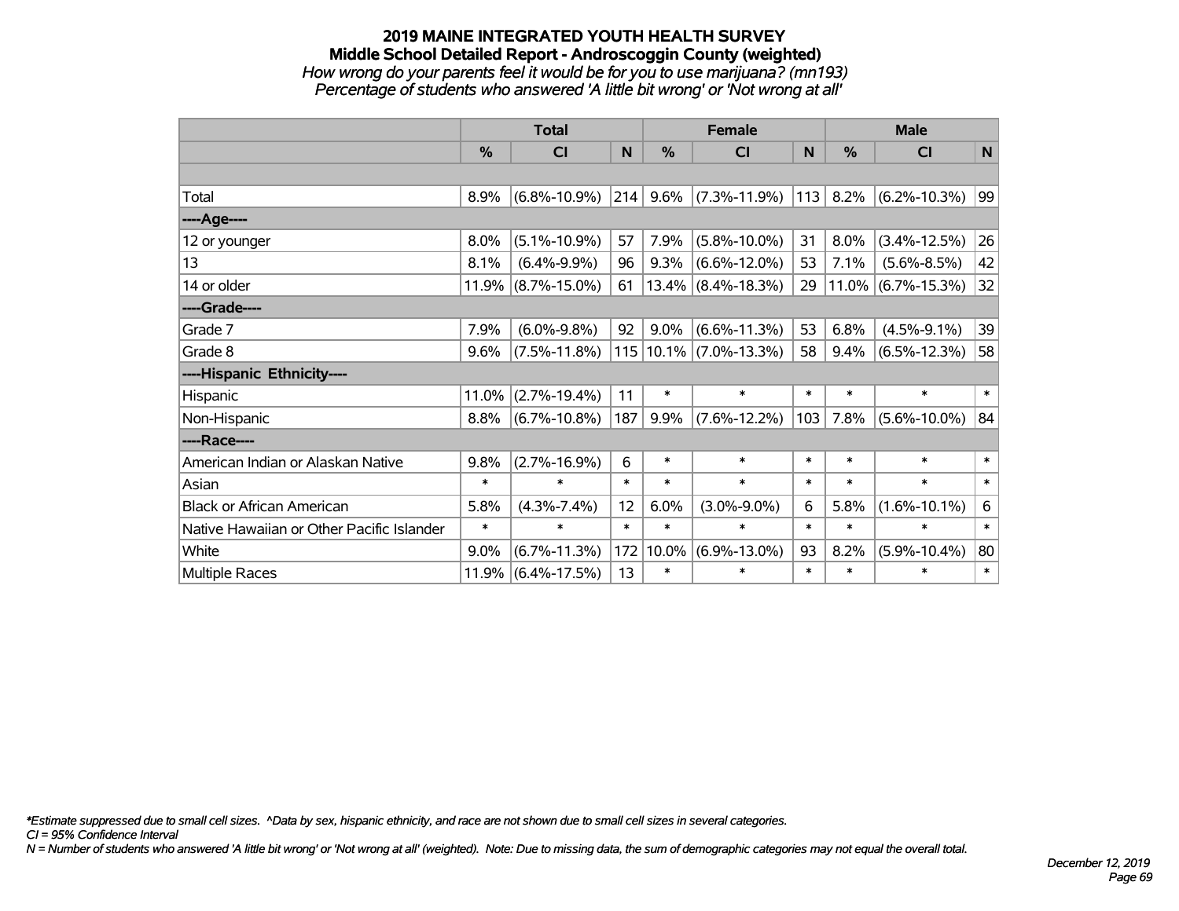# 2019 MAINE INTEGRATED YOUTH HEALTH SURVEY
## Middle School Detailed Report - Androscoggin County (weighted)
*How wrong do your parents feel it would be for you to use marijuana? (mn193)*
*Percentage of students who answered 'A little bit wrong' or 'Not wrong at all'*

| | Total | | | Female | | | Male | | |
|---|---|---|---|---|---|---|---|---|---|
| | % | CI | N | % | CI | N | % | CI | N |
| | | | | | | | | | |
| Total | 8.9% | (6.8%-10.9%) | 214 | 9.6% | (7.3%-11.9%) | 113 | 8.2% | (6.2%-10.3%) | 99 |
| ----Age---- | | | | | | | | | |
| 12 or younger | 8.0% | (5.1%-10.9%) | 57 | 7.9% | (5.8%-10.0%) | 31 | 8.0% | (3.4%-12.5%) | 26 |
| 13 | 8.1% | (6.4%-9.9%) | 96 | 9.3% | (6.6%-12.0%) | 53 | 7.1% | (5.6%-8.5%) | 42 |
| 14 or older | 11.9% | (8.7%-15.0%) | 61 | 13.4% | (8.4%-18.3%) | 29 | 11.0% | (6.7%-15.3%) | 32 |
| ----Grade---- | | | | | | | | | |
| Grade 7 | 7.9% | (6.0%-9.8%) | 92 | 9.0% | (6.6%-11.3%) | 53 | 6.8% | (4.5%-9.1%) | 39 |
| Grade 8 | 9.6% | (7.5%-11.8%) | 115 | 10.1% | (7.0%-13.3%) | 58 | 9.4% | (6.5%-12.3%) | 58 |
| ----Hispanic Ethnicity---- | | | | | | | | | |
| Hispanic | 11.0% | (2.7%-19.4%) | 11 | * | * | * | * | * | * |
| Non-Hispanic | 8.8% | (6.7%-10.8%) | 187 | 9.9% | (7.6%-12.2%) | 103 | 7.8% | (5.6%-10.0%) | 84 |
| ----Race---- | | | | | | | | | |
| American Indian or Alaskan Native | 9.8% | (2.7%-16.9%) | 6 | * | * | * | * | * | * |
| Asian | * | * | * | * | * | * | * | * | * |
| Black or African American | 5.8% | (4.3%-7.4%) | 12 | 6.0% | (3.0%-9.0%) | 6 | 5.8% | (1.6%-10.1%) | 6 |
| Native Hawaiian or Other Pacific Islander | * | * | * | * | * | * | * | * | * |
| White | 9.0% | (6.7%-11.3%) | 172 | 10.0% | (6.9%-13.0%) | 93 | 8.2% | (5.9%-10.4%) | 80 |
| Multiple Races | 11.9% | (6.4%-17.5%) | 13 | * | * | * | * | * | * |

*Estimate suppressed due to small cell sizes. ^Data by sex, hispanic ethnicity, and race are not shown due to small cell sizes in several categories.

CI = 95% Confidence Interval

N = Number of students who answered 'A little bit wrong' or 'Not wrong at all' (weighted). Note: Due to missing data, the sum of demographic categories may not equal the overall total.

December 12, 2019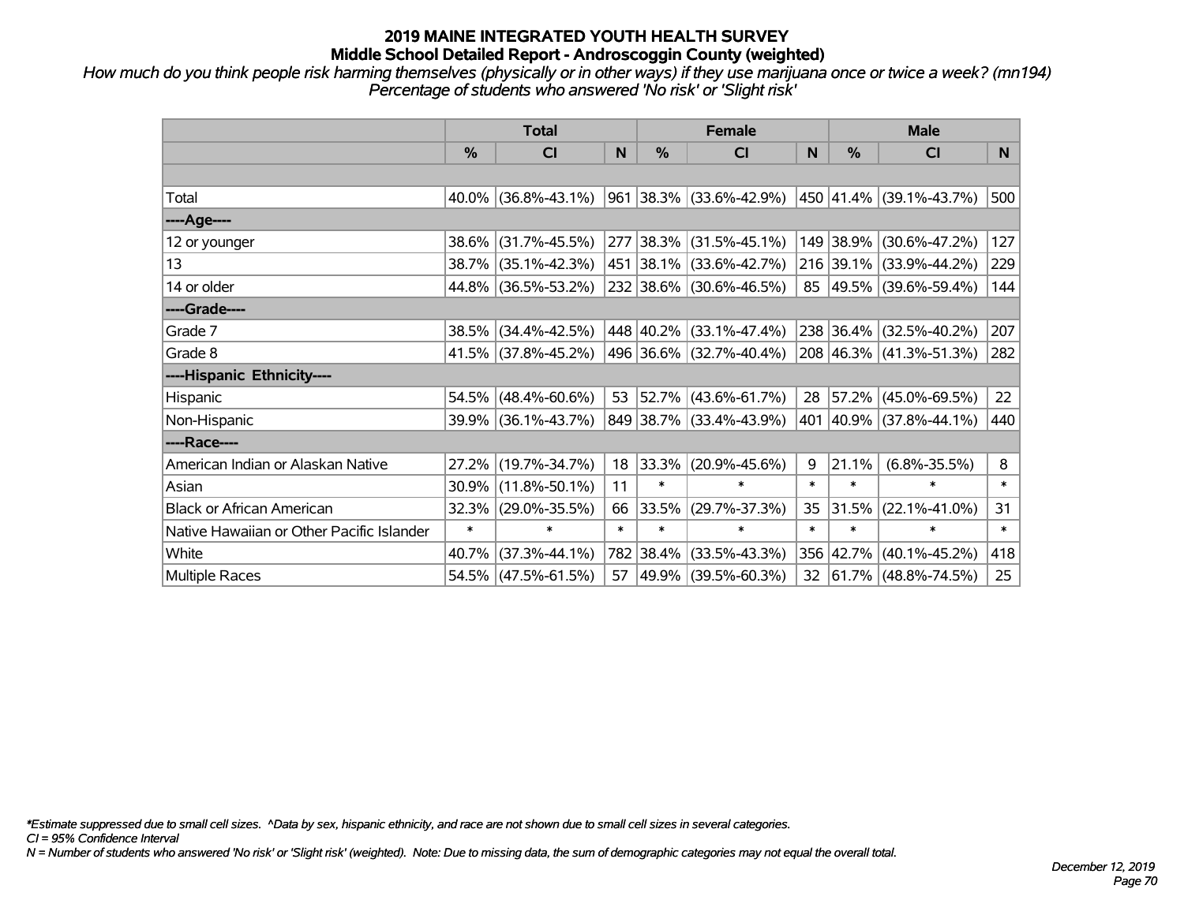# 2019 MAINE INTEGRATED YOUTH HEALTH SURVEY
## Middle School Detailed Report - Androscoggin County (weighted)

*How much do you think people risk harming themselves (physically or in other ways) if they use marijuana once or twice a week? (mn194)*
*Percentage of students who answered 'No risk' or 'Slight risk'*

| | Total | | | Female | | | Male | | |
|---|---|---|---|---|---|---|---|---|---|
| | % | CI | N | % | CI | N | % | CI | N |
| | | | | | | | | | |
| Total | 40.0% | (36.8%-43.1%) | 961 | 38.3% | (33.6%-42.9%) | 450 | 41.4% | (39.1%-43.7%) | 500 |
| ----Age---- | | | | | | | | | |
| 12 or younger | 38.6% | (31.7%-45.5%) | 277 | 38.3% | (31.5%-45.1%) | 149 | 38.9% | (30.6%-47.2%) | 127 |
| 13 | 38.7% | (35.1%-42.3%) | 451 | 38.1% | (33.6%-42.7%) | 216 | 39.1% | (33.9%-44.2%) | 229 |
| 14 or older | 44.8% | (36.5%-53.2%) | 232 | 38.6% | (30.6%-46.5%) | 85 | 49.5% | (39.6%-59.4%) | 144 |
| ----Grade---- | | | | | | | | | |
| Grade 7 | 38.5% | (34.4%-42.5%) | 448 | 40.2% | (33.1%-47.4%) | 238 | 36.4% | (32.5%-40.2%) | 207 |
| Grade 8 | 41.5% | (37.8%-45.2%) | 496 | 36.6% | (32.7%-40.4%) | 208 | 46.3% | (41.3%-51.3%) | 282 |
| ----Hispanic Ethnicity---- | | | | | | | | | |
| Hispanic | 54.5% | (48.4%-60.6%) | 53 | 52.7% | (43.6%-61.7%) | 28 | 57.2% | (45.0%-69.5%) | 22 |
| Non-Hispanic | 39.9% | (36.1%-43.7%) | 849 | 38.7% | (33.4%-43.9%) | 401 | 40.9% | (37.8%-44.1%) | 440 |
| ----Race---- | | | | | | | | | |
| American Indian or Alaskan Native | 27.2% | (19.7%-34.7%) | 18 | 33.3% | (20.9%-45.6%) | 9 | 21.1% | (6.8%-35.5%) | 8 |
| Asian | 30.9% | (11.8%-50.1%) | 11 | * | * | * | * | * | * |
| Black or African American | 32.3% | (29.0%-35.5%) | 66 | 33.5% | (29.7%-37.3%) | 35 | 31.5% | (22.1%-41.0%) | 31 |
| Native Hawaiian or Other Pacific Islander | * | * | * | * | * | * | * | * | * |
| White | 40.7% | (37.3%-44.1%) | 782 | 38.4% | (33.5%-43.3%) | 356 | 42.7% | (40.1%-45.2%) | 418 |
| Multiple Races | 54.5% | (47.5%-61.5%) | 57 | 49.9% | (39.5%-60.3%) | 32 | 61.7% | (48.8%-74.5%) | 25 |

*\*Estimate suppressed due to small cell sizes. ^Data by sex, hispanic ethnicity, and race are not shown due to small cell sizes in several categories.*
*CI = 95% Confidence Interval*
*N = Number of students who answered 'No risk' or 'Slight risk' (weighted). Note: Due to missing data, the sum of demographic categories may not equal the overall total.*

*December 12, 2019*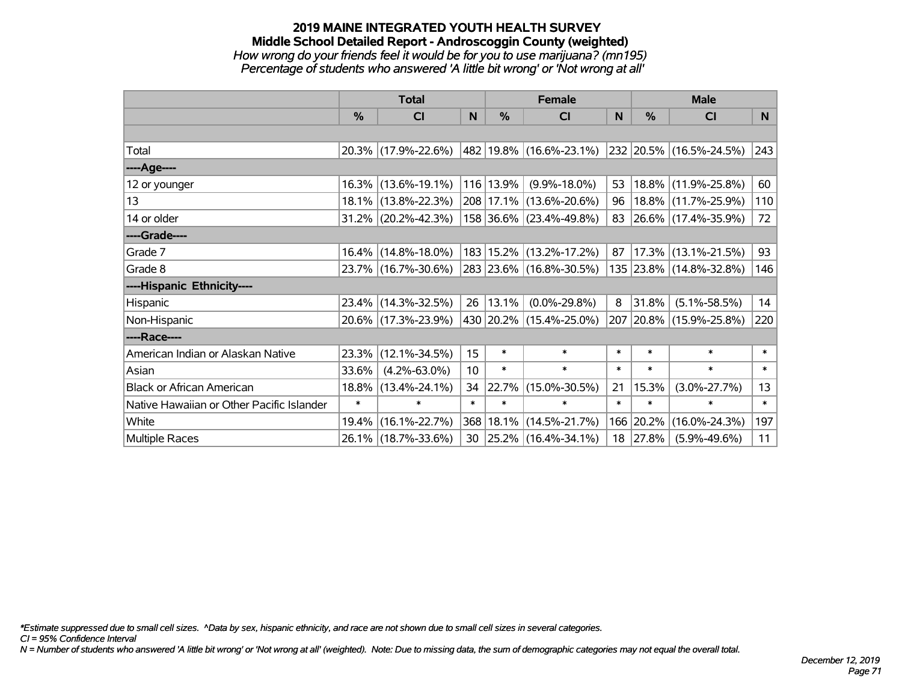# 2019 MAINE INTEGRATED YOUTH HEALTH SURVEY

## Middle School Detailed Report - Androscoggin County (weighted)

*How wrong do your friends feel it would be for you to use marijuana? (mn195)*

*Percentage of students who answered 'A little bit wrong' or 'Not wrong at all'*

| | Total | | | Female | | | Male | | |
|---|---|---|---|---|---|---|---|---|---|
| | % | CI | N | % | CI | N | % | CI | N |
| | | | | | | | | | |
| Total | 20.3% | (17.9%-22.6%) | 482 | 19.8% | (16.6%-23.1%) | 232 | 20.5% | (16.5%-24.5%) | 243 |
| ----Age---- | | | | | | | | | |
| 12 or younger | 16.3% | (13.6%-19.1%) | 116 | 13.9% | (9.9%-18.0%) | 53 | 18.8% | (11.9%-25.8%) | 60 |
| 13 | 18.1% | (13.8%-22.3%) | 208 | 17.1% | (13.6%-20.6%) | 96 | 18.8% | (11.7%-25.9%) | 110 |
| 14 or older | 31.2% | (20.2%-42.3%) | 158 | 36.6% | (23.4%-49.8%) | 83 | 26.6% | (17.4%-35.9%) | 72 |
| ----Grade---- | | | | | | | | | |
| Grade 7 | 16.4% | (14.8%-18.0%) | 183 | 15.2% | (13.2%-17.2%) | 87 | 17.3% | (13.1%-21.5%) | 93 |
| Grade 8 | 23.7% | (16.7%-30.6%) | 283 | 23.6% | (16.8%-30.5%) | 135 | 23.8% | (14.8%-32.8%) | 146 |
| ----Hispanic Ethnicity---- | | | | | | | | | |
| Hispanic | 23.4% | (14.3%-32.5%) | 26 | 13.1% | (0.0%-29.8%) | 8 | 31.8% | (5.1%-58.5%) | 14 |
| Non-Hispanic | 20.6% | (17.3%-23.9%) | 430 | 20.2% | (15.4%-25.0%) | 207 | 20.8% | (15.9%-25.8%) | 220 |
| ----Race---- | | | | | | | | | |
| American Indian or Alaskan Native | 23.3% | (12.1%-34.5%) | 15 | * | * | * | * | * | * |
| Asian | 33.6% | (4.2%-63.0%) | 10 | * | * | * | * | * | * |
| Black or African American | 18.8% | (13.4%-24.1%) | 34 | 22.7% | (15.0%-30.5%) | 21 | 15.3% | (3.0%-27.7%) | 13 |
| Native Hawaiian or Other Pacific Islander | * | * | * | * | * | * | * | * | * |
| White | 19.4% | (16.1%-22.7%) | 368 | 18.1% | (14.5%-21.7%) | 166 | 20.2% | (16.0%-24.3%) | 197 |
| Multiple Races | 26.1% | (18.7%-33.6%) | 30 | 25.2% | (16.4%-34.1%) | 18 | 27.8% | (5.9%-49.6%) | 11 |

*\*Estimate suppressed due to small cell sizes. ^Data by sex, hispanic ethnicity, and race are not shown due to small cell sizes in several categories.*

*CI = 95% Confidence Interval*

*N = Number of students who answered 'A little bit wrong' or 'Not wrong at all' (weighted). Note: Due to missing data, the sum of demographic categories may not equal the overall total.*

*December 12, 2019*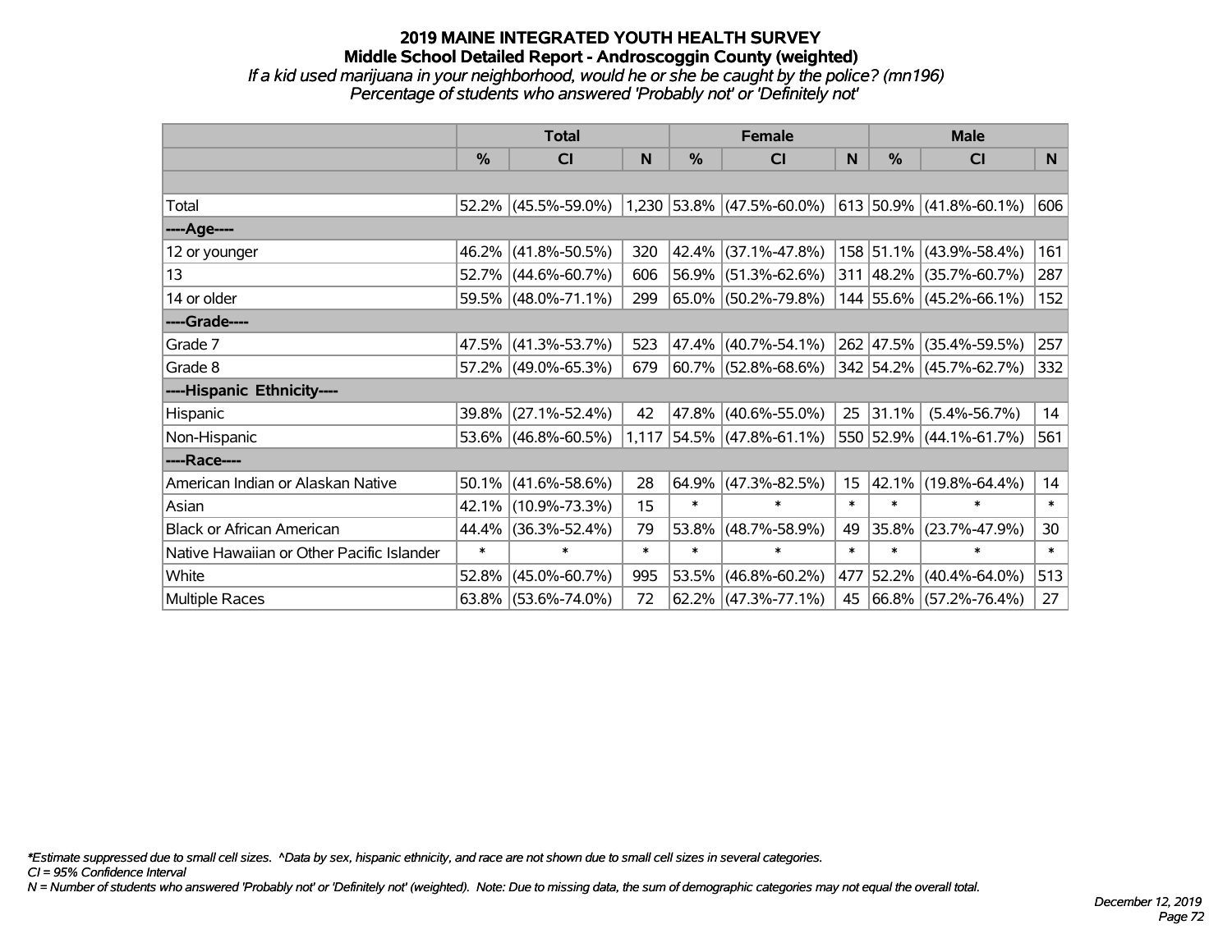# 2019 MAINE INTEGRATED YOUTH HEALTH SURVEY
## Middle School Detailed Report - Androscoggin County (weighted)
*If a kid used marijuana in your neighborhood, would he or she be caught by the police? (mn196)*
*Percentage of students who answered 'Probably not' or 'Definitely not'*

| | Total | | | Female | | | Male | | |
|---|---|---|---|---|---|---|---|---|---|
| | % | CI | N | % | CI | N | % | CI | N |
| | | | | | | | | | |
| Total | 52.2% | (45.5%-59.0%) | 1,230 | 53.8% | (47.5%-60.0%) | 613 | 50.9% | (41.8%-60.1%) | 606 |
| ----Age---- | | | | | | | | | |
| 12 or younger | 46.2% | (41.8%-50.5%) | 320 | 42.4% | (37.1%-47.8%) | 158 | 51.1% | (43.9%-58.4%) | 161 |
| 13 | 52.7% | (44.6%-60.7%) | 606 | 56.9% | (51.3%-62.6%) | 311 | 48.2% | (35.7%-60.7%) | 287 |
| 14 or older | 59.5% | (48.0%-71.1%) | 299 | 65.0% | (50.2%-79.8%) | 144 | 55.6% | (45.2%-66.1%) | 152 |
| ----Grade---- | | | | | | | | | |
| Grade 7 | 47.5% | (41.3%-53.7%) | 523 | 47.4% | (40.7%-54.1%) | 262 | 47.5% | (35.4%-59.5%) | 257 |
| Grade 8 | 57.2% | (49.0%-65.3%) | 679 | 60.7% | (52.8%-68.6%) | 342 | 54.2% | (45.7%-62.7%) | 332 |
| ----Hispanic Ethnicity---- | | | | | | | | | |
| Hispanic | 39.8% | (27.1%-52.4%) | 42 | 47.8% | (40.6%-55.0%) | 25 | 31.1% | (5.4%-56.7%) | 14 |
| Non-Hispanic | 53.6% | (46.8%-60.5%) | 1,117 | 54.5% | (47.8%-61.1%) | 550 | 52.9% | (44.1%-61.7%) | 561 |
| ----Race---- | | | | | | | | | |
| American Indian or Alaskan Native | 50.1% | (41.6%-58.6%) | 28 | 64.9% | (47.3%-82.5%) | 15 | 42.1% | (19.8%-64.4%) | 14 |
| Asian | 42.1% | (10.9%-73.3%) | 15 | * | * | * | * | * | * |
| Black or African American | 44.4% | (36.3%-52.4%) | 79 | 53.8% | (48.7%-58.9%) | 49 | 35.8% | (23.7%-47.9%) | 30 |
| Native Hawaiian or Other Pacific Islander | * | * | * | * | * | * | * | * | * |
| White | 52.8% | (45.0%-60.7%) | 995 | 53.5% | (46.8%-60.2%) | 477 | 52.2% | (40.4%-64.0%) | 513 |
| Multiple Races | 63.8% | (53.6%-74.0%) | 72 | 62.2% | (47.3%-77.1%) | 45 | 66.8% | (57.2%-76.4%) | 27 |

*Estimate suppressed due to small cell sizes. ^Data by sex, hispanic ethnicity, and race are not shown due to small cell sizes in several categories.

CI = 95% Confidence Interval

N = Number of students who answered 'Probably not' or 'Definitely not' (weighted). Note: Due to missing data, the sum of demographic categories may not equal the overall total.

December 12, 2019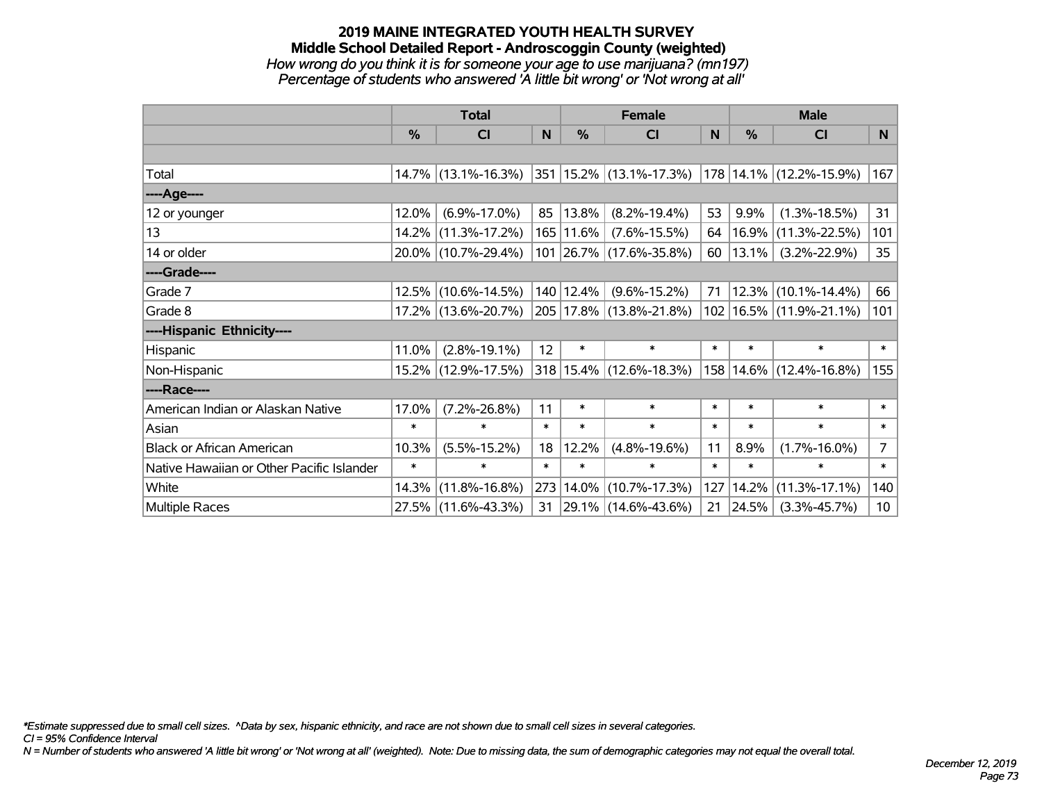# 2019 MAINE INTEGRATED YOUTH HEALTH SURVEY
## Middle School Detailed Report - Androscoggin County (weighted)

*How wrong do you think it is for someone your age to use marijuana? (mn197)*
*Percentage of students who answered 'A little bit wrong' or 'Not wrong at all'*

| | Total | | | Female | | | Male | | |
|---|---|---|---|---|---|---|---|---|---|
| | % | CI | N | % | CI | N | % | CI | N |
| Total | 14.7% | (13.1%-16.3%) | 351 | 15.2% | (13.1%-17.3%) | 178 | 14.1% | (12.2%-15.9%) | 167 |
| **----Age----** | | | | | | | | | |
| 12 or younger | 12.0% | (6.9%-17.0%) | 85 | 13.8% | (8.2%-19.4%) | 53 | 9.9% | (1.3%-18.5%) | 31 |
| 13 | 14.2% | (11.3%-17.2%) | 165 | 11.6% | (7.6%-15.5%) | 64 | 16.9% | (11.3%-22.5%) | 101 |
| 14 or older | 20.0% | (10.7%-29.4%) | 101 | 26.7% | (17.6%-35.8%) | 60 | 13.1% | (3.2%-22.9%) | 35 |
| **----Grade----** | | | | | | | | | |
| Grade 7 | 12.5% | (10.6%-14.5%) | 140 | 12.4% | (9.6%-15.2%) | 71 | 12.3% | (10.1%-14.4%) | 66 |
| Grade 8 | 17.2% | (13.6%-20.7%) | 205 | 17.8% | (13.8%-21.8%) | 102 | 16.5% | (11.9%-21.1%) | 101 |
| **----Hispanic Ethnicity----** | | | | | | | | | |
| Hispanic | 11.0% | (2.8%-19.1%) | 12 | * | * | * | * | * | * |
| Non-Hispanic | 15.2% | (12.9%-17.5%) | 318 | 15.4% | (12.6%-18.3%) | 158 | 14.6% | (12.4%-16.8%) | 155 |
| **----Race----** | | | | | | | | | |
| American Indian or Alaskan Native | 17.0% | (7.2%-26.8%) | 11 | * | * | * | * | * | * |
| Asian | * | * | * | * | * | * | * | * | * |
| Black or African American | 10.3% | (5.5%-15.2%) | 18 | 12.2% | (4.8%-19.6%) | 11 | 8.9% | (1.7%-16.0%) | 7 |
| Native Hawaiian or Other Pacific Islander | * | * | * | * | * | * | * | * | * |
| White | 14.3% | (11.8%-16.8%) | 273 | 14.0% | (10.7%-17.3%) | 127 | 14.2% | (11.3%-17.1%) | 140 |
| Multiple Races | 27.5% | (11.6%-43.3%) | 31 | 29.1% | (14.6%-43.6%) | 21 | 24.5% | (3.3%-45.7%) | 10 |

*\*Estimate suppressed due to small cell sizes. ^Data by sex, hispanic ethnicity, and race are not shown due to small cell sizes in several categories.*
*CI = 95% Confidence Interval*
*N = Number of students who answered 'A little bit wrong' or 'Not wrong at all' (weighted). Note: Due to missing data, the sum of demographic categories may not equal the overall total.*

*December 12, 2019*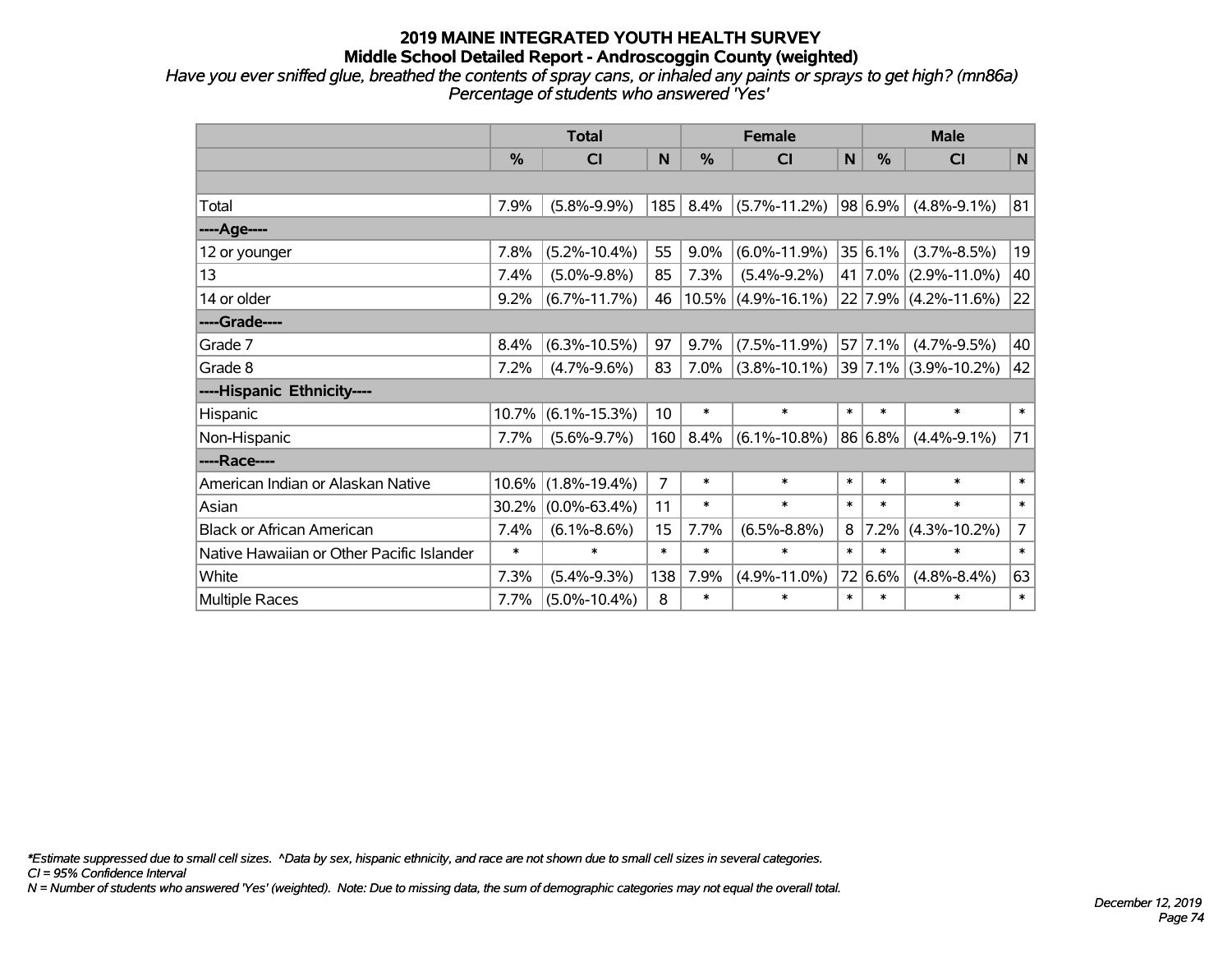# 2019 MAINE INTEGRATED YOUTH HEALTH SURVEY

## Middle School Detailed Report - Androscoggin County (weighted)

*Have you ever sniffed glue, breathed the contents of spray cans, or inhaled any paints or sprays to get high? (mn86a)*
*Percentage of students who answered 'Yes'*

| | Total | | | Female | | | Male | | |
|---|---|---|---|---|---|---|---|---|---|
| | % | CI | N | % | CI | N | % | CI | N |
| | | | | | | | | | |
| Total | 7.9% | (5.8%-9.9%) | 185 | 8.4% | (5.7%-11.2%) | 98 | 6.9% | (4.8%-9.1%) | 81 |
| ----Age---- | | | | | | | | | |
| 12 or younger | 7.8% | (5.2%-10.4%) | 55 | 9.0% | (6.0%-11.9%) | 35 | 6.1% | (3.7%-8.5%) | 19 |
| 13 | 7.4% | (5.0%-9.8%) | 85 | 7.3% | (5.4%-9.2%) | 41 | 7.0% | (2.9%-11.0%) | 40 |
| 14 or older | 9.2% | (6.7%-11.7%) | 46 | 10.5% | (4.9%-16.1%) | 22 | 7.9% | (4.2%-11.6%) | 22 |
| ----Grade---- | | | | | | | | | |
| Grade 7 | 8.4% | (6.3%-10.5%) | 97 | 9.7% | (7.5%-11.9%) | 57 | 7.1% | (4.7%-9.5%) | 40 |
| Grade 8 | 7.2% | (4.7%-9.6%) | 83 | 7.0% | (3.8%-10.1%) | 39 | 7.1% | (3.9%-10.2%) | 42 |
| ----Hispanic Ethnicity---- | | | | | | | | | |
| Hispanic | 10.7% | (6.1%-15.3%) | 10 | * | * | * | * | * | * |
| Non-Hispanic | 7.7% | (5.6%-9.7%) | 160 | 8.4% | (6.1%-10.8%) | 86 | 6.8% | (4.4%-9.1%) | 71 |
| ----Race---- | | | | | | | | | |
| American Indian or Alaskan Native | 10.6% | (1.8%-19.4%) | 7 | * | * | * | * | * | * |
| Asian | 30.2% | (0.0%-63.4%) | 11 | * | * | * | * | * | * |
| Black or African American | 7.4% | (6.1%-8.6%) | 15 | 7.7% | (6.5%-8.8%) | 8 | 7.2% | (4.3%-10.2%) | 7 |
| Native Hawaiian or Other Pacific Islander | * | * | * | * | * | * | * | * | * |
| White | 7.3% | (5.4%-9.3%) | 138 | 7.9% | (4.9%-11.0%) | 72 | 6.6% | (4.8%-8.4%) | 63 |
| Multiple Races | 7.7% | (5.0%-10.4%) | 8 | * | * | * | * | * | * |

*\*Estimate suppressed due to small cell sizes. ^Data by sex, hispanic ethnicity, and race are not shown due to small cell sizes in several categories.*
*CI = 95% Confidence Interval*
*N = Number of students who answered 'Yes' (weighted). Note: Due to missing data, the sum of demographic categories may not equal the overall total.*

*December 12, 2019*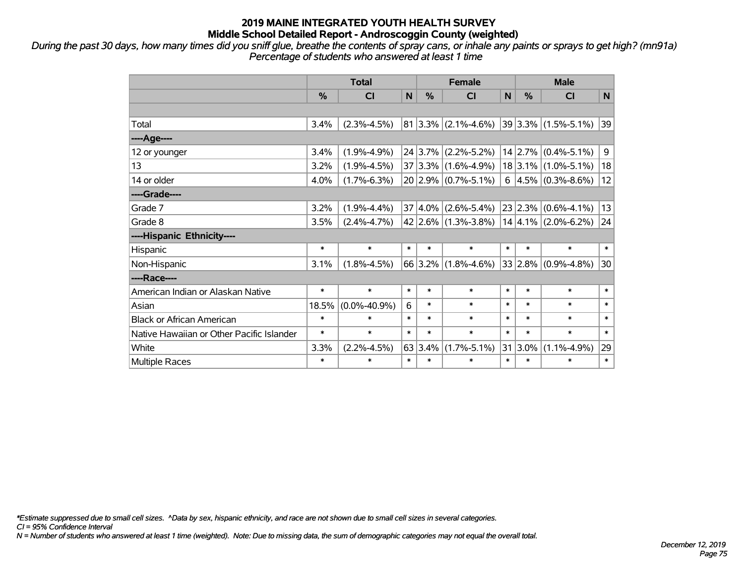# 2019 MAINE INTEGRATED YOUTH HEALTH SURVEY
## Middle School Detailed Report - Androscoggin County (weighted)

*During the past 30 days, how many times did you sniff glue, breathe the contents of spray cans, or inhale any paints or sprays to get high? (mn91a)*
*Percentage of students who answered at least 1 time*

| | Total | | | Female | | | Male | | |
|---|---|---|---|---|---|---|---|---|---|
| | % | CI | N | % | CI | N | % | CI | N |
| Total | 3.4% | (2.3%-4.5%) | 81 | 3.3% | (2.1%-4.6%) | 39 | 3.3% | (1.5%-5.1%) | 39 |
| ----Age---- | | | | | | | | | |
| 12 or younger | 3.4% | (1.9%-4.9%) | 24 | 3.7% | (2.2%-5.2%) | 14 | 2.7% | (0.4%-5.1%) | 9 |
| 13 | 3.2% | (1.9%-4.5%) | 37 | 3.3% | (1.6%-4.9%) | 18 | 3.1% | (1.0%-5.1%) | 18 |
| 14 or older | 4.0% | (1.7%-6.3%) | 20 | 2.9% | (0.7%-5.1%) | 6 | 4.5% | (0.3%-8.6%) | 12 |
| ----Grade---- | | | | | | | | | |
| Grade 7 | 3.2% | (1.9%-4.4%) | 37 | 4.0% | (2.6%-5.4%) | 23 | 2.3% | (0.6%-4.1%) | 13 |
| Grade 8 | 3.5% | (2.4%-4.7%) | 42 | 2.6% | (1.3%-3.8%) | 14 | 4.1% | (2.0%-6.2%) | 24 |
| ----Hispanic Ethnicity---- | | | | | | | | | |
| Hispanic | * | * | * | * | * | * | * | * | * |
| Non-Hispanic | 3.1% | (1.8%-4.5%) | 66 | 3.2% | (1.8%-4.6%) | 33 | 2.8% | (0.9%-4.8%) | 30 |
| ----Race---- | | | | | | | | | |
| American Indian or Alaskan Native | * | * | * | * | * | * | * | * | * |
| Asian | 18.5% | (0.0%-40.9%) | 6 | * | * | * | * | * | * |
| Black or African American | * | * | * | * | * | * | * | * | * |
| Native Hawaiian or Other Pacific Islander | * | * | * | * | * | * | * | * | * |
| White | 3.3% | (2.2%-4.5%) | 63 | 3.4% | (1.7%-5.1%) | 31 | 3.0% | (1.1%-4.9%) | 29 |
| Multiple Races | * | * | * | * | * | * | * | * | * |

*\*Estimate suppressed due to small cell sizes. ^Data by sex, hispanic ethnicity, and race are not shown due to small cell sizes in several categories.*
*CI = 95% Confidence Interval*
*N = Number of students who answered at least 1 time (weighted). Note: Due to missing data, the sum of demographic categories may not equal the overall total.*

*December 12, 2019*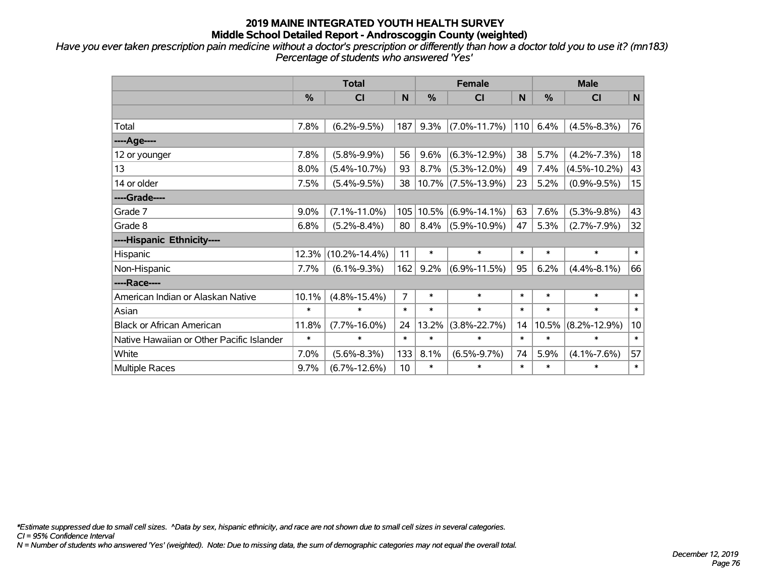# 2019 MAINE INTEGRATED YOUTH HEALTH SURVEY

## Middle School Detailed Report - Androscoggin County (weighted)

*Have you ever taken prescription pain medicine without a doctor's prescription or differently than how a doctor told you to use it? (mn183)*
*Percentage of students who answered 'Yes'*

| | Total | | | Female | | | Male | | |
|---|---|---|---|---|---|---|---|---|---|
| | % | CI | N | % | CI | N | % | CI | N |
| | | | | | | | | | |
| Total | 7.8% | (6.2%-9.5%) | 187 | 9.3% | (7.0%-11.7%) | 110 | 6.4% | (4.5%-8.3%) | 76 |
| ----Age---- | | | | | | | | | |
| 12 or younger | 7.8% | (5.8%-9.9%) | 56 | 9.6% | (6.3%-12.9%) | 38 | 5.7% | (4.2%-7.3%) | 18 |
| 13 | 8.0% | (5.4%-10.7%) | 93 | 8.7% | (5.3%-12.0%) | 49 | 7.4% | (4.5%-10.2%) | 43 |
| 14 or older | 7.5% | (5.4%-9.5%) | 38 | 10.7% | (7.5%-13.9%) | 23 | 5.2% | (0.9%-9.5%) | 15 |
| ----Grade---- | | | | | | | | | |
| Grade 7 | 9.0% | (7.1%-11.0%) | 105 | 10.5% | (6.9%-14.1%) | 63 | 7.6% | (5.3%-9.8%) | 43 |
| Grade 8 | 6.8% | (5.2%-8.4%) | 80 | 8.4% | (5.9%-10.9%) | 47 | 5.3% | (2.7%-7.9%) | 32 |
| ----Hispanic Ethnicity---- | | | | | | | | | |
| Hispanic | 12.3% | (10.2%-14.4%) | 11 | * | * | * | * | * | * |
| Non-Hispanic | 7.7% | (6.1%-9.3%) | 162 | 9.2% | (6.9%-11.5%) | 95 | 6.2% | (4.4%-8.1%) | 66 |
| ----Race---- | | | | | | | | | |
| American Indian or Alaskan Native | 10.1% | (4.8%-15.4%) | 7 | * | * | * | * | * | * |
| Asian | * | * | * | * | * | * | * | * | * |
| Black or African American | 11.8% | (7.7%-16.0%) | 24 | 13.2% | (3.8%-22.7%) | 14 | 10.5% | (8.2%-12.9%) | 10 |
| Native Hawaiian or Other Pacific Islander | * | * | * | * | * | * | * | * | * |
| White | 7.0% | (5.6%-8.3%) | 133 | 8.1% | (6.5%-9.7%) | 74 | 5.9% | (4.1%-7.6%) | 57 |
| Multiple Races | 9.7% | (6.7%-12.6%) | 10 | * | * | * | * | * | * |

*\*Estimate suppressed due to small cell sizes. ^Data by sex, hispanic ethnicity, and race are not shown due to small cell sizes in several categories.*
*CI = 95% Confidence Interval*
*N = Number of students who answered 'Yes' (weighted). Note: Due to missing data, the sum of demographic categories may not equal the overall total.*

*December 12, 2019*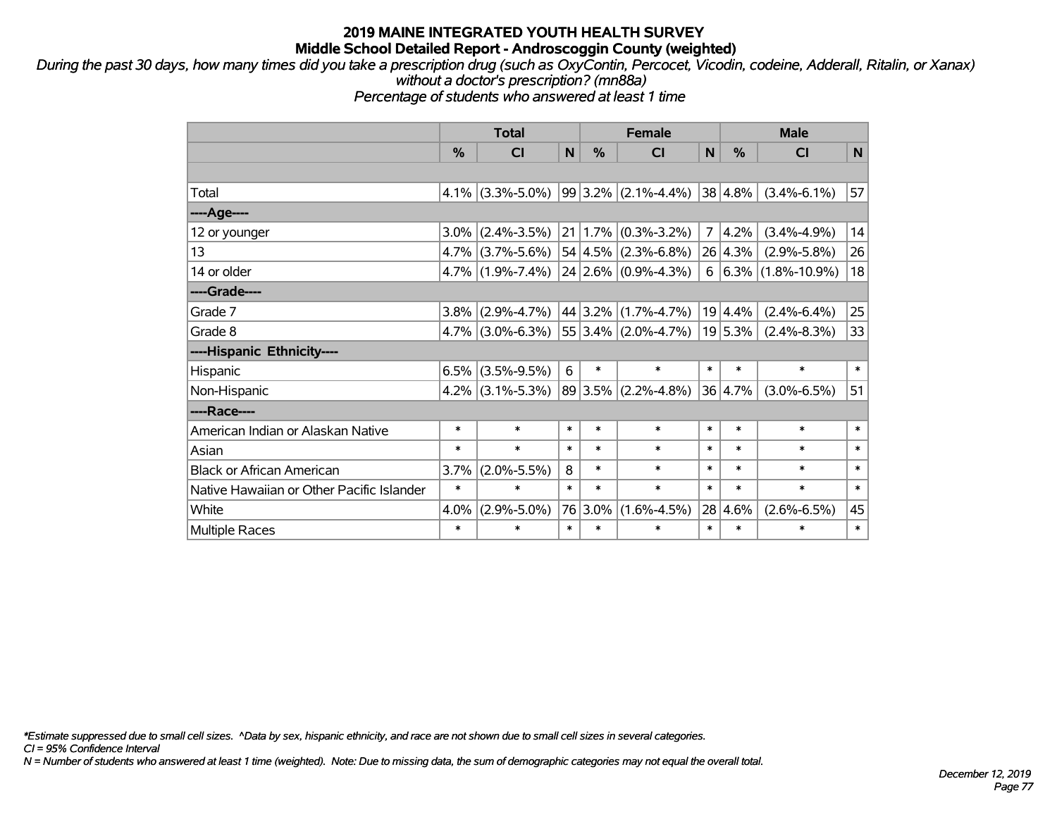# 2019 MAINE INTEGRATED YOUTH HEALTH SURVEY
## Middle School Detailed Report - Androscoggin County (weighted)

*During the past 30 days, how many times did you take a prescription drug (such as OxyContin, Percocet, Vicodin, codeine, Adderall, Ritalin, or Xanax) without a doctor's prescription? (mn88a)*
*Percentage of students who answered at least 1 time*

| | Total | | | Female | | | Male | | |
|---|---|---|---|---|---|---|---|---|---|
| | % | CI | N | % | CI | N | % | CI | N |
| Total | 4.1% | (3.3%-5.0%) | 99 | 3.2% | (2.1%-4.4%) | 38 | 4.8% | (3.4%-6.1%) | 57 |
| ----Age---- | | | | | | | | | |
| 12 or younger | 3.0% | (2.4%-3.5%) | 21 | 1.7% | (0.3%-3.2%) | 7 | 4.2% | (3.4%-4.9%) | 14 |
| 13 | 4.7% | (3.7%-5.6%) | 54 | 4.5% | (2.3%-6.8%) | 26 | 4.3% | (2.9%-5.8%) | 26 |
| 14 or older | 4.7% | (1.9%-7.4%) | 24 | 2.6% | (0.9%-4.3%) | 6 | 6.3% | (1.8%-10.9%) | 18 |
| ----Grade---- | | | | | | | | | |
| Grade 7 | 3.8% | (2.9%-4.7%) | 44 | 3.2% | (1.7%-4.7%) | 19 | 4.4% | (2.4%-6.4%) | 25 |
| Grade 8 | 4.7% | (3.0%-6.3%) | 55 | 3.4% | (2.0%-4.7%) | 19 | 5.3% | (2.4%-8.3%) | 33 |
| ----Hispanic Ethnicity---- | | | | | | | | | |
| Hispanic | 6.5% | (3.5%-9.5%) | 6 | * | * | * | * | * | * |
| Non-Hispanic | 4.2% | (3.1%-5.3%) | 89 | 3.5% | (2.2%-4.8%) | 36 | 4.7% | (3.0%-6.5%) | 51 |
| ----Race---- | | | | | | | | | |
| American Indian or Alaskan Native | * | * | * | * | * | * | * | * | * |
| Asian | * | * | * | * | * | * | * | * | * |
| Black or African American | 3.7% | (2.0%-5.5%) | 8 | * | * | * | * | * | * |
| Native Hawaiian or Other Pacific Islander | * | * | * | * | * | * | * | * | * |
| White | 4.0% | (2.9%-5.0%) | 76 | 3.0% | (1.6%-4.5%) | 28 | 4.6% | (2.6%-6.5%) | 45 |
| Multiple Races | * | * | * | * | * | * | * | * | * |

*\*Estimate suppressed due to small cell sizes. ^Data by sex, hispanic ethnicity, and race are not shown due to small cell sizes in several categories.*
*CI = 95% Confidence Interval*
*N = Number of students who answered at least 1 time (weighted). Note: Due to missing data, the sum of demographic categories may not equal the overall total.*

*December 12, 2019*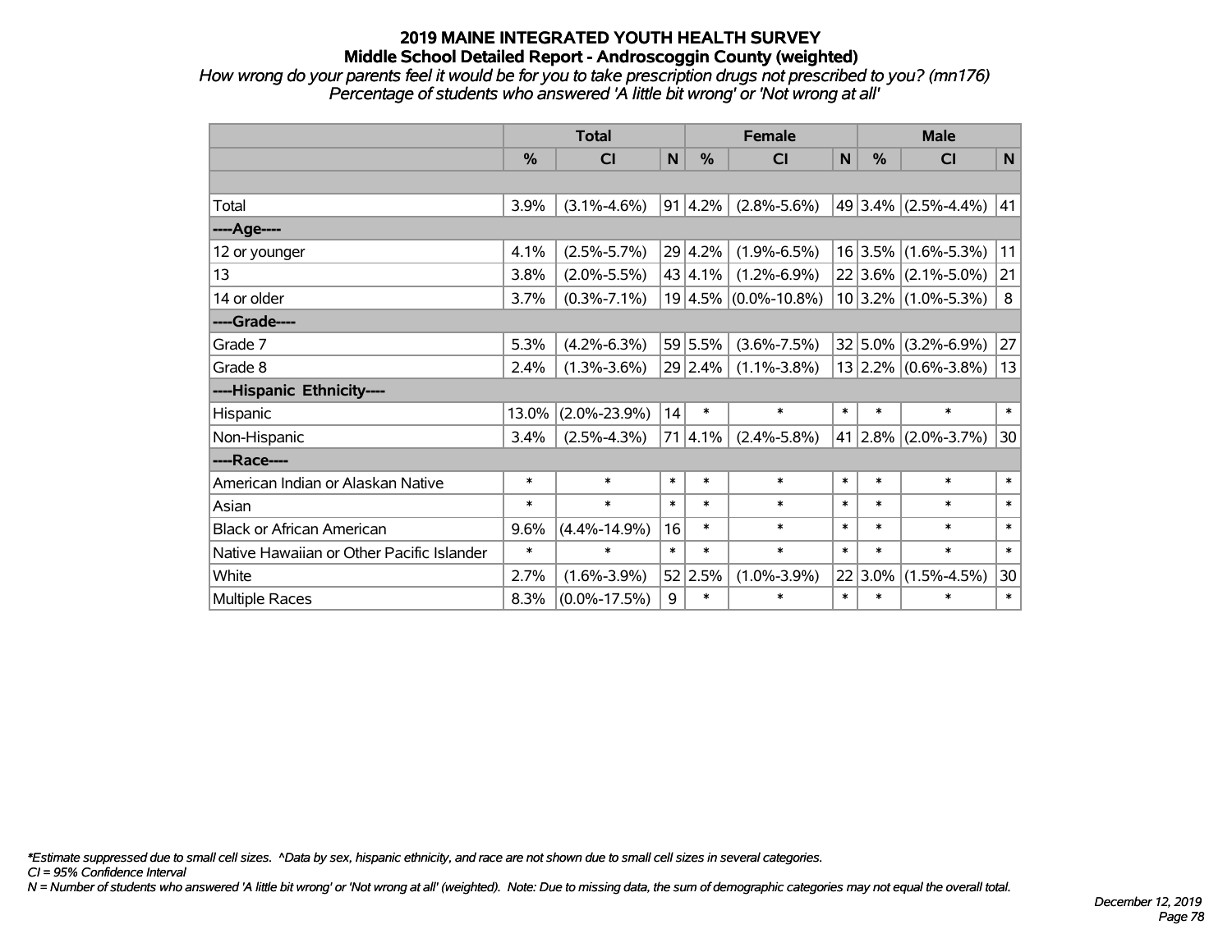# 2019 MAINE INTEGRATED YOUTH HEALTH SURVEY
## Middle School Detailed Report - Androscoggin County (weighted)

*How wrong do your parents feel it would be for you to take prescription drugs not prescribed to you? (mn176)*
*Percentage of students who answered 'A little bit wrong' or 'Not wrong at all'*

| | Total | | | Female | | | Male | | |
|---|---|---|---|---|---|---|---|---|---|
| | % | CI | N | % | CI | N | % | CI | N |
| Total | 3.9% | (3.1%-4.6%) | 91 | 4.2% | (2.8%-5.6%) | 49 | 3.4% | (2.5%-4.4%) | 41 |
| **----Age----** | | | | | | | | | |
| 12 or younger | 4.1% | (2.5%-5.7%) | 29 | 4.2% | (1.9%-6.5%) | 16 | 3.5% | (1.6%-5.3%) | 11 |
| 13 | 3.8% | (2.0%-5.5%) | 43 | 4.1% | (1.2%-6.9%) | 22 | 3.6% | (2.1%-5.0%) | 21 |
| 14 or older | 3.7% | (0.3%-7.1%) | 19 | 4.5% | (0.0%-10.8%) | 10 | 3.2% | (1.0%-5.3%) | 8 |
| **----Grade----** | | | | | | | | | |
| Grade 7 | 5.3% | (4.2%-6.3%) | 59 | 5.5% | (3.6%-7.5%) | 32 | 5.0% | (3.2%-6.9%) | 27 |
| Grade 8 | 2.4% | (1.3%-3.6%) | 29 | 2.4% | (1.1%-3.8%) | 13 | 2.2% | (0.6%-3.8%) | 13 |
| **----Hispanic Ethnicity----** | | | | | | | | | |
| Hispanic | 13.0% | (2.0%-23.9%) | 14 | * | * | * | * | * | * |
| Non-Hispanic | 3.4% | (2.5%-4.3%) | 71 | 4.1% | (2.4%-5.8%) | 41 | 2.8% | (2.0%-3.7%) | 30 |
| **----Race----** | | | | | | | | | |
| American Indian or Alaskan Native | * | * | * | * | * | * | * | * | * |
| Asian | * | * | * | * | * | * | * | * | * |
| Black or African American | 9.6% | (4.4%-14.9%) | 16 | * | * | * | * | * | * |
| Native Hawaiian or Other Pacific Islander | * | * | * | * | * | * | * | * | * |
| White | 2.7% | (1.6%-3.9%) | 52 | 2.5% | (1.0%-3.9%) | 22 | 3.0% | (1.5%-4.5%) | 30 |
| Multiple Races | 8.3% | (0.0%-17.5%) | 9 | * | * | * | * | * | * |

*\*Estimate suppressed due to small cell sizes. ^Data by sex, hispanic ethnicity, and race are not shown due to small cell sizes in several categories.*
*CI = 95% Confidence Interval*
*N = Number of students who answered 'A little bit wrong' or 'Not wrong at all' (weighted). Note: Due to missing data, the sum of demographic categories may not equal the overall total.*

*December 12, 2019*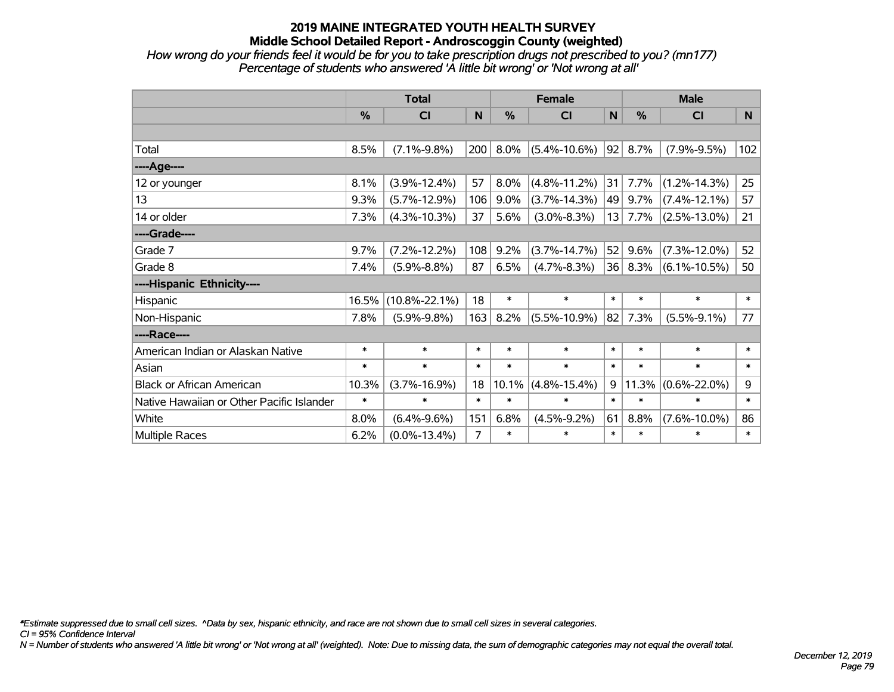# 2019 MAINE INTEGRATED YOUTH HEALTH SURVEY

## Middle School Detailed Report - Androscoggin County (weighted)

*How wrong do your friends feel it would be for you to take prescription drugs not prescribed to you? (mn177)*
*Percentage of students who answered 'A little bit wrong' or 'Not wrong at all'*

| | Total | | | Female | | | Male | | |
|---|---|---|---|---|---|---|---|---|---|
| | % | CI | N | % | CI | N | % | CI | N |
| | | | | | | | | | |
| Total | 8.5% | (7.1%-9.8%) | 200 | 8.0% | (5.4%-10.6%) | 92 | 8.7% | (7.9%-9.5%) | 102 |
| ----Age---- | | | | | | | | | |
| 12 or younger | 8.1% | (3.9%-12.4%) | 57 | 8.0% | (4.8%-11.2%) | 31 | 7.7% | (1.2%-14.3%) | 25 |
| 13 | 9.3% | (5.7%-12.9%) | 106 | 9.0% | (3.7%-14.3%) | 49 | 9.7% | (7.4%-12.1%) | 57 |
| 14 or older | 7.3% | (4.3%-10.3%) | 37 | 5.6% | (3.0%-8.3%) | 13 | 7.7% | (2.5%-13.0%) | 21 |
| ----Grade---- | | | | | | | | | |
| Grade 7 | 9.7% | (7.2%-12.2%) | 108 | 9.2% | (3.7%-14.7%) | 52 | 9.6% | (7.3%-12.0%) | 52 |
| Grade 8 | 7.4% | (5.9%-8.8%) | 87 | 6.5% | (4.7%-8.3%) | 36 | 8.3% | (6.1%-10.5%) | 50 |
| ----Hispanic Ethnicity---- | | | | | | | | | |
| Hispanic | 16.5% | (10.8%-22.1%) | 18 | * | * | * | * | * | * |
| Non-Hispanic | 7.8% | (5.9%-9.8%) | 163 | 8.2% | (5.5%-10.9%) | 82 | 7.3% | (5.5%-9.1%) | 77 |
| ----Race---- | | | | | | | | | |
| American Indian or Alaskan Native | * | * | * | * | * | * | * | * | * |
| Asian | * | * | * | * | * | * | * | * | * |
| Black or African American | 10.3% | (3.7%-16.9%) | 18 | 10.1% | (4.8%-15.4%) | 9 | 11.3% | (0.6%-22.0%) | 9 |
| Native Hawaiian or Other Pacific Islander | * | * | * | * | * | * | * | * | * |
| White | 8.0% | (6.4%-9.6%) | 151 | 6.8% | (4.5%-9.2%) | 61 | 8.8% | (7.6%-10.0%) | 86 |
| Multiple Races | 6.2% | (0.0%-13.4%) | 7 | * | * | * | * | * | * |

*Estimate suppressed due to small cell sizes. ^Data by sex, hispanic ethnicity, and race are not shown due to small cell sizes in several categories.
*CI = 95% Confidence Interval*
*N = Number of students who answered 'A little bit wrong' or 'Not wrong at all' (weighted). Note: Due to missing data, the sum of demographic categories may not equal the overall total.*

*December 12, 2019*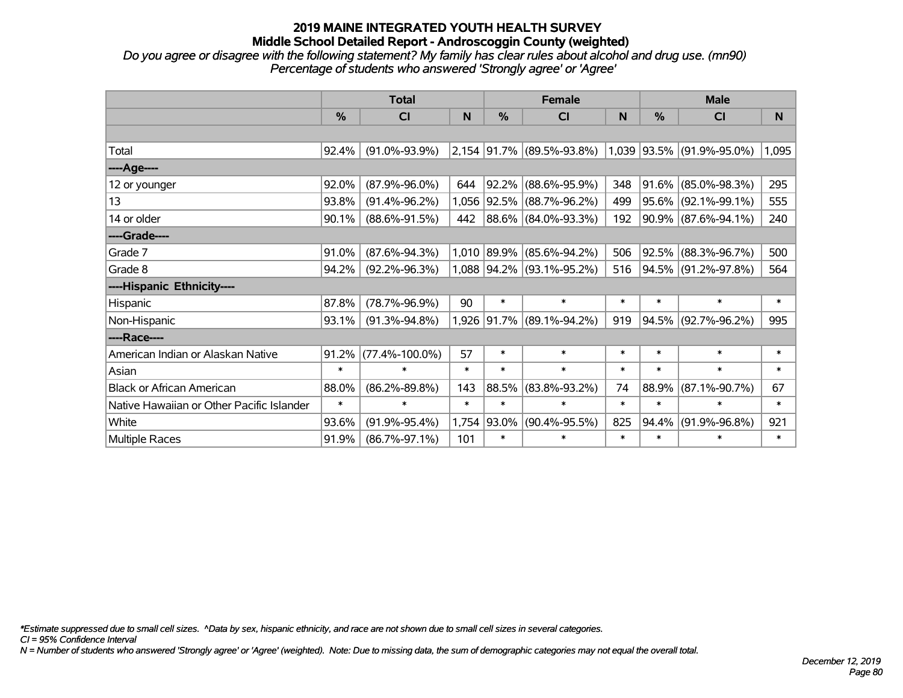# 2019 MAINE INTEGRATED YOUTH HEALTH SURVEY
## Middle School Detailed Report - Androscoggin County (weighted)
*Do you agree or disagree with the following statement? My family has clear rules about alcohol and drug use. (mn90)*
*Percentage of students who answered 'Strongly agree' or 'Agree'*

| | Total | | | Female | | | Male | | |
|---|---|---|---|---|---|---|---|---|---|
| | % | CI | N | % | CI | N | % | CI | N |
| Total | 92.4% | (91.0%-93.9%) | 2,154 | 91.7% | (89.5%-93.8%) | 1,039 | 93.5% | (91.9%-95.0%) | 1,095 |
| ----Age---- | | | | | | | | | |
| 12 or younger | 92.0% | (87.9%-96.0%) | 644 | 92.2% | (88.6%-95.9%) | 348 | 91.6% | (85.0%-98.3%) | 295 |
| 13 | 93.8% | (91.4%-96.2%) | 1,056 | 92.5% | (88.7%-96.2%) | 499 | 95.6% | (92.1%-99.1%) | 555 |
| 14 or older | 90.1% | (88.6%-91.5%) | 442 | 88.6% | (84.0%-93.3%) | 192 | 90.9% | (87.6%-94.1%) | 240 |
| ----Grade---- | | | | | | | | | |
| Grade 7 | 91.0% | (87.6%-94.3%) | 1,010 | 89.9% | (85.6%-94.2%) | 506 | 92.5% | (88.3%-96.7%) | 500 |
| Grade 8 | 94.2% | (92.2%-96.3%) | 1,088 | 94.2% | (93.1%-95.2%) | 516 | 94.5% | (91.2%-97.8%) | 564 |
| ----Hispanic Ethnicity---- | | | | | | | | | |
| Hispanic | 87.8% | (78.7%-96.9%) | 90 | * | * | * | * | * | * |
| Non-Hispanic | 93.1% | (91.3%-94.8%) | 1,926 | 91.7% | (89.1%-94.2%) | 919 | 94.5% | (92.7%-96.2%) | 995 |
| ----Race---- | | | | | | | | | |
| American Indian or Alaskan Native | 91.2% | (77.4%-100.0%) | 57 | * | * | * | * | * | * |
| Asian | * | * | * | * | * | * | * | * | * |
| Black or African American | 88.0% | (86.2%-89.8%) | 143 | 88.5% | (83.8%-93.2%) | 74 | 88.9% | (87.1%-90.7%) | 67 |
| Native Hawaiian or Other Pacific Islander | * | * | * | * | * | * | * | * | * |
| White | 93.6% | (91.9%-95.4%) | 1,754 | 93.0% | (90.4%-95.5%) | 825 | 94.4% | (91.9%-96.8%) | 921 |
| Multiple Races | 91.9% | (86.7%-97.1%) | 101 | * | * | * | * | * | * |

*\*Estimate suppressed due to small cell sizes. ^Data by sex, hispanic ethnicity, and race are not shown due to small cell sizes in several categories.*
*CI = 95% Confidence Interval*
*N = Number of students who answered 'Strongly agree' or 'Agree' (weighted). Note: Due to missing data, the sum of demographic categories may not equal the overall total.*

*December 12, 2019*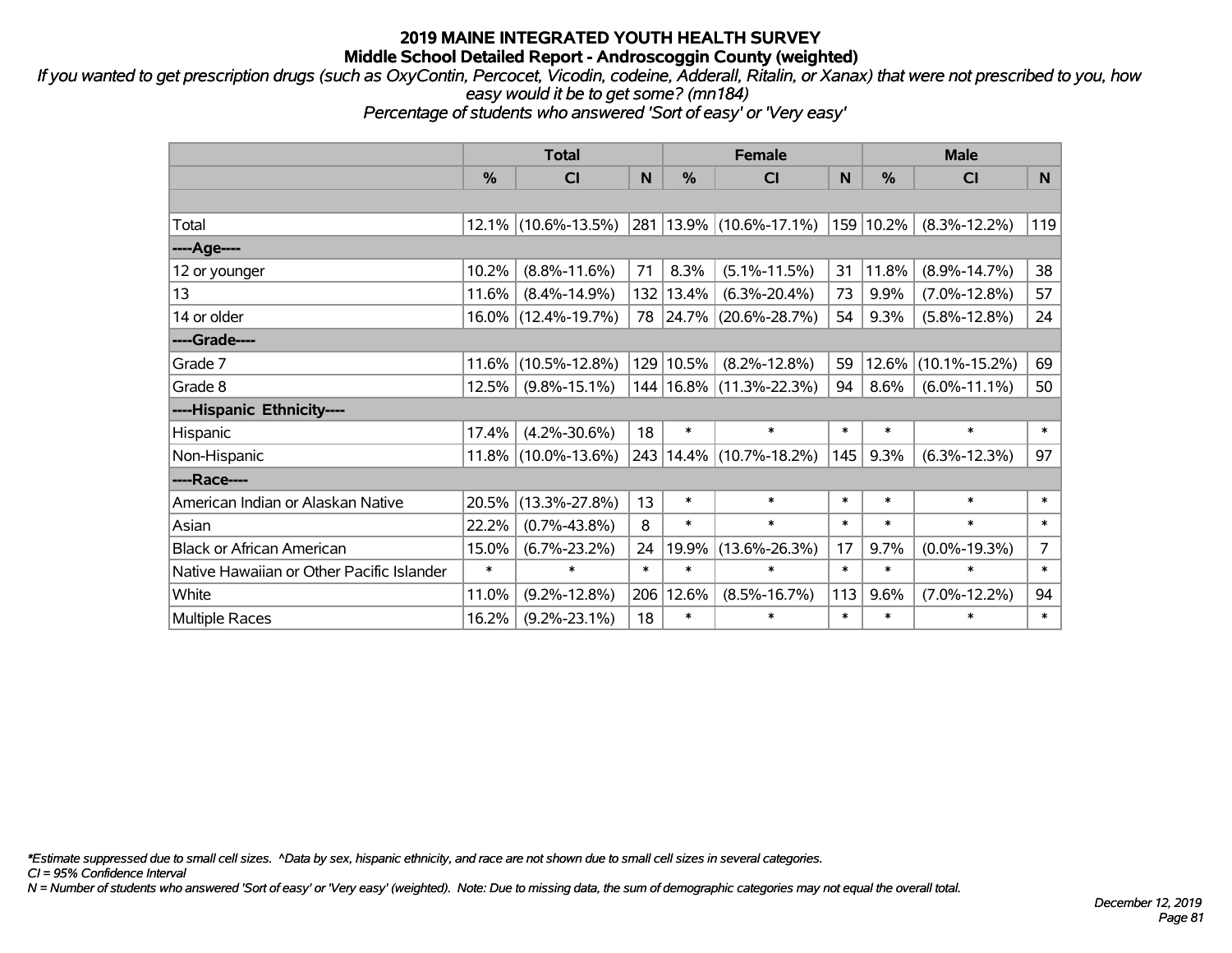# 2019 MAINE INTEGRATED YOUTH HEALTH SURVEY
## Middle School Detailed Report - Androscoggin County (weighted)

*If you wanted to get prescription drugs (such as OxyContin, Percocet, Vicodin, codeine, Adderall, Ritalin, or Xanax) that were not prescribed to you, how easy would it be to get some? (mn184)*
*Percentage of students who answered 'Sort of easy' or 'Very easy'*

| | Total | | | Female | | | Male | | |
|---|---|---|---|---|---|---|---|---|---|
| | % | CI | N | % | CI | N | % | CI | N |
| Total | 12.1% | (10.6%-13.5%) | 281 | 13.9% | (10.6%-17.1%) | 159 | 10.2% | (8.3%-12.2%) | 119 |
| ----Age---- | | | | | | | | | |
| 12 or younger | 10.2% | (8.8%-11.6%) | 71 | 8.3% | (5.1%-11.5%) | 31 | 11.8% | (8.9%-14.7%) | 38 |
| 13 | 11.6% | (8.4%-14.9%) | 132 | 13.4% | (6.3%-20.4%) | 73 | 9.9% | (7.0%-12.8%) | 57 |
| 14 or older | 16.0% | (12.4%-19.7%) | 78 | 24.7% | (20.6%-28.7%) | 54 | 9.3% | (5.8%-12.8%) | 24 |
| ----Grade---- | | | | | | | | | |
| Grade 7 | 11.6% | (10.5%-12.8%) | 129 | 10.5% | (8.2%-12.8%) | 59 | 12.6% | (10.1%-15.2%) | 69 |
| Grade 8 | 12.5% | (9.8%-15.1%) | 144 | 16.8% | (11.3%-22.3%) | 94 | 8.6% | (6.0%-11.1%) | 50 |
| ----Hispanic Ethnicity---- | | | | | | | | | |
| Hispanic | 17.4% | (4.2%-30.6%) | 18 | * | * | * | * | * | * |
| Non-Hispanic | 11.8% | (10.0%-13.6%) | 243 | 14.4% | (10.7%-18.2%) | 145 | 9.3% | (6.3%-12.3%) | 97 |
| ----Race---- | | | | | | | | | |
| American Indian or Alaskan Native | 20.5% | (13.3%-27.8%) | 13 | * | * | * | * | * | * |
| Asian | 22.2% | (0.7%-43.8%) | 8 | * | * | * | * | * | * |
| Black or African American | 15.0% | (6.7%-23.2%) | 24 | 19.9% | (13.6%-26.3%) | 17 | 9.7% | (0.0%-19.3%) | 7 |
| Native Hawaiian or Other Pacific Islander | * | * | * | * | * | * | * | * | * |
| White | 11.0% | (9.2%-12.8%) | 206 | 12.6% | (8.5%-16.7%) | 113 | 9.6% | (7.0%-12.2%) | 94 |
| Multiple Races | 16.2% | (9.2%-23.1%) | 18 | * | * | * | * | * | * |

*\*Estimate suppressed due to small cell sizes. ^Data by sex, hispanic ethnicity, and race are not shown due to small cell sizes in several categories.*

*CI = 95% Confidence Interval*

*N = Number of students who answered 'Sort of easy' or 'Very easy' (weighted). Note: Due to missing data, the sum of demographic categories may not equal the overall total.*

*December 12, 2019*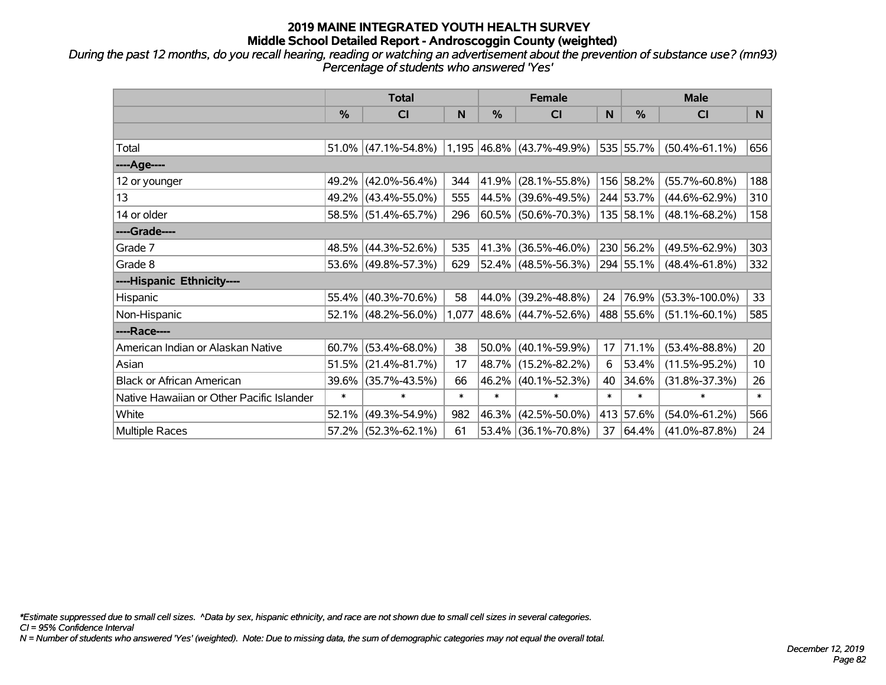# 2019 MAINE INTEGRATED YOUTH HEALTH SURVEY

## Middle School Detailed Report - Androscoggin County (weighted)

*During the past 12 months, do you recall hearing, reading or watching an advertisement about the prevention of substance use? (mn93)*
*Percentage of students who answered 'Yes'*

| | Total | | | Female | | | Male | | |
|---|---|---|---|---|---|---|---|---|---|
| | % | CI | N | % | CI | N | % | CI | N |
| Total | 51.0% | (47.1%-54.8%) | 1,195 | 46.8% | (43.7%-49.9%) | 535 | 55.7% | (50.4%-61.1%) | 656 |
| ----Age---- | | | | | | | | | |
| 12 or younger | 49.2% | (42.0%-56.4%) | 344 | 41.9% | (28.1%-55.8%) | 156 | 58.2% | (55.7%-60.8%) | 188 |
| 13 | 49.2% | (43.4%-55.0%) | 555 | 44.5% | (39.6%-49.5%) | 244 | 53.7% | (44.6%-62.9%) | 310 |
| 14 or older | 58.5% | (51.4%-65.7%) | 296 | 60.5% | (50.6%-70.3%) | 135 | 58.1% | (48.1%-68.2%) | 158 |
| ----Grade---- | | | | | | | | | |
| Grade 7 | 48.5% | (44.3%-52.6%) | 535 | 41.3% | (36.5%-46.0%) | 230 | 56.2% | (49.5%-62.9%) | 303 |
| Grade 8 | 53.6% | (49.8%-57.3%) | 629 | 52.4% | (48.5%-56.3%) | 294 | 55.1% | (48.4%-61.8%) | 332 |
| ----Hispanic Ethnicity---- | | | | | | | | | |
| Hispanic | 55.4% | (40.3%-70.6%) | 58 | 44.0% | (39.2%-48.8%) | 24 | 76.9% | (53.3%-100.0%) | 33 |
| Non-Hispanic | 52.1% | (48.2%-56.0%) | 1,077 | 48.6% | (44.7%-52.6%) | 488 | 55.6% | (51.1%-60.1%) | 585 |
| ----Race---- | | | | | | | | | |
| American Indian or Alaskan Native | 60.7% | (53.4%-68.0%) | 38 | 50.0% | (40.1%-59.9%) | 17 | 71.1% | (53.4%-88.8%) | 20 |
| Asian | 51.5% | (21.4%-81.7%) | 17 | 48.7% | (15.2%-82.2%) | 6 | 53.4% | (11.5%-95.2%) | 10 |
| Black or African American | 39.6% | (35.7%-43.5%) | 66 | 46.2% | (40.1%-52.3%) | 40 | 34.6% | (31.8%-37.3%) | 26 |
| Native Hawaiian or Other Pacific Islander | * | * | * | * | * | * | * | * | * |
| White | 52.1% | (49.3%-54.9%) | 982 | 46.3% | (42.5%-50.0%) | 413 | 57.6% | (54.0%-61.2%) | 566 |
| Multiple Races | 57.2% | (52.3%-62.1%) | 61 | 53.4% | (36.1%-70.8%) | 37 | 64.4% | (41.0%-87.8%) | 24 |

*\*Estimate suppressed due to small cell sizes. ^Data by sex, hispanic ethnicity, and race are not shown due to small cell sizes in several categories.*
*CI = 95% Confidence Interval*
*N = Number of students who answered 'Yes' (weighted). Note: Due to missing data, the sum of demographic categories may not equal the overall total.*

*December 12, 2019*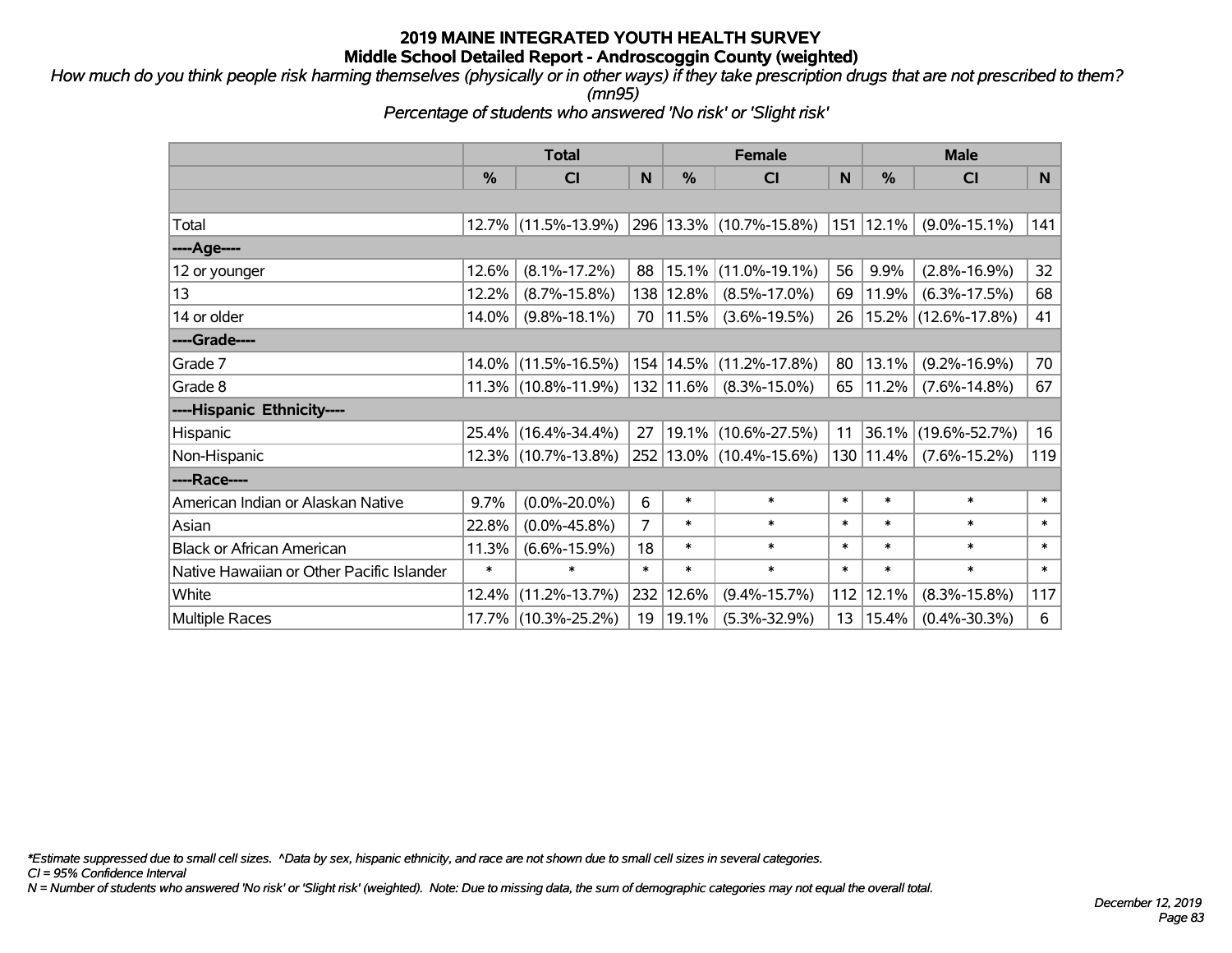# 2019 MAINE INTEGRATED YOUTH HEALTH SURVEY

## Middle School Detailed Report - Androscoggin County (weighted)

*How much do you think people risk harming themselves (physically or in other ways) if they take prescription drugs that are not prescribed to them? (mn95)*

*Percentage of students who answered 'No risk' or 'Slight risk'*

| | Total | | | Female | | | Male | | |
|---|---|---|---|---|---|---|---|---|---|
| | % | CI | N | % | CI | N | % | CI | N |
| Total | 12.7% | (11.5%-13.9%) | 296 | 13.3% | (10.7%-15.8%) | 151 | 12.1% | (9.0%-15.1%) | 141 |
| ----Age---- | | | | | | | | | |
| 12 or younger | 12.6% | (8.1%-17.2%) | 88 | 15.1% | (11.0%-19.1%) | 56 | 9.9% | (2.8%-16.9%) | 32 |
| 13 | 12.2% | (8.7%-15.8%) | 138 | 12.8% | (8.5%-17.0%) | 69 | 11.9% | (6.3%-17.5%) | 68 |
| 14 or older | 14.0% | (9.8%-18.1%) | 70 | 11.5% | (3.6%-19.5%) | 26 | 15.2% | (12.6%-17.8%) | 41 |
| ----Grade---- | | | | | | | | | |
| Grade 7 | 14.0% | (11.5%-16.5%) | 154 | 14.5% | (11.2%-17.8%) | 80 | 13.1% | (9.2%-16.9%) | 70 |
| Grade 8 | 11.3% | (10.8%-11.9%) | 132 | 11.6% | (8.3%-15.0%) | 65 | 11.2% | (7.6%-14.8%) | 67 |
| ----Hispanic Ethnicity---- | | | | | | | | | |
| Hispanic | 25.4% | (16.4%-34.4%) | 27 | 19.1% | (10.6%-27.5%) | 11 | 36.1% | (19.6%-52.7%) | 16 |
| Non-Hispanic | 12.3% | (10.7%-13.8%) | 252 | 13.0% | (10.4%-15.6%) | 130 | 11.4% | (7.6%-15.2%) | 119 |
| ----Race---- | | | | | | | | | |
| American Indian or Alaskan Native | 9.7% | (0.0%-20.0%) | 6 | * | * | * | * | * | * |
| Asian | 22.8% | (0.0%-45.8%) | 7 | * | * | * | * | * | * |
| Black or African American | 11.3% | (6.6%-15.9%) | 18 | * | * | * | * | * | * |
| Native Hawaiian or Other Pacific Islander | * | * | * | * | * | * | * | * | * |
| White | 12.4% | (11.2%-13.7%) | 232 | 12.6% | (9.4%-15.7%) | 112 | 12.1% | (8.3%-15.8%) | 117 |
| Multiple Races | 17.7% | (10.3%-25.2%) | 19 | 19.1% | (5.3%-32.9%) | 13 | 15.4% | (0.4%-30.3%) | 6 |

*\*Estimate suppressed due to small cell sizes. ^Data by sex, hispanic ethnicity, and race are not shown due to small cell sizes in several categories.*

*CI = 95% Confidence Interval*

*N = Number of students who answered 'No risk' or 'Slight risk' (weighted). Note: Due to missing data, the sum of demographic categories may not equal the overall total.*

*December 12, 2019*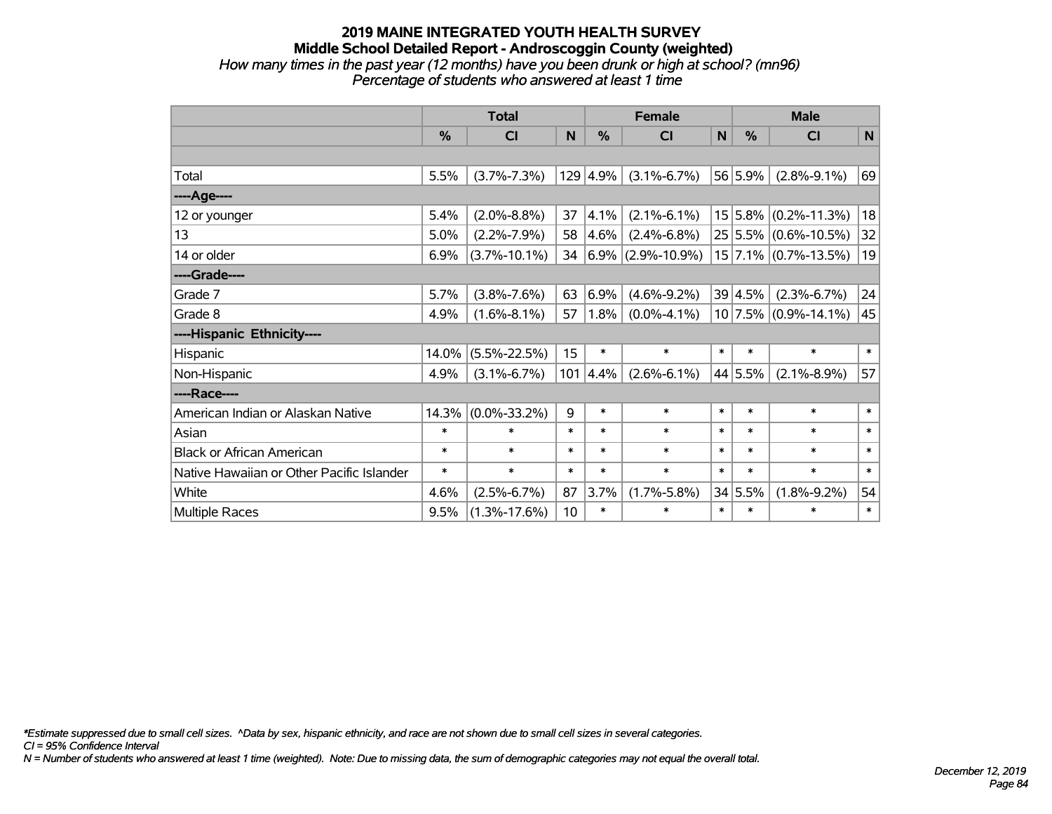# 2019 MAINE INTEGRATED YOUTH HEALTH SURVEY
## Middle School Detailed Report - Androscoggin County (weighted)
*How many times in the past year (12 months) have you been drunk or high at school? (mn96)*
*Percentage of students who answered at least 1 time*

| | Total | | | Female | | | Male | | |
|---|---|---|---|---|---|---|---|---|---|
| | % | CI | N | % | CI | N | % | CI | N |
| | | | | | | | | | |
| Total | 5.5% | (3.7%-7.3%) | 129 | 4.9% | (3.1%-6.7%) | 56 | 5.9% | (2.8%-9.1%) | 69 |
| ----Age---- | | | | | | | | | |
| 12 or younger | 5.4% | (2.0%-8.8%) | 37 | 4.1% | (2.1%-6.1%) | 15 | 5.8% | (0.2%-11.3%) | 18 |
| 13 | 5.0% | (2.2%-7.9%) | 58 | 4.6% | (2.4%-6.8%) | 25 | 5.5% | (0.6%-10.5%) | 32 |
| 14 or older | 6.9% | (3.7%-10.1%) | 34 | 6.9% | (2.9%-10.9%) | 15 | 7.1% | (0.7%-13.5%) | 19 |
| ----Grade---- | | | | | | | | | |
| Grade 7 | 5.7% | (3.8%-7.6%) | 63 | 6.9% | (4.6%-9.2%) | 39 | 4.5% | (2.3%-6.7%) | 24 |
| Grade 8 | 4.9% | (1.6%-8.1%) | 57 | 1.8% | (0.0%-4.1%) | 10 | 7.5% | (0.9%-14.1%) | 45 |
| ----Hispanic Ethnicity---- | | | | | | | | | |
| Hispanic | 14.0% | (5.5%-22.5%) | 15 | * | * | * | * | * | * |
| Non-Hispanic | 4.9% | (3.1%-6.7%) | 101 | 4.4% | (2.6%-6.1%) | 44 | 5.5% | (2.1%-8.9%) | 57 |
| ----Race---- | | | | | | | | | |
| American Indian or Alaskan Native | 14.3% | (0.0%-33.2%) | 9 | * | * | * | * | * | * |
| Asian | * | * | * | * | * | * | * | * | * |
| Black or African American | * | * | * | * | * | * | * | * | * |
| Native Hawaiian or Other Pacific Islander | * | * | * | * | * | * | * | * | * |
| White | 4.6% | (2.5%-6.7%) | 87 | 3.7% | (1.7%-5.8%) | 34 | 5.5% | (1.8%-9.2%) | 54 |
| Multiple Races | 9.5% | (1.3%-17.6%) | 10 | * | * | * | * | * | * |

*\*Estimate suppressed due to small cell sizes. ^Data by sex, hispanic ethnicity, and race are not shown due to small cell sizes in several categories.*
*CI = 95% Confidence Interval*
*N = Number of students who answered at least 1 time (weighted). Note: Due to missing data, the sum of demographic categories may not equal the overall total.*

*December 12, 2019*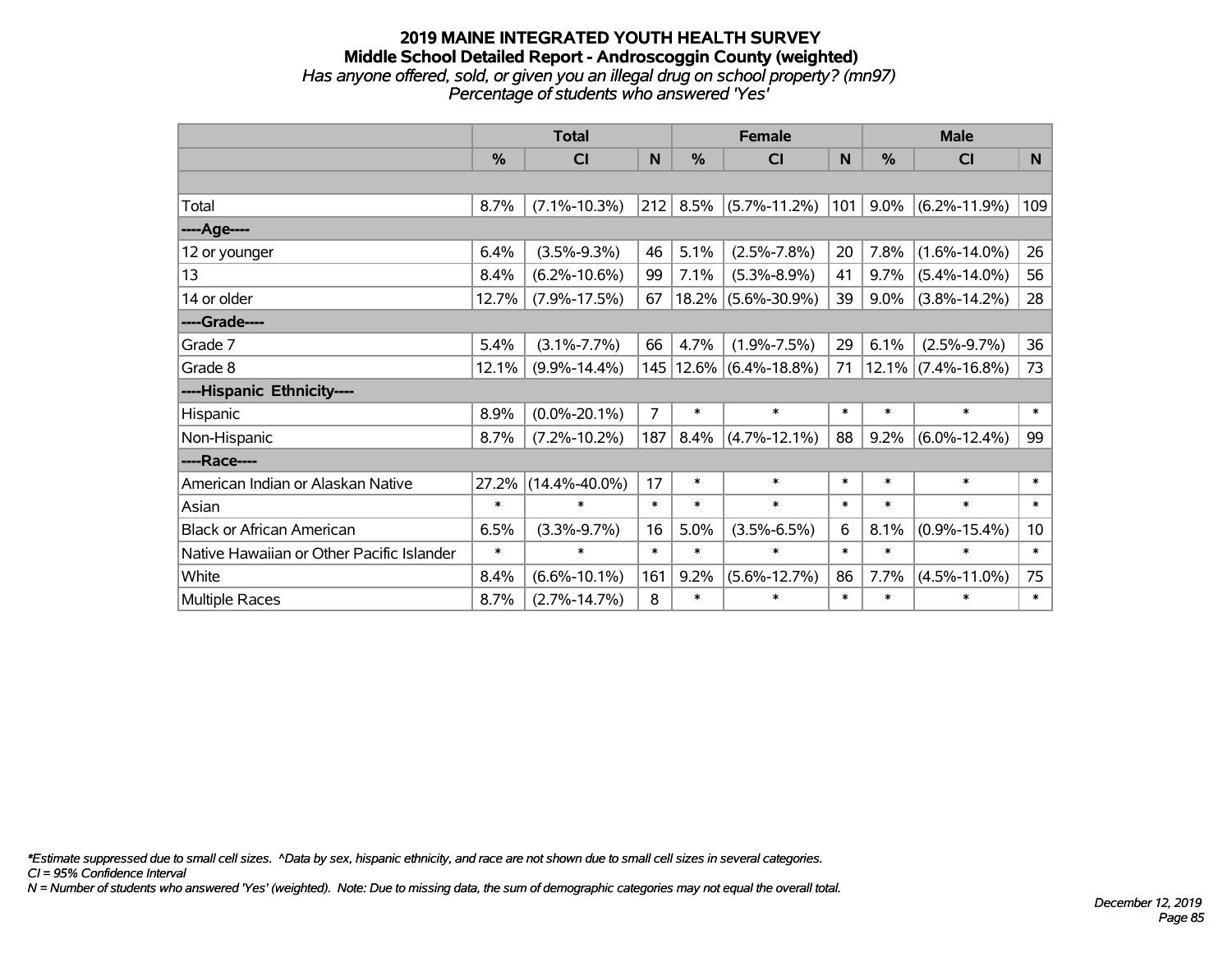# 2019 MAINE INTEGRATED YOUTH HEALTH SURVEY

## Middle School Detailed Report - Androscoggin County (weighted)

*Has anyone offered, sold, or given you an illegal drug on school property? (mn97)*
*Percentage of students who answered 'Yes'*

| | Total | | | Female | | | Male | | |
|---|---|---|---|---|---|---|---|---|---|
| | % | CI | N | % | CI | N | % | CI | N |
| | | | | | | | | | |
| Total | 8.7% | (7.1%-10.3%) | 212 | 8.5% | (5.7%-11.2%) | 101 | 9.0% | (6.2%-11.9%) | 109 |
| ----Age---- | | | | | | | | | |
| 12 or younger | 6.4% | (3.5%-9.3%) | 46 | 5.1% | (2.5%-7.8%) | 20 | 7.8% | (1.6%-14.0%) | 26 |
| 13 | 8.4% | (6.2%-10.6%) | 99 | 7.1% | (5.3%-8.9%) | 41 | 9.7% | (5.4%-14.0%) | 56 |
| 14 or older | 12.7% | (7.9%-17.5%) | 67 | 18.2% | (5.6%-30.9%) | 39 | 9.0% | (3.8%-14.2%) | 28 |
| ----Grade---- | | | | | | | | | |
| Grade 7 | 5.4% | (3.1%-7.7%) | 66 | 4.7% | (1.9%-7.5%) | 29 | 6.1% | (2.5%-9.7%) | 36 |
| Grade 8 | 12.1% | (9.9%-14.4%) | 145 | 12.6% | (6.4%-18.8%) | 71 | 12.1% | (7.4%-16.8%) | 73 |
| ----Hispanic Ethnicity---- | | | | | | | | | |
| Hispanic | 8.9% | (0.0%-20.1%) | 7 | * | * | * | * | * | * |
| Non-Hispanic | 8.7% | (7.2%-10.2%) | 187 | 8.4% | (4.7%-12.1%) | 88 | 9.2% | (6.0%-12.4%) | 99 |
| ----Race---- | | | | | | | | | |
| American Indian or Alaskan Native | 27.2% | (14.4%-40.0%) | 17 | * | * | * | * | * | * |
| Asian | * | * | * | * | * | * | * | * | * |
| Black or African American | 6.5% | (3.3%-9.7%) | 16 | 5.0% | (3.5%-6.5%) | 6 | 8.1% | (0.9%-15.4%) | 10 |
| Native Hawaiian or Other Pacific Islander | * | * | * | * | * | * | * | * | * |
| White | 8.4% | (6.6%-10.1%) | 161 | 9.2% | (5.6%-12.7%) | 86 | 7.7% | (4.5%-11.0%) | 75 |
| Multiple Races | 8.7% | (2.7%-14.7%) | 8 | * | * | * | * | * | * |

*\*Estimate suppressed due to small cell sizes. ^Data by sex, hispanic ethnicity, and race are not shown due to small cell sizes in several categories.*
*CI = 95% Confidence Interval*
*N = Number of students who answered 'Yes' (weighted). Note: Due to missing data, the sum of demographic categories may not equal the overall total.*

*December 12, 2019*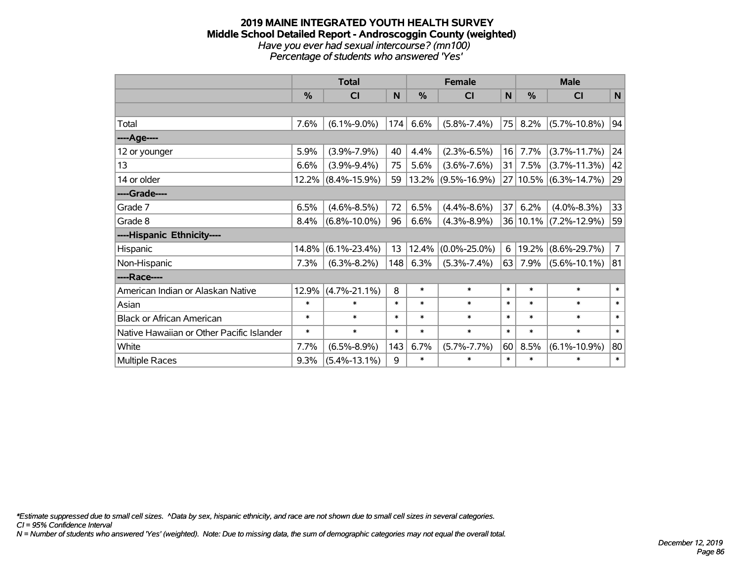# 2019 MAINE INTEGRATED YOUTH HEALTH SURVEY

## Middle School Detailed Report - Androscoggin County (weighted)

*Have you ever had sexual intercourse? (mn100)*

*Percentage of students who answered 'Yes'*

| | Total | | | Female | | | Male | | |
|---|---|---|---|---|---|---|---|---|---|
| | % | CI | N | % | CI | N | % | CI | N |
| Total | 7.6% | (6.1%-9.0%) | 174 | 6.6% | (5.8%-7.4%) | 75 | 8.2% | (5.7%-10.8%) | 94 |
| ----Age---- | | | | | | | | | |
| 12 or younger | 5.9% | (3.9%-7.9%) | 40 | 4.4% | (2.3%-6.5%) | 16 | 7.7% | (3.7%-11.7%) | 24 |
| 13 | 6.6% | (3.9%-9.4%) | 75 | 5.6% | (3.6%-7.6%) | 31 | 7.5% | (3.7%-11.3%) | 42 |
| 14 or older | 12.2% | (8.4%-15.9%) | 59 | 13.2% | (9.5%-16.9%) | 27 | 10.5% | (6.3%-14.7%) | 29 |
| ----Grade---- | | | | | | | | | |
| Grade 7 | 6.5% | (4.6%-8.5%) | 72 | 6.5% | (4.4%-8.6%) | 37 | 6.2% | (4.0%-8.3%) | 33 |
| Grade 8 | 8.4% | (6.8%-10.0%) | 96 | 6.6% | (4.3%-8.9%) | 36 | 10.1% | (7.2%-12.9%) | 59 |
| ----Hispanic Ethnicity---- | | | | | | | | | |
| Hispanic | 14.8% | (6.1%-23.4%) | 13 | 12.4% | (0.0%-25.0%) | 6 | 19.2% | (8.6%-29.7%) | 7 |
| Non-Hispanic | 7.3% | (6.3%-8.2%) | 148 | 6.3% | (5.3%-7.4%) | 63 | 7.9% | (5.6%-10.1%) | 81 |
| ----Race---- | | | | | | | | | |
| American Indian or Alaskan Native | 12.9% | (4.7%-21.1%) | 8 | * | * | * | * | * | * |
| Asian | * | * | * | * | * | * | * | * | * |
| Black or African American | * | * | * | * | * | * | * | * | * |
| Native Hawaiian or Other Pacific Islander | * | * | * | * | * | * | * | * | * |
| White | 7.7% | (6.5%-8.9%) | 143 | 6.7% | (5.7%-7.7%) | 60 | 8.5% | (6.1%-10.9%) | 80 |
| Multiple Races | 9.3% | (5.4%-13.1%) | 9 | * | * | * | * | * | * |

*\*Estimate suppressed due to small cell sizes. ^Data by sex, hispanic ethnicity, and race are not shown due to small cell sizes in several categories.*

*CI = 95% Confidence Interval*

*N = Number of students who answered 'Yes' (weighted). Note: Due to missing data, the sum of demographic categories may not equal the overall total.*

*December 12, 2019*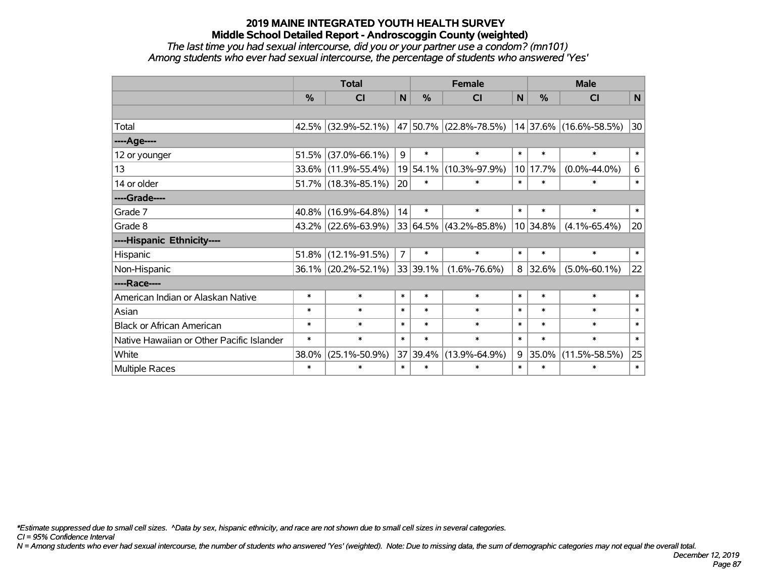# 2019 MAINE INTEGRATED YOUTH HEALTH SURVEY

## Middle School Detailed Report - Androscoggin County (weighted)

*The last time you had sexual intercourse, did you or your partner use a condom? (mn101)*

*Among students who ever had sexual intercourse, the percentage of students who answered 'Yes'*

| | Total | | | Female | | | Male | | |
|---|---|---|---|---|---|---|---|---|---|
| | % | CI | N | % | CI | N | % | CI | N |
| | | | | | | | | | |
| Total | 42.5% | (32.9%-52.1%) | 47 | 50.7% | (22.8%-78.5%) | 14 | 37.6% | (16.6%-58.5%) | 30 |
| ----Age---- | | | | | | | | | |
| 12 or younger | 51.5% | (37.0%-66.1%) | 9 | * | * | * | * | * | * |
| 13 | 33.6% | (11.9%-55.4%) | 19 | 54.1% | (10.3%-97.9%) | 10 | 17.7% | (0.0%-44.0%) | 6 |
| 14 or older | 51.7% | (18.3%-85.1%) | 20 | * | * | * | * | * | * |
| ----Grade---- | | | | | | | | | |
| Grade 7 | 40.8% | (16.9%-64.8%) | 14 | * | * | * | * | * | * |
| Grade 8 | 43.2% | (22.6%-63.9%) | 33 | 64.5% | (43.2%-85.8%) | 10 | 34.8% | (4.1%-65.4%) | 20 |
| ----Hispanic Ethnicity---- | | | | | | | | | |
| Hispanic | 51.8% | (12.1%-91.5%) | 7 | * | * | * | * | * | * |
| Non-Hispanic | 36.1% | (20.2%-52.1%) | 33 | 39.1% | (1.6%-76.6%) | 8 | 32.6% | (5.0%-60.1%) | 22 |
| ----Race---- | | | | | | | | | |
| American Indian or Alaskan Native | * | * | * | * | * | * | * | * | * |
| Asian | * | * | * | * | * | * | * | * | * |
| Black or African American | * | * | * | * | * | * | * | * | * |
| Native Hawaiian or Other Pacific Islander | * | * | * | * | * | * | * | * | * |
| White | 38.0% | (25.1%-50.9%) | 37 | 39.4% | (13.9%-64.9%) | 9 | 35.0% | (11.5%-58.5%) | 25 |
| Multiple Races | * | * | * | * | * | * | * | * | * |

*\*Estimate suppressed due to small cell sizes. ^Data by sex, hispanic ethnicity, and race are not shown due to small cell sizes in several categories.*

*CI = 95% Confidence Interval*

*N = Among students who ever had sexual intercourse, the number of students who answered 'Yes' (weighted). Note: Due to missing data, the sum of demographic categories may not equal the overall total.*

*December 12, 2019*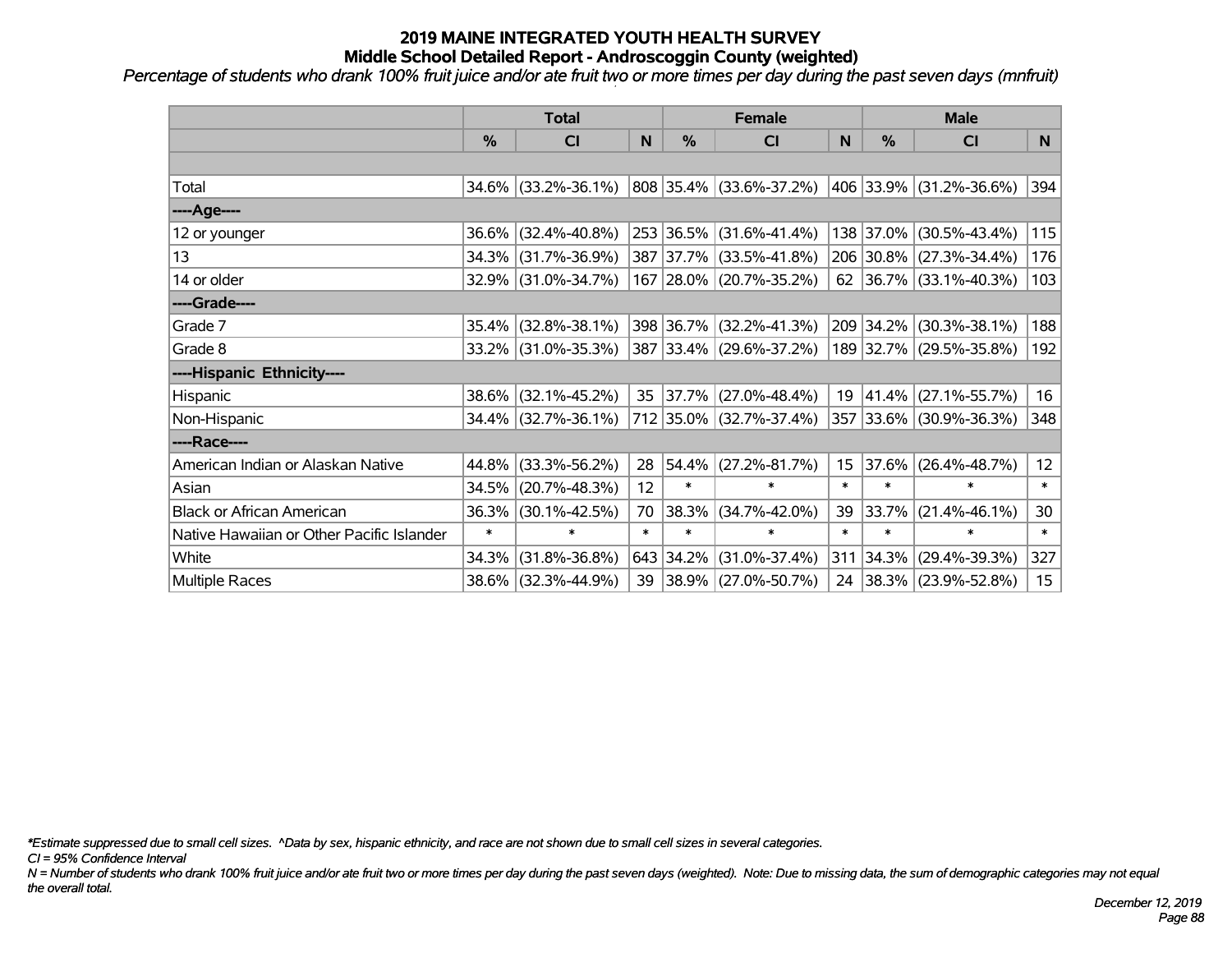# 2019 MAINE INTEGRATED YOUTH HEALTH SURVEY
## Middle School Detailed Report - Androscoggin County (weighted)

*Percentage of students who drank 100% fruit juice and/or ate fruit two or more times per day during the past seven days (mnfruit)*

| | Total | | | Female | | | Male | | |
|---|---|---|---|---|---|---|---|---|---|
| | % | CI | N | % | CI | N | % | CI | N |
| | | | | | | | | | |
| Total | 34.6% | (33.2%-36.1%) | 808 | 35.4% | (33.6%-37.2%) | 406 | 33.9% | (31.2%-36.6%) | 394 |
| ----Age---- | | | | | | | | | |
| 12 or younger | 36.6% | (32.4%-40.8%) | 253 | 36.5% | (31.6%-41.4%) | 138 | 37.0% | (30.5%-43.4%) | 115 |
| 13 | 34.3% | (31.7%-36.9%) | 387 | 37.7% | (33.5%-41.8%) | 206 | 30.8% | (27.3%-34.4%) | 176 |
| 14 or older | 32.9% | (31.0%-34.7%) | 167 | 28.0% | (20.7%-35.2%) | 62 | 36.7% | (33.1%-40.3%) | 103 |
| ----Grade---- | | | | | | | | | |
| Grade 7 | 35.4% | (32.8%-38.1%) | 398 | 36.7% | (32.2%-41.3%) | 209 | 34.2% | (30.3%-38.1%) | 188 |
| Grade 8 | 33.2% | (31.0%-35.3%) | 387 | 33.4% | (29.6%-37.2%) | 189 | 32.7% | (29.5%-35.8%) | 192 |
| ----Hispanic Ethnicity---- | | | | | | | | | |
| Hispanic | 38.6% | (32.1%-45.2%) | 35 | 37.7% | (27.0%-48.4%) | 19 | 41.4% | (27.1%-55.7%) | 16 |
| Non-Hispanic | 34.4% | (32.7%-36.1%) | 712 | 35.0% | (32.7%-37.4%) | 357 | 33.6% | (30.9%-36.3%) | 348 |
| ----Race---- | | | | | | | | | |
| American Indian or Alaskan Native | 44.8% | (33.3%-56.2%) | 28 | 54.4% | (27.2%-81.7%) | 15 | 37.6% | (26.4%-48.7%) | 12 |
| Asian | 34.5% | (20.7%-48.3%) | 12 | * | * | * | * | * | * |
| Black or African American | 36.3% | (30.1%-42.5%) | 70 | 38.3% | (34.7%-42.0%) | 39 | 33.7% | (21.4%-46.1%) | 30 |
| Native Hawaiian or Other Pacific Islander | * | * | * | * | * | * | * | * | * |
| White | 34.3% | (31.8%-36.8%) | 643 | 34.2% | (31.0%-37.4%) | 311 | 34.3% | (29.4%-39.3%) | 327 |
| Multiple Races | 38.6% | (32.3%-44.9%) | 39 | 38.9% | (27.0%-50.7%) | 24 | 38.3% | (23.9%-52.8%) | 15 |

*\*Estimate suppressed due to small cell sizes. ^Data by sex, hispanic ethnicity, and race are not shown due to small cell sizes in several categories.*

*CI = 95% Confidence Interval*

*N = Number of students who drank 100% fruit juice and/or ate fruit two or more times per day during the past seven days (weighted). Note: Due to missing data, the sum of demographic categories may not equal the overall total.*

*December 12, 2019*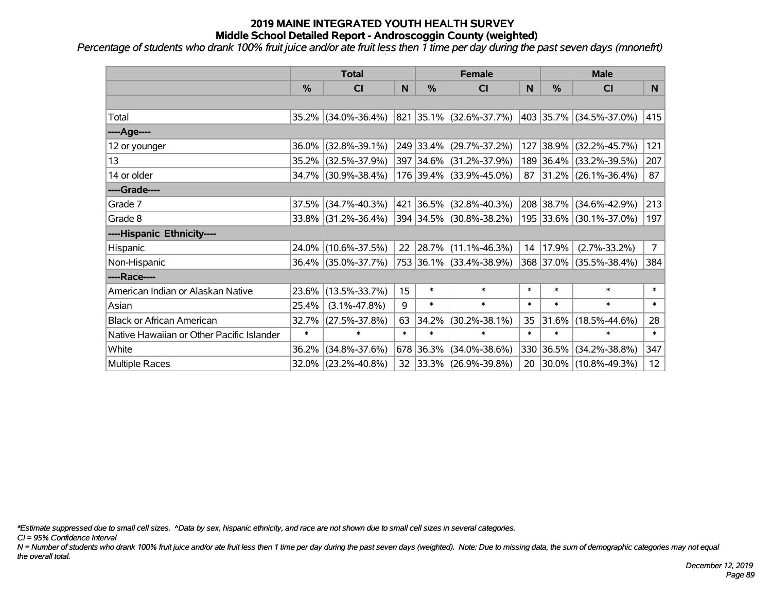# 2019 MAINE INTEGRATED YOUTH HEALTH SURVEY

## Middle School Detailed Report - Androscoggin County (weighted)

*Percentage of students who drank 100% fruit juice and/or ate fruit less then 1 time per day during the past seven days (mnonefrt)*

| | Total | | | Female | | | Male | | |
|---|---|---|---|---|---|---|---|---|---|
| | % | CI | N | % | CI | N | % | CI | N |
| | | | | | | | | | |
| Total | 35.2% | (34.0%-36.4%) | 821 | 35.1% | (32.6%-37.7%) | 403 | 35.7% | (34.5%-37.0%) | 415 |
| ----Age---- | | | | | | | | | |
| 12 or younger | 36.0% | (32.8%-39.1%) | 249 | 33.4% | (29.7%-37.2%) | 127 | 38.9% | (32.2%-45.7%) | 121 |
| 13 | 35.2% | (32.5%-37.9%) | 397 | 34.6% | (31.2%-37.9%) | 189 | 36.4% | (33.2%-39.5%) | 207 |
| 14 or older | 34.7% | (30.9%-38.4%) | 176 | 39.4% | (33.9%-45.0%) | 87 | 31.2% | (26.1%-36.4%) | 87 |
| ----Grade---- | | | | | | | | | |
| Grade 7 | 37.5% | (34.7%-40.3%) | 421 | 36.5% | (32.8%-40.3%) | 208 | 38.7% | (34.6%-42.9%) | 213 |
| Grade 8 | 33.8% | (31.2%-36.4%) | 394 | 34.5% | (30.8%-38.2%) | 195 | 33.6% | (30.1%-37.0%) | 197 |
| ----Hispanic Ethnicity---- | | | | | | | | | |
| Hispanic | 24.0% | (10.6%-37.5%) | 22 | 28.7% | (11.1%-46.3%) | 14 | 17.9% | (2.7%-33.2%) | 7 |
| Non-Hispanic | 36.4% | (35.0%-37.7%) | 753 | 36.1% | (33.4%-38.9%) | 368 | 37.0% | (35.5%-38.4%) | 384 |
| ----Race---- | | | | | | | | | |
| American Indian or Alaskan Native | 23.6% | (13.5%-33.7%) | 15 | * | * | * | * | * | * |
| Asian | 25.4% | (3.1%-47.8%) | 9 | * | * | * | * | * | * |
| Black or African American | 32.7% | (27.5%-37.8%) | 63 | 34.2% | (30.2%-38.1%) | 35 | 31.6% | (18.5%-44.6%) | 28 |
| Native Hawaiian or Other Pacific Islander | * | * | * | * | * | * | * | * | * |
| White | 36.2% | (34.8%-37.6%) | 678 | 36.3% | (34.0%-38.6%) | 330 | 36.5% | (34.2%-38.8%) | 347 |
| Multiple Races | 32.0% | (23.2%-40.8%) | 32 | 33.3% | (26.9%-39.8%) | 20 | 30.0% | (10.8%-49.3%) | 12 |

*\*Estimate suppressed due to small cell sizes. ^Data by sex, hispanic ethnicity, and race are not shown due to small cell sizes in several categories.*

*CI = 95% Confidence Interval*

*N = Number of students who drank 100% fruit juice and/or ate fruit less then 1 time per day during the past seven days (weighted). Note: Due to missing data, the sum of demographic categories may not equal the overall total.*

*December 12, 2019*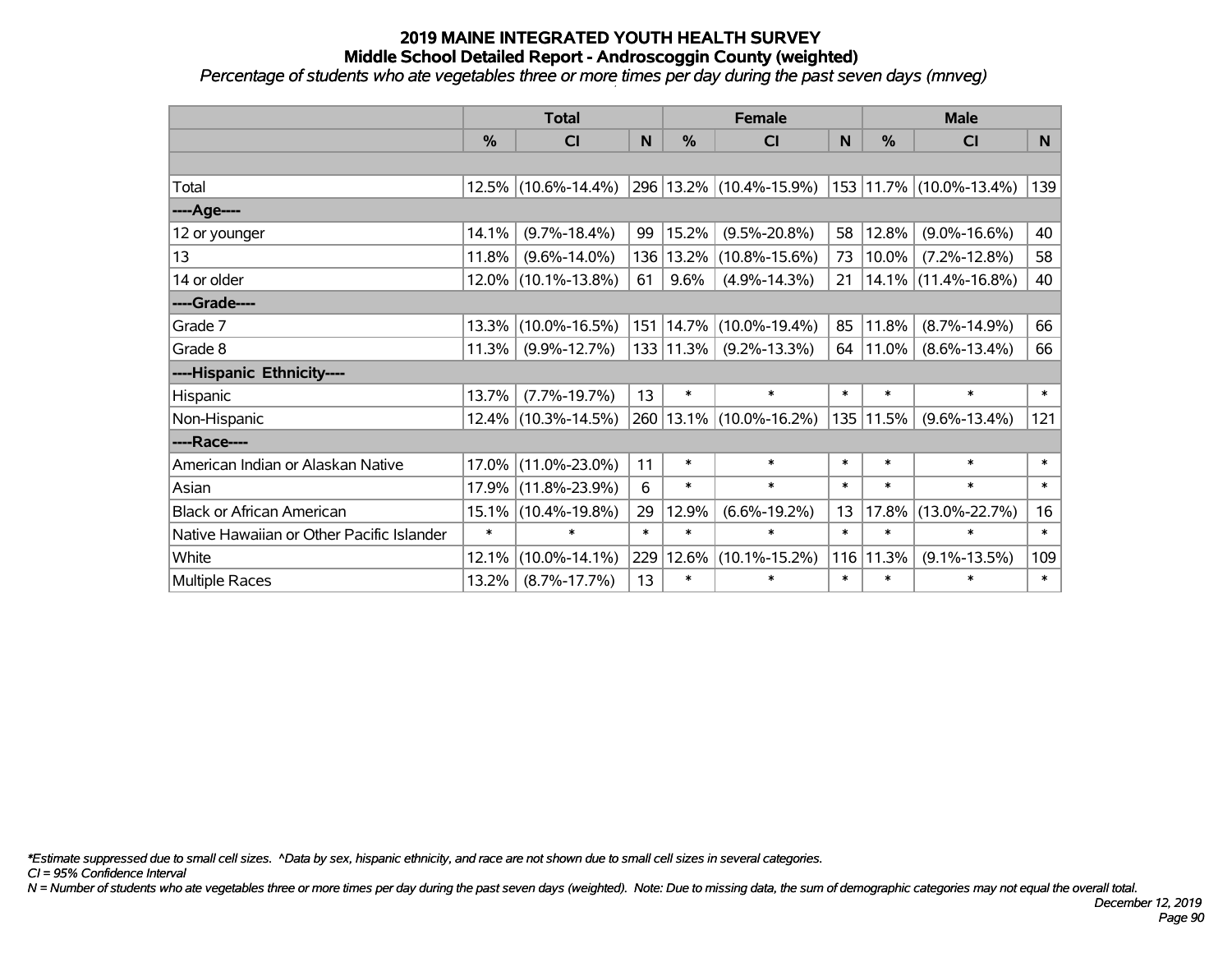# 2019 MAINE INTEGRATED YOUTH HEALTH SURVEY
## Middle School Detailed Report - Androscoggin County (weighted)
*Percentage of students who ate vegetables three or more times per day during the past seven days (mnveg)*

| | Total | | | Female | | | Male | | |
|---|---|---|---|---|---|---|---|---|---|
| | % | CI | N | % | CI | N | % | CI | N |
| | | | | | | | | | |
| Total | 12.5% | (10.6%-14.4%) | 296 | 13.2% | (10.4%-15.9%) | 153 | 11.7% | (10.0%-13.4%) | 139 |
| ----Age---- | | | | | | | | | |
| 12 or younger | 14.1% | (9.7%-18.4%) | 99 | 15.2% | (9.5%-20.8%) | 58 | 12.8% | (9.0%-16.6%) | 40 |
| 13 | 11.8% | (9.6%-14.0%) | 136 | 13.2% | (10.8%-15.6%) | 73 | 10.0% | (7.2%-12.8%) | 58 |
| 14 or older | 12.0% | (10.1%-13.8%) | 61 | 9.6% | (4.9%-14.3%) | 21 | 14.1% | (11.4%-16.8%) | 40 |
| ----Grade---- | | | | | | | | | |
| Grade 7 | 13.3% | (10.0%-16.5%) | 151 | 14.7% | (10.0%-19.4%) | 85 | 11.8% | (8.7%-14.9%) | 66 |
| Grade 8 | 11.3% | (9.9%-12.7%) | 133 | 11.3% | (9.2%-13.3%) | 64 | 11.0% | (8.6%-13.4%) | 66 |
| ----Hispanic Ethnicity---- | | | | | | | | | |
| Hispanic | 13.7% | (7.7%-19.7%) | 13 | * | * | * | * | * | * |
| Non-Hispanic | 12.4% | (10.3%-14.5%) | 260 | 13.1% | (10.0%-16.2%) | 135 | 11.5% | (9.6%-13.4%) | 121 |
| ----Race---- | | | | | | | | | |
| American Indian or Alaskan Native | 17.0% | (11.0%-23.0%) | 11 | * | * | * | * | * | * |
| Asian | 17.9% | (11.8%-23.9%) | 6 | * | * | * | * | * | * |
| Black or African American | 15.1% | (10.4%-19.8%) | 29 | 12.9% | (6.6%-19.2%) | 13 | 17.8% | (13.0%-22.7%) | 16 |
| Native Hawaiian or Other Pacific Islander | * | * | * | * | * | * | * | * | * |
| White | 12.1% | (10.0%-14.1%) | 229 | 12.6% | (10.1%-15.2%) | 116 | 11.3% | (9.1%-13.5%) | 109 |
| Multiple Races | 13.2% | (8.7%-17.7%) | 13 | * | * | * | * | * | * |

*\*Estimate suppressed due to small cell sizes. ^Data by sex, hispanic ethnicity, and race are not shown due to small cell sizes in several categories.*

*CI = 95% Confidence Interval*

*N = Number of students who ate vegetables three or more times per day during the past seven days (weighted). Note: Due to missing data, the sum of demographic categories may not equal the overall total.*

*December 12, 2019*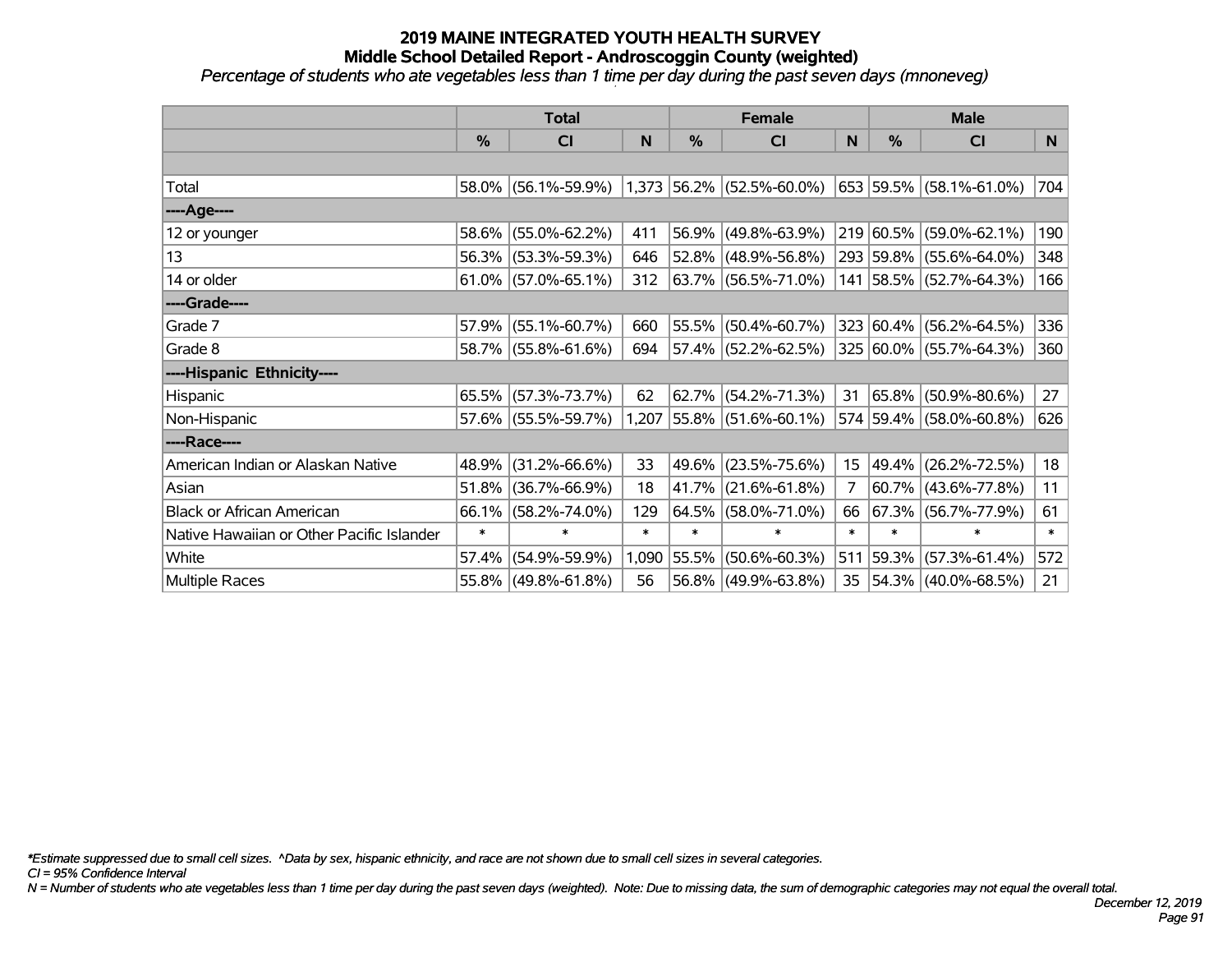# 2019 MAINE INTEGRATED YOUTH HEALTH SURVEY
## Middle School Detailed Report - Androscoggin County (weighted)
*Percentage of students who ate vegetables less than 1 time per day during the past seven days (mnoneveg)*

| | Total | | | Female | | | Male | | |
|---|---|---|---|---|---|---|---|---|---|
| | % | CI | N | % | CI | N | % | CI | N |
| | | | | | | | | | |
| Total | 58.0% | (56.1%-59.9%) | 1,373 | 56.2% | (52.5%-60.0%) | 653 | 59.5% | (58.1%-61.0%) | 704 |
| ----Age---- | | | | | | | | | |
| 12 or younger | 58.6% | (55.0%-62.2%) | 411 | 56.9% | (49.8%-63.9%) | 219 | 60.5% | (59.0%-62.1%) | 190 |
| 13 | 56.3% | (53.3%-59.3%) | 646 | 52.8% | (48.9%-56.8%) | 293 | 59.8% | (55.6%-64.0%) | 348 |
| 14 or older | 61.0% | (57.0%-65.1%) | 312 | 63.7% | (56.5%-71.0%) | 141 | 58.5% | (52.7%-64.3%) | 166 |
| ----Grade---- | | | | | | | | | |
| Grade 7 | 57.9% | (55.1%-60.7%) | 660 | 55.5% | (50.4%-60.7%) | 323 | 60.4% | (56.2%-64.5%) | 336 |
| Grade 8 | 58.7% | (55.8%-61.6%) | 694 | 57.4% | (52.2%-62.5%) | 325 | 60.0% | (55.7%-64.3%) | 360 |
| ----Hispanic Ethnicity---- | | | | | | | | | |
| Hispanic | 65.5% | (57.3%-73.7%) | 62 | 62.7% | (54.2%-71.3%) | 31 | 65.8% | (50.9%-80.6%) | 27 |
| Non-Hispanic | 57.6% | (55.5%-59.7%) | 1,207 | 55.8% | (51.6%-60.1%) | 574 | 59.4% | (58.0%-60.8%) | 626 |
| ----Race---- | | | | | | | | | |
| American Indian or Alaskan Native | 48.9% | (31.2%-66.6%) | 33 | 49.6% | (23.5%-75.6%) | 15 | 49.4% | (26.2%-72.5%) | 18 |
| Asian | 51.8% | (36.7%-66.9%) | 18 | 41.7% | (21.6%-61.8%) | 7 | 60.7% | (43.6%-77.8%) | 11 |
| Black or African American | 66.1% | (58.2%-74.0%) | 129 | 64.5% | (58.0%-71.0%) | 66 | 67.3% | (56.7%-77.9%) | 61 |
| Native Hawaiian or Other Pacific Islander | * | * | * | * | * | * | * | * | * |
| White | 57.4% | (54.9%-59.9%) | 1,090 | 55.5% | (50.6%-60.3%) | 511 | 59.3% | (57.3%-61.4%) | 572 |
| Multiple Races | 55.8% | (49.8%-61.8%) | 56 | 56.8% | (49.9%-63.8%) | 35 | 54.3% | (40.0%-68.5%) | 21 |

*\*Estimate suppressed due to small cell sizes. ^Data by sex, hispanic ethnicity, and race are not shown due to small cell sizes in several categories.*

*CI = 95% Confidence Interval*

*N = Number of students who ate vegetables less than 1 time per day during the past seven days (weighted). Note: Due to missing data, the sum of demographic categories may not equal the overall total.*

*December 12, 2019*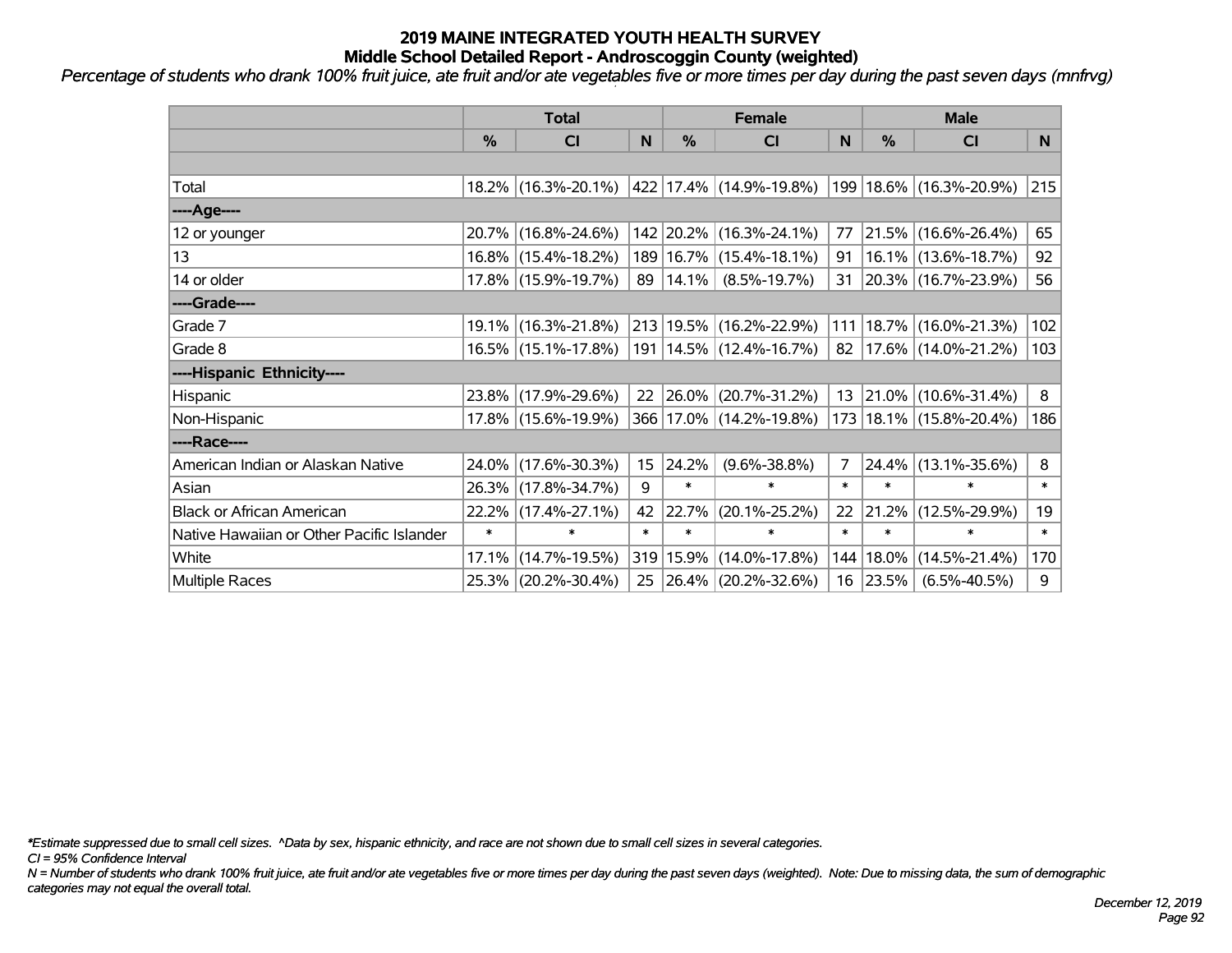# 2019 MAINE INTEGRATED YOUTH HEALTH SURVEY

## Middle School Detailed Report - Androscoggin County (weighted)

*Percentage of students who drank 100% fruit juice, ate fruit and/or ate vegetables five or more times per day during the past seven days (mnfrvg)*

| | Total | | | Female | | | Male | | |
|---|---|---|---|---|---|---|---|---|---|
| | % | CI | N | % | CI | N | % | CI | N |
| | | | | | | | | | |
| Total | 18.2% | (16.3%-20.1%) | 422 | 17.4% | (14.9%-19.8%) | 199 | 18.6% | (16.3%-20.9%) | 215 |
| ----Age---- | | | | | | | | | |
| 12 or younger | 20.7% | (16.8%-24.6%) | 142 | 20.2% | (16.3%-24.1%) | 77 | 21.5% | (16.6%-26.4%) | 65 |
| 13 | 16.8% | (15.4%-18.2%) | 189 | 16.7% | (15.4%-18.1%) | 91 | 16.1% | (13.6%-18.7%) | 92 |
| 14 or older | 17.8% | (15.9%-19.7%) | 89 | 14.1% | (8.5%-19.7%) | 31 | 20.3% | (16.7%-23.9%) | 56 |
| ----Grade---- | | | | | | | | | |
| Grade 7 | 19.1% | (16.3%-21.8%) | 213 | 19.5% | (16.2%-22.9%) | 111 | 18.7% | (16.0%-21.3%) | 102 |
| Grade 8 | 16.5% | (15.1%-17.8%) | 191 | 14.5% | (12.4%-16.7%) | 82 | 17.6% | (14.0%-21.2%) | 103 |
| ----Hispanic Ethnicity---- | | | | | | | | | |
| Hispanic | 23.8% | (17.9%-29.6%) | 22 | 26.0% | (20.7%-31.2%) | 13 | 21.0% | (10.6%-31.4%) | 8 |
| Non-Hispanic | 17.8% | (15.6%-19.9%) | 366 | 17.0% | (14.2%-19.8%) | 173 | 18.1% | (15.8%-20.4%) | 186 |
| ----Race---- | | | | | | | | | |
| American Indian or Alaskan Native | 24.0% | (17.6%-30.3%) | 15 | 24.2% | (9.6%-38.8%) | 7 | 24.4% | (13.1%-35.6%) | 8 |
| Asian | 26.3% | (17.8%-34.7%) | 9 | * | * | * | * | * | * |
| Black or African American | 22.2% | (17.4%-27.1%) | 42 | 22.7% | (20.1%-25.2%) | 22 | 21.2% | (12.5%-29.9%) | 19 |
| Native Hawaiian or Other Pacific Islander | * | * | * | * | * | * | * | * | * |
| White | 17.1% | (14.7%-19.5%) | 319 | 15.9% | (14.0%-17.8%) | 144 | 18.0% | (14.5%-21.4%) | 170 |
| Multiple Races | 25.3% | (20.2%-30.4%) | 25 | 26.4% | (20.2%-32.6%) | 16 | 23.5% | (6.5%-40.5%) | 9 |

*\*Estimate suppressed due to small cell sizes. ^Data by sex, hispanic ethnicity, and race are not shown due to small cell sizes in several categories.*

*CI = 95% Confidence Interval*

*N = Number of students who drank 100% fruit juice, ate fruit and/or ate vegetables five or more times per day during the past seven days (weighted). Note: Due to missing data, the sum of demographic categories may not equal the overall total.*

*December 12, 2019*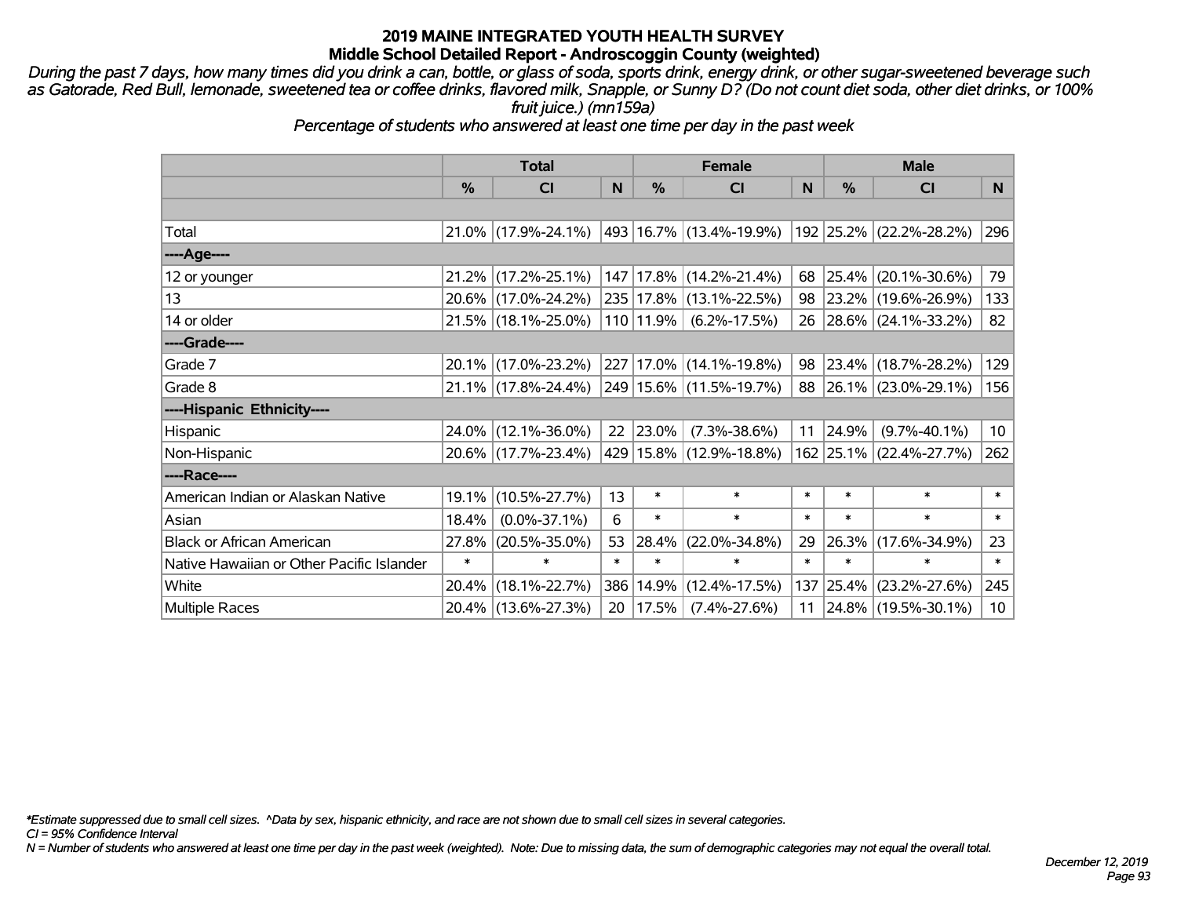# 2019 MAINE INTEGRATED YOUTH HEALTH SURVEY
## Middle School Detailed Report - Androscoggin County (weighted)

*During the past 7 days, how many times did you drink a can, bottle, or glass of soda, sports drink, energy drink, or other sugar-sweetened beverage such as Gatorade, Red Bull, lemonade, sweetened tea or coffee drinks, flavored milk, Snapple, or Sunny D? (Do not count diet soda, other diet drinks, or 100% fruit juice.) (mn159a)*

*Percentage of students who answered at least one time per day in the past week*

| | Total | | | Female | | | Male | | |
|---|---|---|---|---|---|---|---|---|---|
| | % | CI | N | % | CI | N | % | CI | N |
| Total | 21.0% | (17.9%-24.1%) | 493 | 16.7% | (13.4%-19.9%) | 192 | 25.2% | (22.2%-28.2%) | 296 |
| ----Age---- | | | | | | | | | |
| 12 or younger | 21.2% | (17.2%-25.1%) | 147 | 17.8% | (14.2%-21.4%) | 68 | 25.4% | (20.1%-30.6%) | 79 |
| 13 | 20.6% | (17.0%-24.2%) | 235 | 17.8% | (13.1%-22.5%) | 98 | 23.2% | (19.6%-26.9%) | 133 |
| 14 or older | 21.5% | (18.1%-25.0%) | 110 | 11.9% | (6.2%-17.5%) | 26 | 28.6% | (24.1%-33.2%) | 82 |
| ----Grade---- | | | | | | | | | |
| Grade 7 | 20.1% | (17.0%-23.2%) | 227 | 17.0% | (14.1%-19.8%) | 98 | 23.4% | (18.7%-28.2%) | 129 |
| Grade 8 | 21.1% | (17.8%-24.4%) | 249 | 15.6% | (11.5%-19.7%) | 88 | 26.1% | (23.0%-29.1%) | 156 |
| ----Hispanic Ethnicity---- | | | | | | | | | |
| Hispanic | 24.0% | (12.1%-36.0%) | 22 | 23.0% | (7.3%-38.6%) | 11 | 24.9% | (9.7%-40.1%) | 10 |
| Non-Hispanic | 20.6% | (17.7%-23.4%) | 429 | 15.8% | (12.9%-18.8%) | 162 | 25.1% | (22.4%-27.7%) | 262 |
| ----Race---- | | | | | | | | | |
| American Indian or Alaskan Native | 19.1% | (10.5%-27.7%) | 13 | * | * | * | * | * | * |
| Asian | 18.4% | (0.0%-37.1%) | 6 | * | * | * | * | * | * |
| Black or African American | 27.8% | (20.5%-35.0%) | 53 | 28.4% | (22.0%-34.8%) | 29 | 26.3% | (17.6%-34.9%) | 23 |
| Native Hawaiian or Other Pacific Islander | * | * | * | * | * | * | * | * | * |
| White | 20.4% | (18.1%-22.7%) | 386 | 14.9% | (12.4%-17.5%) | 137 | 25.4% | (23.2%-27.6%) | 245 |
| Multiple Races | 20.4% | (13.6%-27.3%) | 20 | 17.5% | (7.4%-27.6%) | 11 | 24.8% | (19.5%-30.1%) | 10 |

*Estimate suppressed due to small cell sizes. ^Data by sex, hispanic ethnicity, and race are not shown due to small cell sizes in several categories.

CI = 95% Confidence Interval

N = Number of students who answered at least one time per day in the past week (weighted). Note: Due to missing data, the sum of demographic categories may not equal the overall total.

December 12, 2019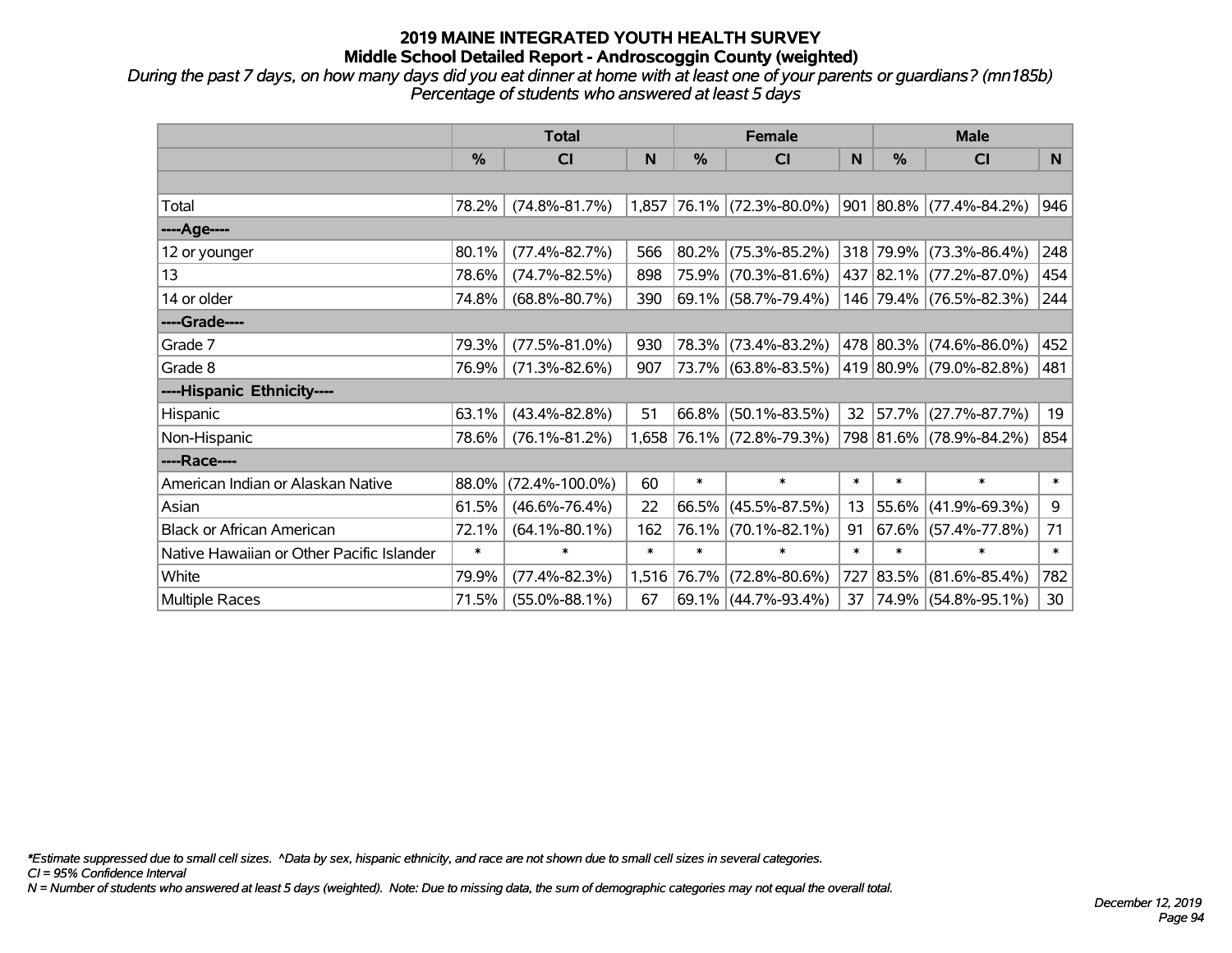# 2019 MAINE INTEGRATED YOUTH HEALTH SURVEY
## Middle School Detailed Report - Androscoggin County (weighted)

*During the past 7 days, on how many days did you eat dinner at home with at least one of your parents or guardians? (mn185b)*
*Percentage of students who answered at least 5 days*

| | Total | | | Female | | | Male | | |
|---|---|---|---|---|---|---|---|---|---|
| | % | CI | N | % | CI | N | % | CI | N |
| | | | | | | | | | |
| Total | 78.2% | (74.8%-81.7%) | 1,857 | 76.1% | (72.3%-80.0%) | 901 | 80.8% | (77.4%-84.2%) | 946 |
| ----Age---- | | | | | | | | | |
| 12 or younger | 80.1% | (77.4%-82.7%) | 566 | 80.2% | (75.3%-85.2%) | 318 | 79.9% | (73.3%-86.4%) | 248 |
| 13 | 78.6% | (74.7%-82.5%) | 898 | 75.9% | (70.3%-81.6%) | 437 | 82.1% | (77.2%-87.0%) | 454 |
| 14 or older | 74.8% | (68.8%-80.7%) | 390 | 69.1% | (58.7%-79.4%) | 146 | 79.4% | (76.5%-82.3%) | 244 |
| ----Grade---- | | | | | | | | | |
| Grade 7 | 79.3% | (77.5%-81.0%) | 930 | 78.3% | (73.4%-83.2%) | 478 | 80.3% | (74.6%-86.0%) | 452 |
| Grade 8 | 76.9% | (71.3%-82.6%) | 907 | 73.7% | (63.8%-83.5%) | 419 | 80.9% | (79.0%-82.8%) | 481 |
| ----Hispanic Ethnicity---- | | | | | | | | | |
| Hispanic | 63.1% | (43.4%-82.8%) | 51 | 66.8% | (50.1%-83.5%) | 32 | 57.7% | (27.7%-87.7%) | 19 |
| Non-Hispanic | 78.6% | (76.1%-81.2%) | 1,658 | 76.1% | (72.8%-79.3%) | 798 | 81.6% | (78.9%-84.2%) | 854 |
| ----Race---- | | | | | | | | | |
| American Indian or Alaskan Native | 88.0% | (72.4%-100.0%) | 60 | * | * | * | * | * | * |
| Asian | 61.5% | (46.6%-76.4%) | 22 | 66.5% | (45.5%-87.5%) | 13 | 55.6% | (41.9%-69.3%) | 9 |
| Black or African American | 72.1% | (64.1%-80.1%) | 162 | 76.1% | (70.1%-82.1%) | 91 | 67.6% | (57.4%-77.8%) | 71 |
| Native Hawaiian or Other Pacific Islander | * | * | * | * | * | * | * | * | * |
| White | 79.9% | (77.4%-82.3%) | 1,516 | 76.7% | (72.8%-80.6%) | 727 | 83.5% | (81.6%-85.4%) | 782 |
| Multiple Races | 71.5% | (55.0%-88.1%) | 67 | 69.1% | (44.7%-93.4%) | 37 | 74.9% | (54.8%-95.1%) | 30 |

*\*Estimate suppressed due to small cell sizes. ^Data by sex, hispanic ethnicity, and race are not shown due to small cell sizes in several categories.*
*CI = 95% Confidence Interval*
*N = Number of students who answered at least 5 days (weighted). Note: Due to missing data, the sum of demographic categories may not equal the overall total.*

*December 12, 2019*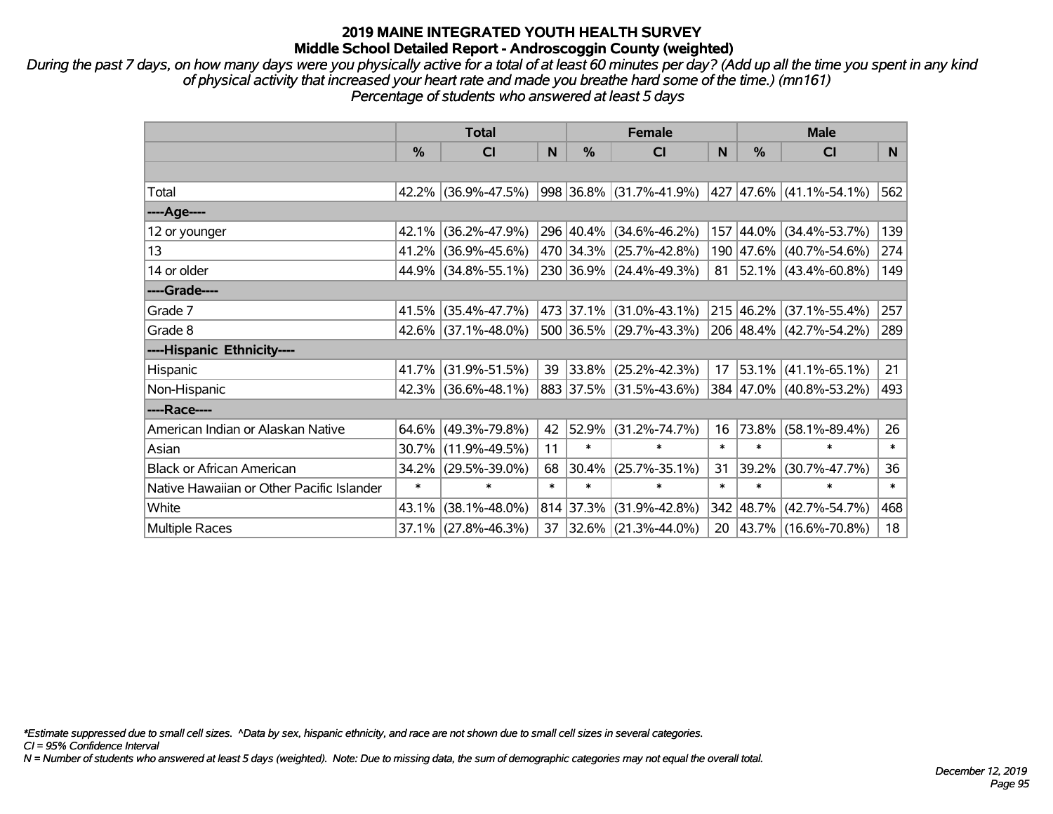# 2019 MAINE INTEGRATED YOUTH HEALTH SURVEY
## Middle School Detailed Report - Androscoggin County (weighted)

*During the past 7 days, on how many days were you physically active for a total of at least 60 minutes per day? (Add up all the time you spent in any kind of physical activity that increased your heart rate and made you breathe hard some of the time.) (mn161)*
*Percentage of students who answered at least 5 days*

| | Total | | | Female | | | Male | | |
|---|---|---|---|---|---|---|---|---|---|
| | % | CI | N | % | CI | N | % | CI | N |
| Total | 42.2% | (36.9%-47.5%) | 998 | 36.8% | (31.7%-41.9%) | 427 | 47.6% | (41.1%-54.1%) | 562 |
| ----Age---- | | | | | | | | | |
| 12 or younger | 42.1% | (36.2%-47.9%) | 296 | 40.4% | (34.6%-46.2%) | 157 | 44.0% | (34.4%-53.7%) | 139 |
| 13 | 41.2% | (36.9%-45.6%) | 470 | 34.3% | (25.7%-42.8%) | 190 | 47.6% | (40.7%-54.6%) | 274 |
| 14 or older | 44.9% | (34.8%-55.1%) | 230 | 36.9% | (24.4%-49.3%) | 81 | 52.1% | (43.4%-60.8%) | 149 |
| ----Grade---- | | | | | | | | | |
| Grade 7 | 41.5% | (35.4%-47.7%) | 473 | 37.1% | (31.0%-43.1%) | 215 | 46.2% | (37.1%-55.4%) | 257 |
| Grade 8 | 42.6% | (37.1%-48.0%) | 500 | 36.5% | (29.7%-43.3%) | 206 | 48.4% | (42.7%-54.2%) | 289 |
| ----Hispanic Ethnicity---- | | | | | | | | | |
| Hispanic | 41.7% | (31.9%-51.5%) | 39 | 33.8% | (25.2%-42.3%) | 17 | 53.1% | (41.1%-65.1%) | 21 |
| Non-Hispanic | 42.3% | (36.6%-48.1%) | 883 | 37.5% | (31.5%-43.6%) | 384 | 47.0% | (40.8%-53.2%) | 493 |
| ----Race---- | | | | | | | | | |
| American Indian or Alaskan Native | 64.6% | (49.3%-79.8%) | 42 | 52.9% | (31.2%-74.7%) | 16 | 73.8% | (58.1%-89.4%) | 26 |
| Asian | 30.7% | (11.9%-49.5%) | 11 | * | * | * | * | * | * |
| Black or African American | 34.2% | (29.5%-39.0%) | 68 | 30.4% | (25.7%-35.1%) | 31 | 39.2% | (30.7%-47.7%) | 36 |
| Native Hawaiian or Other Pacific Islander | * | * | * | * | * | * | * | * | * |
| White | 43.1% | (38.1%-48.0%) | 814 | 37.3% | (31.9%-42.8%) | 342 | 48.7% | (42.7%-54.7%) | 468 |
| Multiple Races | 37.1% | (27.8%-46.3%) | 37 | 32.6% | (21.3%-44.0%) | 20 | 43.7% | (16.6%-70.8%) | 18 |

*\*Estimate suppressed due to small cell sizes. ^Data by sex, hispanic ethnicity, and race are not shown due to small cell sizes in several categories.*
*CI = 95% Confidence Interval*
*N = Number of students who answered at least 5 days (weighted). Note: Due to missing data, the sum of demographic categories may not equal the overall total.*

*December 12, 2019*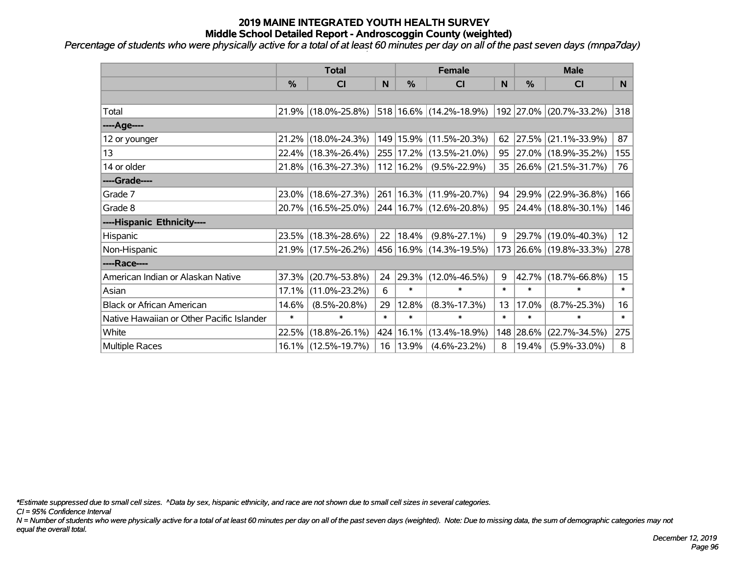## 2019 MAINE INTEGRATED YOUTH HEALTH SURVEY
## Middle School Detailed Report - Androscoggin County (weighted)

*Percentage of students who were physically active for a total of at least 60 minutes per day on all of the past seven days (mnpa7day)*

| | Total | | | Female | | | Male | | |
|---|---|---|---|---|---|---|---|---|---|
| | % | CI | N | % | CI | N | % | CI | N |
| | | | | | | | | | |
| Total | 21.9% | (18.0%-25.8%) | 518 | 16.6% | (14.2%-18.9%) | 192 | 27.0% | (20.7%-33.2%) | 318 |
| ----Age---- | | | | | | | | | |
| 12 or younger | 21.2% | (18.0%-24.3%) | 149 | 15.9% | (11.5%-20.3%) | 62 | 27.5% | (21.1%-33.9%) | 87 |
| 13 | 22.4% | (18.3%-26.4%) | 255 | 17.2% | (13.5%-21.0%) | 95 | 27.0% | (18.9%-35.2%) | 155 |
| 14 or older | 21.8% | (16.3%-27.3%) | 112 | 16.2% | (9.5%-22.9%) | 35 | 26.6% | (21.5%-31.7%) | 76 |
| ----Grade---- | | | | | | | | | |
| Grade 7 | 23.0% | (18.6%-27.3%) | 261 | 16.3% | (11.9%-20.7%) | 94 | 29.9% | (22.9%-36.8%) | 166 |
| Grade 8 | 20.7% | (16.5%-25.0%) | 244 | 16.7% | (12.6%-20.8%) | 95 | 24.4% | (18.8%-30.1%) | 146 |
| ----Hispanic Ethnicity---- | | | | | | | | | |
| Hispanic | 23.5% | (18.3%-28.6%) | 22 | 18.4% | (9.8%-27.1%) | 9 | 29.7% | (19.0%-40.3%) | 12 |
| Non-Hispanic | 21.9% | (17.5%-26.2%) | 456 | 16.9% | (14.3%-19.5%) | 173 | 26.6% | (19.8%-33.3%) | 278 |
| ----Race---- | | | | | | | | | |
| American Indian or Alaskan Native | 37.3% | (20.7%-53.8%) | 24 | 29.3% | (12.0%-46.5%) | 9 | 42.7% | (18.7%-66.8%) | 15 |
| Asian | 17.1% | (11.0%-23.2%) | 6 | * | * | * | * | * | * |
| Black or African American | 14.6% | (8.5%-20.8%) | 29 | 12.8% | (8.3%-17.3%) | 13 | 17.0% | (8.7%-25.3%) | 16 |
| Native Hawaiian or Other Pacific Islander | * | * | * | * | * | * | * | * | * |
| White | 22.5% | (18.8%-26.1%) | 424 | 16.1% | (13.4%-18.9%) | 148 | 28.6% | (22.7%-34.5%) | 275 |
| Multiple Races | 16.1% | (12.5%-19.7%) | 16 | 13.9% | (4.6%-23.2%) | 8 | 19.4% | (5.9%-33.0%) | 8 |

*\*Estimate suppressed due to small cell sizes. ^Data by sex, hispanic ethnicity, and race are not shown due to small cell sizes in several categories.*

*CI = 95% Confidence Interval*

*N = Number of students who were physically active for a total of at least 60 minutes per day on all of the past seven days (weighted). Note: Due to missing data, the sum of demographic categories may not equal the overall total.*

*December 12, 2019*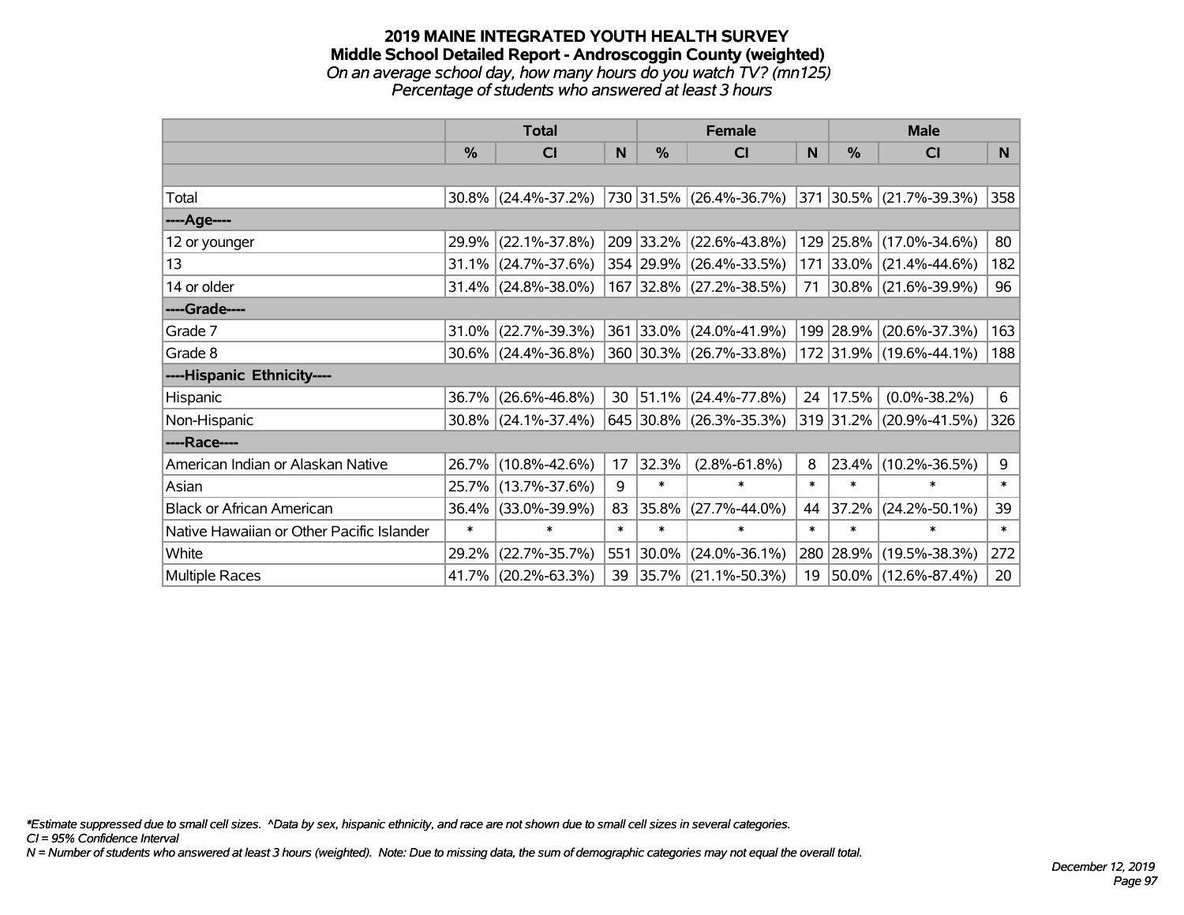# 2019 MAINE INTEGRATED YOUTH HEALTH SURVEY
## Middle School Detailed Report - Androscoggin County (weighted)
*On an average school day, how many hours do you watch TV? (mn125)*
*Percentage of students who answered at least 3 hours*

| | Total | | | Female | | | Male | | |
|---|---|---|---|---|---|---|---|---|---|
| | % | CI | N | % | CI | N | % | CI | N |
| | | | | | | | | | |
| Total | 30.8% | (24.4%-37.2%) | 730 | 31.5% | (26.4%-36.7%) | 371 | 30.5% | (21.7%-39.3%) | 358 |
| ----Age---- | | | | | | | | | |
| 12 or younger | 29.9% | (22.1%-37.8%) | 209 | 33.2% | (22.6%-43.8%) | 129 | 25.8% | (17.0%-34.6%) | 80 |
| 13 | 31.1% | (24.7%-37.6%) | 354 | 29.9% | (26.4%-33.5%) | 171 | 33.0% | (21.4%-44.6%) | 182 |
| 14 or older | 31.4% | (24.8%-38.0%) | 167 | 32.8% | (27.2%-38.5%) | 71 | 30.8% | (21.6%-39.9%) | 96 |
| ----Grade---- | | | | | | | | | |
| Grade 7 | 31.0% | (22.7%-39.3%) | 361 | 33.0% | (24.0%-41.9%) | 199 | 28.9% | (20.6%-37.3%) | 163 |
| Grade 8 | 30.6% | (24.4%-36.8%) | 360 | 30.3% | (26.7%-33.8%) | 172 | 31.9% | (19.6%-44.1%) | 188 |
| ----Hispanic Ethnicity---- | | | | | | | | | |
| Hispanic | 36.7% | (26.6%-46.8%) | 30 | 51.1% | (24.4%-77.8%) | 24 | 17.5% | (0.0%-38.2%) | 6 |
| Non-Hispanic | 30.8% | (24.1%-37.4%) | 645 | 30.8% | (26.3%-35.3%) | 319 | 31.2% | (20.9%-41.5%) | 326 |
| ----Race---- | | | | | | | | | |
| American Indian or Alaskan Native | 26.7% | (10.8%-42.6%) | 17 | 32.3% | (2.8%-61.8%) | 8 | 23.4% | (10.2%-36.5%) | 9 |
| Asian | 25.7% | (13.7%-37.6%) | 9 | * | * | * | * | * | * |
| Black or African American | 36.4% | (33.0%-39.9%) | 83 | 35.8% | (27.7%-44.0%) | 44 | 37.2% | (24.2%-50.1%) | 39 |
| Native Hawaiian or Other Pacific Islander | * | * | * | * | * | * | * | * | * |
| White | 29.2% | (22.7%-35.7%) | 551 | 30.0% | (24.0%-36.1%) | 280 | 28.9% | (19.5%-38.3%) | 272 |
| Multiple Races | 41.7% | (20.2%-63.3%) | 39 | 35.7% | (21.1%-50.3%) | 19 | 50.0% | (12.6%-87.4%) | 20 |

*Estimate suppressed due to small cell sizes. ^Data by sex, hispanic ethnicity, and race are not shown due to small cell sizes in several categories.
CI = 95% Confidence Interval
N = Number of students who answered at least 3 hours (weighted). Note: Due to missing data, the sum of demographic categories may not equal the overall total.

December 12, 2019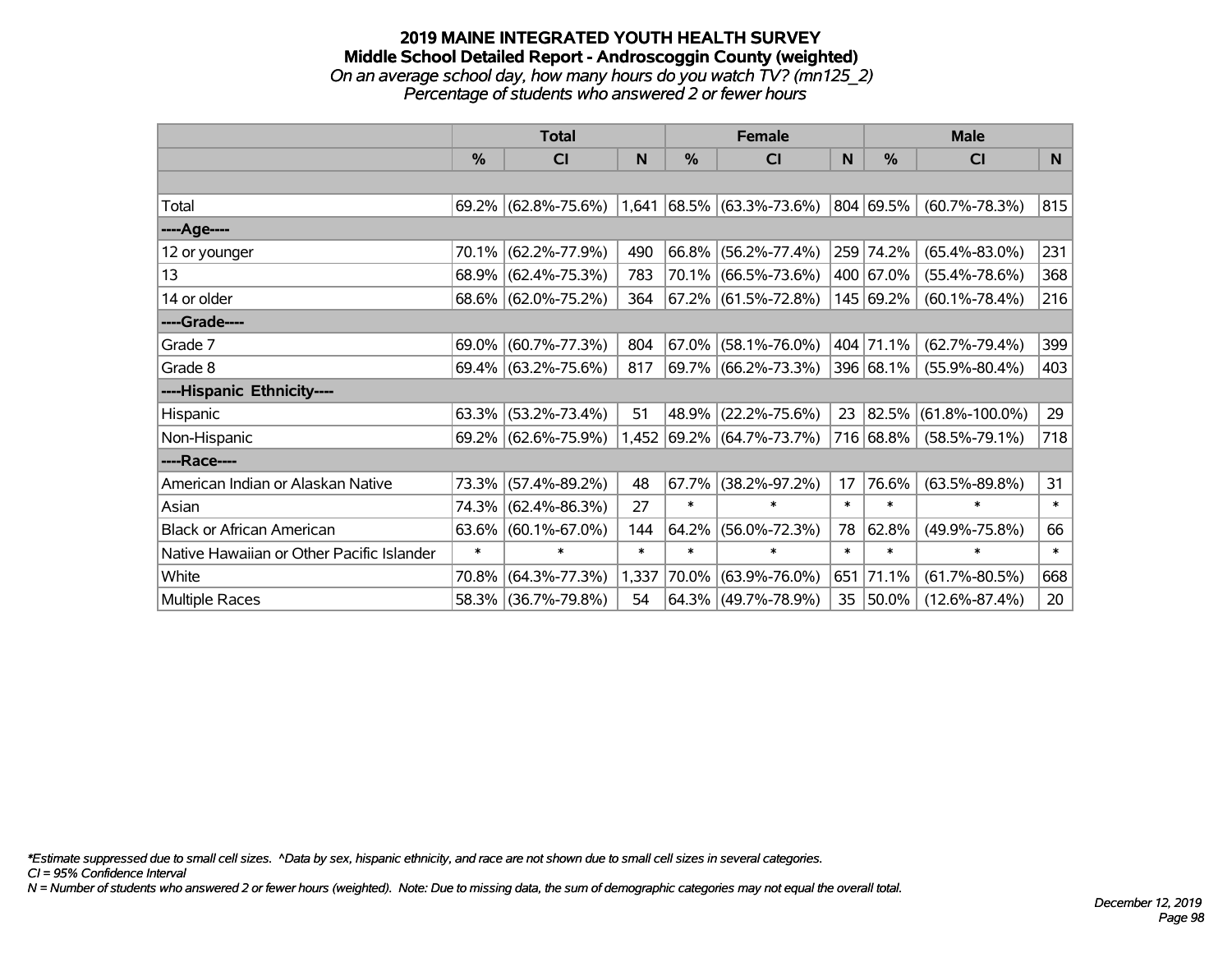# 2019 MAINE INTEGRATED YOUTH HEALTH SURVEY
## Middle School Detailed Report - Androscoggin County (weighted)
*On an average school day, how many hours do you watch TV? (mn125_2)*
*Percentage of students who answered 2 or fewer hours*

| | Total | | | Female | | | Male | | |
|---|---|---|---|---|---|---|---|---|---|
| | % | CI | N | % | CI | N | % | CI | N |
| | | | | | | | | | |
| Total | 69.2% | (62.8%-75.6%) | 1,641 | 68.5% | (63.3%-73.6%) | 804 | 69.5% | (60.7%-78.3%) | 815 |
| ----Age---- | | | | | | | | | |
| 12 or younger | 70.1% | (62.2%-77.9%) | 490 | 66.8% | (56.2%-77.4%) | 259 | 74.2% | (65.4%-83.0%) | 231 |
| 13 | 68.9% | (62.4%-75.3%) | 783 | 70.1% | (66.5%-73.6%) | 400 | 67.0% | (55.4%-78.6%) | 368 |
| 14 or older | 68.6% | (62.0%-75.2%) | 364 | 67.2% | (61.5%-72.8%) | 145 | 69.2% | (60.1%-78.4%) | 216 |
| ----Grade---- | | | | | | | | | |
| Grade 7 | 69.0% | (60.7%-77.3%) | 804 | 67.0% | (58.1%-76.0%) | 404 | 71.1% | (62.7%-79.4%) | 399 |
| Grade 8 | 69.4% | (63.2%-75.6%) | 817 | 69.7% | (66.2%-73.3%) | 396 | 68.1% | (55.9%-80.4%) | 403 |
| ----Hispanic Ethnicity---- | | | | | | | | | |
| Hispanic | 63.3% | (53.2%-73.4%) | 51 | 48.9% | (22.2%-75.6%) | 23 | 82.5% | (61.8%-100.0%) | 29 |
| Non-Hispanic | 69.2% | (62.6%-75.9%) | 1,452 | 69.2% | (64.7%-73.7%) | 716 | 68.8% | (58.5%-79.1%) | 718 |
| ----Race---- | | | | | | | | | |
| American Indian or Alaskan Native | 73.3% | (57.4%-89.2%) | 48 | 67.7% | (38.2%-97.2%) | 17 | 76.6% | (63.5%-89.8%) | 31 |
| Asian | 74.3% | (62.4%-86.3%) | 27 | * | * | * | * | * | * |
| Black or African American | 63.6% | (60.1%-67.0%) | 144 | 64.2% | (56.0%-72.3%) | 78 | 62.8% | (49.9%-75.8%) | 66 |
| Native Hawaiian or Other Pacific Islander | * | * | * | * | * | * | * | * | * |
| White | 70.8% | (64.3%-77.3%) | 1,337 | 70.0% | (63.9%-76.0%) | 651 | 71.1% | (61.7%-80.5%) | 668 |
| Multiple Races | 58.3% | (36.7%-79.8%) | 54 | 64.3% | (49.7%-78.9%) | 35 | 50.0% | (12.6%-87.4%) | 20 |

*\*Estimate suppressed due to small cell sizes. ^Data by sex, hispanic ethnicity, and race are not shown due to small cell sizes in several categories.*
*CI = 95% Confidence Interval*
*N = Number of students who answered 2 or fewer hours (weighted). Note: Due to missing data, the sum of demographic categories may not equal the overall total.*

*December 12, 2019*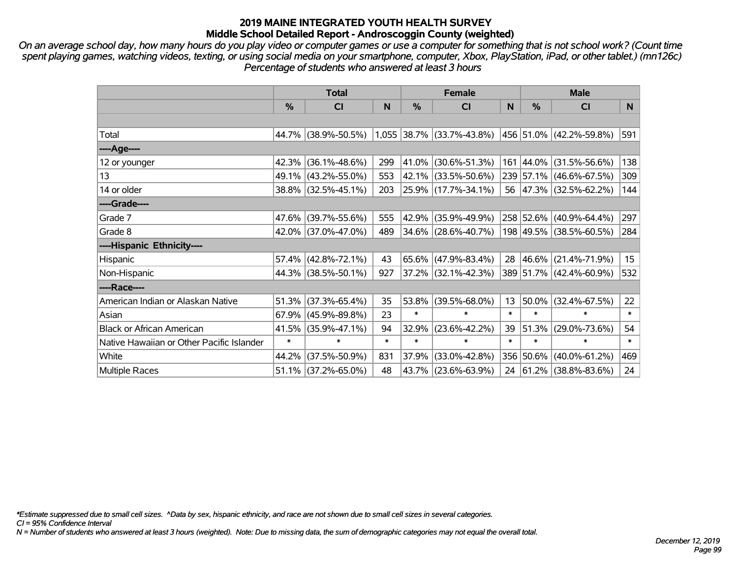# 2019 MAINE INTEGRATED YOUTH HEALTH SURVEY
## Middle School Detailed Report - Androscoggin County (weighted)

*On an average school day, how many hours do you play video or computer games or use a computer for something that is not school work? (Count time spent playing games, watching videos, texting, or using social media on your smartphone, computer, Xbox, PlayStation, iPad, or other tablet.) (mn126c) Percentage of students who answered at least 3 hours*

| | Total | | | Female | | | Male | | |
|---|---|---|---|---|---|---|---|---|---|
| | % | CI | N | % | CI | N | % | CI | N |
| | | | | | | | | | |
| Total | 44.7% | (38.9%-50.5%) | 1,055 | 38.7% | (33.7%-43.8%) | 456 | 51.0% | (42.2%-59.8%) | 591 |
| ----Age---- | | | | | | | | | |
| 12 or younger | 42.3% | (36.1%-48.6%) | 299 | 41.0% | (30.6%-51.3%) | 161 | 44.0% | (31.5%-56.6%) | 138 |
| 13 | 49.1% | (43.2%-55.0%) | 553 | 42.1% | (33.5%-50.6%) | 239 | 57.1% | (46.6%-67.5%) | 309 |
| 14 or older | 38.8% | (32.5%-45.1%) | 203 | 25.9% | (17.7%-34.1%) | 56 | 47.3% | (32.5%-62.2%) | 144 |
| ----Grade---- | | | | | | | | | |
| Grade 7 | 47.6% | (39.7%-55.6%) | 555 | 42.9% | (35.9%-49.9%) | 258 | 52.6% | (40.9%-64.4%) | 297 |
| Grade 8 | 42.0% | (37.0%-47.0%) | 489 | 34.6% | (28.6%-40.7%) | 198 | 49.5% | (38.5%-60.5%) | 284 |
| ----Hispanic Ethnicity---- | | | | | | | | | |
| Hispanic | 57.4% | (42.8%-72.1%) | 43 | 65.6% | (47.9%-83.4%) | 28 | 46.6% | (21.4%-71.9%) | 15 |
| Non-Hispanic | 44.3% | (38.5%-50.1%) | 927 | 37.2% | (32.1%-42.3%) | 389 | 51.7% | (42.4%-60.9%) | 532 |
| ----Race---- | | | | | | | | | |
| American Indian or Alaskan Native | 51.3% | (37.3%-65.4%) | 35 | 53.8% | (39.5%-68.0%) | 13 | 50.0% | (32.4%-67.5%) | 22 |
| Asian | 67.9% | (45.9%-89.8%) | 23 | * | * | * | * | * | * |
| Black or African American | 41.5% | (35.9%-47.1%) | 94 | 32.9% | (23.6%-42.2%) | 39 | 51.3% | (29.0%-73.6%) | 54 |
| Native Hawaiian or Other Pacific Islander | * | * | * | * | * | * | * | * | * |
| White | 44.2% | (37.5%-50.9%) | 831 | 37.9% | (33.0%-42.8%) | 356 | 50.6% | (40.0%-61.2%) | 469 |
| Multiple Races | 51.1% | (37.2%-65.0%) | 48 | 43.7% | (23.6%-63.9%) | 24 | 61.2% | (38.8%-83.6%) | 24 |

*Estimate suppressed due to small cell sizes. ^Data by sex, hispanic ethnicity, and race are not shown due to small cell sizes in several categories.
CI = 95% Confidence Interval
N = Number of students who answered at least 3 hours (weighted). Note: Due to missing data, the sum of demographic categories may not equal the overall total.

December 12, 2019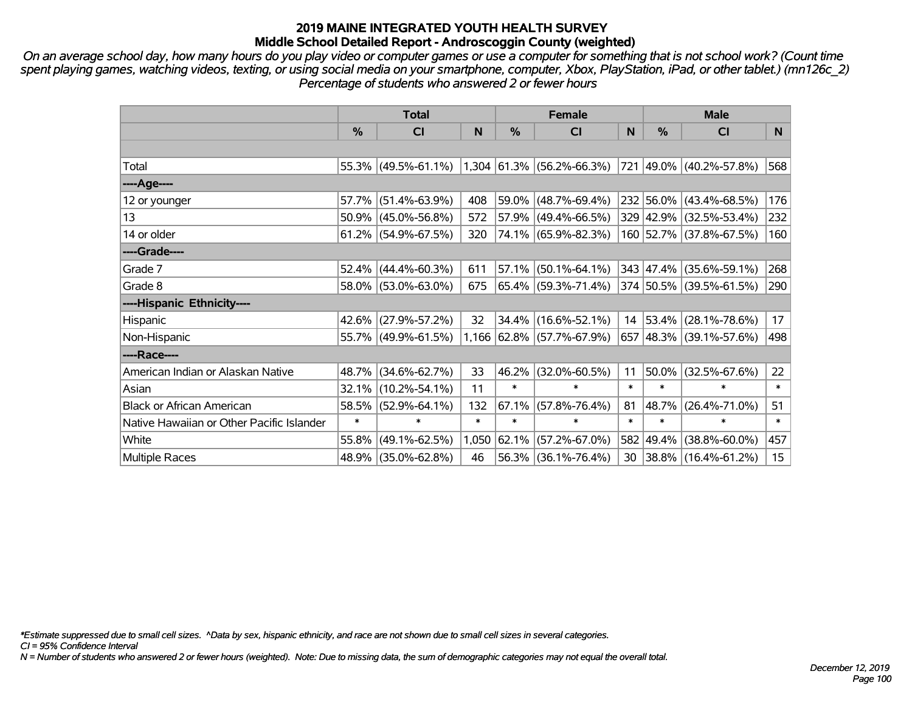# 2019 MAINE INTEGRATED YOUTH HEALTH SURVEY
## Middle School Detailed Report - Androscoggin County (weighted)

*On an average school day, how many hours do you play video or computer games or use a computer for something that is not school work? (Count time spent playing games, watching videos, texting, or using social media on your smartphone, computer, Xbox, PlayStation, iPad, or other tablet.) (mn126c_2)*
*Percentage of students who answered 2 or fewer hours*

| | Total | | | Female | | | Male | | |
|---|---|---|---|---|---|---|---|---|---|
| | % | CI | N | % | CI | N | % | CI | N |
| Total | 55.3% | (49.5%-61.1%) | 1,304 | 61.3% | (56.2%-66.3%) | 721 | 49.0% | (40.2%-57.8%) | 568 |
| ----Age---- | | | | | | | | | |
| 12 or younger | 57.7% | (51.4%-63.9%) | 408 | 59.0% | (48.7%-69.4%) | 232 | 56.0% | (43.4%-68.5%) | 176 |
| 13 | 50.9% | (45.0%-56.8%) | 572 | 57.9% | (49.4%-66.5%) | 329 | 42.9% | (32.5%-53.4%) | 232 |
| 14 or older | 61.2% | (54.9%-67.5%) | 320 | 74.1% | (65.9%-82.3%) | 160 | 52.7% | (37.8%-67.5%) | 160 |
| ----Grade---- | | | | | | | | | |
| Grade 7 | 52.4% | (44.4%-60.3%) | 611 | 57.1% | (50.1%-64.1%) | 343 | 47.4% | (35.6%-59.1%) | 268 |
| Grade 8 | 58.0% | (53.0%-63.0%) | 675 | 65.4% | (59.3%-71.4%) | 374 | 50.5% | (39.5%-61.5%) | 290 |
| ----Hispanic Ethnicity---- | | | | | | | | | |
| Hispanic | 42.6% | (27.9%-57.2%) | 32 | 34.4% | (16.6%-52.1%) | 14 | 53.4% | (28.1%-78.6%) | 17 |
| Non-Hispanic | 55.7% | (49.9%-61.5%) | 1,166 | 62.8% | (57.7%-67.9%) | 657 | 48.3% | (39.1%-57.6%) | 498 |
| ----Race---- | | | | | | | | | |
| American Indian or Alaskan Native | 48.7% | (34.6%-62.7%) | 33 | 46.2% | (32.0%-60.5%) | 11 | 50.0% | (32.5%-67.6%) | 22 |
| Asian | 32.1% | (10.2%-54.1%) | 11 | * | * | * | * | * | * |
| Black or African American | 58.5% | (52.9%-64.1%) | 132 | 67.1% | (57.8%-76.4%) | 81 | 48.7% | (26.4%-71.0%) | 51 |
| Native Hawaiian or Other Pacific Islander | * | * | * | * | * | * | * | * | * |
| White | 55.8% | (49.1%-62.5%) | 1,050 | 62.1% | (57.2%-67.0%) | 582 | 49.4% | (38.8%-60.0%) | 457 |
| Multiple Races | 48.9% | (35.0%-62.8%) | 46 | 56.3% | (36.1%-76.4%) | 30 | 38.8% | (16.4%-61.2%) | 15 |

*\*Estimate suppressed due to small cell sizes. ^Data by sex, hispanic ethnicity, and race are not shown due to small cell sizes in several categories.*
*CI = 95% Confidence Interval*
*N = Number of students who answered 2 or fewer hours (weighted). Note: Due to missing data, the sum of demographic categories may not equal the overall total.*

*December 12, 2019*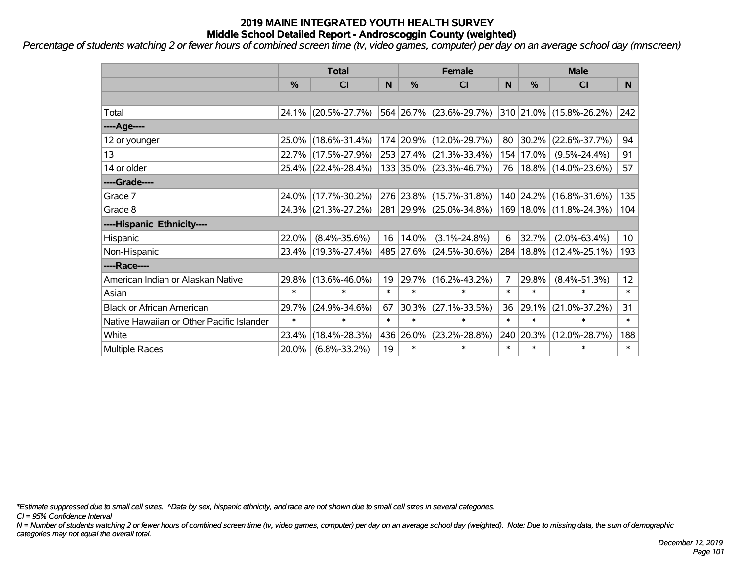# 2019 MAINE INTEGRATED YOUTH HEALTH SURVEY
## Middle School Detailed Report - Androscoggin County (weighted)

*Percentage of students watching 2 or fewer hours of combined screen time (tv, video games, computer) per day on an average school day (mnscreen)*

| | Total | | | Female | | | Male | | |
|---|---|---|---|---|---|---|---|---|---|
| | % | CI | N | % | CI | N | % | CI | N |
| | | | | | | | | | |
| Total | 24.1% | (20.5%-27.7%) | 564 | 26.7% | (23.6%-29.7%) | 310 | 21.0% | (15.8%-26.2%) | 242 |
| **----Age----** | | | | | | | | | |
| 12 or younger | 25.0% | (18.6%-31.4%) | 174 | 20.9% | (12.0%-29.7%) | 80 | 30.2% | (22.6%-37.7%) | 94 |
| 13 | 22.7% | (17.5%-27.9%) | 253 | 27.4% | (21.3%-33.4%) | 154 | 17.0% | (9.5%-24.4%) | 91 |
| 14 or older | 25.4% | (22.4%-28.4%) | 133 | 35.0% | (23.3%-46.7%) | 76 | 18.8% | (14.0%-23.6%) | 57 |
| **----Grade----** | | | | | | | | | |
| Grade 7 | 24.0% | (17.7%-30.2%) | 276 | 23.8% | (15.7%-31.8%) | 140 | 24.2% | (16.8%-31.6%) | 135 |
| Grade 8 | 24.3% | (21.3%-27.2%) | 281 | 29.9% | (25.0%-34.8%) | 169 | 18.0% | (11.8%-24.3%) | 104 |
| **----Hispanic Ethnicity----** | | | | | | | | | |
| Hispanic | 22.0% | (8.4%-35.6%) | 16 | 14.0% | (3.1%-24.8%) | 6 | 32.7% | (2.0%-63.4%) | 10 |
| Non-Hispanic | 23.4% | (19.3%-27.4%) | 485 | 27.6% | (24.5%-30.6%) | 284 | 18.8% | (12.4%-25.1%) | 193 |
| **----Race----** | | | | | | | | | |
| American Indian or Alaskan Native | 29.8% | (13.6%-46.0%) | 19 | 29.7% | (16.2%-43.2%) | 7 | 29.8% | (8.4%-51.3%) | 12 |
| Asian | * | * | * | * | * | * | * | * | * |
| Black or African American | 29.7% | (24.9%-34.6%) | 67 | 30.3% | (27.1%-33.5%) | 36 | 29.1% | (21.0%-37.2%) | 31 |
| Native Hawaiian or Other Pacific Islander | * | * | * | * | * | * | * | * | * |
| White | 23.4% | (18.4%-28.3%) | 436 | 26.0% | (23.2%-28.8%) | 240 | 20.3% | (12.0%-28.7%) | 188 |
| Multiple Races | 20.0% | (6.8%-33.2%) | 19 | * | * | * | * | * | * |

*\*Estimate suppressed due to small cell sizes. ^Data by sex, hispanic ethnicity, and race are not shown due to small cell sizes in several categories.*

*CI = 95% Confidence Interval*

*N = Number of students watching 2 or fewer hours of combined screen time (tv, video games, computer) per day on an average school day (weighted). Note: Due to missing data, the sum of demographic categories may not equal the overall total.*

*December 12, 2019*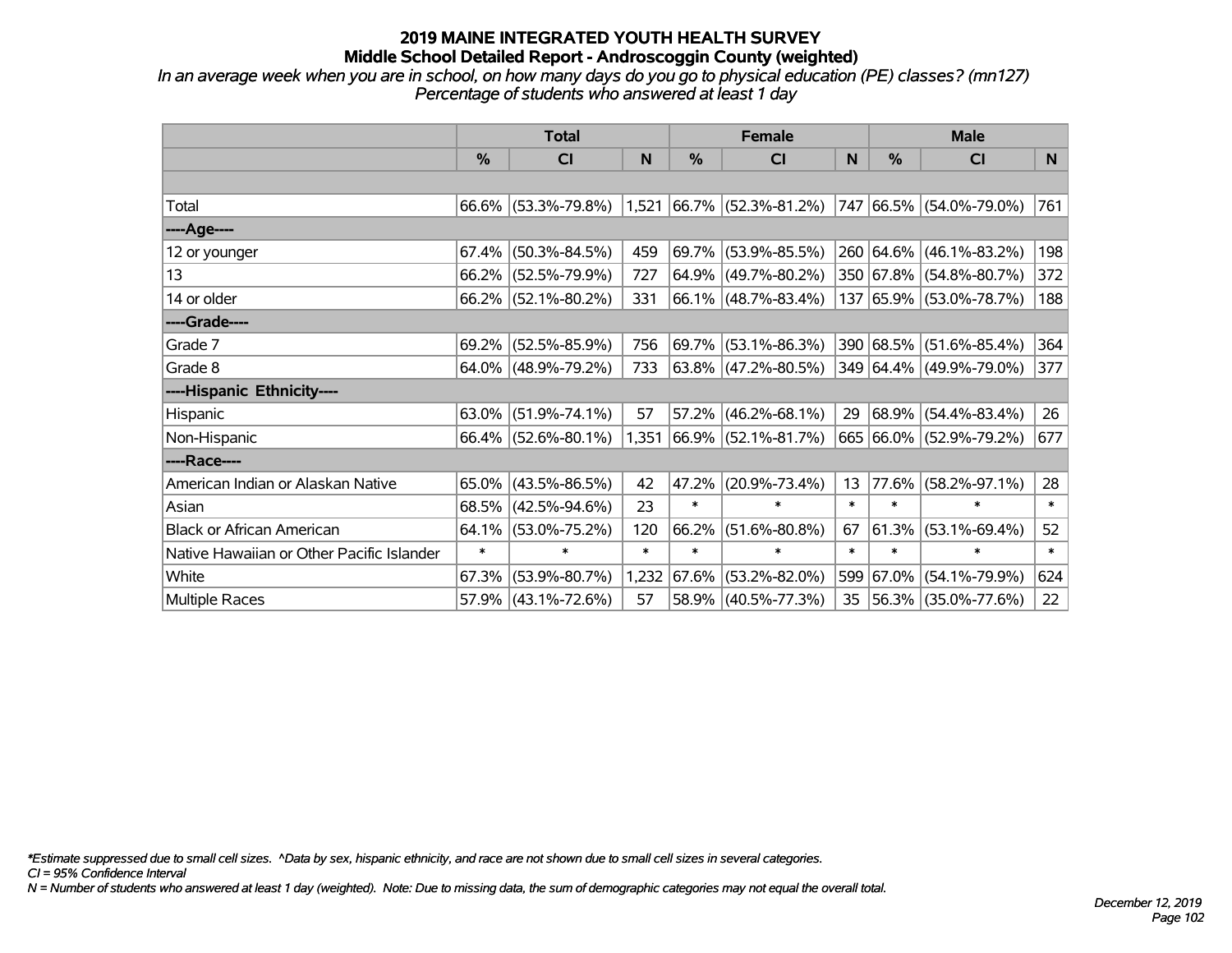# 2019 MAINE INTEGRATED YOUTH HEALTH SURVEY
## Middle School Detailed Report - Androscoggin County (weighted)

*In an average week when you are in school, on how many days do you go to physical education (PE) classes? (mn127)*
*Percentage of students who answered at least 1 day*

| | Total | | | Female | | | Male | | |
|---|---|---|---|---|---|---|---|---|---|
| | % | CI | N | % | CI | N | % | CI | N |
| Total | 66.6% | (53.3%-79.8%) | 1,521 | 66.7% | (52.3%-81.2%) | 747 | 66.5% | (54.0%-79.0%) | 761 |
| ----Age---- | | | | | | | | | |
| 12 or younger | 67.4% | (50.3%-84.5%) | 459 | 69.7% | (53.9%-85.5%) | 260 | 64.6% | (46.1%-83.2%) | 198 |
| 13 | 66.2% | (52.5%-79.9%) | 727 | 64.9% | (49.7%-80.2%) | 350 | 67.8% | (54.8%-80.7%) | 372 |
| 14 or older | 66.2% | (52.1%-80.2%) | 331 | 66.1% | (48.7%-83.4%) | 137 | 65.9% | (53.0%-78.7%) | 188 |
| ----Grade---- | | | | | | | | | |
| Grade 7 | 69.2% | (52.5%-85.9%) | 756 | 69.7% | (53.1%-86.3%) | 390 | 68.5% | (51.6%-85.4%) | 364 |
| Grade 8 | 64.0% | (48.9%-79.2%) | 733 | 63.8% | (47.2%-80.5%) | 349 | 64.4% | (49.9%-79.0%) | 377 |
| ----Hispanic Ethnicity---- | | | | | | | | | |
| Hispanic | 63.0% | (51.9%-74.1%) | 57 | 57.2% | (46.2%-68.1%) | 29 | 68.9% | (54.4%-83.4%) | 26 |
| Non-Hispanic | 66.4% | (52.6%-80.1%) | 1,351 | 66.9% | (52.1%-81.7%) | 665 | 66.0% | (52.9%-79.2%) | 677 |
| ----Race---- | | | | | | | | | |
| American Indian or Alaskan Native | 65.0% | (43.5%-86.5%) | 42 | 47.2% | (20.9%-73.4%) | 13 | 77.6% | (58.2%-97.1%) | 28 |
| Asian | 68.5% | (42.5%-94.6%) | 23 | * | * | * | * | * | * |
| Black or African American | 64.1% | (53.0%-75.2%) | 120 | 66.2% | (51.6%-80.8%) | 67 | 61.3% | (53.1%-69.4%) | 52 |
| Native Hawaiian or Other Pacific Islander | * | * | * | * | * | * | * | * | * |
| White | 67.3% | (53.9%-80.7%) | 1,232 | 67.6% | (53.2%-82.0%) | 599 | 67.0% | (54.1%-79.9%) | 624 |
| Multiple Races | 57.9% | (43.1%-72.6%) | 57 | 58.9% | (40.5%-77.3%) | 35 | 56.3% | (35.0%-77.6%) | 22 |

*\*Estimate suppressed due to small cell sizes. ^Data by sex, hispanic ethnicity, and race are not shown due to small cell sizes in several categories.*
*CI = 95% Confidence Interval*
*N = Number of students who answered at least 1 day (weighted). Note: Due to missing data, the sum of demographic categories may not equal the overall total.*

*December 12, 2019*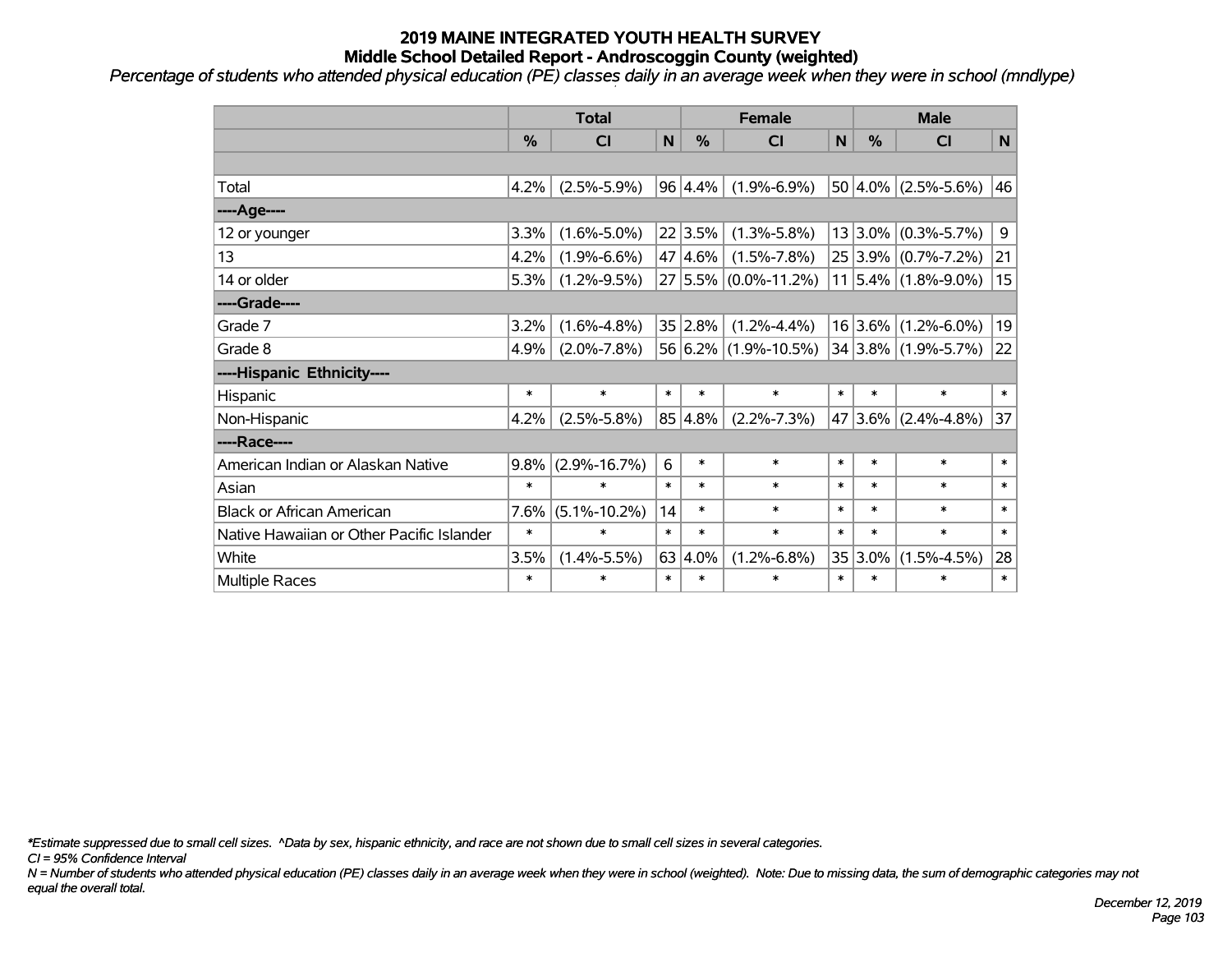# 2019 MAINE INTEGRATED YOUTH HEALTH SURVEY
## Middle School Detailed Report - Androscoggin County (weighted)

*Percentage of students who attended physical education (PE) classes daily in an average week when they were in school (mndlype)*

| | Total | | | Female | | | Male | | |
|---|---|---|---|---|---|---|---|---|---|
| | % | CI | N | % | CI | N | % | CI | N |
| Total | 4.2% | (2.5%-5.9%) | 96 | 4.4% | (1.9%-6.9%) | 50 | 4.0% | (2.5%-5.6%) | 46 |
| ----Age---- | | | | | | | | | |
| 12 or younger | 3.3% | (1.6%-5.0%) | 22 | 3.5% | (1.3%-5.8%) | 13 | 3.0% | (0.3%-5.7%) | 9 |
| 13 | 4.2% | (1.9%-6.6%) | 47 | 4.6% | (1.5%-7.8%) | 25 | 3.9% | (0.7%-7.2%) | 21 |
| 14 or older | 5.3% | (1.2%-9.5%) | 27 | 5.5% | (0.0%-11.2%) | 11 | 5.4% | (1.8%-9.0%) | 15 |
| ----Grade---- | | | | | | | | | |
| Grade 7 | 3.2% | (1.6%-4.8%) | 35 | 2.8% | (1.2%-4.4%) | 16 | 3.6% | (1.2%-6.0%) | 19 |
| Grade 8 | 4.9% | (2.0%-7.8%) | 56 | 6.2% | (1.9%-10.5%) | 34 | 3.8% | (1.9%-5.7%) | 22 |
| ----Hispanic Ethnicity---- | | | | | | | | | |
| Hispanic | * | * | * | * | * | * | * | * | * |
| Non-Hispanic | 4.2% | (2.5%-5.8%) | 85 | 4.8% | (2.2%-7.3%) | 47 | 3.6% | (2.4%-4.8%) | 37 |
| ----Race---- | | | | | | | | | |
| American Indian or Alaskan Native | 9.8% | (2.9%-16.7%) | 6 | * | * | * | * | * | * |
| Asian | * | * | * | * | * | * | * | * | * |
| Black or African American | 7.6% | (5.1%-10.2%) | 14 | * | * | * | * | * | * |
| Native Hawaiian or Other Pacific Islander | * | * | * | * | * | * | * | * | * |
| White | 3.5% | (1.4%-5.5%) | 63 | 4.0% | (1.2%-6.8%) | 35 | 3.0% | (1.5%-4.5%) | 28 |
| Multiple Races | * | * | * | * | * | * | * | * | * |

*\*Estimate suppressed due to small cell sizes. ^Data by sex, hispanic ethnicity, and race are not shown due to small cell sizes in several categories.*

*CI = 95% Confidence Interval*

*N = Number of students who attended physical education (PE) classes daily in an average week when they were in school (weighted). Note: Due to missing data, the sum of demographic categories may not equal the overall total.*

*December 12, 2019*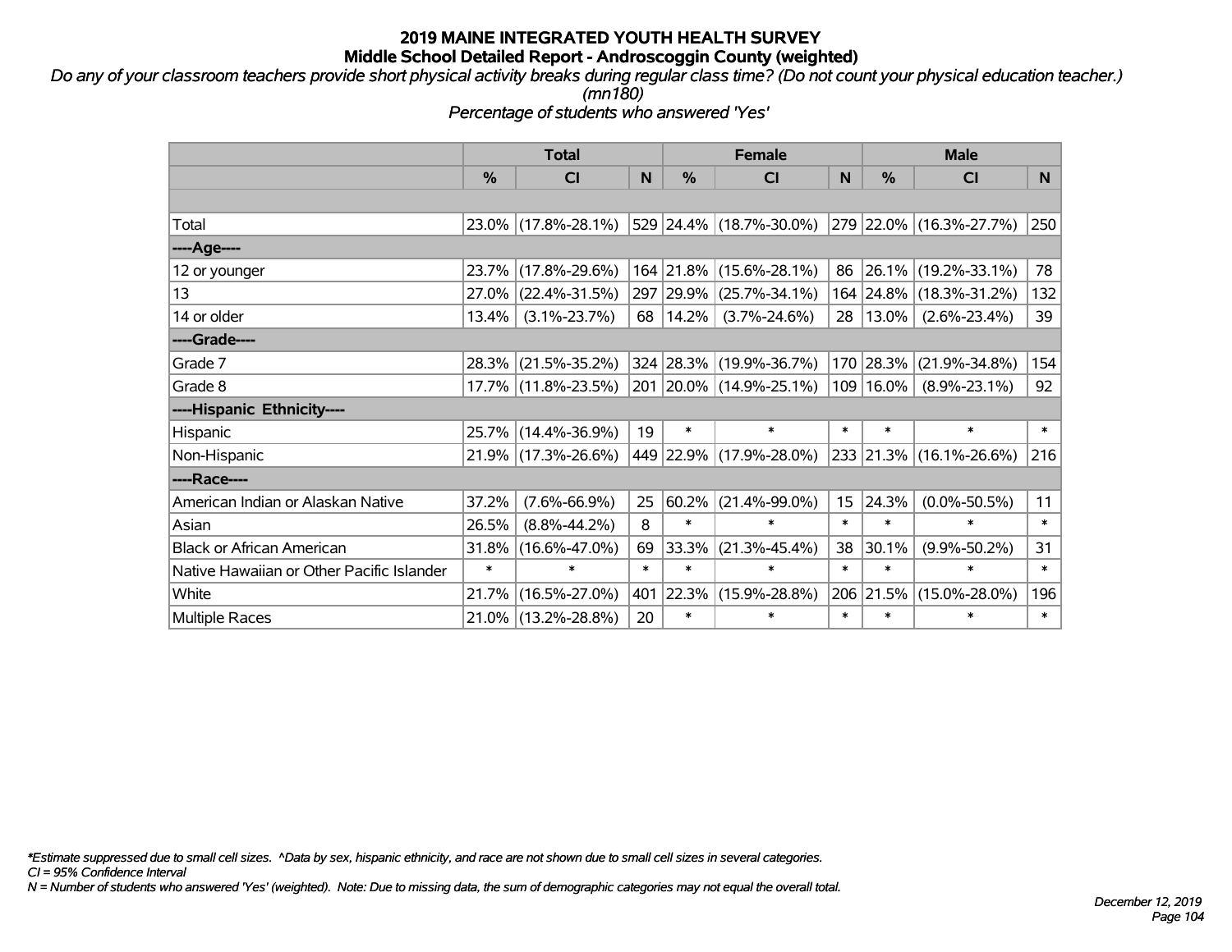# 2019 MAINE INTEGRATED YOUTH HEALTH SURVEY
## Middle School Detailed Report - Androscoggin County (weighted)

*Do any of your classroom teachers provide short physical activity breaks during regular class time? (Do not count your physical education teacher.) (mn180)*

*Percentage of students who answered 'Yes'*

| | Total | | | Female | | | Male | | |
|---|---|---|---|---|---|---|---|---|---|
| | % | CI | N | % | CI | N | % | CI | N |
| Total | 23.0% | (17.8%-28.1%) | 529 | 24.4% | (18.7%-30.0%) | 279 | 22.0% | (16.3%-27.7%) | 250 |
| ----Age---- | | | | | | | | | |
| 12 or younger | 23.7% | (17.8%-29.6%) | 164 | 21.8% | (15.6%-28.1%) | 86 | 26.1% | (19.2%-33.1%) | 78 |
| 13 | 27.0% | (22.4%-31.5%) | 297 | 29.9% | (25.7%-34.1%) | 164 | 24.8% | (18.3%-31.2%) | 132 |
| 14 or older | 13.4% | (3.1%-23.7%) | 68 | 14.2% | (3.7%-24.6%) | 28 | 13.0% | (2.6%-23.4%) | 39 |
| ----Grade---- | | | | | | | | | |
| Grade 7 | 28.3% | (21.5%-35.2%) | 324 | 28.3% | (19.9%-36.7%) | 170 | 28.3% | (21.9%-34.8%) | 154 |
| Grade 8 | 17.7% | (11.8%-23.5%) | 201 | 20.0% | (14.9%-25.1%) | 109 | 16.0% | (8.9%-23.1%) | 92 |
| ----Hispanic Ethnicity---- | | | | | | | | | |
| Hispanic | 25.7% | (14.4%-36.9%) | 19 | * | * | * | * | * | * |
| Non-Hispanic | 21.9% | (17.3%-26.6%) | 449 | 22.9% | (17.9%-28.0%) | 233 | 21.3% | (16.1%-26.6%) | 216 |
| ----Race---- | | | | | | | | | |
| American Indian or Alaskan Native | 37.2% | (7.6%-66.9%) | 25 | 60.2% | (21.4%-99.0%) | 15 | 24.3% | (0.0%-50.5%) | 11 |
| Asian | 26.5% | (8.8%-44.2%) | 8 | * | * | * | * | * | * |
| Black or African American | 31.8% | (16.6%-47.0%) | 69 | 33.3% | (21.3%-45.4%) | 38 | 30.1% | (9.9%-50.2%) | 31 |
| Native Hawaiian or Other Pacific Islander | * | * | * | * | * | * | * | * | * |
| White | 21.7% | (16.5%-27.0%) | 401 | 22.3% | (15.9%-28.8%) | 206 | 21.5% | (15.0%-28.0%) | 196 |
| Multiple Races | 21.0% | (13.2%-28.8%) | 20 | * | * | * | * | * | * |

*\*Estimate suppressed due to small cell sizes. ^Data by sex, hispanic ethnicity, and race are not shown due to small cell sizes in several categories.*

*CI = 95% Confidence Interval*

*N = Number of students who answered 'Yes' (weighted). Note: Due to missing data, the sum of demographic categories may not equal the overall total.*

*December 12, 2019*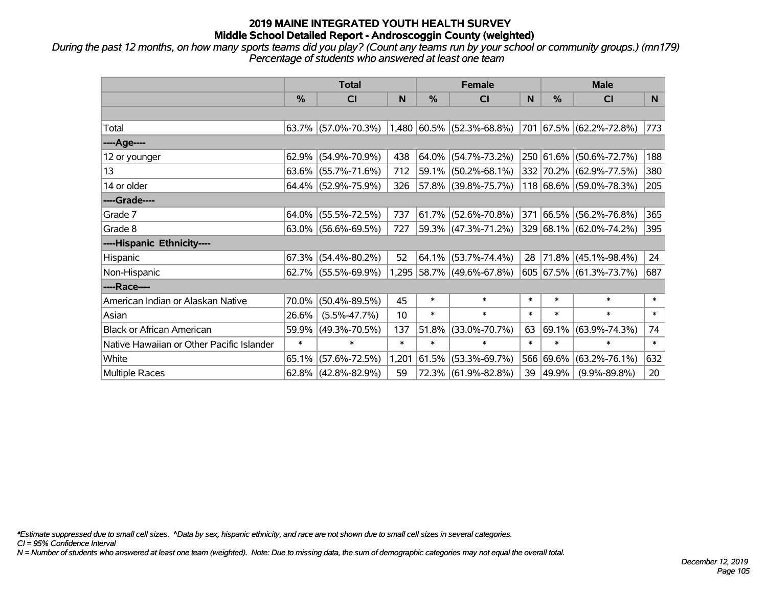# 2019 MAINE INTEGRATED YOUTH HEALTH SURVEY
## Middle School Detailed Report - Androscoggin County (weighted)

*During the past 12 months, on how many sports teams did you play? (Count any teams run by your school or community groups.) (mn179)*
*Percentage of students who answered at least one team*

| | Total | | | Female | | | Male | | |
|---|---|---|---|---|---|---|---|---|---|
| | % | CI | N | % | CI | N | % | CI | N |
| | | | | | | | | | |
| Total | 63.7% | (57.0%-70.3%) | 1,480 | 60.5% | (52.3%-68.8%) | 701 | 67.5% | (62.2%-72.8%) | 773 |
| ----Age---- | | | | | | | | | |
| 12 or younger | 62.9% | (54.9%-70.9%) | 438 | 64.0% | (54.7%-73.2%) | 250 | 61.6% | (50.6%-72.7%) | 188 |
| 13 | 63.6% | (55.7%-71.6%) | 712 | 59.1% | (50.2%-68.1%) | 332 | 70.2% | (62.9%-77.5%) | 380 |
| 14 or older | 64.4% | (52.9%-75.9%) | 326 | 57.8% | (39.8%-75.7%) | 118 | 68.6% | (59.0%-78.3%) | 205 |
| ----Grade---- | | | | | | | | | |
| Grade 7 | 64.0% | (55.5%-72.5%) | 737 | 61.7% | (52.6%-70.8%) | 371 | 66.5% | (56.2%-76.8%) | 365 |
| Grade 8 | 63.0% | (56.6%-69.5%) | 727 | 59.3% | (47.3%-71.2%) | 329 | 68.1% | (62.0%-74.2%) | 395 |
| ----Hispanic Ethnicity---- | | | | | | | | | |
| Hispanic | 67.3% | (54.4%-80.2%) | 52 | 64.1% | (53.7%-74.4%) | 28 | 71.8% | (45.1%-98.4%) | 24 |
| Non-Hispanic | 62.7% | (55.5%-69.9%) | 1,295 | 58.7% | (49.6%-67.8%) | 605 | 67.5% | (61.3%-73.7%) | 687 |
| ----Race---- | | | | | | | | | |
| American Indian or Alaskan Native | 70.0% | (50.4%-89.5%) | 45 | * | * | * | * | * | * |
| Asian | 26.6% | (5.5%-47.7%) | 10 | * | * | * | * | * | * |
| Black or African American | 59.9% | (49.3%-70.5%) | 137 | 51.8% | (33.0%-70.7%) | 63 | 69.1% | (63.9%-74.3%) | 74 |
| Native Hawaiian or Other Pacific Islander | * | * | * | * | * | * | * | * | * |
| White | 65.1% | (57.6%-72.5%) | 1,201 | 61.5% | (53.3%-69.7%) | 566 | 69.6% | (63.2%-76.1%) | 632 |
| Multiple Races | 62.8% | (42.8%-82.9%) | 59 | 72.3% | (61.9%-82.8%) | 39 | 49.9% | (9.9%-89.8%) | 20 |

*Estimate suppressed due to small cell sizes. ^Data by sex, hispanic ethnicity, and race are not shown due to small cell sizes in several categories.
CI = 95% Confidence Interval
N = Number of students who answered at least one team (weighted). Note: Due to missing data, the sum of demographic categories may not equal the overall total.

December 12, 2019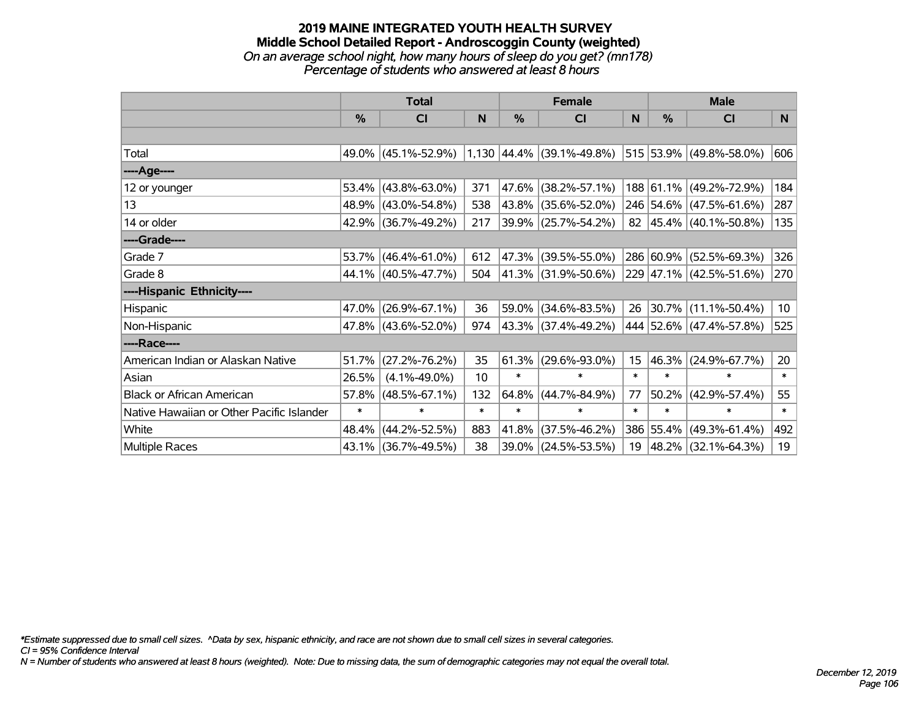# 2019 MAINE INTEGRATED YOUTH HEALTH SURVEY
## Middle School Detailed Report - Androscoggin County (weighted)
*On an average school night, how many hours of sleep do you get? (mn178)*
*Percentage of students who answered at least 8 hours*

| | Total | | | Female | | | Male | | |
|---|---|---|---|---|---|---|---|---|---|
| | % | CI | N | % | CI | N | % | CI | N |
| Total | 49.0% | (45.1%-52.9%) | 1,130 | 44.4% | (39.1%-49.8%) | 515 | 53.9% | (49.8%-58.0%) | 606 |
| ----Age---- | | | | | | | | | |
| 12 or younger | 53.4% | (43.8%-63.0%) | 371 | 47.6% | (38.2%-57.1%) | 188 | 61.1% | (49.2%-72.9%) | 184 |
| 13 | 48.9% | (43.0%-54.8%) | 538 | 43.8% | (35.6%-52.0%) | 246 | 54.6% | (47.5%-61.6%) | 287 |
| 14 or older | 42.9% | (36.7%-49.2%) | 217 | 39.9% | (25.7%-54.2%) | 82 | 45.4% | (40.1%-50.8%) | 135 |
| ----Grade---- | | | | | | | | | |
| Grade 7 | 53.7% | (46.4%-61.0%) | 612 | 47.3% | (39.5%-55.0%) | 286 | 60.9% | (52.5%-69.3%) | 326 |
| Grade 8 | 44.1% | (40.5%-47.7%) | 504 | 41.3% | (31.9%-50.6%) | 229 | 47.1% | (42.5%-51.6%) | 270 |
| ----Hispanic Ethnicity---- | | | | | | | | | |
| Hispanic | 47.0% | (26.9%-67.1%) | 36 | 59.0% | (34.6%-83.5%) | 26 | 30.7% | (11.1%-50.4%) | 10 |
| Non-Hispanic | 47.8% | (43.6%-52.0%) | 974 | 43.3% | (37.4%-49.2%) | 444 | 52.6% | (47.4%-57.8%) | 525 |
| ----Race---- | | | | | | | | | |
| American Indian or Alaskan Native | 51.7% | (27.2%-76.2%) | 35 | 61.3% | (29.6%-93.0%) | 15 | 46.3% | (24.9%-67.7%) | 20 |
| Asian | 26.5% | (4.1%-49.0%) | 10 | * | * | * | * | * | * |
| Black or African American | 57.8% | (48.5%-67.1%) | 132 | 64.8% | (44.7%-84.9%) | 77 | 50.2% | (42.9%-57.4%) | 55 |
| Native Hawaiian or Other Pacific Islander | * | * | * | * | * | * | * | * | * |
| White | 48.4% | (44.2%-52.5%) | 883 | 41.8% | (37.5%-46.2%) | 386 | 55.4% | (49.3%-61.4%) | 492 |
| Multiple Races | 43.1% | (36.7%-49.5%) | 38 | 39.0% | (24.5%-53.5%) | 19 | 48.2% | (32.1%-64.3%) | 19 |

*Estimate suppressed due to small cell sizes. ^Data by sex, hispanic ethnicity, and race are not shown due to small cell sizes in several categories.

CI = 95% Confidence Interval

N = Number of students who answered at least 8 hours (weighted). Note: Due to missing data, the sum of demographic categories may not equal the overall total.

December 12, 2019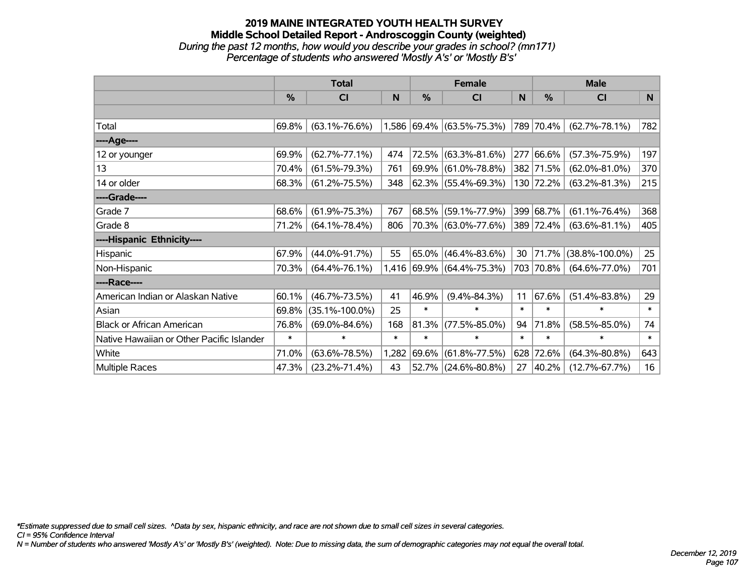# 2019 MAINE INTEGRATED YOUTH HEALTH SURVEY

## Middle School Detailed Report - Androscoggin County (weighted)

*During the past 12 months, how would you describe your grades in school? (mn171)*

*Percentage of students who answered 'Mostly A's' or 'Mostly B's'*

| | Total | | | Female | | | Male | | |
|---|---|---|---|---|---|---|---|---|---|
| | % | CI | N | % | CI | N | % | CI | N |
| | | | | | | | | | |
| Total | 69.8% | (63.1%-76.6%) | 1,586 | 69.4% | (63.5%-75.3%) | 789 | 70.4% | (62.7%-78.1%) | 782 |
| ----Age---- | | | | | | | | | |
| 12 or younger | 69.9% | (62.7%-77.1%) | 474 | 72.5% | (63.3%-81.6%) | 277 | 66.6% | (57.3%-75.9%) | 197 |
| 13 | 70.4% | (61.5%-79.3%) | 761 | 69.9% | (61.0%-78.8%) | 382 | 71.5% | (62.0%-81.0%) | 370 |
| 14 or older | 68.3% | (61.2%-75.5%) | 348 | 62.3% | (55.4%-69.3%) | 130 | 72.2% | (63.2%-81.3%) | 215 |
| ----Grade---- | | | | | | | | | |
| Grade 7 | 68.6% | (61.9%-75.3%) | 767 | 68.5% | (59.1%-77.9%) | 399 | 68.7% | (61.1%-76.4%) | 368 |
| Grade 8 | 71.2% | (64.1%-78.4%) | 806 | 70.3% | (63.0%-77.6%) | 389 | 72.4% | (63.6%-81.1%) | 405 |
| ----Hispanic Ethnicity---- | | | | | | | | | |
| Hispanic | 67.9% | (44.0%-91.7%) | 55 | 65.0% | (46.4%-83.6%) | 30 | 71.7% | (38.8%-100.0%) | 25 |
| Non-Hispanic | 70.3% | (64.4%-76.1%) | 1,416 | 69.9% | (64.4%-75.3%) | 703 | 70.8% | (64.6%-77.0%) | 701 |
| ----Race---- | | | | | | | | | |
| American Indian or Alaskan Native | 60.1% | (46.7%-73.5%) | 41 | 46.9% | (9.4%-84.3%) | 11 | 67.6% | (51.4%-83.8%) | 29 |
| Asian | 69.8% | (35.1%-100.0%) | 25 | * | * | * | * | * | * |
| Black or African American | 76.8% | (69.0%-84.6%) | 168 | 81.3% | (77.5%-85.0%) | 94 | 71.8% | (58.5%-85.0%) | 74 |
| Native Hawaiian or Other Pacific Islander | * | * | * | * | * | * | * | * | * |
| White | 71.0% | (63.6%-78.5%) | 1,282 | 69.6% | (61.8%-77.5%) | 628 | 72.6% | (64.3%-80.8%) | 643 |
| Multiple Races | 47.3% | (23.2%-71.4%) | 43 | 52.7% | (24.6%-80.8%) | 27 | 40.2% | (12.7%-67.7%) | 16 |

*\*Estimate suppressed due to small cell sizes. ^Data by sex, hispanic ethnicity, and race are not shown due to small cell sizes in several categories.*

*CI = 95% Confidence Interval*

*N = Number of students who answered 'Mostly A's' or 'Mostly B's' (weighted). Note: Due to missing data, the sum of demographic categories may not equal the overall total.*

*December 12, 2019*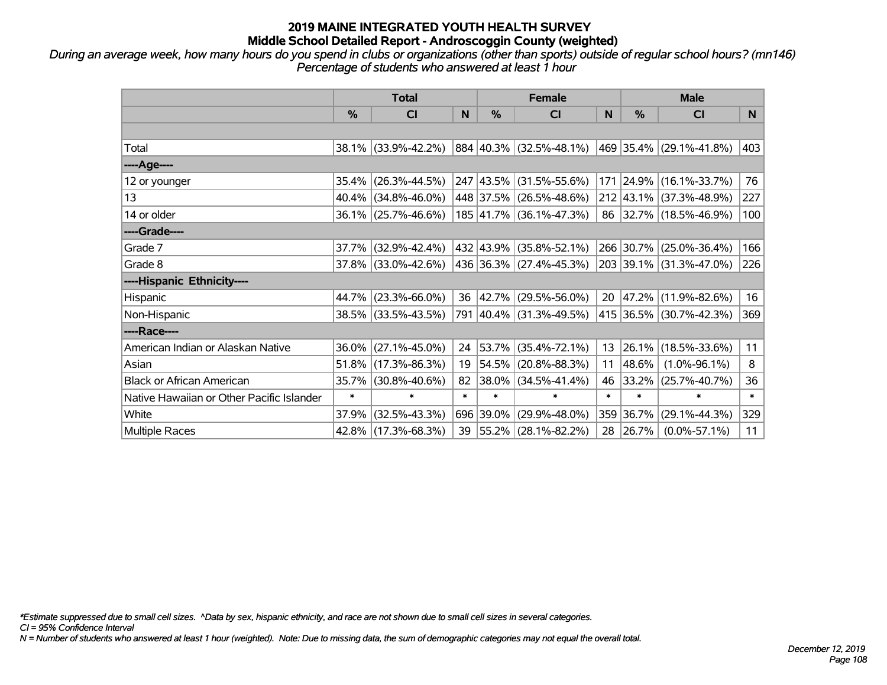# 2019 MAINE INTEGRATED YOUTH HEALTH SURVEY
## Middle School Detailed Report - Androscoggin County (weighted)

*During an average week, how many hours do you spend in clubs or organizations (other than sports) outside of regular school hours? (mn146)*
*Percentage of students who answered at least 1 hour*

| | Total | | | Female | | | Male | | |
|---|---|---|---|---|---|---|---|---|---|
| | % | CI | N | % | CI | N | % | CI | N |
| | | | | | | | | | |
| Total | 38.1% | (33.9%-42.2%) | 884 | 40.3% | (32.5%-48.1%) | 469 | 35.4% | (29.1%-41.8%) | 403 |
| ----Age---- | | | | | | | | | |
| 12 or younger | 35.4% | (26.3%-44.5%) | 247 | 43.5% | (31.5%-55.6%) | 171 | 24.9% | (16.1%-33.7%) | 76 |
| 13 | 40.4% | (34.8%-46.0%) | 448 | 37.5% | (26.5%-48.6%) | 212 | 43.1% | (37.3%-48.9%) | 227 |
| 14 or older | 36.1% | (25.7%-46.6%) | 185 | 41.7% | (36.1%-47.3%) | 86 | 32.7% | (18.5%-46.9%) | 100 |
| ----Grade---- | | | | | | | | | |
| Grade 7 | 37.7% | (32.9%-42.4%) | 432 | 43.9% | (35.8%-52.1%) | 266 | 30.7% | (25.0%-36.4%) | 166 |
| Grade 8 | 37.8% | (33.0%-42.6%) | 436 | 36.3% | (27.4%-45.3%) | 203 | 39.1% | (31.3%-47.0%) | 226 |
| ----Hispanic Ethnicity---- | | | | | | | | | |
| Hispanic | 44.7% | (23.3%-66.0%) | 36 | 42.7% | (29.5%-56.0%) | 20 | 47.2% | (11.9%-82.6%) | 16 |
| Non-Hispanic | 38.5% | (33.5%-43.5%) | 791 | 40.4% | (31.3%-49.5%) | 415 | 36.5% | (30.7%-42.3%) | 369 |
| ----Race---- | | | | | | | | | |
| American Indian or Alaskan Native | 36.0% | (27.1%-45.0%) | 24 | 53.7% | (35.4%-72.1%) | 13 | 26.1% | (18.5%-33.6%) | 11 |
| Asian | 51.8% | (17.3%-86.3%) | 19 | 54.5% | (20.8%-88.3%) | 11 | 48.6% | (1.0%-96.1%) | 8 |
| Black or African American | 35.7% | (30.8%-40.6%) | 82 | 38.0% | (34.5%-41.4%) | 46 | 33.2% | (25.7%-40.7%) | 36 |
| Native Hawaiian or Other Pacific Islander | * | * | * | * | * | * | * | * | * |
| White | 37.9% | (32.5%-43.3%) | 696 | 39.0% | (29.9%-48.0%) | 359 | 36.7% | (29.1%-44.3%) | 329 |
| Multiple Races | 42.8% | (17.3%-68.3%) | 39 | 55.2% | (28.1%-82.2%) | 28 | 26.7% | (0.0%-57.1%) | 11 |

*Estimate suppressed due to small cell sizes. ^Data by sex, hispanic ethnicity, and race are not shown due to small cell sizes in several categories.
CI = 95% Confidence Interval
N = Number of students who answered at least 1 hour (weighted). Note: Due to missing data, the sum of demographic categories may not equal the overall total.

December 12, 2019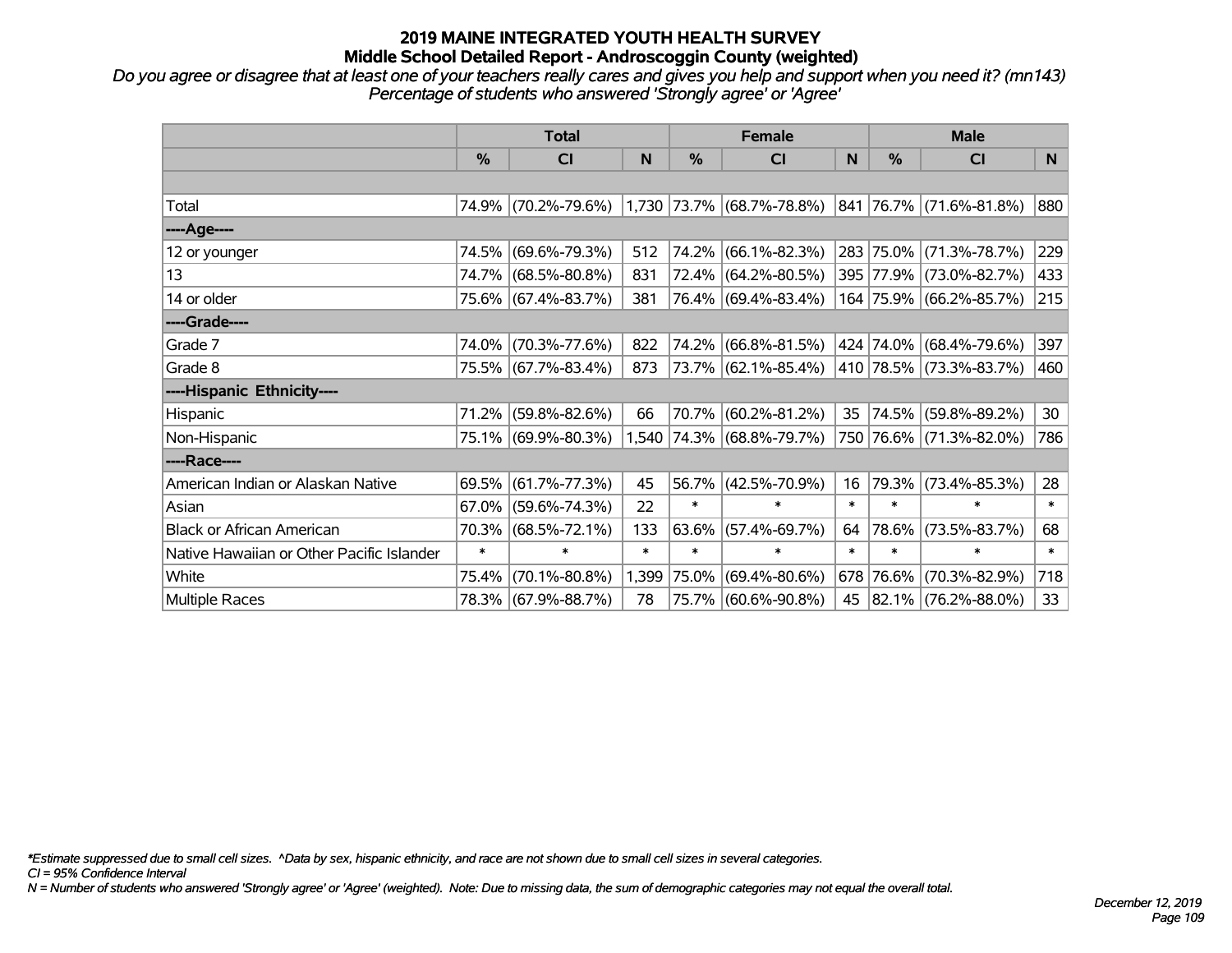# 2019 MAINE INTEGRATED YOUTH HEALTH SURVEY
## Middle School Detailed Report - Androscoggin County (weighted)

*Do you agree or disagree that at least one of your teachers really cares and gives you help and support when you need it? (mn143)*
*Percentage of students who answered 'Strongly agree' or 'Agree'*

| | Total | | | Female | | | Male | | |
|---|---|---|---|---|---|---|---|---|---|
| | % | CI | N | % | CI | N | % | CI | N |
| | | | | | | | | | |
| Total | 74.9% | (70.2%-79.6%) | 1,730 | 73.7% | (68.7%-78.8%) | 841 | 76.7% | (71.6%-81.8%) | 880 |
| ----Age---- | | | | | | | | | |
| 12 or younger | 74.5% | (69.6%-79.3%) | 512 | 74.2% | (66.1%-82.3%) | 283 | 75.0% | (71.3%-78.7%) | 229 |
| 13 | 74.7% | (68.5%-80.8%) | 831 | 72.4% | (64.2%-80.5%) | 395 | 77.9% | (73.0%-82.7%) | 433 |
| 14 or older | 75.6% | (67.4%-83.7%) | 381 | 76.4% | (69.4%-83.4%) | 164 | 75.9% | (66.2%-85.7%) | 215 |
| ----Grade---- | | | | | | | | | |
| Grade 7 | 74.0% | (70.3%-77.6%) | 822 | 74.2% | (66.8%-81.5%) | 424 | 74.0% | (68.4%-79.6%) | 397 |
| Grade 8 | 75.5% | (67.7%-83.4%) | 873 | 73.7% | (62.1%-85.4%) | 410 | 78.5% | (73.3%-83.7%) | 460 |
| ----Hispanic Ethnicity---- | | | | | | | | | |
| Hispanic | 71.2% | (59.8%-82.6%) | 66 | 70.7% | (60.2%-81.2%) | 35 | 74.5% | (59.8%-89.2%) | 30 |
| Non-Hispanic | 75.1% | (69.9%-80.3%) | 1,540 | 74.3% | (68.8%-79.7%) | 750 | 76.6% | (71.3%-82.0%) | 786 |
| ----Race---- | | | | | | | | | |
| American Indian or Alaskan Native | 69.5% | (61.7%-77.3%) | 45 | 56.7% | (42.5%-70.9%) | 16 | 79.3% | (73.4%-85.3%) | 28 |
| Asian | 67.0% | (59.6%-74.3%) | 22 | * | * | * | * | * | * |
| Black or African American | 70.3% | (68.5%-72.1%) | 133 | 63.6% | (57.4%-69.7%) | 64 | 78.6% | (73.5%-83.7%) | 68 |
| Native Hawaiian or Other Pacific Islander | * | * | * | * | * | * | * | * | * |
| White | 75.4% | (70.1%-80.8%) | 1,399 | 75.0% | (69.4%-80.6%) | 678 | 76.6% | (70.3%-82.9%) | 718 |
| Multiple Races | 78.3% | (67.9%-88.7%) | 78 | 75.7% | (60.6%-90.8%) | 45 | 82.1% | (76.2%-88.0%) | 33 |

*Estimate suppressed due to small cell sizes. ^Data by sex, hispanic ethnicity, and race are not shown due to small cell sizes in several categories.
CI = 95% Confidence Interval
N = Number of students who answered 'Strongly agree' or 'Agree' (weighted). Note: Due to missing data, the sum of demographic categories may not equal the overall total.

December 12, 2019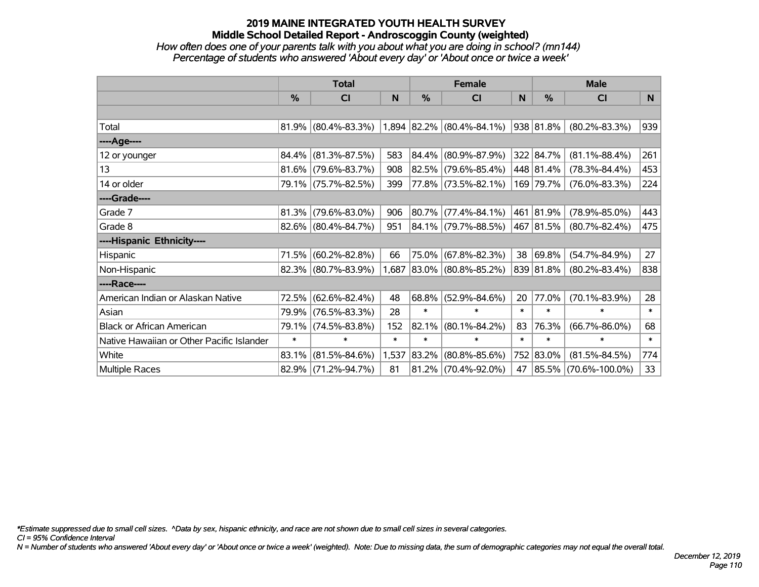# 2019 MAINE INTEGRATED YOUTH HEALTH SURVEY

## Middle School Detailed Report - Androscoggin County (weighted)

*How often does one of your parents talk with you about what you are doing in school? (mn144)*

*Percentage of students who answered 'About every day' or 'About once or twice a week'*

| | Total | | | Female | | | Male | | |
|---|---|---|---|---|---|---|---|---|---|
| | % | CI | N | % | CI | N | % | CI | N |
| | | | | | | | | | |
| Total | 81.9% | (80.4%-83.3%) | 1,894 | 82.2% | (80.4%-84.1%) | 938 | 81.8% | (80.2%-83.3%) | 939 |
| ----Age---- | | | | | | | | | |
| 12 or younger | 84.4% | (81.3%-87.5%) | 583 | 84.4% | (80.9%-87.9%) | 322 | 84.7% | (81.1%-88.4%) | 261 |
| 13 | 81.6% | (79.6%-83.7%) | 908 | 82.5% | (79.6%-85.4%) | 448 | 81.4% | (78.3%-84.4%) | 453 |
| 14 or older | 79.1% | (75.7%-82.5%) | 399 | 77.8% | (73.5%-82.1%) | 169 | 79.7% | (76.0%-83.3%) | 224 |
| ----Grade---- | | | | | | | | | |
| Grade 7 | 81.3% | (79.6%-83.0%) | 906 | 80.7% | (77.4%-84.1%) | 461 | 81.9% | (78.9%-85.0%) | 443 |
| Grade 8 | 82.6% | (80.4%-84.7%) | 951 | 84.1% | (79.7%-88.5%) | 467 | 81.5% | (80.7%-82.4%) | 475 |
| ----Hispanic Ethnicity---- | | | | | | | | | |
| Hispanic | 71.5% | (60.2%-82.8%) | 66 | 75.0% | (67.8%-82.3%) | 38 | 69.8% | (54.7%-84.9%) | 27 |
| Non-Hispanic | 82.3% | (80.7%-83.9%) | 1,687 | 83.0% | (80.8%-85.2%) | 839 | 81.8% | (80.2%-83.4%) | 838 |
| ----Race---- | | | | | | | | | |
| American Indian or Alaskan Native | 72.5% | (62.6%-82.4%) | 48 | 68.8% | (52.9%-84.6%) | 20 | 77.0% | (70.1%-83.9%) | 28 |
| Asian | 79.9% | (76.5%-83.3%) | 28 | * | * | * | * | * | * |
| Black or African American | 79.1% | (74.5%-83.8%) | 152 | 82.1% | (80.1%-84.2%) | 83 | 76.3% | (66.7%-86.0%) | 68 |
| Native Hawaiian or Other Pacific Islander | * | * | * | * | * | * | * | * | * |
| White | 83.1% | (81.5%-84.6%) | 1,537 | 83.2% | (80.8%-85.6%) | 752 | 83.0% | (81.5%-84.5%) | 774 |
| Multiple Races | 82.9% | (71.2%-94.7%) | 81 | 81.2% | (70.4%-92.0%) | 47 | 85.5% | (70.6%-100.0%) | 33 |

*\*Estimate suppressed due to small cell sizes. ^Data by sex, hispanic ethnicity, and race are not shown due to small cell sizes in several categories.*

*CI = 95% Confidence Interval*

*N = Number of students who answered 'About every day' or 'About once or twice a week' (weighted). Note: Due to missing data, the sum of demographic categories may not equal the overall total.*

*December 12, 2019*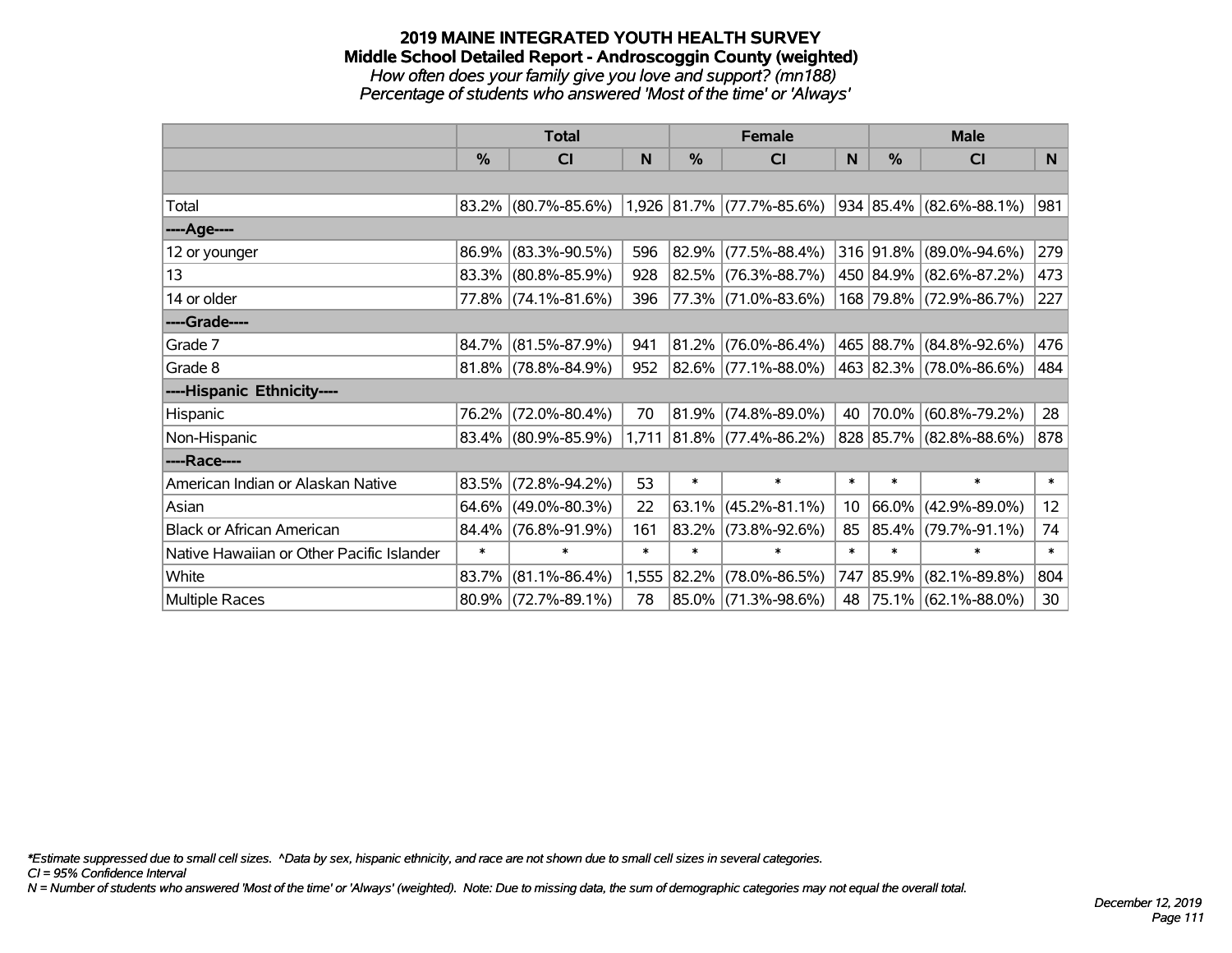# 2019 MAINE INTEGRATED YOUTH HEALTH SURVEY
## Middle School Detailed Report - Androscoggin County (weighted)
*How often does your family give you love and support? (mn188)*
*Percentage of students who answered 'Most of the time' or 'Always'*

| | Total | | | Female | | | Male | | |
|---|---|---|---|---|---|---|---|---|---|
| | % | CI | N | % | CI | N | % | CI | N |
| | | | | | | | | | |
| Total | 83.2% | (80.7%-85.6%) | 1,926 | 81.7% | (77.7%-85.6%) | 934 | 85.4% | (82.6%-88.1%) | 981 |
| ----Age---- | | | | | | | | | |
| 12 or younger | 86.9% | (83.3%-90.5%) | 596 | 82.9% | (77.5%-88.4%) | 316 | 91.8% | (89.0%-94.6%) | 279 |
| 13 | 83.3% | (80.8%-85.9%) | 928 | 82.5% | (76.3%-88.7%) | 450 | 84.9% | (82.6%-87.2%) | 473 |
| 14 or older | 77.8% | (74.1%-81.6%) | 396 | 77.3% | (71.0%-83.6%) | 168 | 79.8% | (72.9%-86.7%) | 227 |
| ----Grade---- | | | | | | | | | |
| Grade 7 | 84.7% | (81.5%-87.9%) | 941 | 81.2% | (76.0%-86.4%) | 465 | 88.7% | (84.8%-92.6%) | 476 |
| Grade 8 | 81.8% | (78.8%-84.9%) | 952 | 82.6% | (77.1%-88.0%) | 463 | 82.3% | (78.0%-86.6%) | 484 |
| ----Hispanic Ethnicity---- | | | | | | | | | |
| Hispanic | 76.2% | (72.0%-80.4%) | 70 | 81.9% | (74.8%-89.0%) | 40 | 70.0% | (60.8%-79.2%) | 28 |
| Non-Hispanic | 83.4% | (80.9%-85.9%) | 1,711 | 81.8% | (77.4%-86.2%) | 828 | 85.7% | (82.8%-88.6%) | 878 |
| ----Race---- | | | | | | | | | |
| American Indian or Alaskan Native | 83.5% | (72.8%-94.2%) | 53 | * | * | * | * | * | * |
| Asian | 64.6% | (49.0%-80.3%) | 22 | 63.1% | (45.2%-81.1%) | 10 | 66.0% | (42.9%-89.0%) | 12 |
| Black or African American | 84.4% | (76.8%-91.9%) | 161 | 83.2% | (73.8%-92.6%) | 85 | 85.4% | (79.7%-91.1%) | 74 |
| Native Hawaiian or Other Pacific Islander | * | * | * | * | * | * | * | * | * |
| White | 83.7% | (81.1%-86.4%) | 1,555 | 82.2% | (78.0%-86.5%) | 747 | 85.9% | (82.1%-89.8%) | 804 |
| Multiple Races | 80.9% | (72.7%-89.1%) | 78 | 85.0% | (71.3%-98.6%) | 48 | 75.1% | (62.1%-88.0%) | 30 |

*\*Estimate suppressed due to small cell sizes. ^Data by sex, hispanic ethnicity, and race are not shown due to small cell sizes in several categories.*
*CI = 95% Confidence Interval*
*N = Number of students who answered 'Most of the time' or 'Always' (weighted). Note: Due to missing data, the sum of demographic categories may not equal the overall total.*

*December 12, 2019*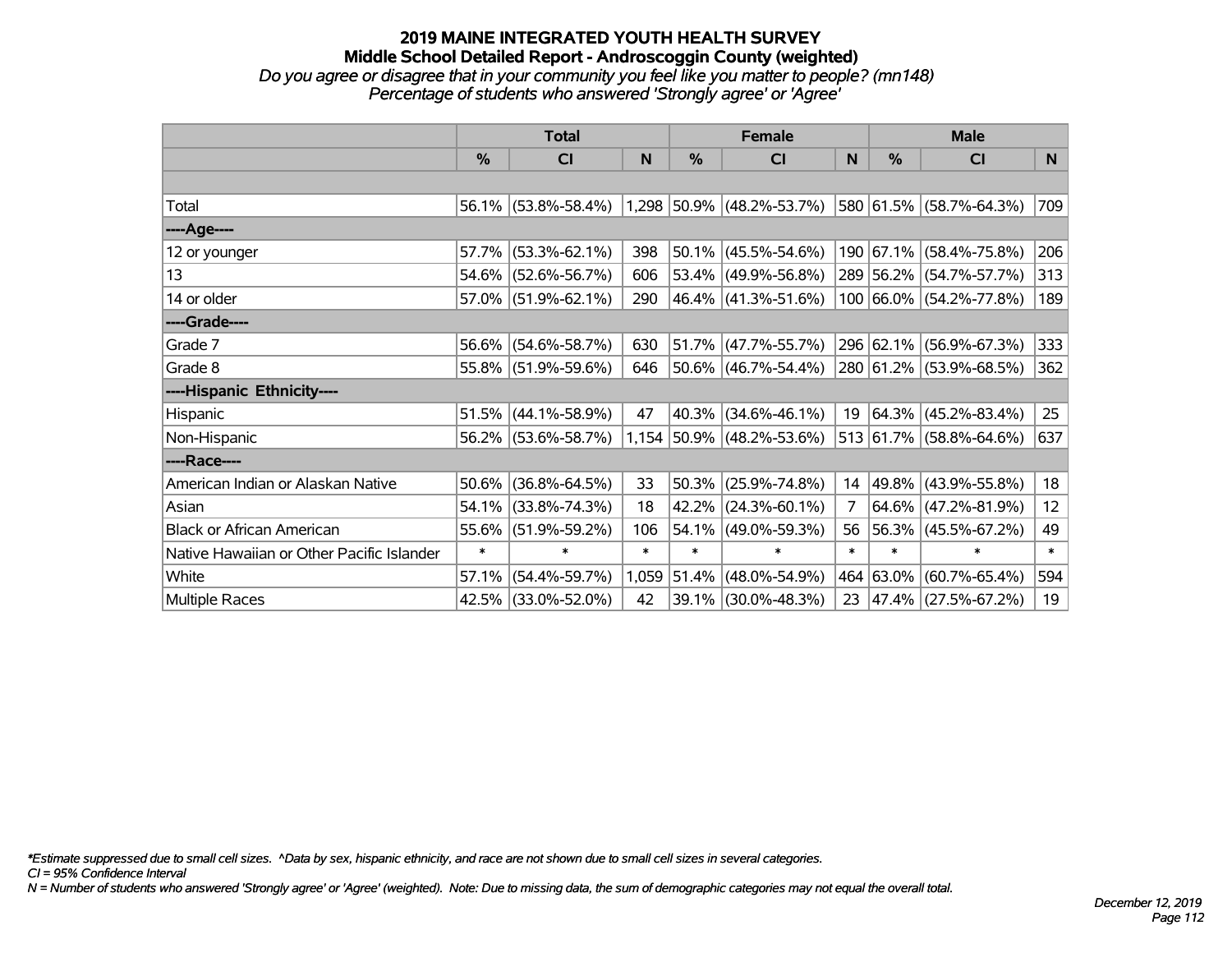# 2019 MAINE INTEGRATED YOUTH HEALTH SURVEY
## Middle School Detailed Report - Androscoggin County (weighted)
*Do you agree or disagree that in your community you feel like you matter to people? (mn148)*
*Percentage of students who answered 'Strongly agree' or 'Agree'*

| | Total | | | Female | | | Male | | |
|---|---|---|---|---|---|---|---|---|---|
| | % | CI | N | % | CI | N | % | CI | N |
| Total | 56.1% | (53.8%-58.4%) | 1,298 | 50.9% | (48.2%-53.7%) | 580 | 61.5% | (58.7%-64.3%) | 709 |
| ----Age---- | | | | | | | | | |
| 12 or younger | 57.7% | (53.3%-62.1%) | 398 | 50.1% | (45.5%-54.6%) | 190 | 67.1% | (58.4%-75.8%) | 206 |
| 13 | 54.6% | (52.6%-56.7%) | 606 | 53.4% | (49.9%-56.8%) | 289 | 56.2% | (54.7%-57.7%) | 313 |
| 14 or older | 57.0% | (51.9%-62.1%) | 290 | 46.4% | (41.3%-51.6%) | 100 | 66.0% | (54.2%-77.8%) | 189 |
| ----Grade---- | | | | | | | | | |
| Grade 7 | 56.6% | (54.6%-58.7%) | 630 | 51.7% | (47.7%-55.7%) | 296 | 62.1% | (56.9%-67.3%) | 333 |
| Grade 8 | 55.8% | (51.9%-59.6%) | 646 | 50.6% | (46.7%-54.4%) | 280 | 61.2% | (53.9%-68.5%) | 362 |
| ----Hispanic Ethnicity---- | | | | | | | | | |
| Hispanic | 51.5% | (44.1%-58.9%) | 47 | 40.3% | (34.6%-46.1%) | 19 | 64.3% | (45.2%-83.4%) | 25 |
| Non-Hispanic | 56.2% | (53.6%-58.7%) | 1,154 | 50.9% | (48.2%-53.6%) | 513 | 61.7% | (58.8%-64.6%) | 637 |
| ----Race---- | | | | | | | | | |
| American Indian or Alaskan Native | 50.6% | (36.8%-64.5%) | 33 | 50.3% | (25.9%-74.8%) | 14 | 49.8% | (43.9%-55.8%) | 18 |
| Asian | 54.1% | (33.8%-74.3%) | 18 | 42.2% | (24.3%-60.1%) | 7 | 64.6% | (47.2%-81.9%) | 12 |
| Black or African American | 55.6% | (51.9%-59.2%) | 106 | 54.1% | (49.0%-59.3%) | 56 | 56.3% | (45.5%-67.2%) | 49 |
| Native Hawaiian or Other Pacific Islander | * | * | * | * | * | * | * | * | * |
| White | 57.1% | (54.4%-59.7%) | 1,059 | 51.4% | (48.0%-54.9%) | 464 | 63.0% | (60.7%-65.4%) | 594 |
| Multiple Races | 42.5% | (33.0%-52.0%) | 42 | 39.1% | (30.0%-48.3%) | 23 | 47.4% | (27.5%-67.2%) | 19 |

*\*Estimate suppressed due to small cell sizes. ^Data by sex, hispanic ethnicity, and race are not shown due to small cell sizes in several categories.*
*CI = 95% Confidence Interval*
*N = Number of students who answered 'Strongly agree' or 'Agree' (weighted). Note: Due to missing data, the sum of demographic categories may not equal the overall total.*

*December 12, 2019*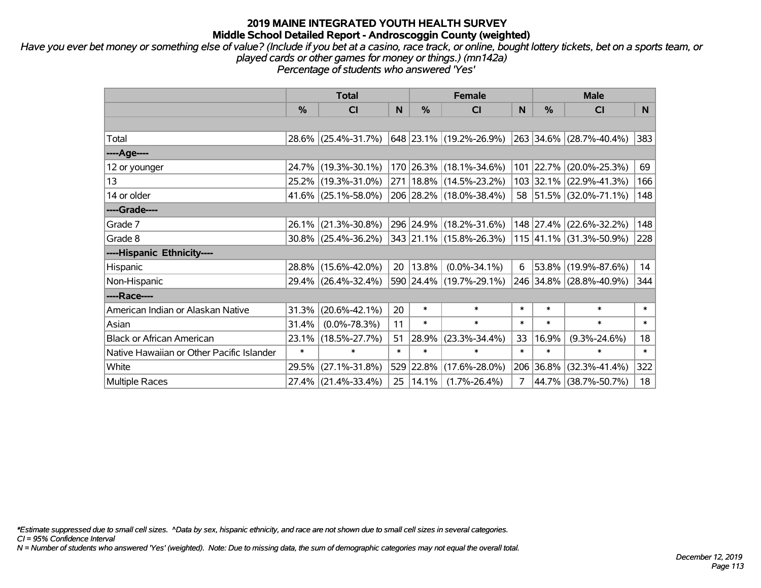# 2019 MAINE INTEGRATED YOUTH HEALTH SURVEY
## Middle School Detailed Report - Androscoggin County (weighted)

*Have you ever bet money or something else of value? (Include if you bet at a casino, race track, or online, bought lottery tickets, bet on a sports team, or played cards or other games for money or things.) (mn142a)*
*Percentage of students who answered 'Yes'*

| | Total | | | Female | | | Male | | |
|---|---|---|---|---|---|---|---|---|---|
| | % | CI | N | % | CI | N | % | CI | N |
| Total | 28.6% | (25.4%-31.7%) | 648 | 23.1% | (19.2%-26.9%) | 263 | 34.6% | (28.7%-40.4%) | 383 |
| ----Age---- | | | | | | | | | |
| 12 or younger | 24.7% | (19.3%-30.1%) | 170 | 26.3% | (18.1%-34.6%) | 101 | 22.7% | (20.0%-25.3%) | 69 |
| 13 | 25.2% | (19.3%-31.0%) | 271 | 18.8% | (14.5%-23.2%) | 103 | 32.1% | (22.9%-41.3%) | 166 |
| 14 or older | 41.6% | (25.1%-58.0%) | 206 | 28.2% | (18.0%-38.4%) | 58 | 51.5% | (32.0%-71.1%) | 148 |
| ----Grade---- | | | | | | | | | |
| Grade 7 | 26.1% | (21.3%-30.8%) | 296 | 24.9% | (18.2%-31.6%) | 148 | 27.4% | (22.6%-32.2%) | 148 |
| Grade 8 | 30.8% | (25.4%-36.2%) | 343 | 21.1% | (15.8%-26.3%) | 115 | 41.1% | (31.3%-50.9%) | 228 |
| ----Hispanic Ethnicity---- | | | | | | | | | |
| Hispanic | 28.8% | (15.6%-42.0%) | 20 | 13.8% | (0.0%-34.1%) | 6 | 53.8% | (19.9%-87.6%) | 14 |
| Non-Hispanic | 29.4% | (26.4%-32.4%) | 590 | 24.4% | (19.7%-29.1%) | 246 | 34.8% | (28.8%-40.9%) | 344 |
| ----Race---- | | | | | | | | | |
| American Indian or Alaskan Native | 31.3% | (20.6%-42.1%) | 20 | * | * | * | * | * | * |
| Asian | 31.4% | (0.0%-78.3%) | 11 | * | * | * | * | * | * |
| Black or African American | 23.1% | (18.5%-27.7%) | 51 | 28.9% | (23.3%-34.4%) | 33 | 16.9% | (9.3%-24.6%) | 18 |
| Native Hawaiian or Other Pacific Islander | * | * | * | * | * | * | * | * | * |
| White | 29.5% | (27.1%-31.8%) | 529 | 22.8% | (17.6%-28.0%) | 206 | 36.8% | (32.3%-41.4%) | 322 |
| Multiple Races | 27.4% | (21.4%-33.4%) | 25 | 14.1% | (1.7%-26.4%) | 7 | 44.7% | (38.7%-50.7%) | 18 |

*\*Estimate suppressed due to small cell sizes. ^Data by sex, hispanic ethnicity, and race are not shown due to small cell sizes in several categories.*
*CI = 95% Confidence Interval*
*N = Number of students who answered 'Yes' (weighted). Note: Due to missing data, the sum of demographic categories may not equal the overall total.*

*December 12, 2019*